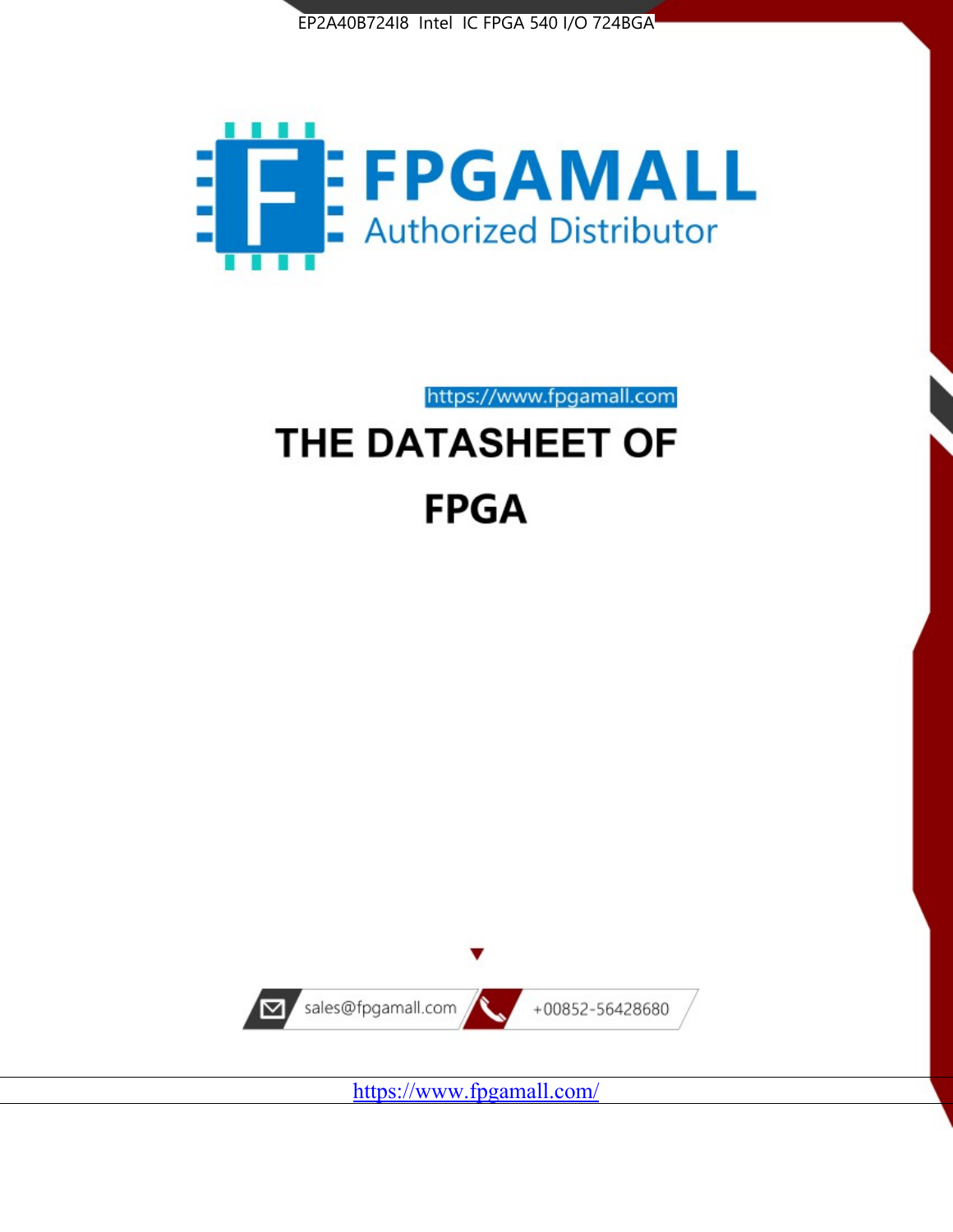EP2A40B724I8 Intel IC FPGA 540 I/O 724BGA

FPGAMALL

Authorized Distributor

https://www.fpgamall.com

# THE DATASHEET OF

# FPGA

sales@fpgamall.com

+00852-56428680

https://www.fpgamall.com/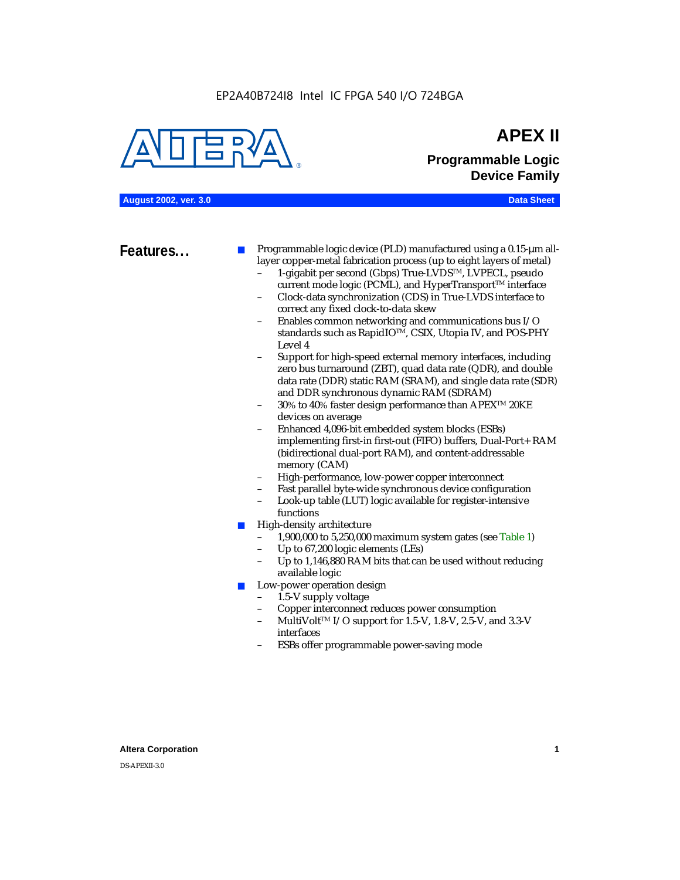EP2A40B724I8 Intel IC FPGA 540 I/O 724BGA

# APEX II

## Programmable Logic Device Family

**August 2002, ver. 3.0** **Data Sheet**

## Features...

- Programmable logic device (PLD) manufactured using a 0.15-µm all-layer copper-metal fabrication process (up to eight layers of metal)
  - 1-gigabit per second (Gbps) True-LVDS™, LVPECL, pseudo current mode logic (PCML), and HyperTransport™ interface
  - Clock-data synchronization (CDS) in True-LVDS interface to correct any fixed clock-to-data skew
  - Enables common networking and communications bus I/O standards such as RapidIO™, CSIX, Utopia IV, and POS-PHY Level 4
  - Support for high-speed external memory interfaces, including zero bus turnaround (ZBT), quad data rate (QDR), and double data rate (DDR) static RAM (SRAM), and single data rate (SDR) and DDR synchronous dynamic RAM (SDRAM)
  - 30% to 40% faster design performance than APEX™ 20KE devices on average
  - Enhanced 4,096-bit embedded system blocks (ESBs) implementing first-in first-out (FIFO) buffers, Dual-Port+ RAM (bidirectional dual-port RAM), and content-addressable memory (CAM)
  - High-performance, low-power copper interconnect
  - Fast parallel byte-wide synchronous device configuration
  - Look-up table (LUT) logic available for register-intensive functions
- High-density architecture
  - 1,900,000 to 5,250,000 maximum system gates (see Table 1)
  - Up to 67,200 logic elements (LEs)
  - Up to 1,146,880 RAM bits that can be used without reducing available logic
- Low-power operation design
  - 1.5-V supply voltage
  - Copper interconnect reduces power consumption
  - MultiVolt™ I/O support for 1.5-V, 1.8-V, 2.5-V, and 3.3-V interfaces
  - ESBs offer programmable power-saving mode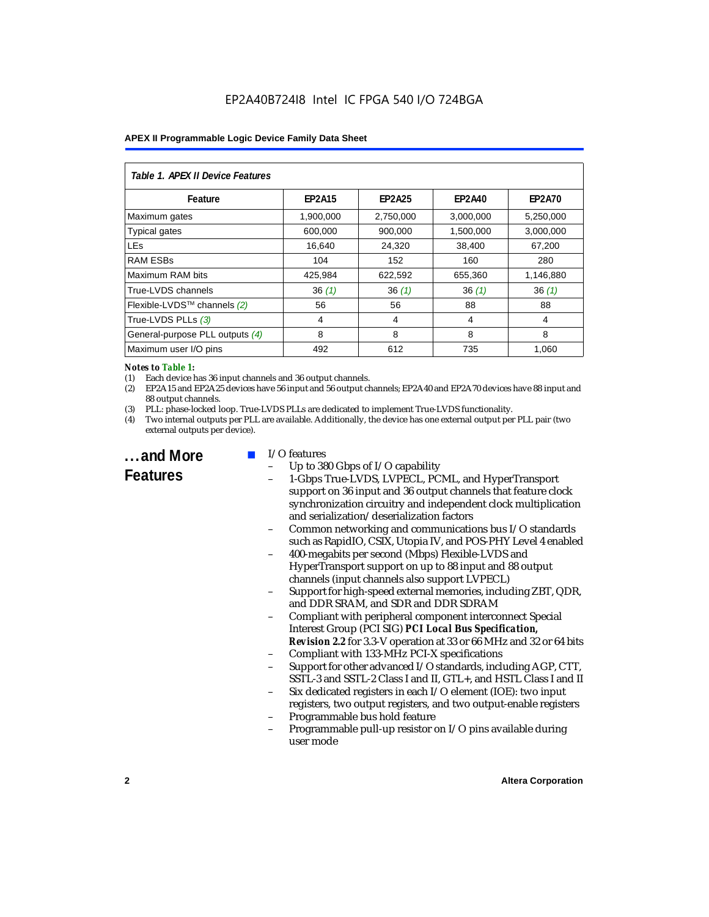| *Table 1. APEX II Device Features* | | | | |
|---|---|---|---|---|
| **Feature** | **EP2A15** | **EP2A25** | **EP2A40** | **EP2A70** |
| Maximum gates | 1,900,000 | 2,750,000 | 3,000,000 | 5,250,000 |
| Typical gates | 600,000 | 900,000 | 1,500,000 | 3,000,000 |
| LEs | 16,640 | 24,320 | 38,400 | 67,200 |
| RAM ESBs | 104 | 152 | 160 | 280 |
| Maximum RAM bits | 425,984 | 622,592 | 655,360 | 1,146,880 |
| True-LVDS channels | 36 *(1)* | 36 *(1)* | 36 *(1)* | 36 *(1)* |
| Flexible-LVDS™ channels *(2)* | 56 | 56 | 88 | 88 |
| True-LVDS PLLs *(3)* | 4 | 4 | 4 | 4 |
| General-purpose PLL outputs *(4)* | 8 | 8 | 8 | 8 |
| Maximum user I/O pins | 492 | 612 | 735 | 1,060 |

***Notes to Table 1:***

(1) Each device has 36 input channels and 36 output channels.

(2) EP2A15 and EP2A25 devices have 56 input and 56 output channels; EP2A40 and EP2A70 devices have 88 input and 88 output channels.

(3) PLL: phase-locked loop. True-LVDS PLLs are dedicated to implement True-LVDS functionality.

(4) Two internal outputs per PLL are available. Additionally, the device has one external output per PLL pair (two external outputs per device).

## ...and More Features

- I/O features
  - Up to 380 Gbps of I/O capability
  - 1-Gbps True-LVDS, LVPECL, PCML, and HyperTransport support on 36 input and 36 output channels that feature clock synchronization circuitry and independent clock multiplication and serialization/deserialization factors
  - Common networking and communications bus I/O standards such as RapidIO, CSIX, Utopia IV, and POS-PHY Level 4 enabled
  - 400-megabits per second (Mbps) Flexible-LVDS and HyperTransport support on up to 88 input and 88 output channels (input channels also support LVPECL)
  - Support for high-speed external memories, including ZBT, QDR, and DDR SRAM, and SDR and DDR SDRAM
  - Compliant with peripheral component interconnect Special Interest Group (PCI SIG) ***PCI Local Bus Specification, Revision 2.2*** for 3.3-V operation at 33 or 66 MHz and 32 or 64 bits
  - Compliant with 133-MHz PCI-X specifications
  - Support for other advanced I/O standards, including AGP, CTT, SSTL-3 and SSTL-2 Class I and II, GTL+, and HSTL Class I and II
  - Six dedicated registers in each I/O element (IOE): two input registers, two output registers, and two output-enable registers
  - Programmable bus hold feature
  - Programmable pull-up resistor on I/O pins available during user mode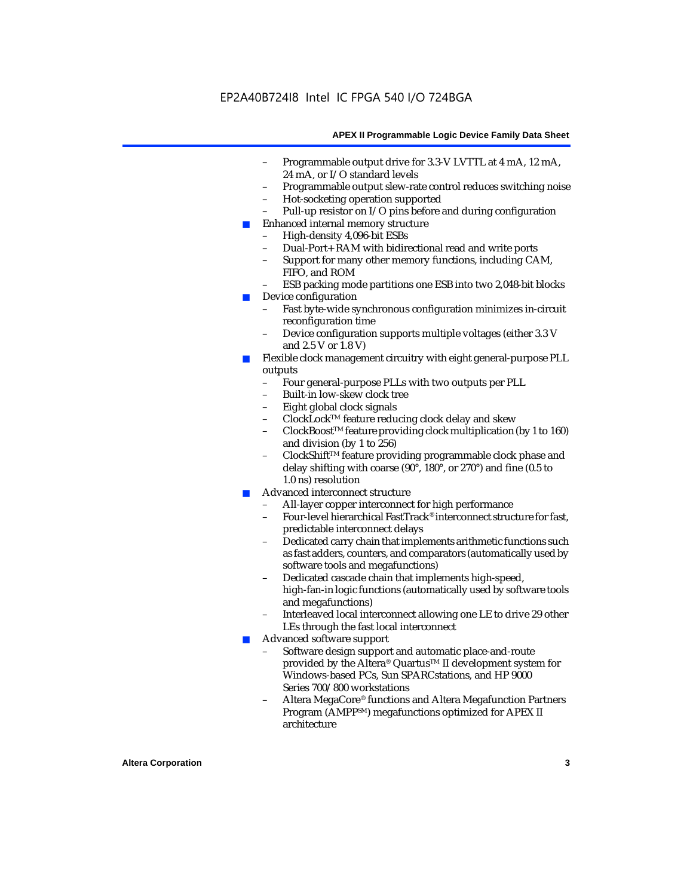- Programmable output drive for 3.3-V LVTTL at 4 mA, 12 mA, 24 mA, or I/O standard levels
  - Programmable output slew-rate control reduces switching noise
  - Hot-socketing operation supported
  - Pull-up resistor on I/O pins before and during configuration
- Enhanced internal memory structure
  - High-density 4,096-bit ESBs
  - Dual-Port+ RAM with bidirectional read and write ports
  - Support for many other memory functions, including CAM, FIFO, and ROM
  - ESB packing mode partitions one ESB into two 2,048-bit blocks
- Device configuration
  - Fast byte-wide synchronous configuration minimizes in-circuit reconfiguration time
  - Device configuration supports multiple voltages (either 3.3 V and 2.5 V or 1.8 V)
- Flexible clock management circuitry with eight general-purpose PLL outputs
  - Four general-purpose PLLs with two outputs per PLL
  - Built-in low-skew clock tree
  - Eight global clock signals
  - ClockLock™ feature reducing clock delay and skew
  - ClockBoost™ feature providing clock multiplication (by 1 to 160) and division (by 1 to 256)
  - ClockShift™ feature providing programmable clock phase and delay shifting with coarse (90°, 180°, or 270°) and fine (0.5 to 1.0 ns) resolution
- Advanced interconnect structure
  - All-layer copper interconnect for high performance
  - Four-level hierarchical FastTrack® interconnect structure for fast, predictable interconnect delays
  - Dedicated carry chain that implements arithmetic functions such as fast adders, counters, and comparators (automatically used by software tools and megafunctions)
  - Dedicated cascade chain that implements high-speed, high-fan-in logic functions (automatically used by software tools and megafunctions)
  - Interleaved local interconnect allowing one LE to drive 29 other LEs through the fast local interconnect
- Advanced software support
  - Software design support and automatic place-and-route provided by the Altera® Quartus™ II development system for Windows-based PCs, Sun SPARCstations, and HP 9000 Series 700/800 workstations
  - Altera MegaCore® functions and Altera Megafunction Partners Program (AMPP℠) megafunctions optimized for APEX II architecture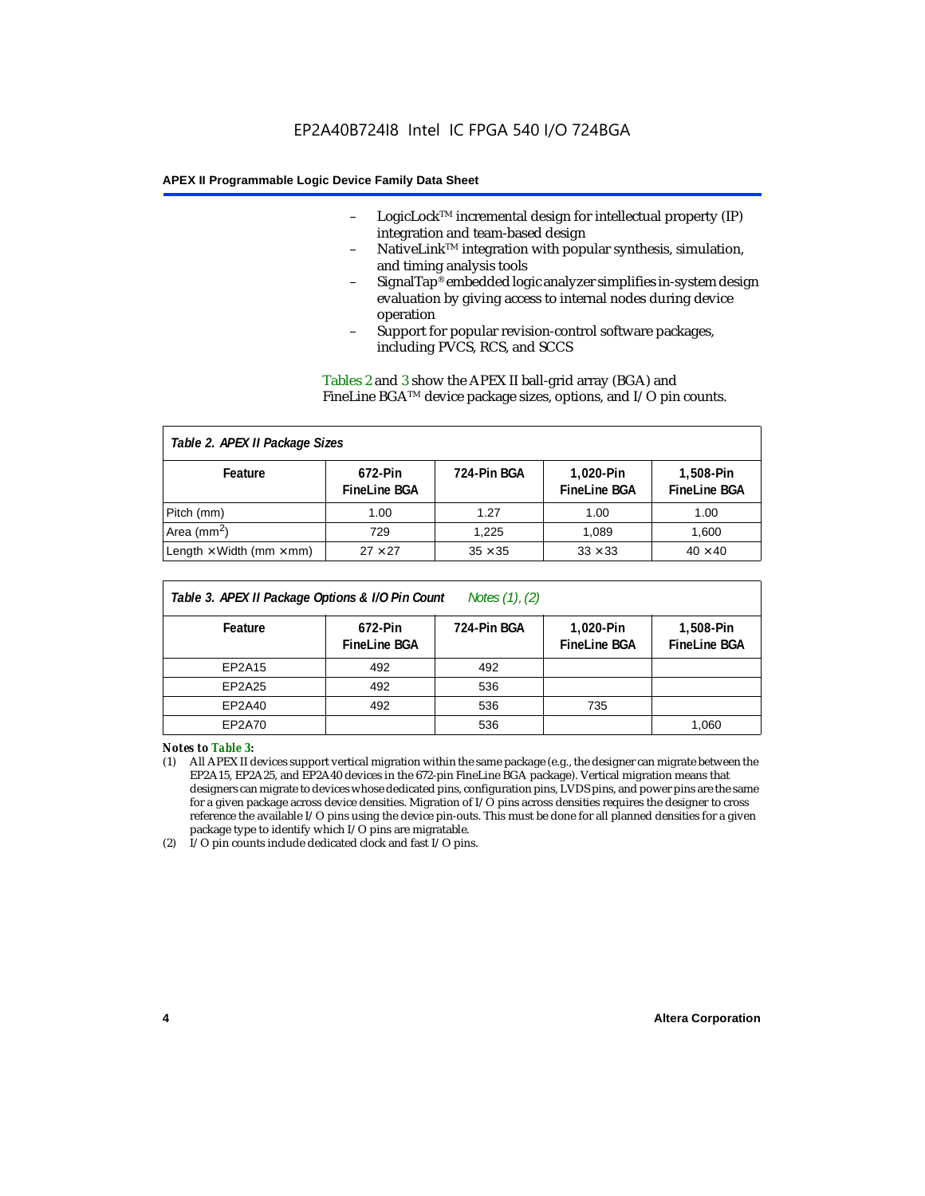– LogicLock™ incremental design for intellectual property (IP) integration and team-based design
– NativeLink™ integration with popular synthesis, simulation, and timing analysis tools
– SignalTap® embedded logic analyzer simplifies in-system design evaluation by giving access to internal nodes during device operation
– Support for popular revision-control software packages, including PVCS, RCS, and SCCS

Tables 2 and 3 show the APEX II ball-grid array (BGA) and FineLine BGA™ device package sizes, options, and I/O pin counts.

*Table 2. APEX II Package Sizes*

| Feature | 672-Pin FineLine BGA | 724-Pin BGA | 1,020-Pin FineLine BGA | 1,508-Pin FineLine BGA |
|---|---|---|---|---|
| Pitch (mm) | 1.00 | 1.27 | 1.00 | 1.00 |
| Area ($mm^2$) | 729 | 1,225 | 1,089 | 1,600 |
| Length × Width (mm × mm) | 27 × 27 | 35 × 35 | 33 × 33 | 40 × 40 |

*Table 3. APEX II Package Options & I/O Pin Count* *Notes (1), (2)*

| Feature | 672-Pin FineLine BGA | 724-Pin BGA | 1,020-Pin FineLine BGA | 1,508-Pin FineLine BGA |
|---|---|---|---|---|
| EP2A15 | 492 | 492 | | |
| EP2A25 | 492 | 536 | | |
| EP2A40 | 492 | 536 | 735 | |
| EP2A70 | | 536 | | 1,060 |

***Notes to Table 3:***

(1) All APEX II devices support vertical migration within the same package (e.g., the designer can migrate between the EP2A15, EP2A25, and EP2A40 devices in the 672-pin FineLine BGA package). Vertical migration means that designers can migrate to devices whose dedicated pins, configuration pins, LVDS pins, and power pins are the same for a given package across device densities. Migration of I/O pins across densities requires the designer to cross reference the available I/O pins using the device pin-outs. This must be done for all planned densities for a given package type to identify which I/O pins are migratable.

(2) I/O pin counts include dedicated clock and fast I/O pins.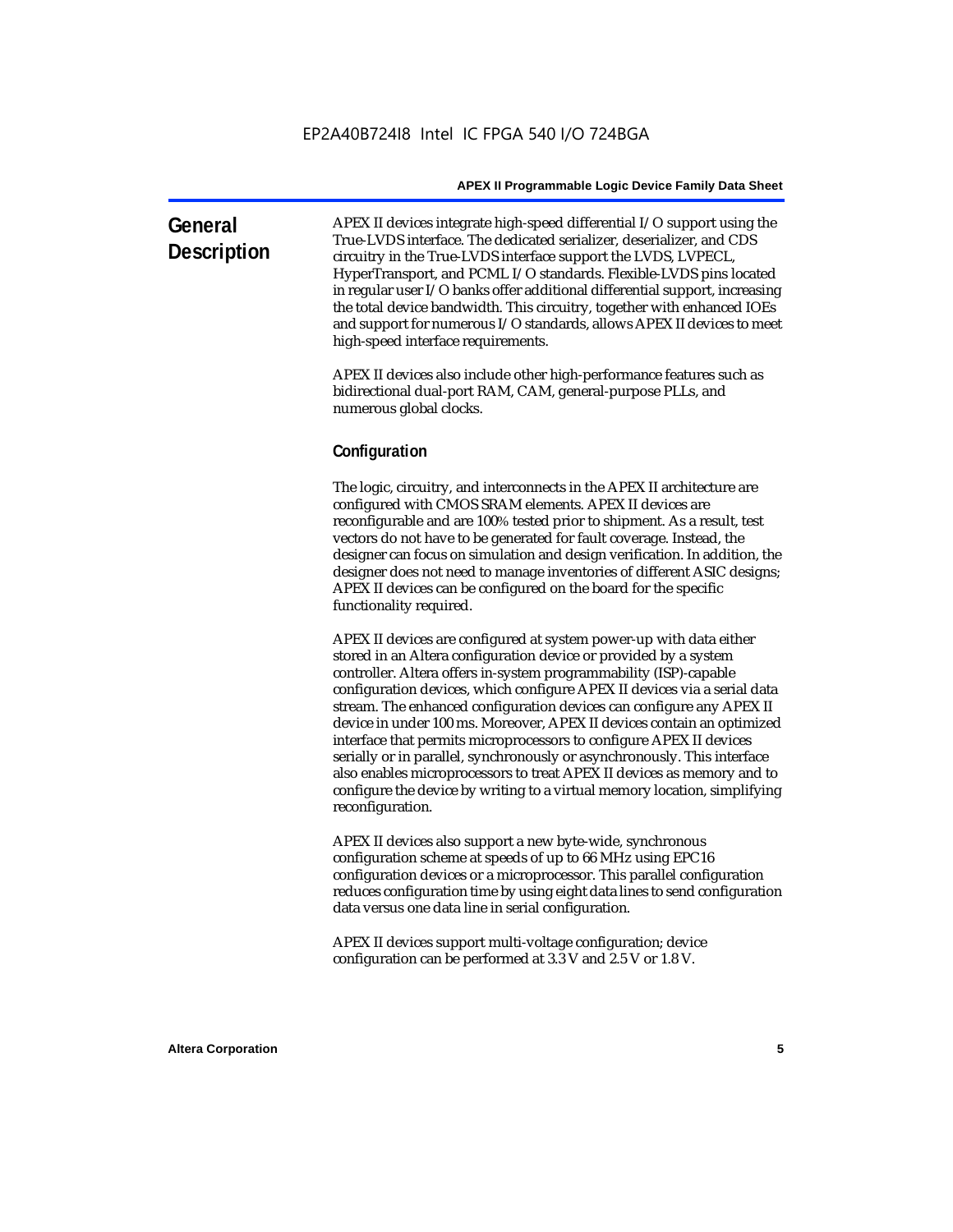## General Description

APEX II devices integrate high-speed differential I/O support using the True-LVDS interface. The dedicated serializer, deserializer, and CDS circuitry in the True-LVDS interface support the LVDS, LVPECL, HyperTransport, and PCML I/O standards. Flexible-LVDS pins located in regular user I/O banks offer additional differential support, increasing the total device bandwidth. This circuitry, together with enhanced IOEs and support for numerous I/O standards, allows APEX II devices to meet high-speed interface requirements.

APEX II devices also include other high-performance features such as bidirectional dual-port RAM, CAM, general-purpose PLLs, and numerous global clocks.

### Configuration

The logic, circuitry, and interconnects in the APEX II architecture are configured with CMOS SRAM elements. APEX II devices are reconfigurable and are 100% tested prior to shipment. As a result, test vectors do not have to be generated for fault coverage. Instead, the designer can focus on simulation and design verification. In addition, the designer does not need to manage inventories of different ASIC designs; APEX II devices can be configured on the board for the specific functionality required.

APEX II devices are configured at system power-up with data either stored in an Altera configuration device or provided by a system controller. Altera offers in-system programmability (ISP)-capable configuration devices, which configure APEX II devices via a serial data stream. The enhanced configuration devices can configure any APEX II device in under 100 ms. Moreover, APEX II devices contain an optimized interface that permits microprocessors to configure APEX II devices serially or in parallel, synchronously or asynchronously. This interface also enables microprocessors to treat APEX II devices as memory and to configure the device by writing to a virtual memory location, simplifying reconfiguration.

APEX II devices also support a new byte-wide, synchronous configuration scheme at speeds of up to 66 MHz using EPC16 configuration devices or a microprocessor. This parallel configuration reduces configuration time by using eight data lines to send configuration data versus one data line in serial configuration.

APEX II devices support multi-voltage configuration; device configuration can be performed at 3.3 V and 2.5 V or 1.8 V.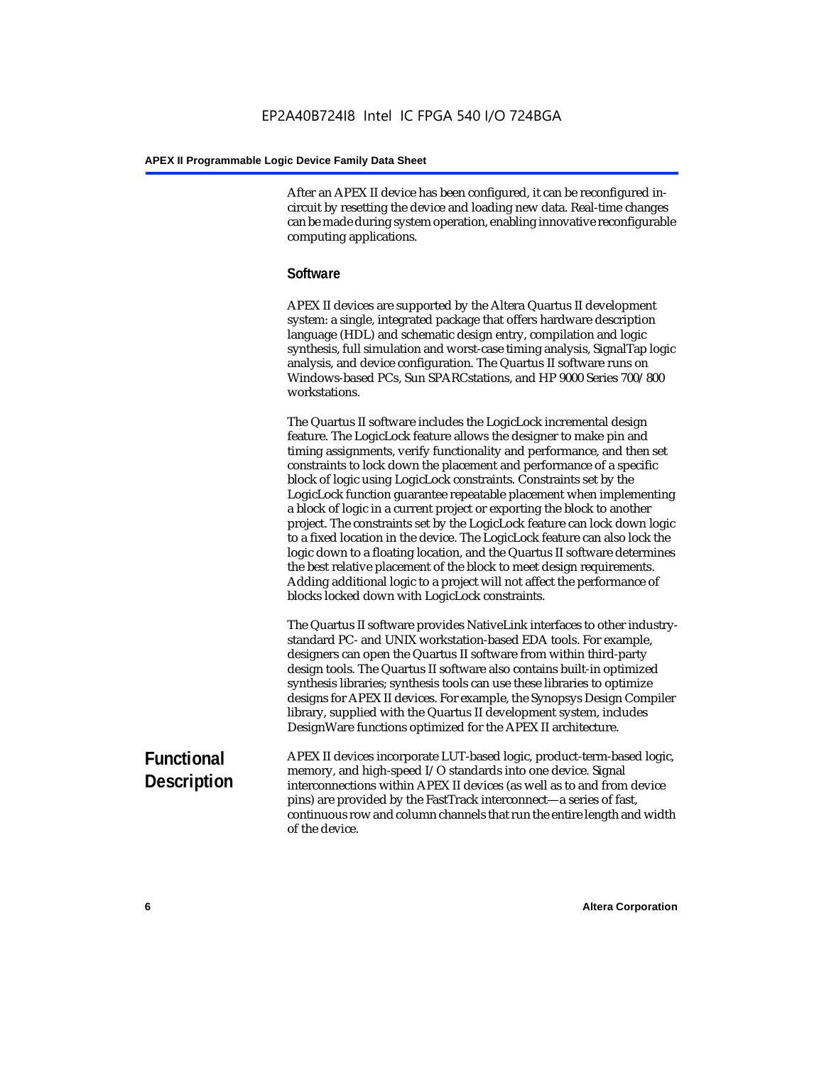After an APEX II device has been configured, it can be reconfigured in-circuit by resetting the device and loading new data. Real-time changes can be made during system operation, enabling innovative reconfigurable computing applications.

### Software

APEX II devices are supported by the Altera Quartus II development system: a single, integrated package that offers hardware description language (HDL) and schematic design entry, compilation and logic synthesis, full simulation and worst-case timing analysis, SignalTap logic analysis, and device configuration. The Quartus II software runs on Windows-based PCs, Sun SPARCstations, and HP 9000 Series 700/800 workstations.

The Quartus II software includes the LogicLock incremental design feature. The LogicLock feature allows the designer to make pin and timing assignments, verify functionality and performance, and then set constraints to lock down the placement and performance of a specific block of logic using LogicLock constraints. Constraints set by the LogicLock function guarantee repeatable placement when implementing a block of logic in a current project or exporting the block to another project. The constraints set by the LogicLock feature can lock down logic to a fixed location in the device. The LogicLock feature can also lock the logic down to a floating location, and the Quartus II software determines the best relative placement of the block to meet design requirements. Adding additional logic to a project will not affect the performance of blocks locked down with LogicLock constraints.

The Quartus II software provides NativeLink interfaces to other industry-standard PC- and UNIX workstation-based EDA tools. For example, designers can open the Quartus II software from within third-party design tools. The Quartus II software also contains built-in optimized synthesis libraries; synthesis tools can use these libraries to optimize designs for APEX II devices. For example, the Synopsys Design Compiler library, supplied with the Quartus II development system, includes DesignWare functions optimized for the APEX II architecture.

## Functional Description

APEX II devices incorporate LUT-based logic, product-term-based logic, memory, and high-speed I/O standards into one device. Signal interconnections within APEX II devices (as well as to and from device pins) are provided by the FastTrack interconnect—a series of fast, continuous row and column channels that run the entire length and width of the device.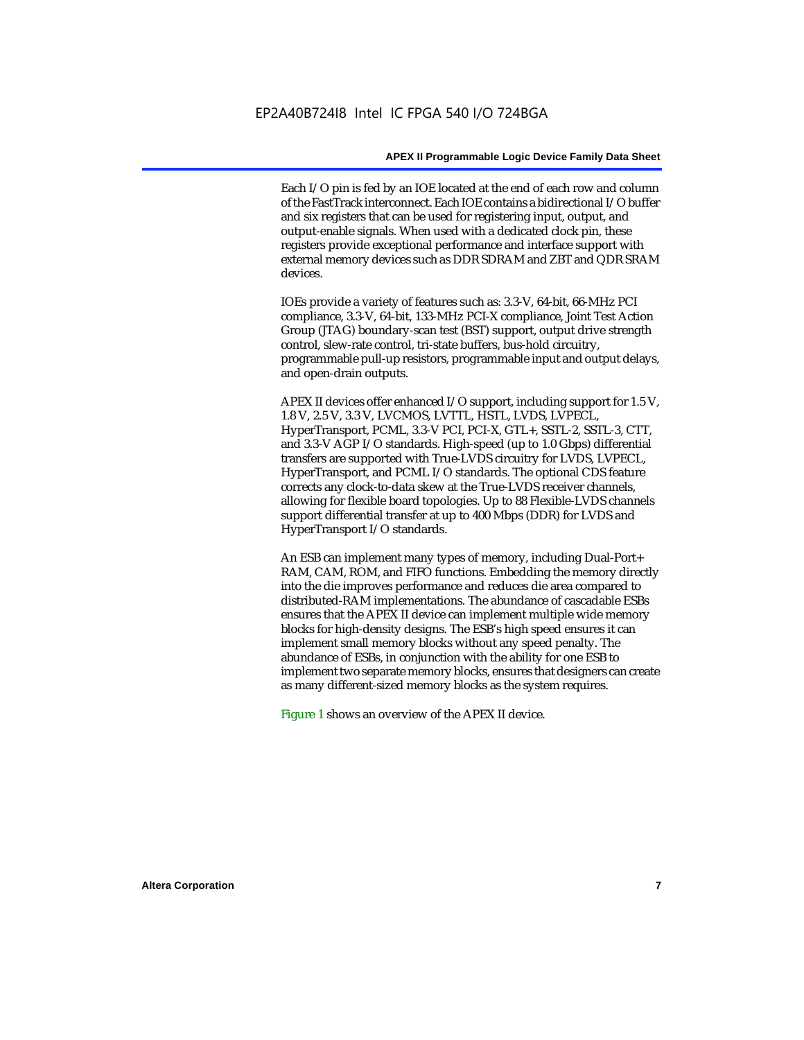Each I/O pin is fed by an IOE located at the end of each row and column of the FastTrack interconnect. Each IOE contains a bidirectional I/O buffer and six registers that can be used for registering input, output, and output-enable signals. When used with a dedicated clock pin, these registers provide exceptional performance and interface support with external memory devices such as DDR SDRAM and ZBT and QDR SRAM devices.

IOEs provide a variety of features such as: 3.3-V, 64-bit, 66-MHz PCI compliance, 3.3-V, 64-bit, 133-MHz PCI-X compliance, Joint Test Action Group (JTAG) boundary-scan test (BST) support, output drive strength control, slew-rate control, tri-state buffers, bus-hold circuitry, programmable pull-up resistors, programmable input and output delays, and open-drain outputs.

APEX II devices offer enhanced I/O support, including support for 1.5 V, 1.8 V, 2.5 V, 3.3 V, LVCMOS, LVTTL, HSTL, LVDS, LVPECL, HyperTransport, PCML, 3.3-V PCI, PCI-X, GTL+, SSTL-2, SSTL-3, CTT, and 3.3-V AGP I/O standards. High-speed (up to 1.0 Gbps) differential transfers are supported with True-LVDS circuitry for LVDS, LVPECL, HyperTransport, and PCML I/O standards. The optional CDS feature corrects any clock-to-data skew at the True-LVDS receiver channels, allowing for flexible board topologies. Up to 88 Flexible-LVDS channels support differential transfer at up to 400 Mbps (DDR) for LVDS and HyperTransport I/O standards.

An ESB can implement many types of memory, including Dual-Port+ RAM, CAM, ROM, and FIFO functions. Embedding the memory directly into the die improves performance and reduces die area compared to distributed-RAM implementations. The abundance of cascadable ESBs ensures that the APEX II device can implement multiple wide memory blocks for high-density designs. The ESB's high speed ensures it can implement small memory blocks without any speed penalty. The abundance of ESBs, in conjunction with the ability for one ESB to implement two separate memory blocks, ensures that designers can create as many different-sized memory blocks as the system requires.

Figure 1 shows an overview of the APEX II device.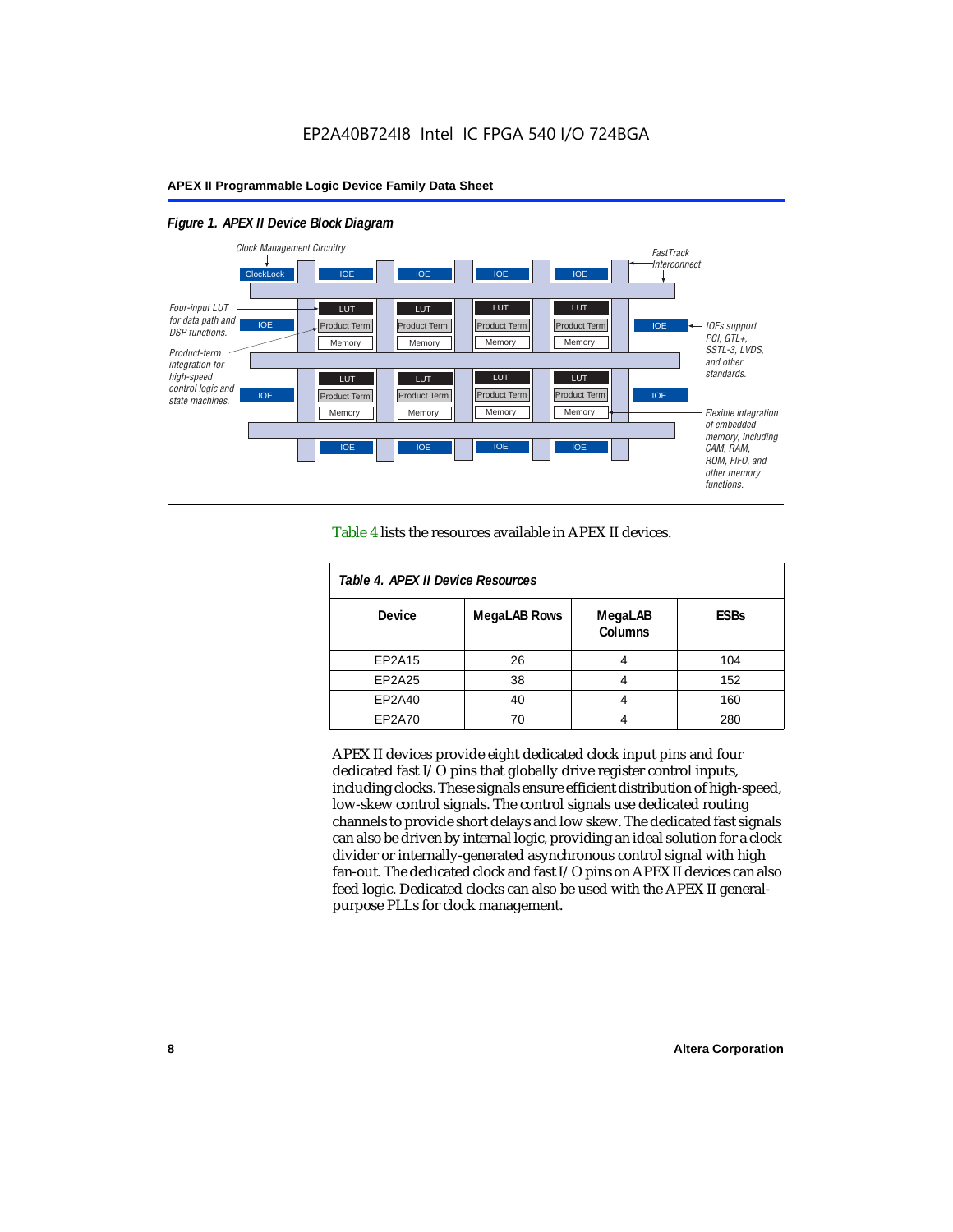EP2A40B724I8 Intel IC FPGA 540 I/O 724BGA

*Figure 1. APEX II Device Block Diagram*

Clock Management Circuitry

ClockLock

FastTrack Interconnect

Four-input LUT for data path and DSP functions.

Product-term integration for high-speed control logic and state machines.

IOEs support PCI, GTL+, SSTL-3, LVDS, and other standards.

Flexible integration of embedded memory, including CAM, RAM, ROM, FIFO, and other memory functions.

Table 4 lists the resources available in APEX II devices.

*Table 4. APEX II Device Resources*

| Device | MegaLAB Rows | MegaLAB Columns | ESBs |
|---|---|---|---|
| EP2A15 | 26 | 4 | 104 |
| EP2A25 | 38 | 4 | 152 |
| EP2A40 | 40 | 4 | 160 |
| EP2A70 | 70 | 4 | 280 |

APEX II devices provide eight dedicated clock input pins and four dedicated fast I/O pins that globally drive register control inputs, including clocks. These signals ensure efficient distribution of high-speed, low-skew control signals. The control signals use dedicated routing channels to provide short delays and low skew. The dedicated fast signals can also be driven by internal logic, providing an ideal solution for a clock divider or internally-generated asynchronous control signal with high fan-out. The dedicated clock and fast I/O pins on APEX II devices can also feed logic. Dedicated clocks can also be used with the APEX II general-purpose PLLs for clock management.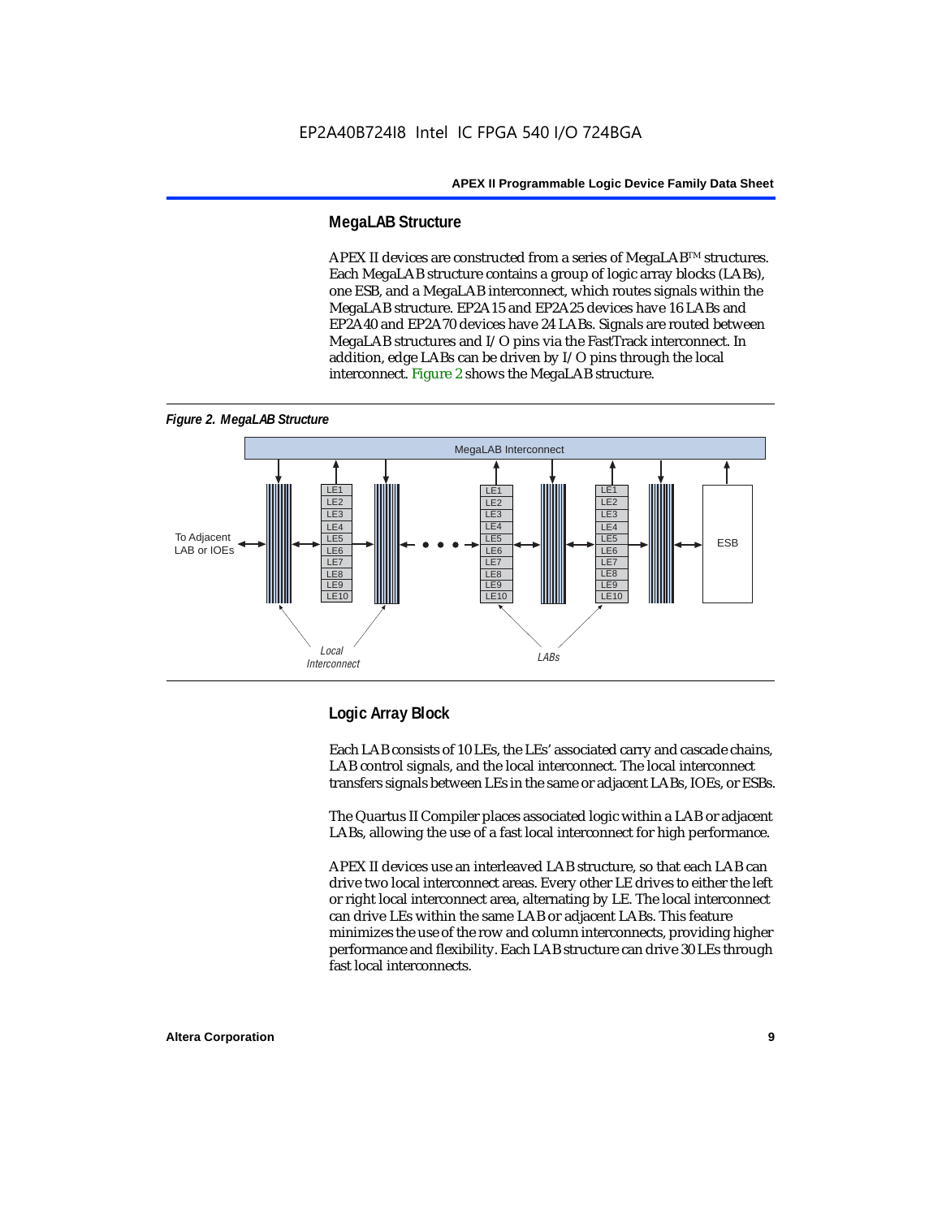## MegaLAB Structure

APEX II devices are constructed from a series of MegaLAB™ structures. Each MegaLAB structure contains a group of logic array blocks (LABs), one ESB, and a MegaLAB interconnect, which routes signals within the MegaLAB structure. EP2A15 and EP2A25 devices have 16 LABs and EP2A40 and EP2A70 devices have 24 LABs. Signals are routed between MegaLAB structures and I/O pins via the FastTrack interconnect. In addition, edge LABs can be driven by I/O pins through the local interconnect. Figure 2 shows the MegaLAB structure.

*Figure 2. MegaLAB Structure*

## Logic Array Block

Each LAB consists of 10 LEs, the LEs' associated carry and cascade chains, LAB control signals, and the local interconnect. The local interconnect transfers signals between LEs in the same or adjacent LABs, IOEs, or ESBs.

The Quartus II Compiler places associated logic within a LAB or adjacent LABs, allowing the use of a fast local interconnect for high performance.

APEX II devices use an interleaved LAB structure, so that each LAB can drive two local interconnect areas. Every other LE drives to either the left or right local interconnect area, alternating by LE. The local interconnect can drive LEs within the same LAB or adjacent LABs. This feature minimizes the use of the row and column interconnects, providing higher performance and flexibility. Each LAB structure can drive 30 LEs through fast local interconnects.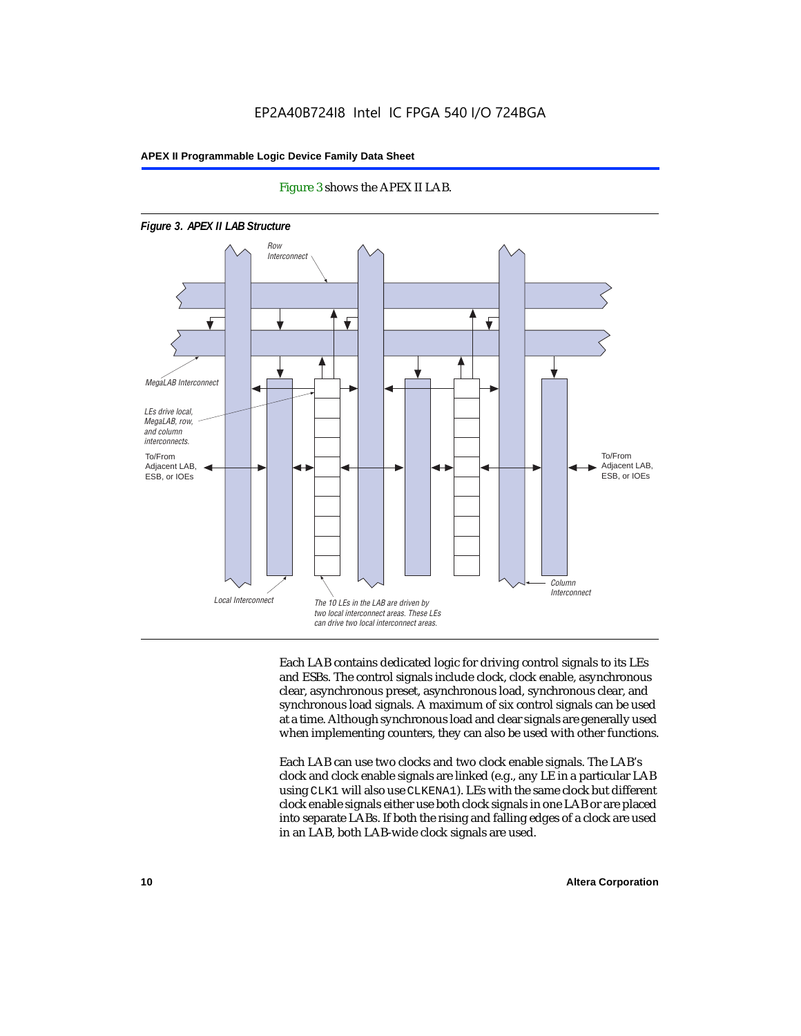Figure 3 shows the APEX II LAB.

*Figure 3. APEX II LAB Structure*

Row Interconnect

MegaLAB Interconnect

LEs drive local, MegaLAB, row, and column interconnects.

To/From Adjacent LAB, ESB, or IOEs

To/From Adjacent LAB, ESB, or IOEs

Column Interconnect

Local Interconnect

The 10 LEs in the LAB are driven by two local interconnect areas. These LEs can drive two local interconnect areas.

Each LAB contains dedicated logic for driving control signals to its LEs and ESBs. The control signals include clock, clock enable, asynchronous clear, asynchronous preset, asynchronous load, synchronous clear, and synchronous load signals. A maximum of six control signals can be used at a time. Although synchronous load and clear signals are generally used when implementing counters, they can also be used with other functions.

Each LAB can use two clocks and two clock enable signals. The LAB's clock and clock enable signals are linked (e.g., any LE in a particular LAB using `CLK1` will also use `CLKENA1`). LEs with the same clock but different clock enable signals either use both clock signals in one LAB or are placed into separate LABs. If both the rising and falling edges of a clock are used in an LAB, both LAB-wide clock signals are used.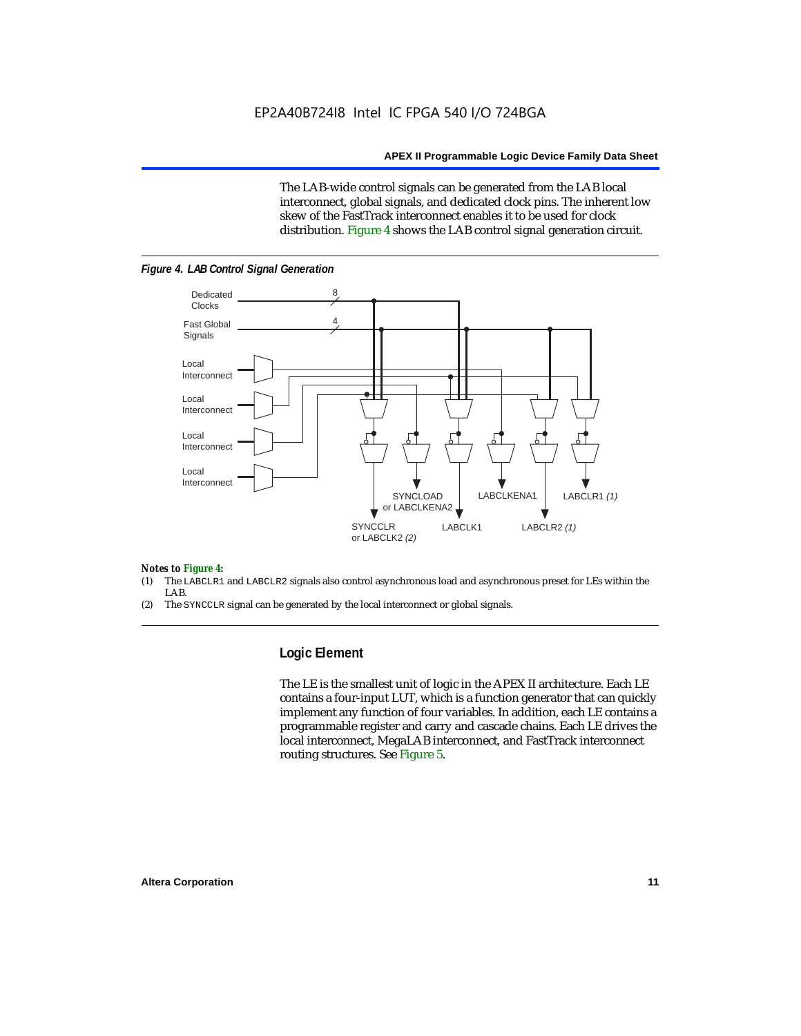The LAB-wide control signals can be generated from the LAB local interconnect, global signals, and dedicated clock pins. The inherent low skew of the FastTrack interconnect enables it to be used for clock distribution. Figure 4 shows the LAB control signal generation circuit.

*Figure 4. LAB Control Signal Generation*

*Notes to Figure 4:*

(1) The LABCLR1 and LABCLR2 signals also control asynchronous load and asynchronous preset for LEs within the LAB.

(2) The SYNCCLR signal can be generated by the local interconnect or global signals.

## Logic Element

The LE is the smallest unit of logic in the APEX II architecture. Each LE contains a four-input LUT, which is a function generator that can quickly implement any function of four variables. In addition, each LE contains a programmable register and carry and cascade chains. Each LE drives the local interconnect, MegaLAB interconnect, and FastTrack interconnect routing structures. See Figure 5.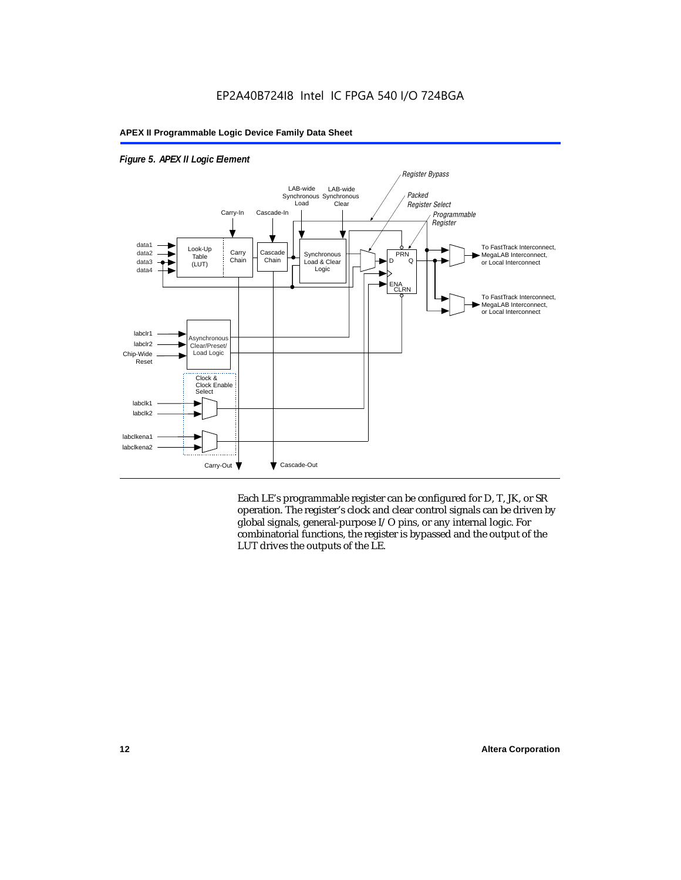*Figure 5. APEX II Logic Element*

Each LE's programmable register can be configured for D, T, JK, or SR operation. The register's clock and clear control signals can be driven by global signals, general-purpose I/O pins, or any internal logic. For combinatorial functions, the register is bypassed and the output of the LUT drives the outputs of the LE.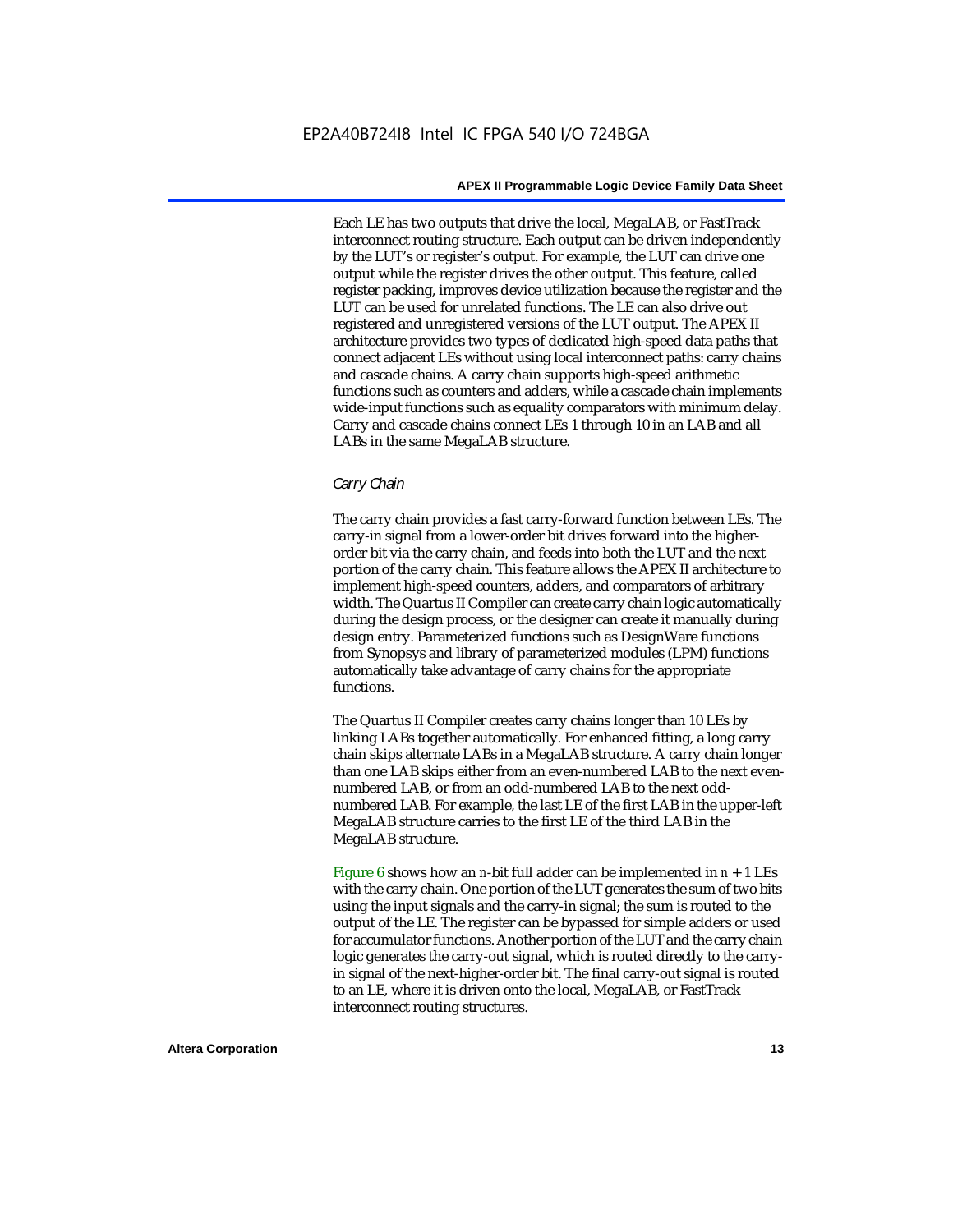Each LE has two outputs that drive the local, MegaLAB, or FastTrack interconnect routing structure. Each output can be driven independently by the LUT's or register's output. For example, the LUT can drive one output while the register drives the other output. This feature, called register packing, improves device utilization because the register and the LUT can be used for unrelated functions. The LE can also drive out registered and unregistered versions of the LUT output. The APEX II architecture provides two types of dedicated high-speed data paths that connect adjacent LEs without using local interconnect paths: carry chains and cascade chains. A carry chain supports high-speed arithmetic functions such as counters and adders, while a cascade chain implements wide-input functions such as equality comparators with minimum delay. Carry and cascade chains connect LEs 1 through 10 in an LAB and all LABs in the same MegaLAB structure.

*Carry Chain*

The carry chain provides a fast carry-forward function between LEs. The carry-in signal from a lower-order bit drives forward into the higher-order bit via the carry chain, and feeds into both the LUT and the next portion of the carry chain. This feature allows the APEX II architecture to implement high-speed counters, adders, and comparators of arbitrary width. The Quartus II Compiler can create carry chain logic automatically during the design process, or the designer can create it manually during design entry. Parameterized functions such as DesignWare functions from Synopsys and library of parameterized modules (LPM) functions automatically take advantage of carry chains for the appropriate functions.

The Quartus II Compiler creates carry chains longer than 10 LEs by linking LABs together automatically. For enhanced fitting, a long carry chain skips alternate LABs in a MegaLAB structure. A carry chain longer than one LAB skips either from an even-numbered LAB to the next even-numbered LAB, or from an odd-numbered LAB to the next odd-numbered LAB. For example, the last LE of the first LAB in the upper-left MegaLAB structure carries to the first LE of the third LAB in the MegaLAB structure.

Figure 6 shows how an $n$-bit full adder can be implemented in $n + 1$ LEs with the carry chain. One portion of the LUT generates the sum of two bits using the input signals and the carry-in signal; the sum is routed to the output of the LE. The register can be bypassed for simple adders or used for accumulator functions. Another portion of the LUT and the carry chain logic generates the carry-out signal, which is routed directly to the carry-in signal of the next-higher-order bit. The final carry-out signal is routed to an LE, where it is driven onto the local, MegaLAB, or FastTrack interconnect routing structures.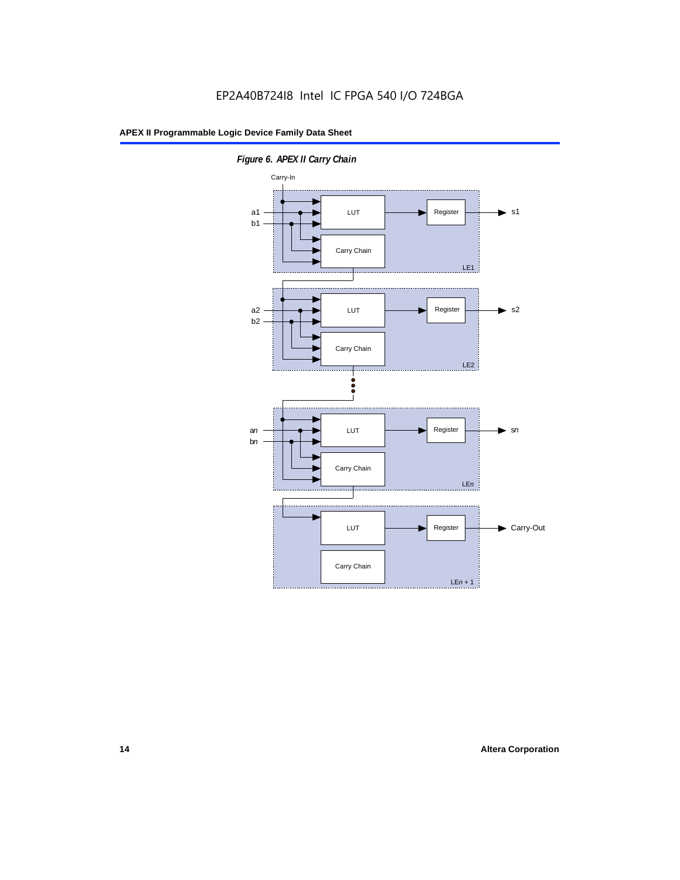*Figure 6. APEX II Carry Chain*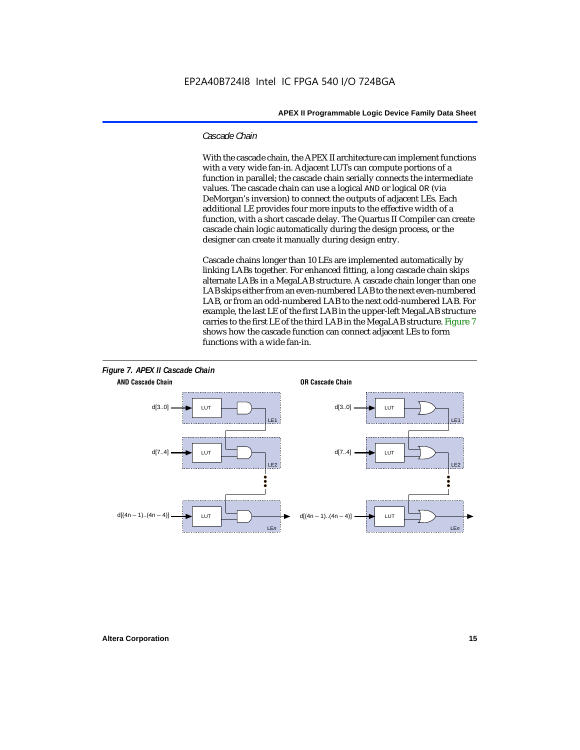*Cascade Chain*

With the cascade chain, the APEX II architecture can implement functions with a very wide fan-in. Adjacent LUTs can compute portions of a function in parallel; the cascade chain serially connects the intermediate values. The cascade chain can use a logical AND or logical OR (via DeMorgan's inversion) to connect the outputs of adjacent LEs. Each additional LE provides four more inputs to the effective width of a function, with a short cascade delay. The Quartus II Compiler can create cascade chain logic automatically during the design process, or the designer can create it manually during design entry.

Cascade chains longer than 10 LEs are implemented automatically by linking LABs together. For enhanced fitting, a long cascade chain skips alternate LABs in a MegaLAB structure. A cascade chain longer than one LAB skips either from an even-numbered LAB to the next even-numbered LAB, or from an odd-numbered LAB to the next odd-numbered LAB. For example, the last LE of the first LAB in the upper-left MegaLAB structure carries to the first LE of the third LAB in the MegaLAB structure. Figure 7 shows how the cascade function can connect adjacent LEs to form functions with a wide fan-in.

***Figure 7. APEX II Cascade Chain***

**AND Cascade Chain** | **OR Cascade Chain**

d[3..0] → LUT → LE1
d[7..4] → LUT → LE2
d[(4n – 1)..(4n – 4)] → LUT → LE*n*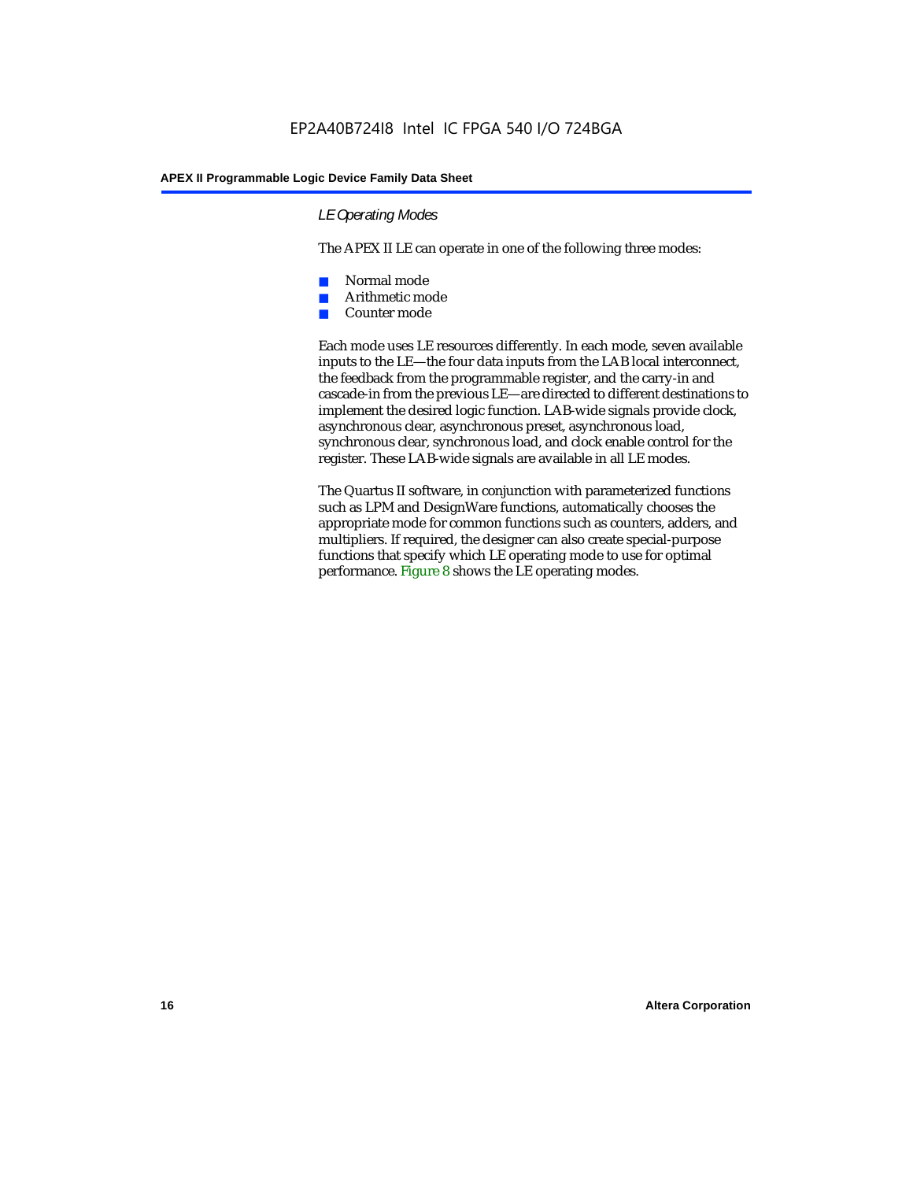### *LE Operating Modes*

The APEX II LE can operate in one of the following three modes:

- Normal mode
- Arithmetic mode
- Counter mode

Each mode uses LE resources differently. In each mode, seven available inputs to the LE—the four data inputs from the LAB local interconnect, the feedback from the programmable register, and the carry-in and cascade-in from the previous LE—are directed to different destinations to implement the desired logic function. LAB-wide signals provide clock, asynchronous clear, asynchronous preset, asynchronous load, synchronous clear, synchronous load, and clock enable control for the register. These LAB-wide signals are available in all LE modes.

The Quartus II software, in conjunction with parameterized functions such as LPM and DesignWare functions, automatically chooses the appropriate mode for common functions such as counters, adders, and multipliers. If required, the designer can also create special-purpose functions that specify which LE operating mode to use for optimal performance. Figure 8 shows the LE operating modes.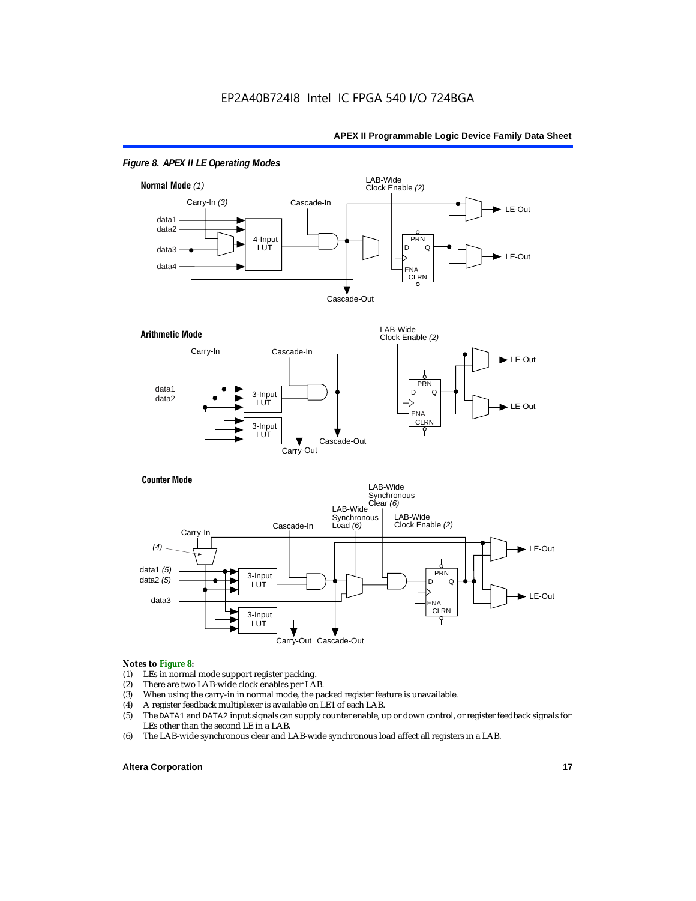*Figure 8. APEX II LE Operating Modes*

**Normal Mode** *(1)*

Carry-In *(3)*, Cascade-In, LAB-Wide Clock Enable *(2)*, data1, data2, data3, data4, 4-Input LUT, PRN, D, Q, ENA, CLRN, LE-Out, LE-Out, Cascade-Out

**Arithmetic Mode**

Carry-In, Cascade-In, LAB-Wide Clock Enable *(2)*, data1, data2, 3-Input LUT, 3-Input LUT, PRN, D, Q, ENA, CLRN, LE-Out, LE-Out, Carry-Out, Cascade-Out

**Counter Mode**

Carry-In, *(4)*, Cascade-In, LAB-Wide Synchronous Load *(6)*, LAB-Wide Synchronous Clear *(6)*, LAB-Wide Clock Enable *(2)*, data1 *(5)*, data2 *(5)*, data3, 3-Input LUT, 3-Input LUT, PRN, D, Q, ENA, CLRN, LE-Out, LE-Out, Carry-Out, Cascade-Out

*Notes to Figure 8:*

(1) LEs in normal mode support register packing.
(2) There are two LAB-wide clock enables per LAB.
(3) When using the carry-in in normal mode, the packed register feature is unavailable.
(4) A register feedback multiplexer is available on LE1 of each LAB.
(5) The DATA1 and DATA2 input signals can supply counter enable, up or down control, or register feedback signals for LEs other than the second LE in a LAB.
(6) The LAB-wide synchronous clear and LAB-wide synchronous load affect all registers in a LAB.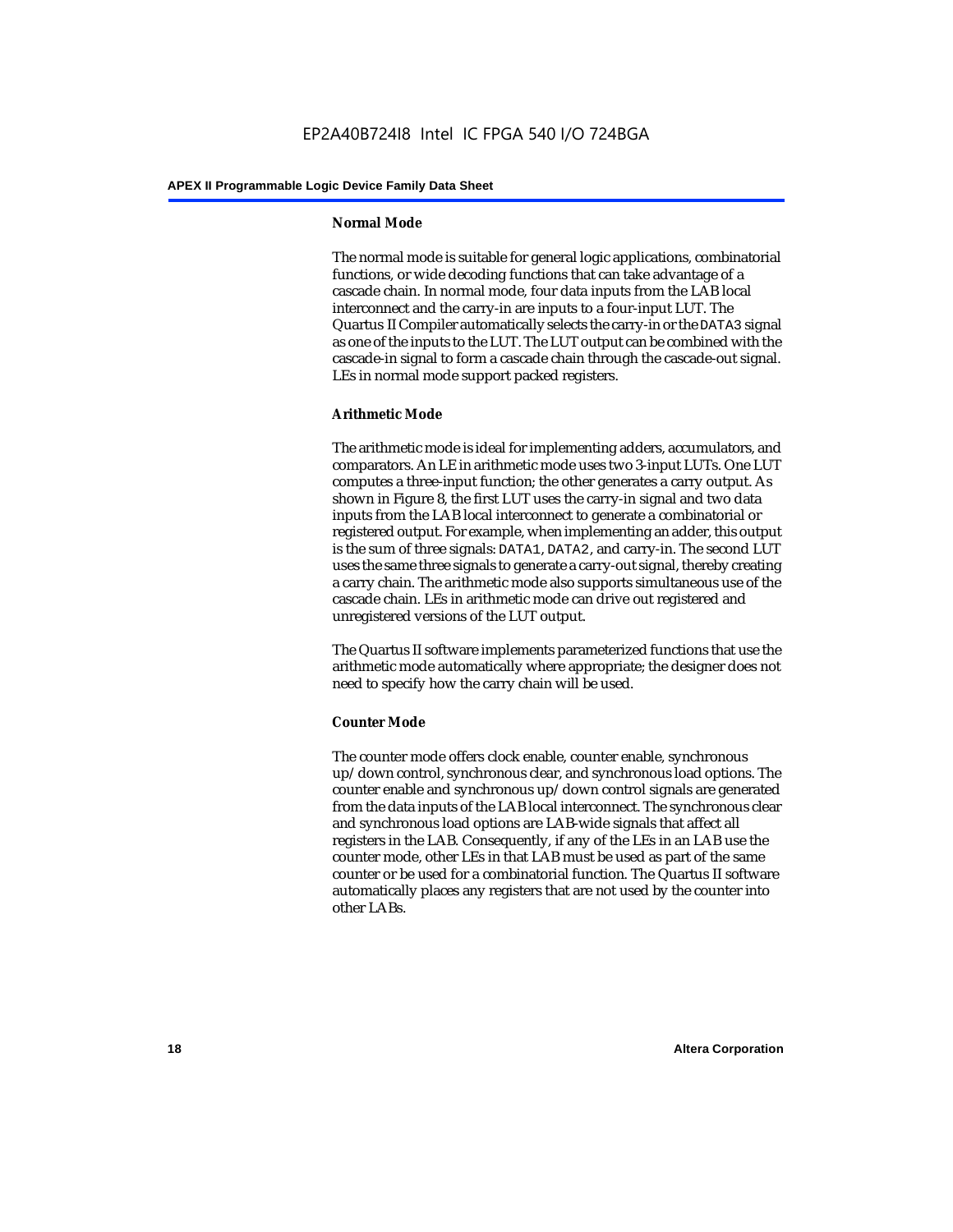### Normal Mode

The normal mode is suitable for general logic applications, combinatorial functions, or wide decoding functions that can take advantage of a cascade chain. In normal mode, four data inputs from the LAB local interconnect and the carry-in are inputs to a four-input LUT. The Quartus II Compiler automatically selects the carry-in or the `DATA3` signal as one of the inputs to the LUT. The LUT output can be combined with the cascade-in signal to form a cascade chain through the cascade-out signal. LEs in normal mode support packed registers.

### Arithmetic Mode

The arithmetic mode is ideal for implementing adders, accumulators, and comparators. An LE in arithmetic mode uses two 3-input LUTs. One LUT computes a three-input function; the other generates a carry output. As shown in Figure 8, the first LUT uses the carry-in signal and two data inputs from the LAB local interconnect to generate a combinatorial or registered output. For example, when implementing an adder, this output is the sum of three signals: `DATA1`, `DATA2`, and carry-in. The second LUT uses the same three signals to generate a carry-out signal, thereby creating a carry chain. The arithmetic mode also supports simultaneous use of the cascade chain. LEs in arithmetic mode can drive out registered and unregistered versions of the LUT output.

The Quartus II software implements parameterized functions that use the arithmetic mode automatically where appropriate; the designer does not need to specify how the carry chain will be used.

### Counter Mode

The counter mode offers clock enable, counter enable, synchronous up/down control, synchronous clear, and synchronous load options. The counter enable and synchronous up/down control signals are generated from the data inputs of the LAB local interconnect. The synchronous clear and synchronous load options are LAB-wide signals that affect all registers in the LAB. Consequently, if any of the LEs in an LAB use the counter mode, other LEs in that LAB must be used as part of the same counter or be used for a combinatorial function. The Quartus II software automatically places any registers that are not used by the counter into other LABs.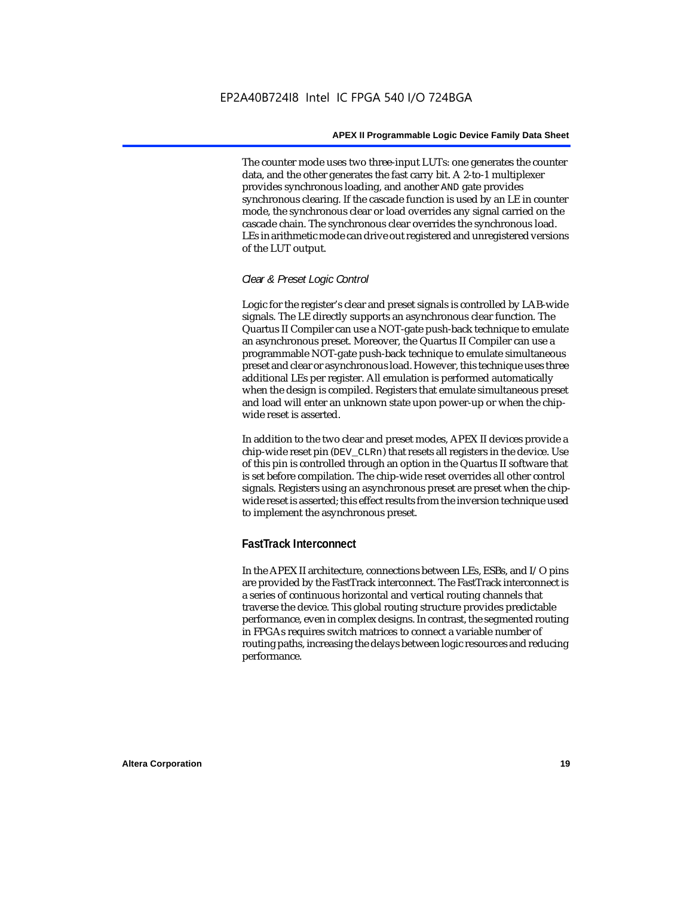The counter mode uses two three-input LUTs: one generates the counter data, and the other generates the fast carry bit. A 2-to-1 multiplexer provides synchronous loading, and another AND gate provides synchronous clearing. If the cascade function is used by an LE in counter mode, the synchronous clear or load overrides any signal carried on the cascade chain. The synchronous clear overrides the synchronous load. LEs in arithmetic mode can drive out registered and unregistered versions of the LUT output.

*Clear & Preset Logic Control*

Logic for the register's clear and preset signals is controlled by LAB-wide signals. The LE directly supports an asynchronous clear function. The Quartus II Compiler can use a NOT-gate push-back technique to emulate an asynchronous preset. Moreover, the Quartus II Compiler can use a programmable NOT-gate push-back technique to emulate simultaneous preset and clear or asynchronous load. However, this technique uses three additional LEs per register. All emulation is performed automatically when the design is compiled. Registers that emulate simultaneous preset and load will enter an unknown state upon power-up or when the chip-wide reset is asserted.

In addition to the two clear and preset modes, APEX II devices provide a chip-wide reset pin (DEV_CLRn) that resets all registers in the device. Use of this pin is controlled through an option in the Quartus II software that is set before compilation. The chip-wide reset overrides all other control signals. Registers using an asynchronous preset are preset when the chip-wide reset is asserted; this effect results from the inversion technique used to implement the asynchronous preset.

### FastTrack Interconnect

In the APEX II architecture, connections between LEs, ESBs, and I/O pins are provided by the FastTrack interconnect. The FastTrack interconnect is a series of continuous horizontal and vertical routing channels that traverse the device. This global routing structure provides predictable performance, even in complex designs. In contrast, the segmented routing in FPGAs requires switch matrices to connect a variable number of routing paths, increasing the delays between logic resources and reducing performance.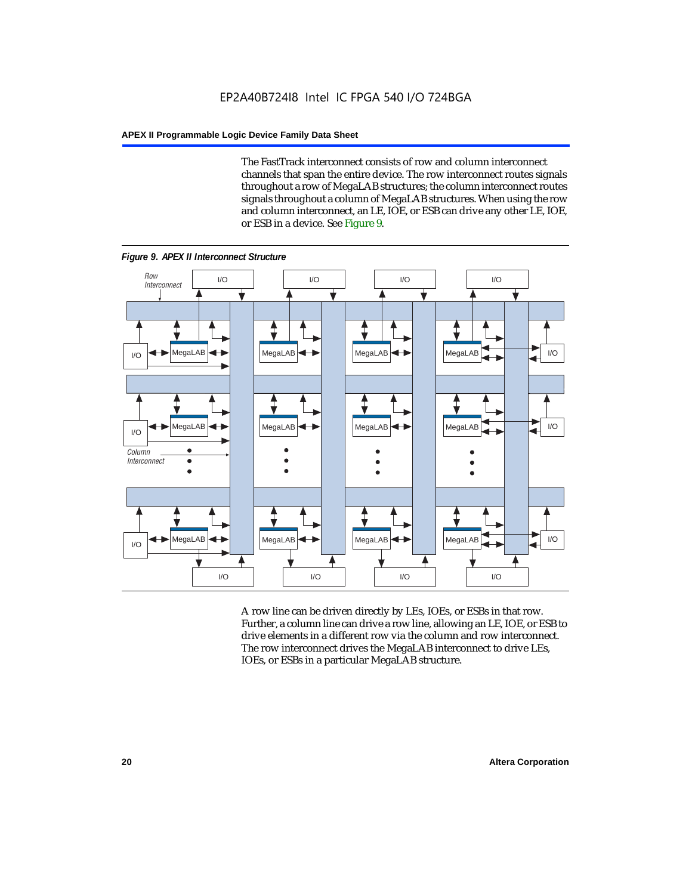The FastTrack interconnect consists of row and column interconnect channels that span the entire device. The row interconnect routes signals throughout a row of MegaLAB structures; the column interconnect routes signals throughout a column of MegaLAB structures. When using the row and column interconnect, an LE, IOE, or ESB can drive any other LE, IOE, or ESB in a device. See Figure 9.

*Figure 9. APEX II Interconnect Structure*

A row line can be driven directly by LEs, IOEs, or ESBs in that row. Further, a column line can drive a row line, allowing an LE, IOE, or ESB to drive elements in a different row via the column and row interconnect. The row interconnect drives the MegaLAB interconnect to drive LEs, IOEs, or ESBs in a particular MegaLAB structure.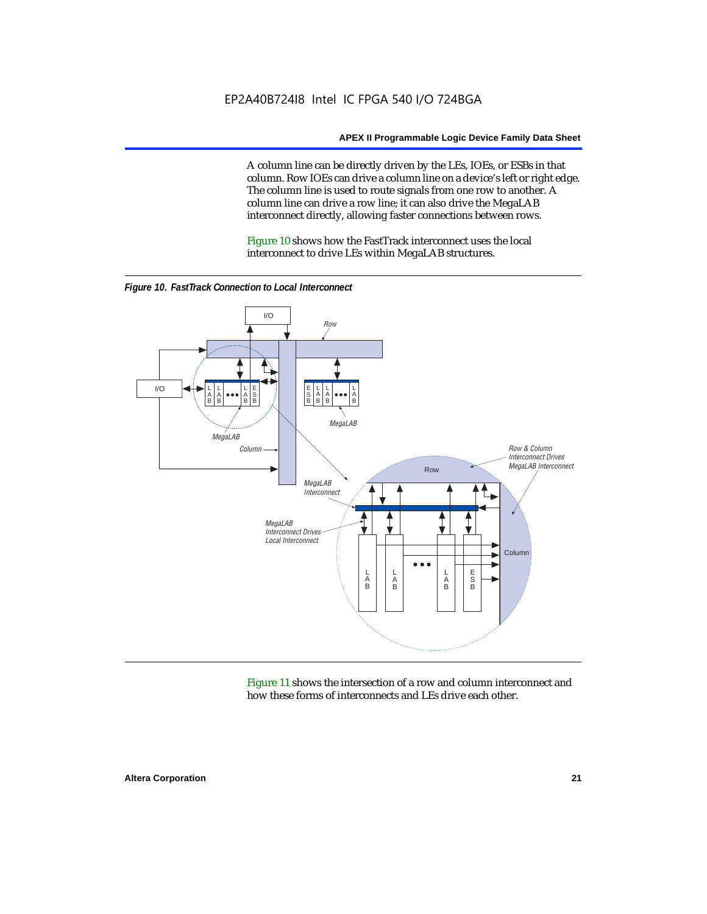A column line can be directly driven by the LEs, IOEs, or ESBs in that column. Row IOEs can drive a column line on a device's left or right edge. The column line is used to route signals from one row to another. A column line can drive a row line; it can also drive the MegaLAB interconnect directly, allowing faster connections between rows.

Figure 10 shows how the FastTrack interconnect uses the local interconnect to drive LEs within MegaLAB structures.

***Figure 10. FastTrack Connection to Local Interconnect***

Figure 11 shows the intersection of a row and column interconnect and how these forms of interconnects and LEs drive each other.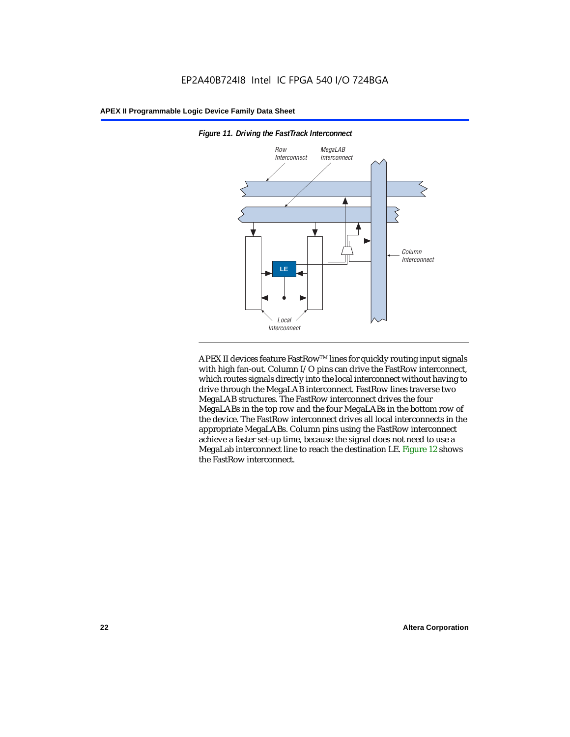*Figure 11. Driving the FastTrack Interconnect*

APEX II devices feature FastRow™ lines for quickly routing input signals with high fan-out. Column I/O pins can drive the FastRow interconnect, which routes signals directly into the local interconnect without having to drive through the MegaLAB interconnect. FastRow lines traverse two MegaLAB structures. The FastRow interconnect drives the four MegaLABs in the top row and the four MegaLABs in the bottom row of the device. The FastRow interconnect drives all local interconnects in the appropriate MegaLABs. Column pins using the FastRow interconnect achieve a faster set-up time, because the signal does not need to use a MegaLab interconnect line to reach the destination LE. Figure 12 shows the FastRow interconnect.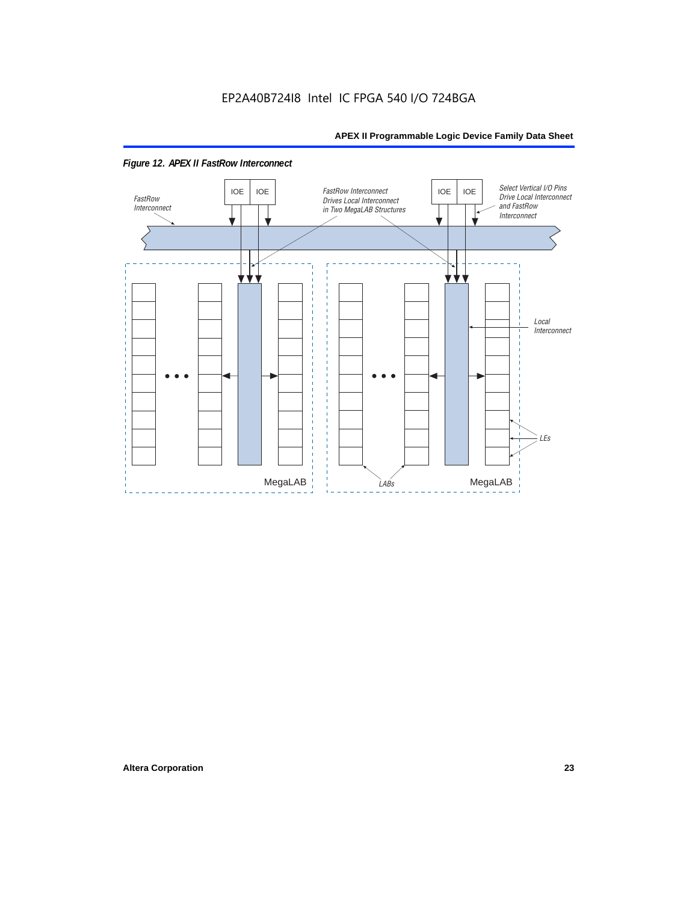*Figure 12. APEX II FastRow Interconnect*

FastRow Interconnect

IOE IOE

FastRow Interconnect Drives Local Interconnect in Two MegaLAB Structures

IOE IOE

Select Vertical I/O Pins Drive Local Interconnect and FastRow Interconnect

Local Interconnect

LEs

LABs

MegaLAB

MegaLAB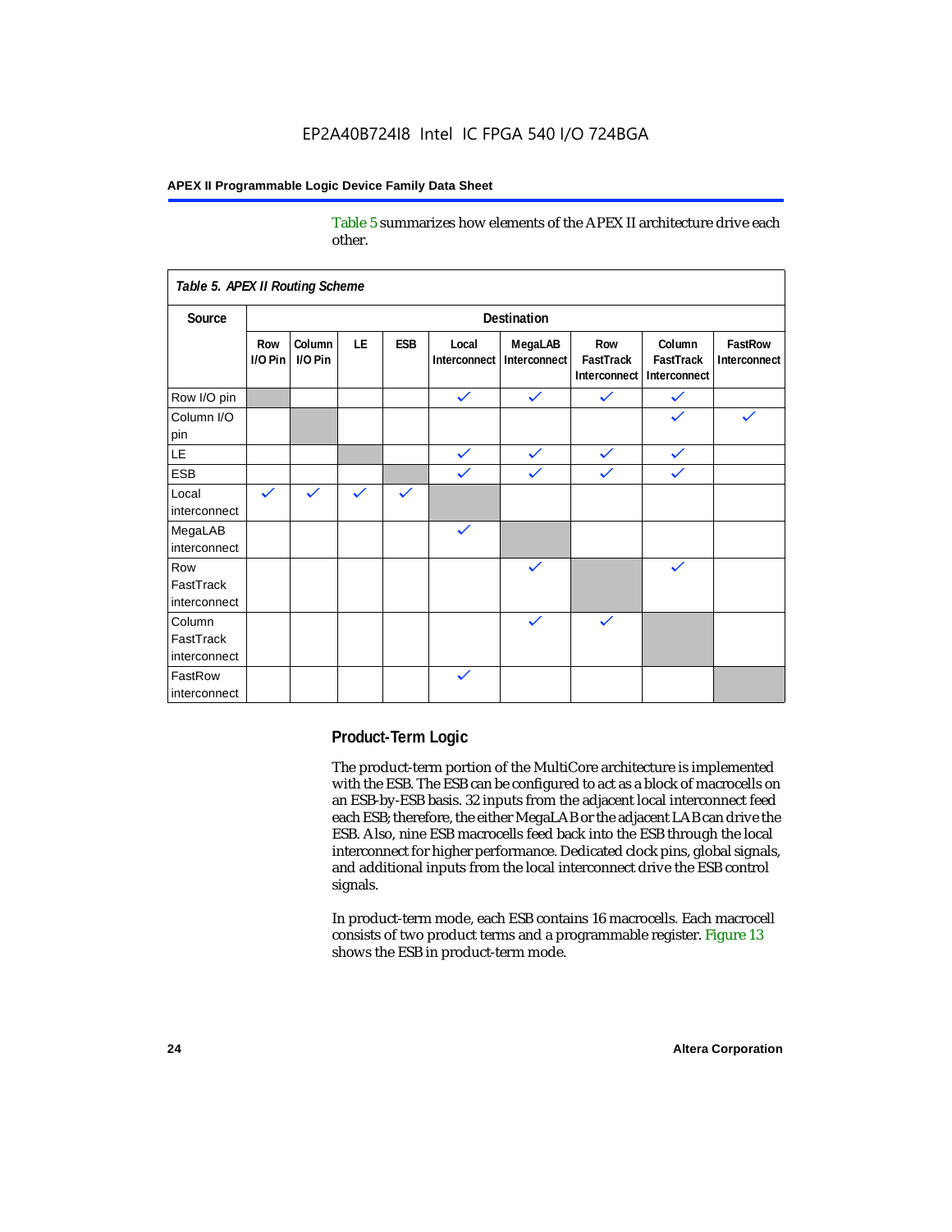Table 5 summarizes how elements of the APEX II architecture drive each other.

**Table 5. APEX II Routing Scheme**

| Source | Destination | | | | | | | | |
|---|---|---|---|---|---|---|---|---|---|
| | Row I/O Pin | Column I/O Pin | LE | ESB | Local Interconnect | MegaLAB Interconnect | Row FastTrack Interconnect | Column FastTrack Interconnect | FastRow Interconnect |
| Row I/O pin | | | | | ✓ | ✓ | ✓ | ✓ | |
| Column I/O pin | | | | | | | | ✓ | ✓ |
| LE | | | | | ✓ | ✓ | ✓ | ✓ | |
| ESB | | | | | ✓ | ✓ | ✓ | ✓ | |
| Local interconnect | ✓ | ✓ | ✓ | ✓ | | | | | |
| MegaLAB interconnect | | | | | ✓ | | | | |
| Row FastTrack interconnect | | | | | | ✓ | | ✓ | |
| Column FastTrack interconnect | | | | | | ✓ | ✓ | | |
| FastRow interconnect | | | | | ✓ | | | | |

## Product-Term Logic

The product-term portion of the MultiCore architecture is implemented with the ESB. The ESB can be configured to act as a block of macrocells on an ESB-by-ESB basis. 32 inputs from the adjacent local interconnect feed each ESB; therefore, the either MegaLAB or the adjacent LAB can drive the ESB. Also, nine ESB macrocells feed back into the ESB through the local interconnect for higher performance. Dedicated clock pins, global signals, and additional inputs from the local interconnect drive the ESB control signals.

In product-term mode, each ESB contains 16 macrocells. Each macrocell consists of two product terms and a programmable register. Figure 13 shows the ESB in product-term mode.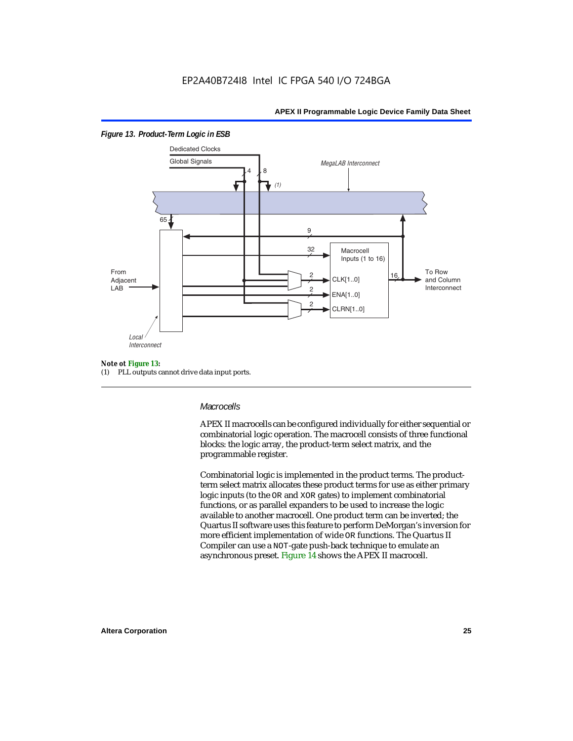*Figure 13. Product-Term Logic in ESB*

**Note ot Figure 13:**

(1) PLL outputs cannot drive data input ports.

### *Macrocells*

APEX II macrocells can be configured individually for either sequential or combinatorial logic operation. The macrocell consists of three functional blocks: the logic array, the product-term select matrix, and the programmable register.

Combinatorial logic is implemented in the product terms. The product-term select matrix allocates these product terms for use as either primary logic inputs (to the OR and XOR gates) to implement combinatorial functions, or as parallel expanders to be used to increase the logic available to another macrocell. One product term can be inverted; the Quartus II software uses this feature to perform DeMorgan's inversion for more efficient implementation of wide OR functions. The Quartus II Compiler can use a NOT-gate push-back technique to emulate an asynchronous preset. Figure 14 shows the APEX II macrocell.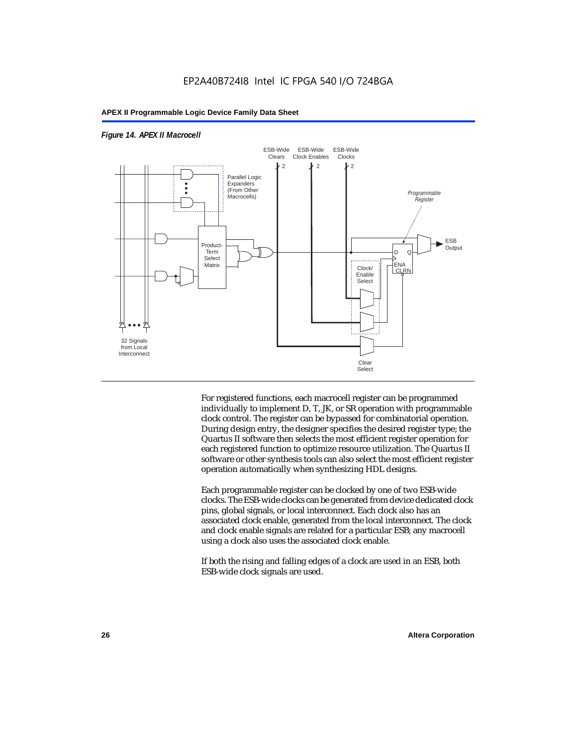*Figure 14. APEX II Macrocell*

For registered functions, each macrocell register can be programmed individually to implement D, T, JK, or SR operation with programmable clock control. The register can be bypassed for combinatorial operation. During design entry, the designer specifies the desired register type; the Quartus II software then selects the most efficient register operation for each registered function to optimize resource utilization. The Quartus II software or other synthesis tools can also select the most efficient register operation automatically when synthesizing HDL designs.

Each programmable register can be clocked by one of two ESB-wide clocks. The ESB-wide clocks can be generated from device dedicated clock pins, global signals, or local interconnect. Each clock also has an associated clock enable, generated from the local interconnect. The clock and clock enable signals are related for a particular ESB; any macrocell using a clock also uses the associated clock enable.

If both the rising and falling edges of a clock are used in an ESB, both ESB-wide clock signals are used.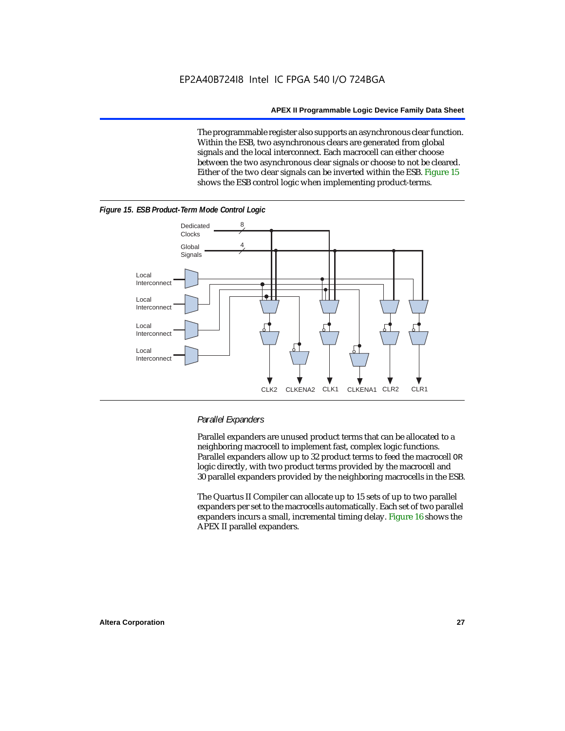The programmable register also supports an asynchronous clear function. Within the ESB, two asynchronous clears are generated from global signals and the local interconnect. Each macrocell can either choose between the two asynchronous clear signals or choose to not be cleared. Either of the two clear signals can be inverted within the ESB. Figure 15 shows the ESB control logic when implementing product-terms.

*Figure 15. ESB Product-Term Mode Control Logic*

### *Parallel Expanders*

Parallel expanders are unused product terms that can be allocated to a neighboring macrocell to implement fast, complex logic functions. Parallel expanders allow up to 32 product terms to feed the macrocell OR logic directly, with two product terms provided by the macrocell and 30 parallel expanders provided by the neighboring macrocells in the ESB.

The Quartus II Compiler can allocate up to 15 sets of up to two parallel expanders per set to the macrocells automatically. Each set of two parallel expanders incurs a small, incremental timing delay. Figure 16 shows the APEX II parallel expanders.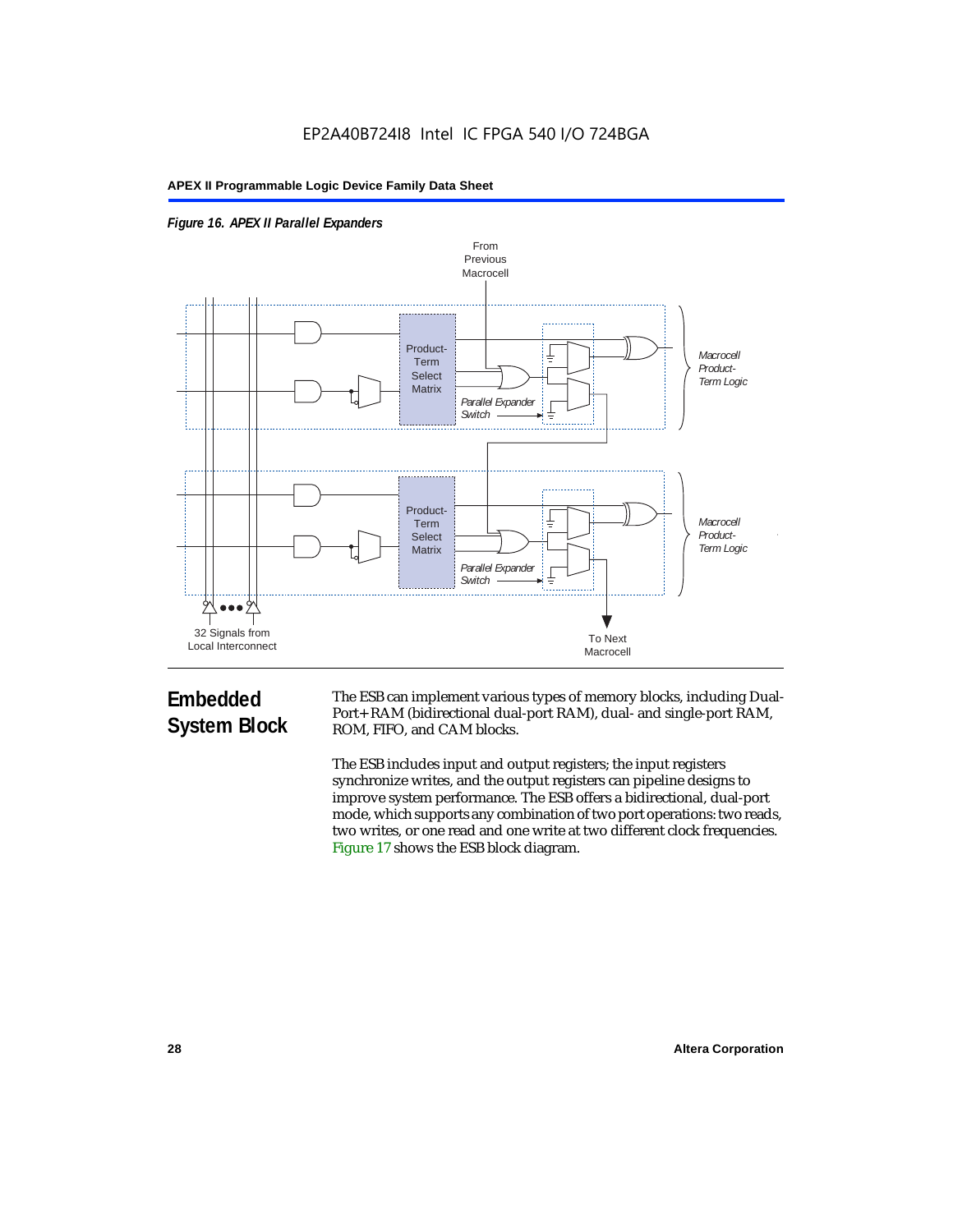*Figure 16. APEX II Parallel Expanders*

## Embedded System Block

The ESB can implement various types of memory blocks, including Dual-Port+ RAM (bidirectional dual-port RAM), dual- and single-port RAM, ROM, FIFO, and CAM blocks.

The ESB includes input and output registers; the input registers synchronize writes, and the output registers can pipeline designs to improve system performance. The ESB offers a bidirectional, dual-port mode, which supports any combination of two port operations: two reads, two writes, or one read and one write at two different clock frequencies. Figure 17 shows the ESB block diagram.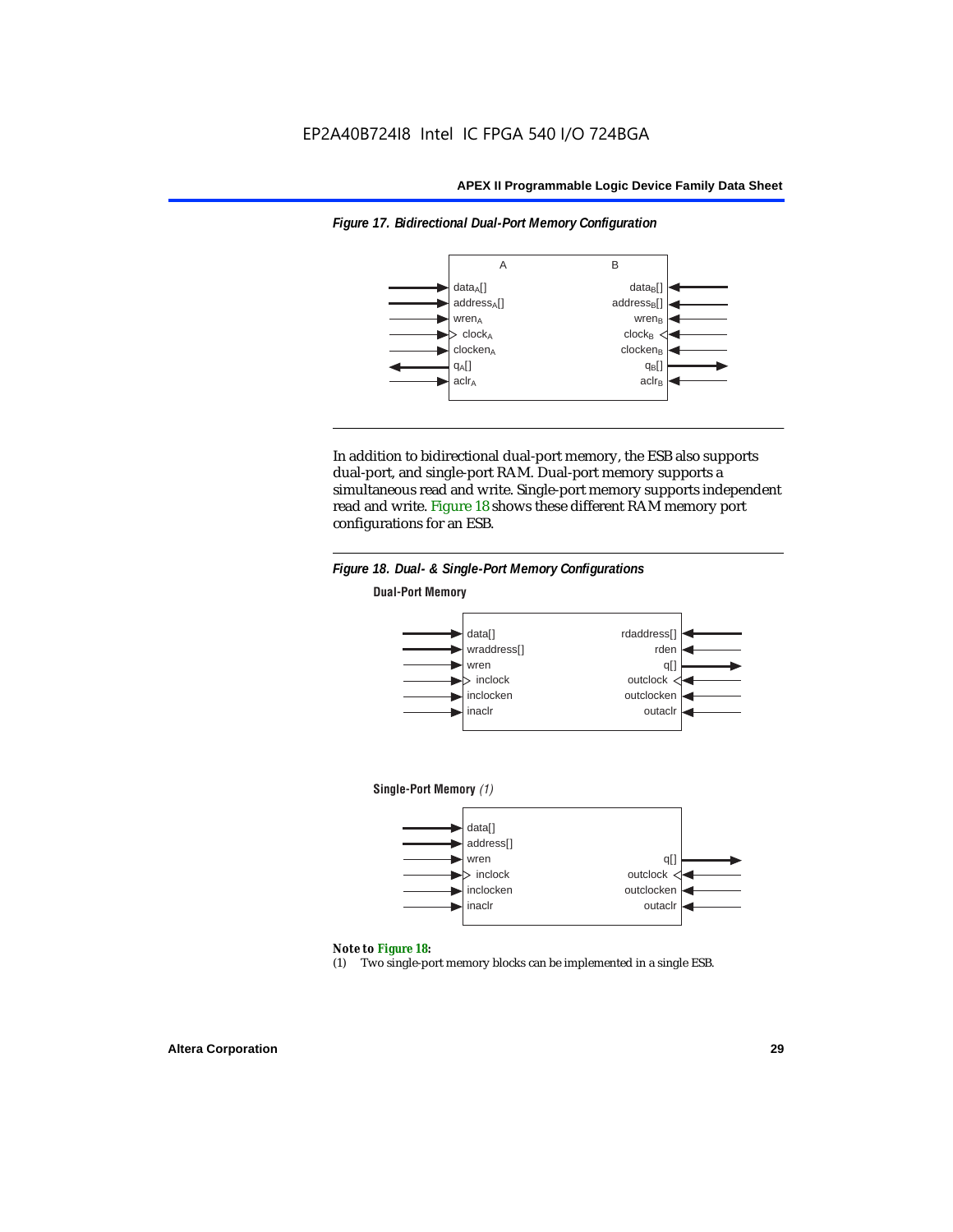*Figure 17. Bidirectional Dual-Port Memory Configuration*

In addition to bidirectional dual-port memory, the ESB also supports dual-port, and single-port RAM. Dual-port memory supports a simultaneous read and write. Single-port memory supports independent read and write. Figure 18 shows these different RAM memory port configurations for an ESB.

*Figure 18. Dual- & Single-Port Memory Configurations*

**Note to Figure 18:**

(1) Two single-port memory blocks can be implemented in a single ESB.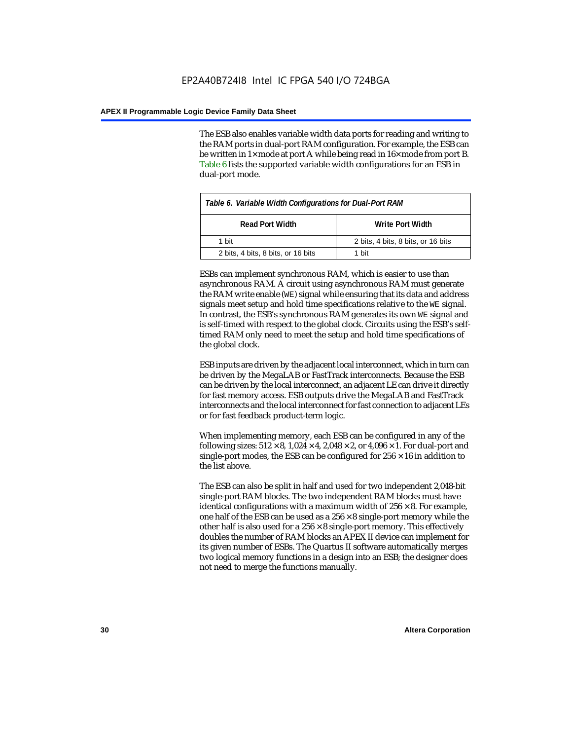The ESB also enables variable width data ports for reading and writing to the RAM ports in dual-port RAM configuration. For example, the ESB can be written in 1× mode at port A while being read in 16× mode from port B. Table 6 lists the supported variable width configurations for an ESB in dual-port mode.

*Table 6. Variable Width Configurations for Dual-Port RAM*

| Read Port Width | Write Port Width |
|---|---|
| 1 bit | 2 bits, 4 bits, 8 bits, or 16 bits |
| 2 bits, 4 bits, 8 bits, or 16 bits | 1 bit |

ESBs can implement synchronous RAM, which is easier to use than asynchronous RAM. A circuit using asynchronous RAM must generate the RAM write enable (`WE`) signal while ensuring that its data and address signals meet setup and hold time specifications relative to the `WE` signal. In contrast, the ESB's synchronous RAM generates its own `WE` signal and is self-timed with respect to the global clock. Circuits using the ESB's self-timed RAM only need to meet the setup and hold time specifications of the global clock.

ESB inputs are driven by the adjacent local interconnect, which in turn can be driven by the MegaLAB or FastTrack interconnects. Because the ESB can be driven by the local interconnect, an adjacent LE can drive it directly for fast memory access. ESB outputs drive the MegaLAB and FastTrack interconnects and the local interconnect for fast connection to adjacent LEs or for fast feedback product-term logic.

When implementing memory, each ESB can be configured in any of the following sizes: 512 × 8, 1,024 × 4, 2,048 × 2, or 4,096 × 1. For dual-port and single-port modes, the ESB can be configured for 256 × 16 in addition to the list above.

The ESB can also be split in half and used for two independent 2,048-bit single-port RAM blocks. The two independent RAM blocks must have identical configurations with a maximum width of 256 × 8. For example, one half of the ESB can be used as a 256 × 8 single-port memory while the other half is also used for a 256 × 8 single-port memory. This effectively doubles the number of RAM blocks an APEX II device can implement for its given number of ESBs. The Quartus II software automatically merges two logical memory functions in a design into an ESB; the designer does not need to merge the functions manually.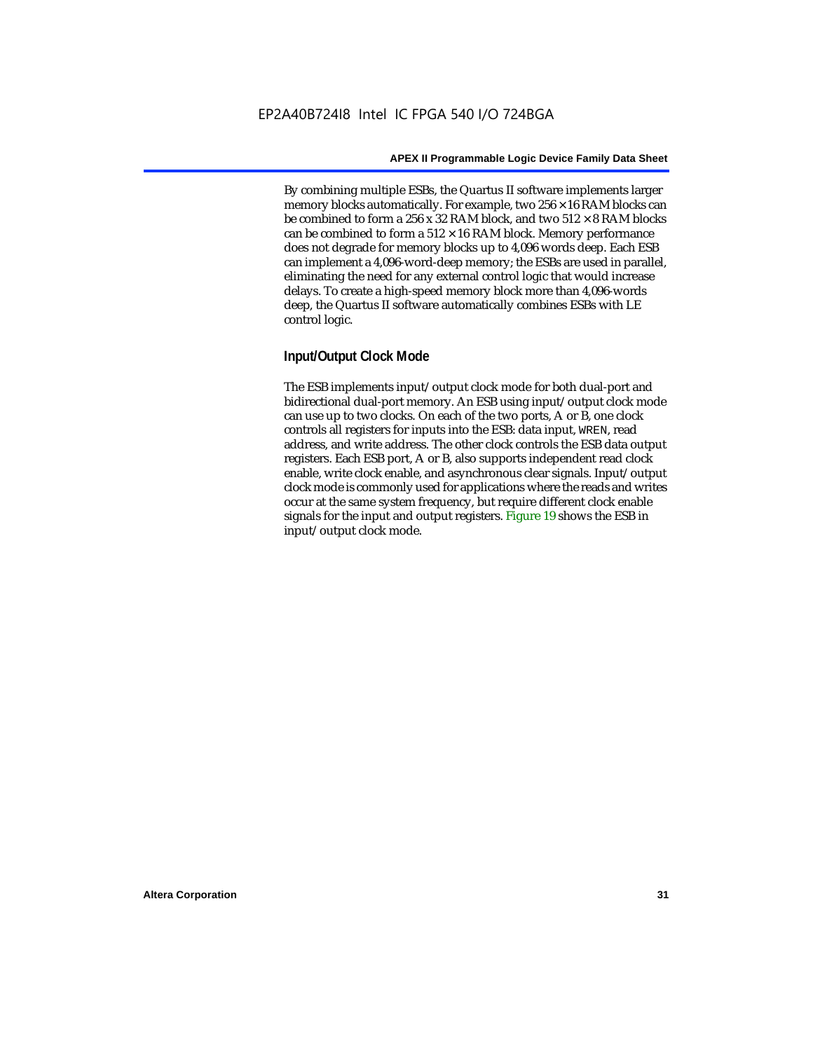By combining multiple ESBs, the Quartus II software implements larger memory blocks automatically. For example, two 256 × 16 RAM blocks can be combined to form a 256 x 32 RAM block, and two 512 × 8 RAM blocks can be combined to form a 512 × 16 RAM block. Memory performance does not degrade for memory blocks up to 4,096 words deep. Each ESB can implement a 4,096-word-deep memory; the ESBs are used in parallel, eliminating the need for any external control logic that would increase delays. To create a high-speed memory block more than 4,096-words deep, the Quartus II software automatically combines ESBs with LE control logic.

### Input/Output Clock Mode

The ESB implements input/output clock mode for both dual-port and bidirectional dual-port memory. An ESB using input/output clock mode can use up to two clocks. On each of the two ports, A or B, one clock controls all registers for inputs into the ESB: data input, WREN, read address, and write address. The other clock controls the ESB data output registers. Each ESB port, A or B, also supports independent read clock enable, write clock enable, and asynchronous clear signals. Input/output clock mode is commonly used for applications where the reads and writes occur at the same system frequency, but require different clock enable signals for the input and output registers. Figure 19 shows the ESB in input/output clock mode.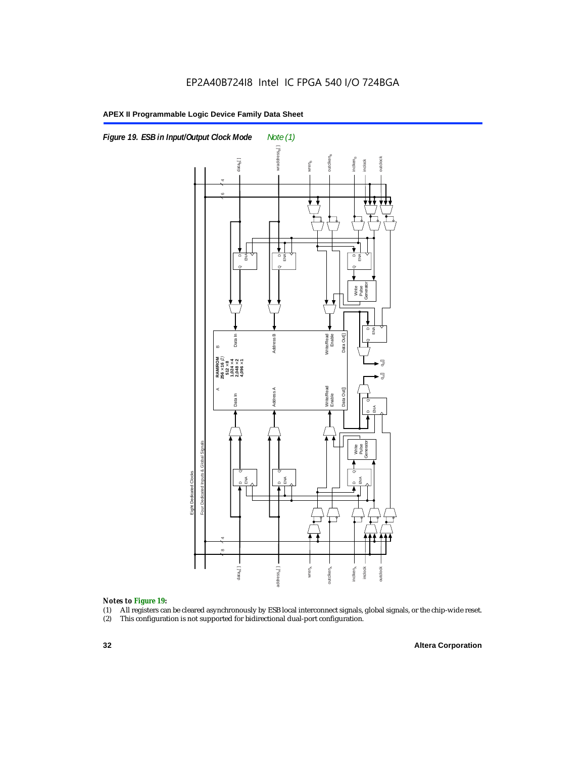*Figure 19. ESB in Input/Output Clock Mode* *Note (1)*

*Notes to Figure 19:*

(1) All registers can be cleared asynchronously by ESB local interconnect signals, global signals, or the chip-wide reset.
(2) This configuration is not supported for bidirectional dual-port configuration.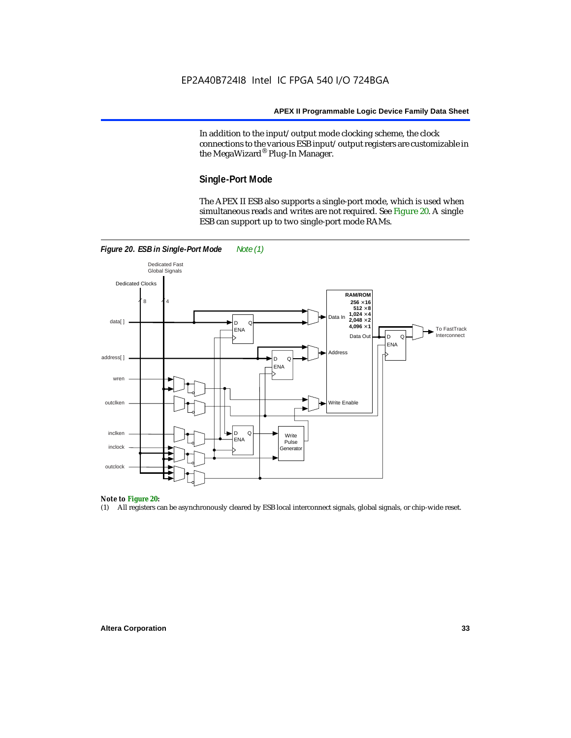In addition to the input/output mode clocking scheme, the clock connections to the various ESB input/output registers are customizable in the MegaWizard® Plug-In Manager.

## Single-Port Mode

The APEX II ESB also supports a single-port mode, which is used when simultaneous reads and writes are not required. See Figure 20. A single ESB can support up to two single-port mode RAMs.

*Figure 20. ESB in Single-Port Mode* *Note (1)*

Dedicated Fast Global Signals

Dedicated Clocks

8

4

data[ ]

address[ ]

wren

outclken

inclken

inclock

outclock

D Q ENA

D Q ENA

D Q ENA

Write Pulse Generator

RAM/ROM
256 × 16
512 × 8
1,024 × 4
2,048 × 2
4,096 × 1

Data In

Address

Write Enable

Data Out

D Q ENA

To FastTrack Interconnect

**Note to Figure 20:**

(1) All registers can be asynchronously cleared by ESB local interconnect signals, global signals, or chip-wide reset.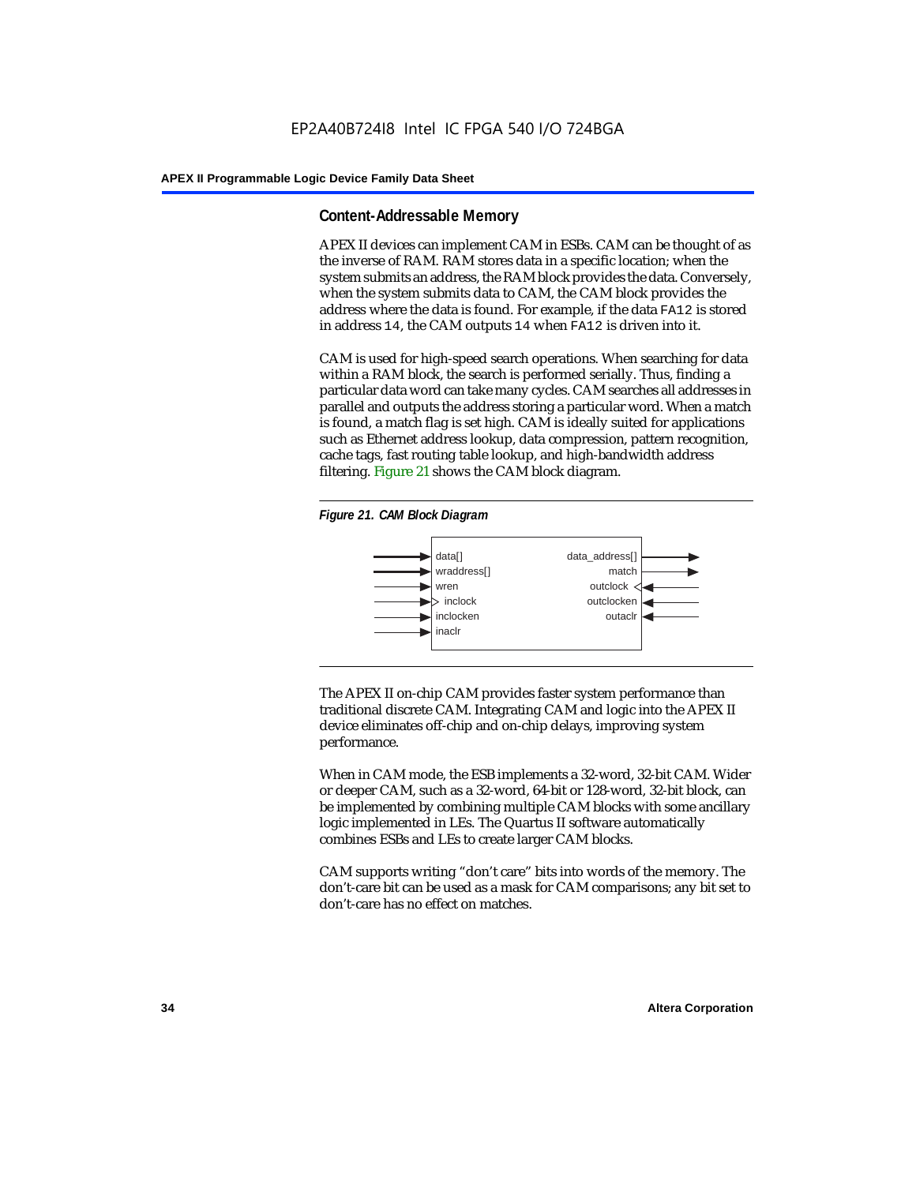## Content-Addressable Memory

APEX II devices can implement CAM in ESBs. CAM can be thought of as the inverse of RAM. RAM stores data in a specific location; when the system submits an address, the RAM block provides the data. Conversely, when the system submits data to CAM, the CAM block provides the address where the data is found. For example, if the data `FA12` is stored in address `14`, the CAM outputs `14` when `FA12` is driven into it.

CAM is used for high-speed search operations. When searching for data within a RAM block, the search is performed serially. Thus, finding a particular data word can take many cycles. CAM searches all addresses in parallel and outputs the address storing a particular word. When a match is found, a match flag is set high. CAM is ideally suited for applications such as Ethernet address lookup, data compression, pattern recognition, cache tags, fast routing table lookup, and high-bandwidth address filtering. Figure 21 shows the CAM block diagram.

*Figure 21. CAM Block Diagram*

| Inputs | Outputs |
|---|---|
| data[] | data_address[] |
| wraddress[] | match |
| wren | outclock |
| inclock | outclocken |
| inclocken | outaclr |
| inaclr | |

The APEX II on-chip CAM provides faster system performance than traditional discrete CAM. Integrating CAM and logic into the APEX II device eliminates off-chip and on-chip delays, improving system performance.

When in CAM mode, the ESB implements a 32-word, 32-bit CAM. Wider or deeper CAM, such as a 32-word, 64-bit or 128-word, 32-bit block, can be implemented by combining multiple CAM blocks with some ancillary logic implemented in LEs. The Quartus II software automatically combines ESBs and LEs to create larger CAM blocks.

CAM supports writing "don't care" bits into words of the memory. The don't-care bit can be used as a mask for CAM comparisons; any bit set to don't-care has no effect on matches.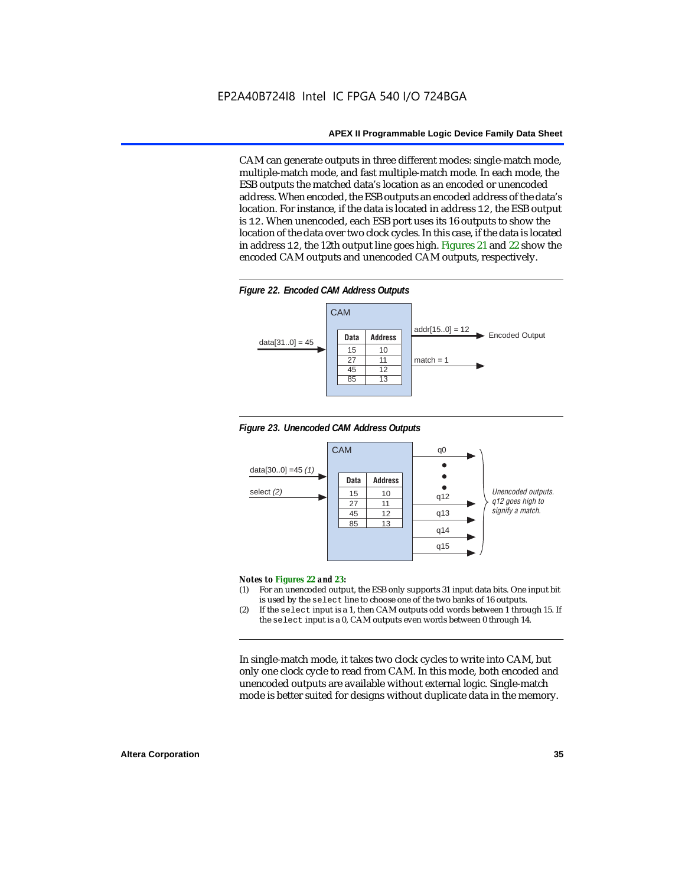CAM can generate outputs in three different modes: single-match mode, multiple-match mode, and fast multiple-match mode. In each mode, the ESB outputs the matched data's location as an encoded or unencoded address. When encoded, the ESB outputs an encoded address of the data's location. For instance, if the data is located in address `12`, the ESB output is `12`. When unencoded, each ESB port uses its 16 outputs to show the location of the data over two clock cycles. In this case, if the data is located in address `12`, the 12th output line goes high. Figures 21 and 22 show the encoded CAM outputs and unencoded CAM outputs, respectively.

***Figure 22. Encoded CAM Address Outputs***

CAM

data[31..0] = 45 → CAM → addr[15..0] = 12 → Encoded Output; match = 1

| Data | Address |
| --- | --- |
| 15 | 10 |
| 27 | 11 |
| 45 | 12 |
| 85 | 13 |

***Figure 23. Unencoded CAM Address Outputs***

CAM

Inputs: data[30..0] =45 *(1)*; select *(2)*

Outputs: q0, •, •, •, q12, q13, q14, q15 — *Unencoded outputs. q12 goes high to signify a match.*

| Data | Address |
| --- | --- |
| 15 | 10 |
| 27 | 11 |
| 45 | 12 |
| 85 | 13 |

***Notes to Figures 22 and 23:***

(1) For an unencoded output, the ESB only supports 31 input data bits. One input bit is used by the `select` line to choose one of the two banks of 16 outputs.
(2) If the `select` input is a 1, then CAM outputs odd words between 1 through 15. If the `select` input is a 0, CAM outputs even words between 0 through 14.

In single-match mode, it takes two clock cycles to write into CAM, but only one clock cycle to read from CAM. In this mode, both encoded and unencoded outputs are available without external logic. Single-match mode is better suited for designs without duplicate data in the memory.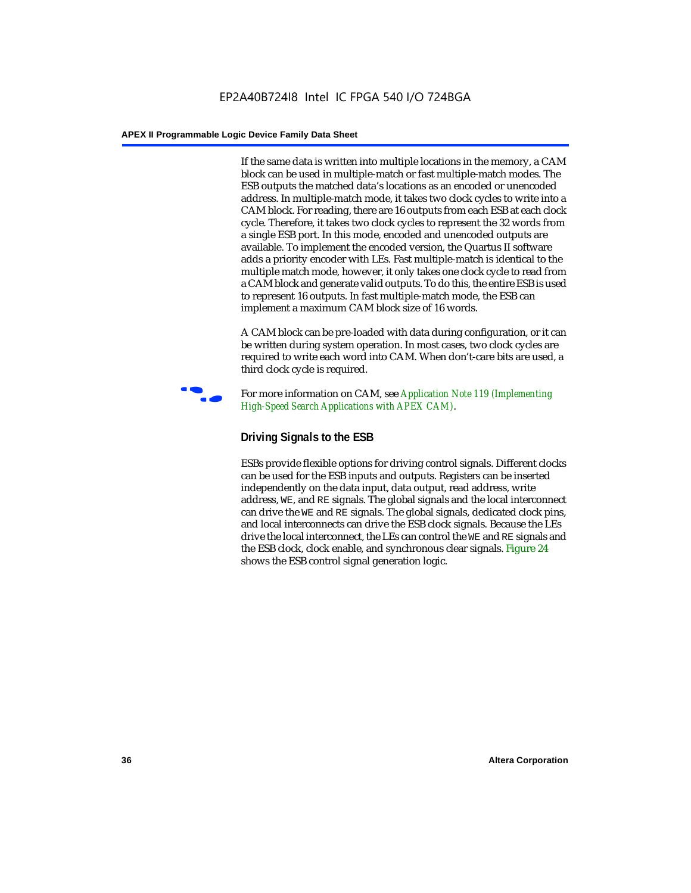If the same data is written into multiple locations in the memory, a CAM block can be used in multiple-match or fast multiple-match modes. The ESB outputs the matched data's locations as an encoded or unencoded address. In multiple-match mode, it takes two clock cycles to write into a CAM block. For reading, there are 16 outputs from each ESB at each clock cycle. Therefore, it takes two clock cycles to represent the 32 words from a single ESB port. In this mode, encoded and unencoded outputs are available. To implement the encoded version, the Quartus II software adds a priority encoder with LEs. Fast multiple-match is identical to the multiple match mode, however, it only takes one clock cycle to read from a CAM block and generate valid outputs. To do this, the entire ESB is used to represent 16 outputs. In fast multiple-match mode, the ESB can implement a maximum CAM block size of 16 words.

A CAM block can be pre-loaded with data during configuration, or it can be written during system operation. In most cases, two clock cycles are required to write each word into CAM. When don't-care bits are used, a third clock cycle is required.

For more information on CAM, see *Application Note 119 (Implementing High-Speed Search Applications with APEX CAM)*.

### Driving Signals to the ESB

ESBs provide flexible options for driving control signals. Different clocks can be used for the ESB inputs and outputs. Registers can be inserted independently on the data input, data output, read address, write address, `WE`, and `RE` signals. The global signals and the local interconnect can drive the `WE` and `RE` signals. The global signals, dedicated clock pins, and local interconnects can drive the ESB clock signals. Because the LEs drive the local interconnect, the LEs can control the `WE` and `RE` signals and the ESB clock, clock enable, and synchronous clear signals. Figure 24 shows the ESB control signal generation logic.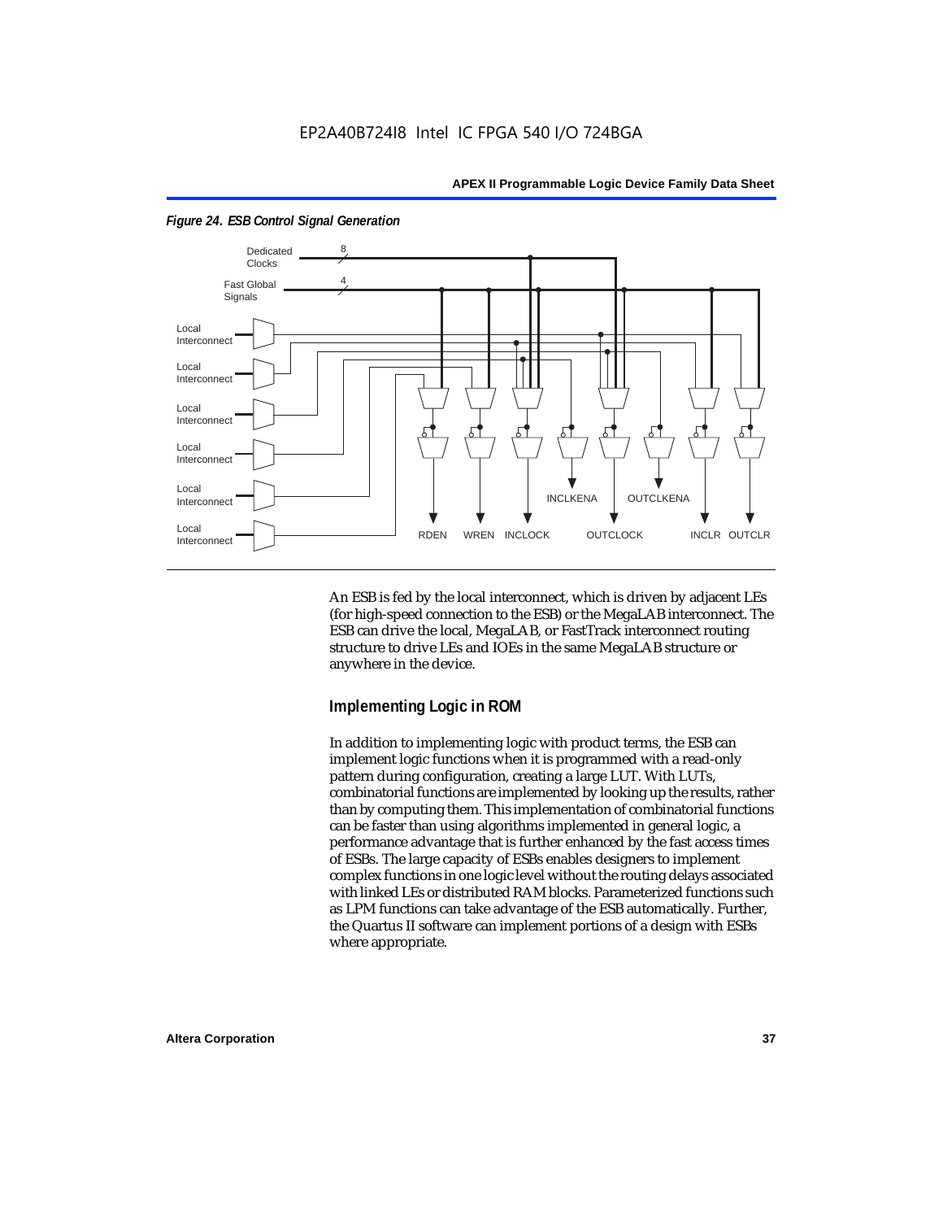*Figure 24. ESB Control Signal Generation*

An ESB is fed by the local interconnect, which is driven by adjacent LEs (for high-speed connection to the ESB) or the MegaLAB interconnect. The ESB can drive the local, MegaLAB, or FastTrack interconnect routing structure to drive LEs and IOEs in the same MegaLAB structure or anywhere in the device.

## Implementing Logic in ROM

In addition to implementing logic with product terms, the ESB can implement logic functions when it is programmed with a read-only pattern during configuration, creating a large LUT. With LUTs, combinatorial functions are implemented by looking up the results, rather than by computing them. This implementation of combinatorial functions can be faster than using algorithms implemented in general logic, a performance advantage that is further enhanced by the fast access times of ESBs. The large capacity of ESBs enables designers to implement complex functions in one logic level without the routing delays associated with linked LEs or distributed RAM blocks. Parameterized functions such as LPM functions can take advantage of the ESB automatically. Further, the Quartus II software can implement portions of a design with ESBs where appropriate.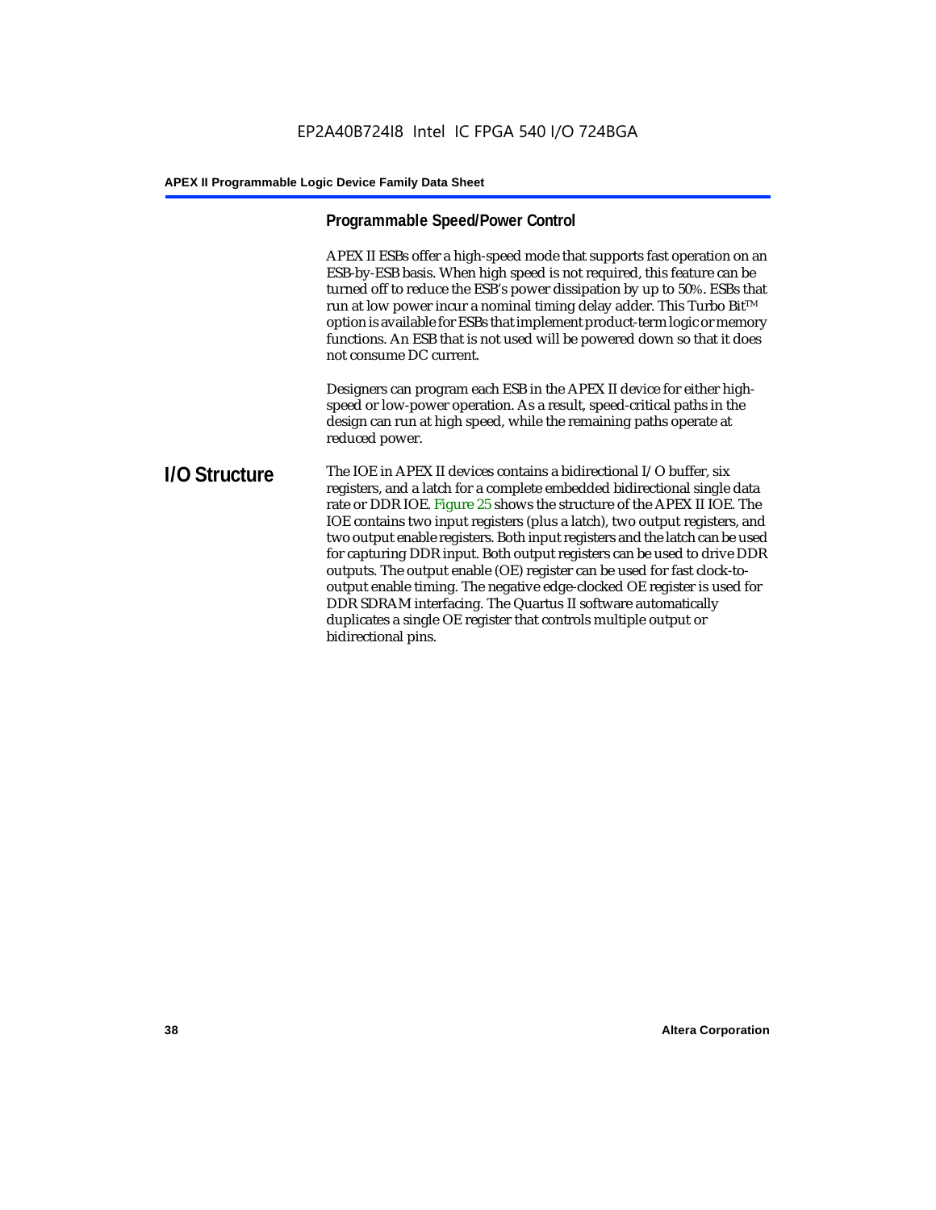### Programmable Speed/Power Control

APEX II ESBs offer a high-speed mode that supports fast operation on an ESB-by-ESB basis. When high speed is not required, this feature can be turned off to reduce the ESB's power dissipation by up to 50%. ESBs that run at low power incur a nominal timing delay adder. This Turbo Bit™ option is available for ESBs that implement product-term logic or memory functions. An ESB that is not used will be powered down so that it does not consume DC current.

Designers can program each ESB in the APEX II device for either high-speed or low-power operation. As a result, speed-critical paths in the design can run at high speed, while the remaining paths operate at reduced power.

## I/O Structure

The IOE in APEX II devices contains a bidirectional I/O buffer, six registers, and a latch for a complete embedded bidirectional single data rate or DDR IOE. Figure 25 shows the structure of the APEX II IOE. The IOE contains two input registers (plus a latch), two output registers, and two output enable registers. Both input registers and the latch can be used for capturing DDR input. Both output registers can be used to drive DDR outputs. The output enable (OE) register can be used for fast clock-to-output enable timing. The negative edge-clocked OE register is used for DDR SDRAM interfacing. The Quartus II software automatically duplicates a single OE register that controls multiple output or bidirectional pins.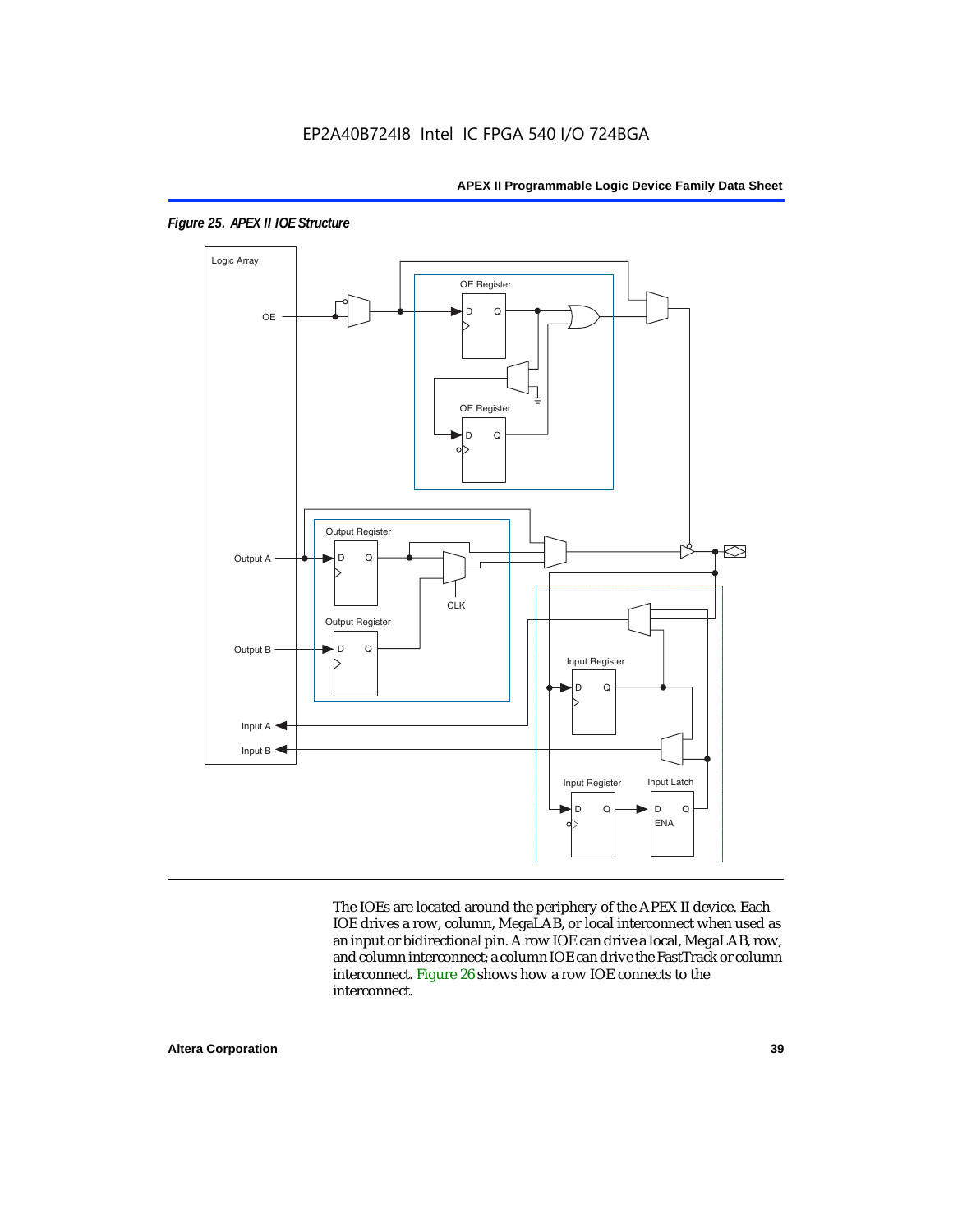*Figure 25. APEX II IOE Structure*

The IOEs are located around the periphery of the APEX II device. Each IOE drives a row, column, MegaLAB, or local interconnect when used as an input or bidirectional pin. A row IOE can drive a local, MegaLAB, row, and column interconnect; a column IOE can drive the FastTrack or column interconnect. Figure 26 shows how a row IOE connects to the interconnect.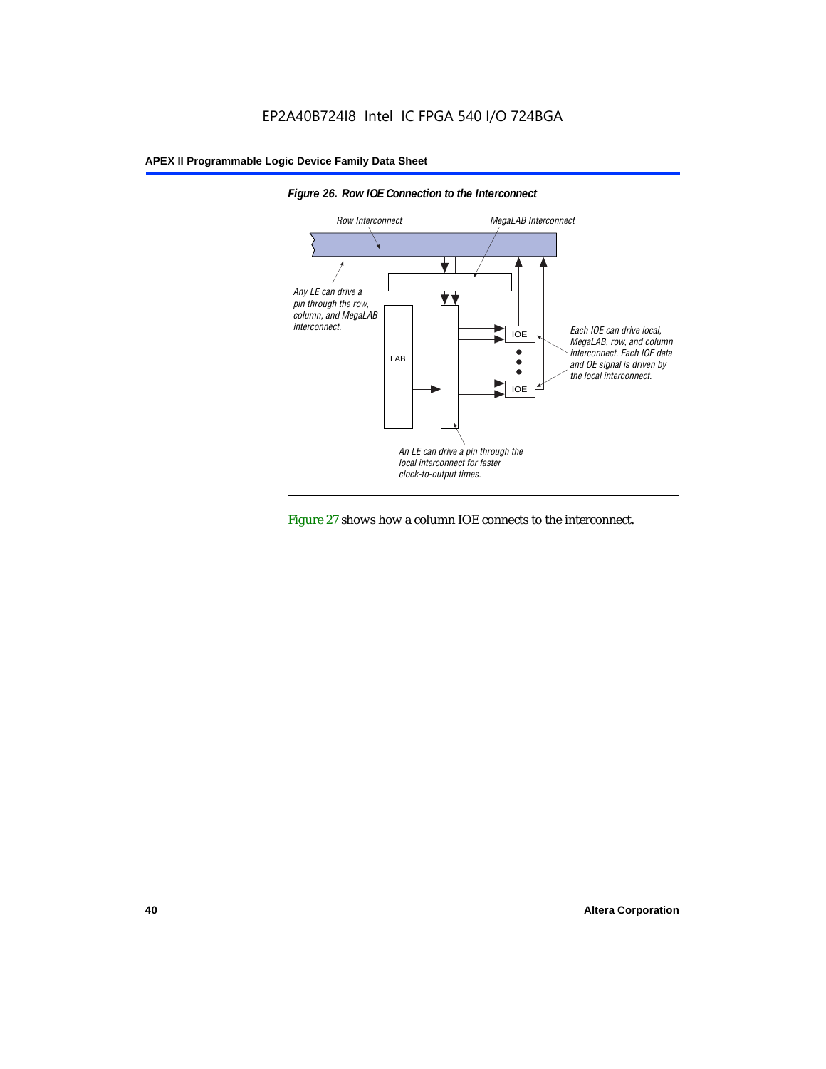*Figure 26. Row IOE Connection to the Interconnect*

Row Interconnect

MegaLAB Interconnect

Any LE can drive a pin through the row, column, and MegaLAB interconnect.

LAB

IOE

IOE

Each IOE can drive local, MegaLAB, row, and column interconnect. Each IOE data and OE signal is driven by the local interconnect.

An LE can drive a pin through the local interconnect for faster clock-to-output times.

Figure 27 shows how a column IOE connects to the interconnect.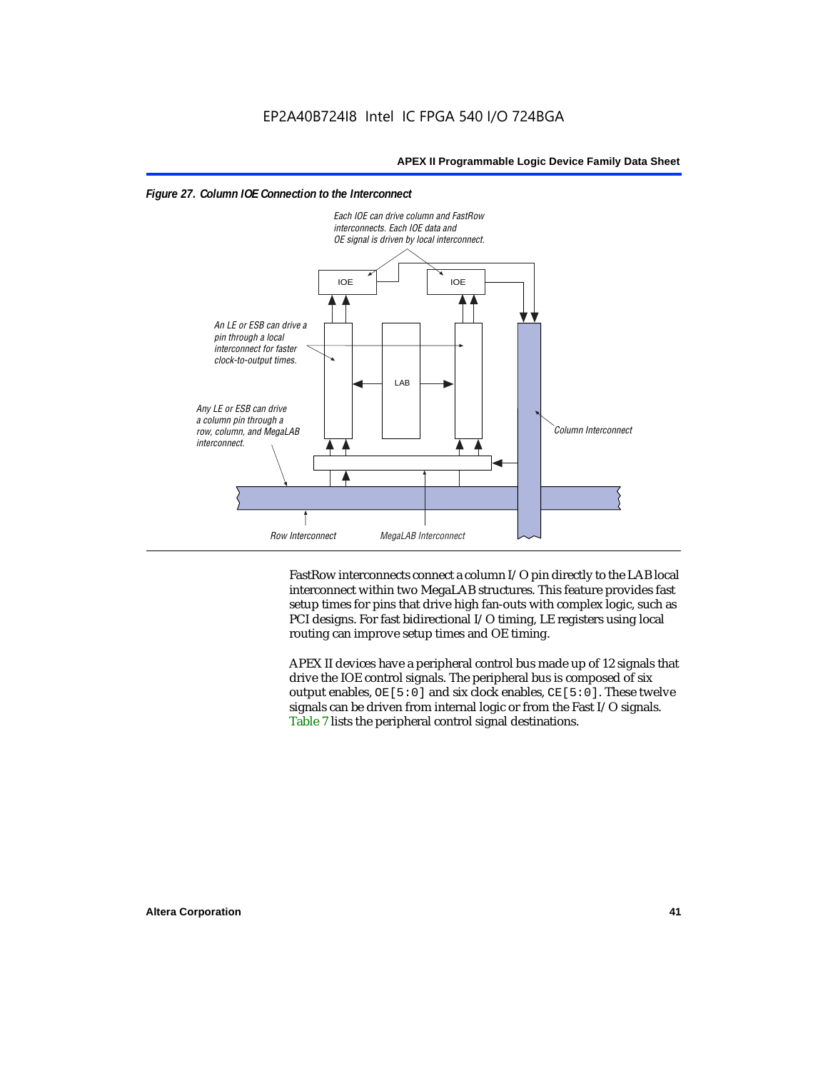*Figure 27. Column IOE Connection to the Interconnect*

Each IOE can drive column and FastRow interconnects. Each IOE data and OE signal is driven by local interconnect.

An LE or ESB can drive a pin through a local interconnect for faster clock-to-output times.

Any LE or ESB can drive a column pin through a row, column, and MegaLAB interconnect.

Column Interconnect

Row Interconnect

MegaLAB Interconnect

FastRow interconnects connect a column I/O pin directly to the LAB local interconnect within two MegaLAB structures. This feature provides fast setup times for pins that drive high fan-outs with complex logic, such as PCI designs. For fast bidirectional I/O timing, LE registers using local routing can improve setup times and OE timing.

APEX II devices have a peripheral control bus made up of 12 signals that drive the IOE control signals. The peripheral bus is composed of six output enables, `OE[5:0]` and six clock enables, `CE[5:0]`. These twelve signals can be driven from internal logic or from the Fast I/O signals. Table 7 lists the peripheral control signal destinations.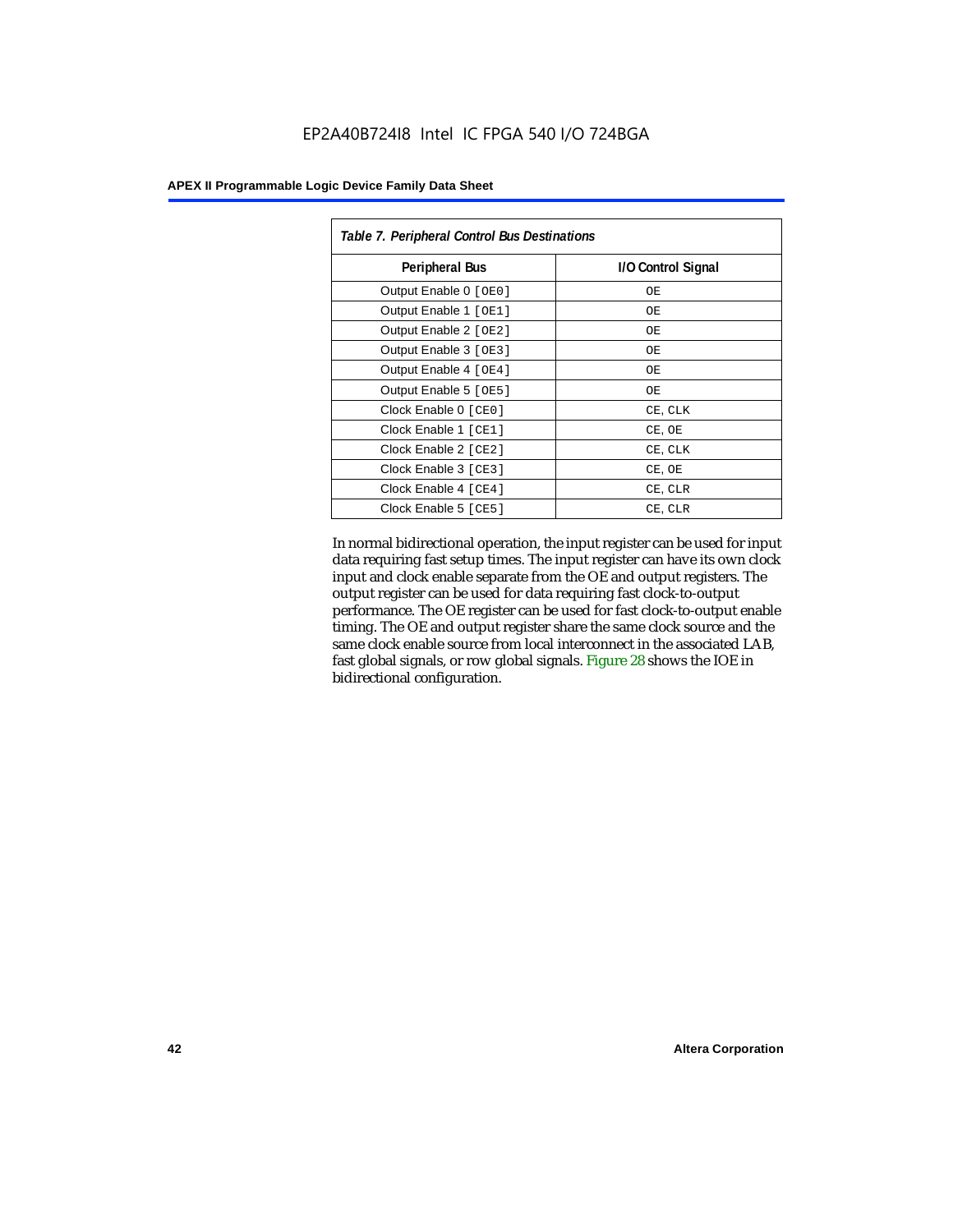*Table 7. Peripheral Control Bus Destinations*

| Peripheral Bus | I/O Control Signal |
|---|---|
| Output Enable 0 [OE0] | OE |
| Output Enable 1 [OE1] | OE |
| Output Enable 2 [OE2] | OE |
| Output Enable 3 [OE3] | OE |
| Output Enable 4 [OE4] | OE |
| Output Enable 5 [OE5] | OE |
| Clock Enable 0 [CE0] | CE, CLK |
| Clock Enable 1 [CE1] | CE, OE |
| Clock Enable 2 [CE2] | CE, CLK |
| Clock Enable 3 [CE3] | CE, OE |
| Clock Enable 4 [CE4] | CE, CLR |
| Clock Enable 5 [CE5] | CE, CLR |

In normal bidirectional operation, the input register can be used for input data requiring fast setup times. The input register can have its own clock input and clock enable separate from the OE and output registers. The output register can be used for data requiring fast clock-to-output performance. The OE register can be used for fast clock-to-output enable timing. The OE and output register share the same clock source and the same clock enable source from local interconnect in the associated LAB, fast global signals, or row global signals. Figure 28 shows the IOE in bidirectional configuration.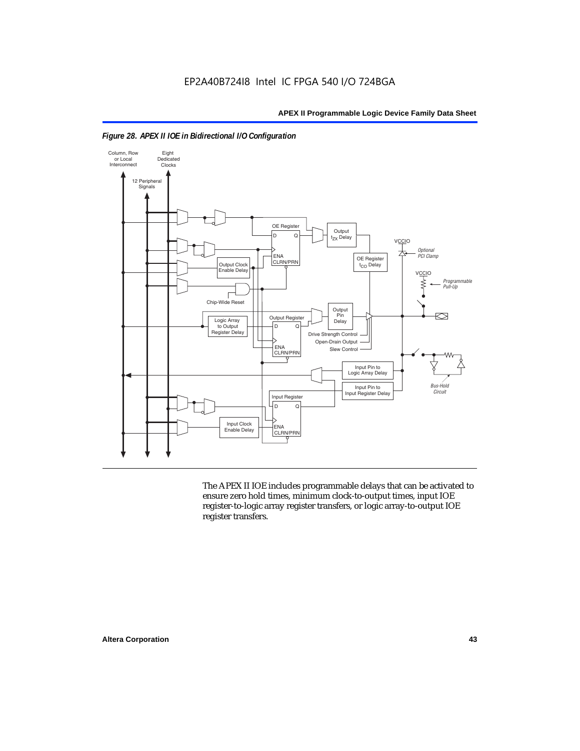*Figure 28. APEX II IOE in Bidirectional I/O Configuration*

The APEX II IOE includes programmable delays that can be activated to ensure zero hold times, minimum clock-to-output times, input IOE register-to-logic array register transfers, or logic array-to-output IOE register transfers.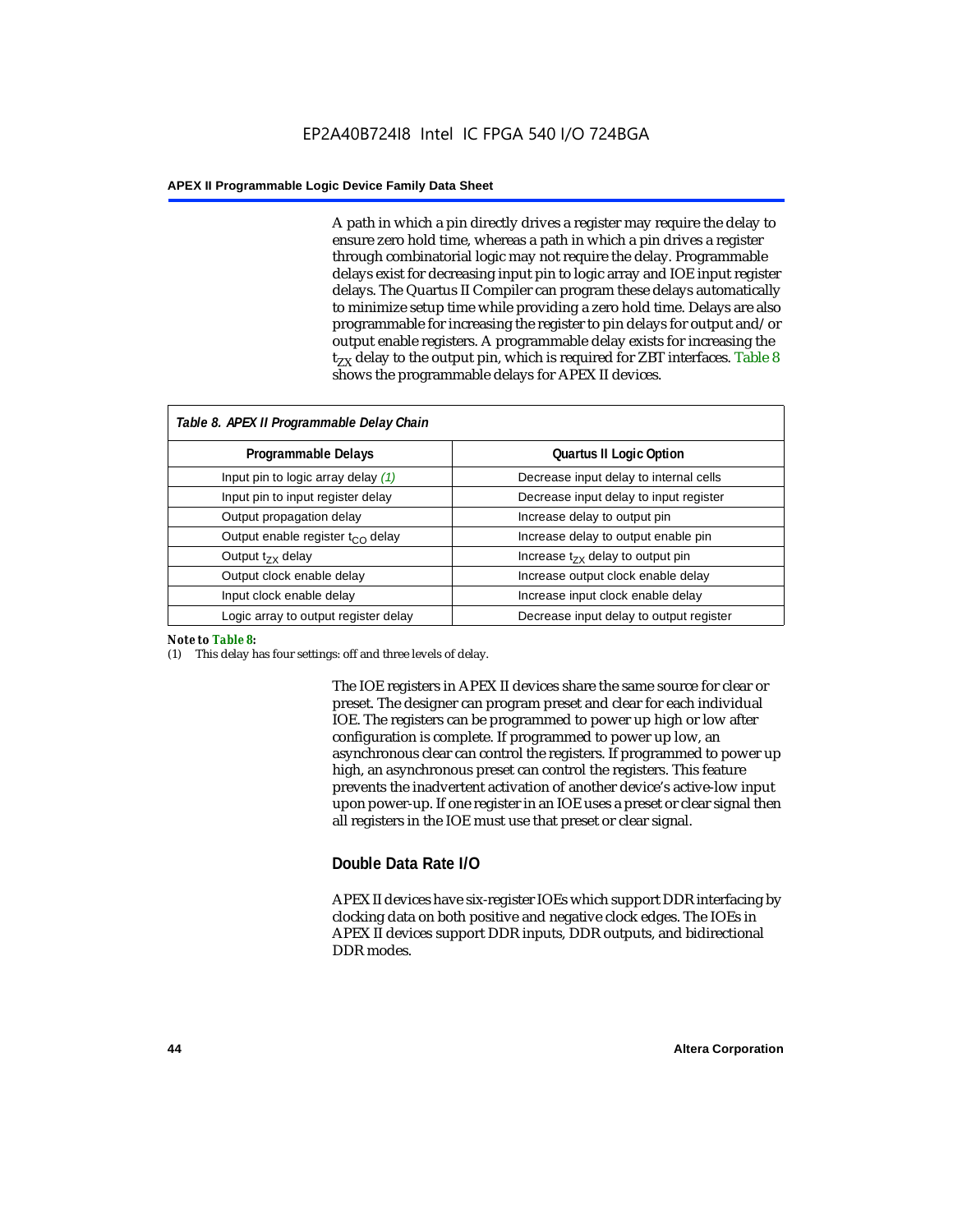A path in which a pin directly drives a register may require the delay to ensure zero hold time, whereas a path in which a pin drives a register through combinatorial logic may not require the delay. Programmable delays exist for decreasing input pin to logic array and IOE input register delays. The Quartus II Compiler can program these delays automatically to minimize setup time while providing a zero hold time. Delays are also programmable for increasing the register to pin delays for output and/or output enable registers. A programmable delay exists for increasing the $t_{ZX}$ delay to the output pin, which is required for ZBT interfaces. Table 8 shows the programmable delays for APEX II devices.

*Table 8. APEX II Programmable Delay Chain*

| Programmable Delays | Quartus II Logic Option |
|---|---|
| Input pin to logic array delay *(1)* | Decrease input delay to internal cells |
| Input pin to input register delay | Decrease input delay to input register |
| Output propagation delay | Increase delay to output pin |
| Output enable register $t_{CO}$ delay | Increase delay to output enable pin |
| Output $t_{ZX}$ delay | Increase $t_{ZX}$ delay to output pin |
| Output clock enable delay | Increase output clock enable delay |
| Input clock enable delay | Increase input clock enable delay |
| Logic array to output register delay | Decrease input delay to output register |

**Note to Table 8:**

(1) This delay has four settings: off and three levels of delay.

The IOE registers in APEX II devices share the same source for clear or preset. The designer can program preset and clear for each individual IOE. The registers can be programmed to power up high or low after configuration is complete. If programmed to power up low, an asynchronous clear can control the registers. If programmed to power up high, an asynchronous preset can control the registers. This feature prevents the inadvertent activation of another device's active-low input upon power-up. If one register in an IOE uses a preset or clear signal then all registers in the IOE must use that preset or clear signal.

### Double Data Rate I/O

APEX II devices have six-register IOEs which support DDR interfacing by clocking data on both positive and negative clock edges. The IOEs in APEX II devices support DDR inputs, DDR outputs, and bidirectional DDR modes.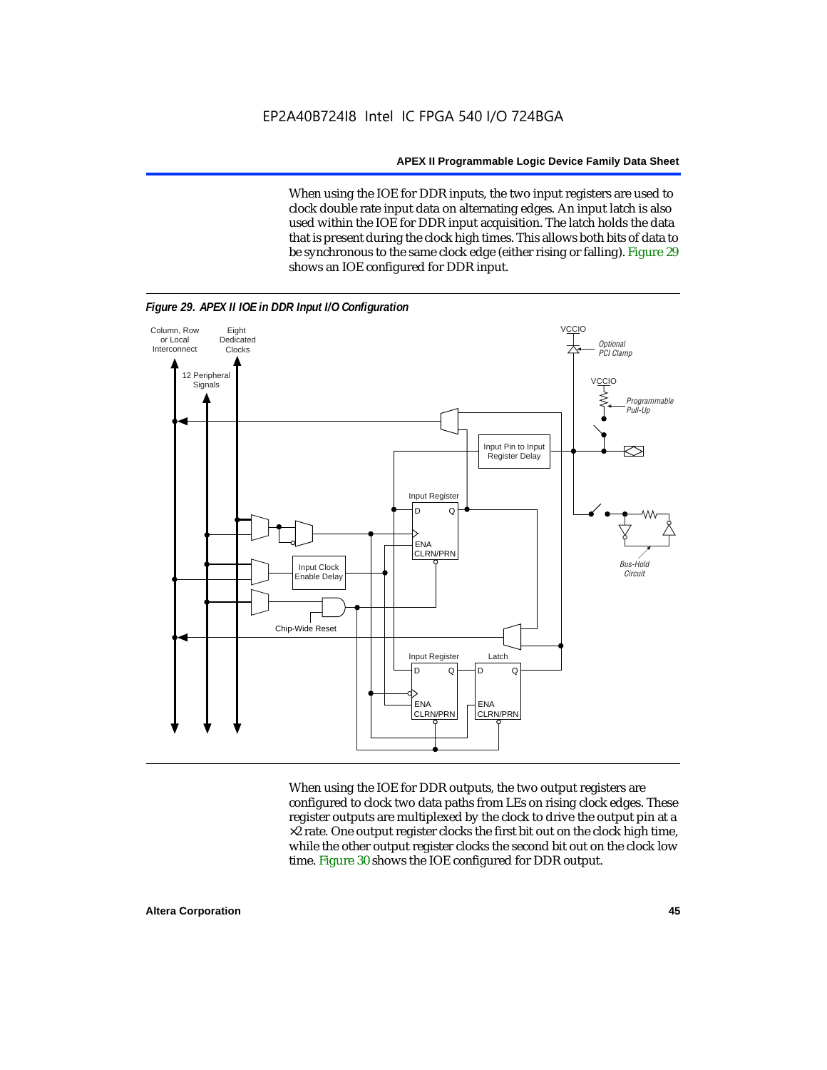When using the IOE for DDR inputs, the two input registers are used to clock double rate input data on alternating edges. An input latch is also used within the IOE for DDR input acquisition. The latch holds the data that is present during the clock high times. This allows both bits of data to be synchronous to the same clock edge (either rising or falling). Figure 29 shows an IOE configured for DDR input.

*Figure 29. APEX II IOE in DDR Input I/O Configuration*

When using the IOE for DDR outputs, the two output registers are configured to clock two data paths from LEs on rising clock edges. These register outputs are multiplexed by the clock to drive the output pin at a ×2 rate. One output register clocks the first bit out on the clock high time, while the other output register clocks the second bit out on the clock low time. Figure 30 shows the IOE configured for DDR output.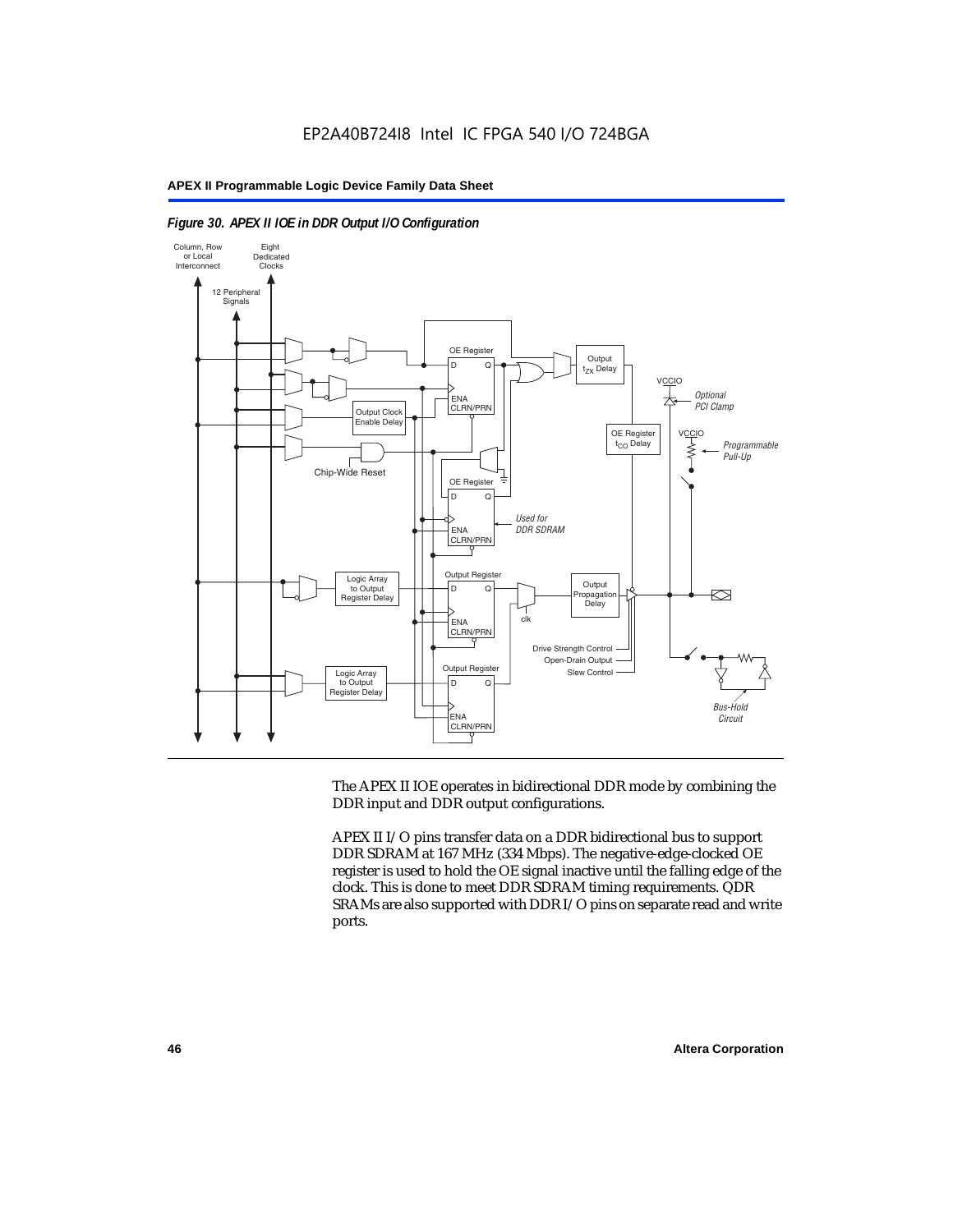EP2A40B724I8 Intel IC FPGA 540 I/O 724BGA

*Figure 30. APEX II IOE in DDR Output I/O Configuration*

The APEX II IOE operates in bidirectional DDR mode by combining the DDR input and DDR output configurations.

APEX II I/O pins transfer data on a DDR bidirectional bus to support DDR SDRAM at 167 MHz (334 Mbps). The negative-edge-clocked OE register is used to hold the OE signal inactive until the falling edge of the clock. This is done to meet DDR SDRAM timing requirements. QDR SRAMs are also supported with DDR I/O pins on separate read and write ports.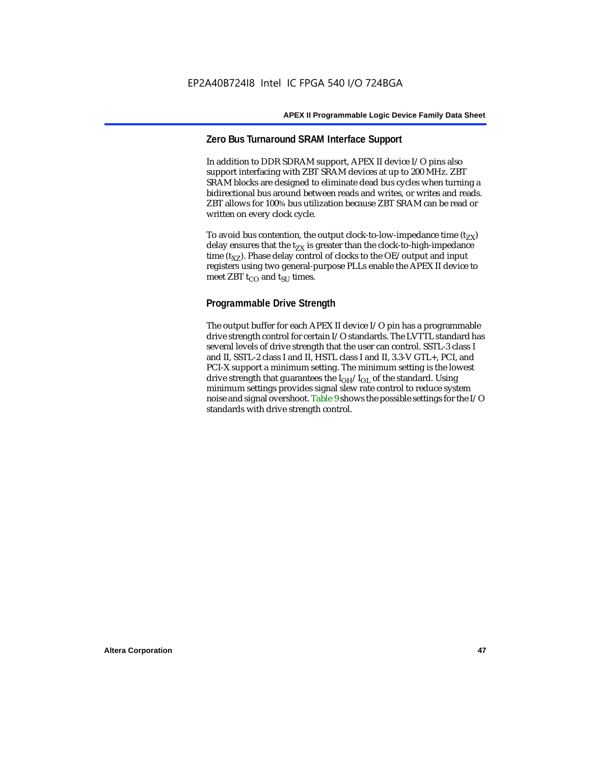## Zero Bus Turnaround SRAM Interface Support

In addition to DDR SDRAM support, APEX II device I/O pins also support interfacing with ZBT SRAM devices at up to 200 MHz. ZBT SRAM blocks are designed to eliminate dead bus cycles when turning a bidirectional bus around between reads and writes, or writes and reads. ZBT allows for 100% bus utilization because ZBT SRAM can be read or written on every clock cycle.

To avoid bus contention, the output clock-to-low-impedance time ($t_{ZX}$) delay ensures that the $t_{ZX}$ is greater than the clock-to-high-impedance time ($t_{XZ}$). Phase delay control of clocks to the OE/output and input registers using two general-purpose PLLs enable the APEX II device to meet ZBT $t_{CO}$ and $t_{SU}$ times.

## Programmable Drive Strength

The output buffer for each APEX II device I/O pin has a programmable drive strength control for certain I/O standards. The LVTTL standard has several levels of drive strength that the user can control. SSTL-3 class I and II, SSTL-2 class I and II, HSTL class I and II, 3.3-V GTL+, PCI, and PCI-X support a minimum setting. The minimum setting is the lowest drive strength that guarantees the $I_{OH}/I_{OL}$ of the standard. Using minimum settings provides signal slew rate control to reduce system noise and signal overshoot. Table 9 shows the possible settings for the I/O standards with drive strength control.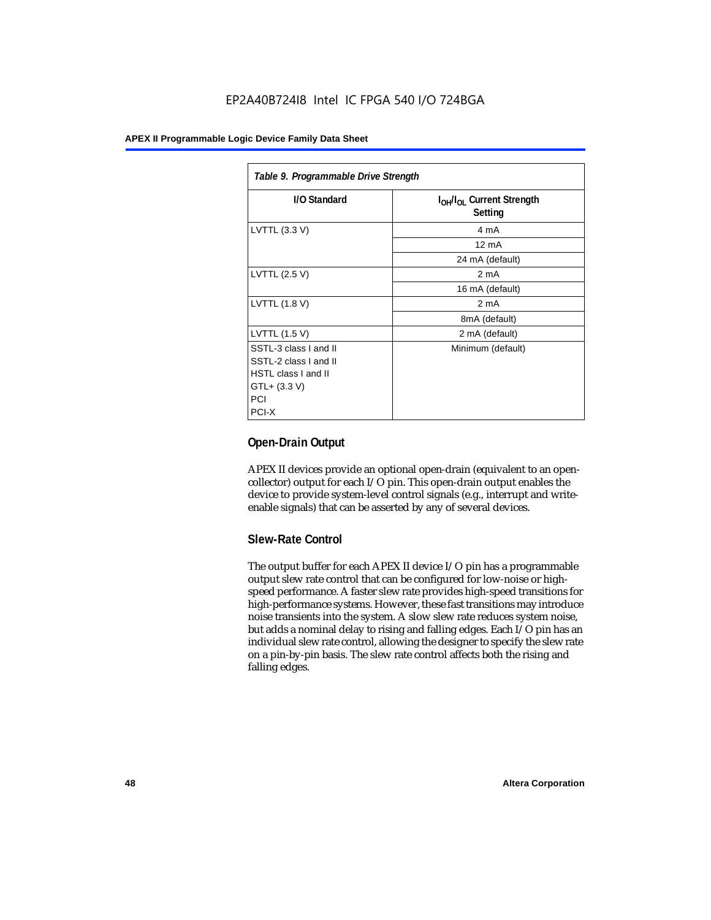Table 9. Programmable Drive Strength

| I/O Standard | $I_{OH}/I_{OL}$ Current Strength Setting |
|---|---|
| LVTTL (3.3 V) | 4 mA |
| | 12 mA |
| | 24 mA (default) |
| LVTTL (2.5 V) | 2 mA |
| | 16 mA (default) |
| LVTTL (1.8 V) | 2 mA |
| | 8mA (default) |
| LVTTL (1.5 V) | 2 mA (default) |
| SSTL-3 class I and II<br>SSTL-2 class I and II<br>HSTL class I and II<br>GTL+ (3.3 V)<br>PCI<br>PCI-X | Minimum (default) |

### Open-Drain Output

APEX II devices provide an optional open-drain (equivalent to an open-collector) output for each I/O pin. This open-drain output enables the device to provide system-level control signals (e.g., interrupt and write-enable signals) that can be asserted by any of several devices.

### Slew-Rate Control

The output buffer for each APEX II device I/O pin has a programmable output slew rate control that can be configured for low-noise or high-speed performance. A faster slew rate provides high-speed transitions for high-performance systems. However, these fast transitions may introduce noise transients into the system. A slow slew rate reduces system noise, but adds a nominal delay to rising and falling edges. Each I/O pin has an individual slew rate control, allowing the designer to specify the slew rate on a pin-by-pin basis. The slew rate control affects both the rising and falling edges.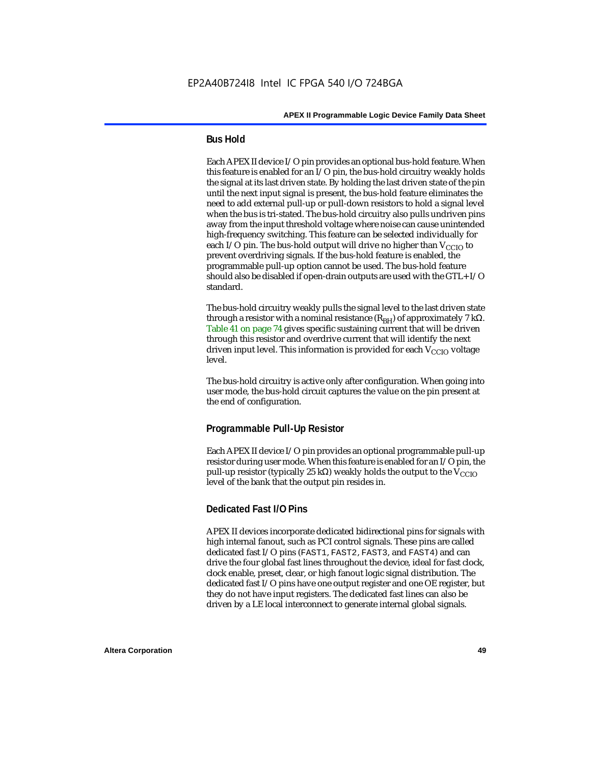### Bus Hold

Each APEX II device I/O pin provides an optional bus-hold feature. When this feature is enabled for an I/O pin, the bus-hold circuitry weakly holds the signal at its last driven state. By holding the last driven state of the pin until the next input signal is present, the bus-hold feature eliminates the need to add external pull-up or pull-down resistors to hold a signal level when the bus is tri-stated. The bus-hold circuitry also pulls undriven pins away from the input threshold voltage where noise can cause unintended high-frequency switching. This feature can be selected individually for each I/O pin. The bus-hold output will drive no higher than $V_{CCIO}$ to prevent overdriving signals. If the bus-hold feature is enabled, the programmable pull-up option cannot be used. The bus-hold feature should also be disabled if open-drain outputs are used with the GTL+ I/O standard.

The bus-hold circuitry weakly pulls the signal level to the last driven state through a resistor with a nominal resistance ($R_{BH}$) of approximately 7 kΩ. Table 41 on page 74 gives specific sustaining current that will be driven through this resistor and overdrive current that will identify the next driven input level. This information is provided for each $V_{CCIO}$ voltage level.

The bus-hold circuitry is active only after configuration. When going into user mode, the bus-hold circuit captures the value on the pin present at the end of configuration.

### Programmable Pull-Up Resistor

Each APEX II device I/O pin provides an optional programmable pull-up resistor during user mode. When this feature is enabled for an I/O pin, the pull-up resistor (typically 25 kΩ) weakly holds the output to the $V_{CCIO}$ level of the bank that the output pin resides in.

### Dedicated Fast I/O Pins

APEX II devices incorporate dedicated bidirectional pins for signals with high internal fanout, such as PCI control signals. These pins are called dedicated fast I/O pins (FAST1, FAST2, FAST3, and FAST4) and can drive the four global fast lines throughout the device, ideal for fast clock, clock enable, preset, clear, or high fanout logic signal distribution. The dedicated fast I/O pins have one output register and one OE register, but they do not have input registers. The dedicated fast lines can also be driven by a LE local interconnect to generate internal global signals.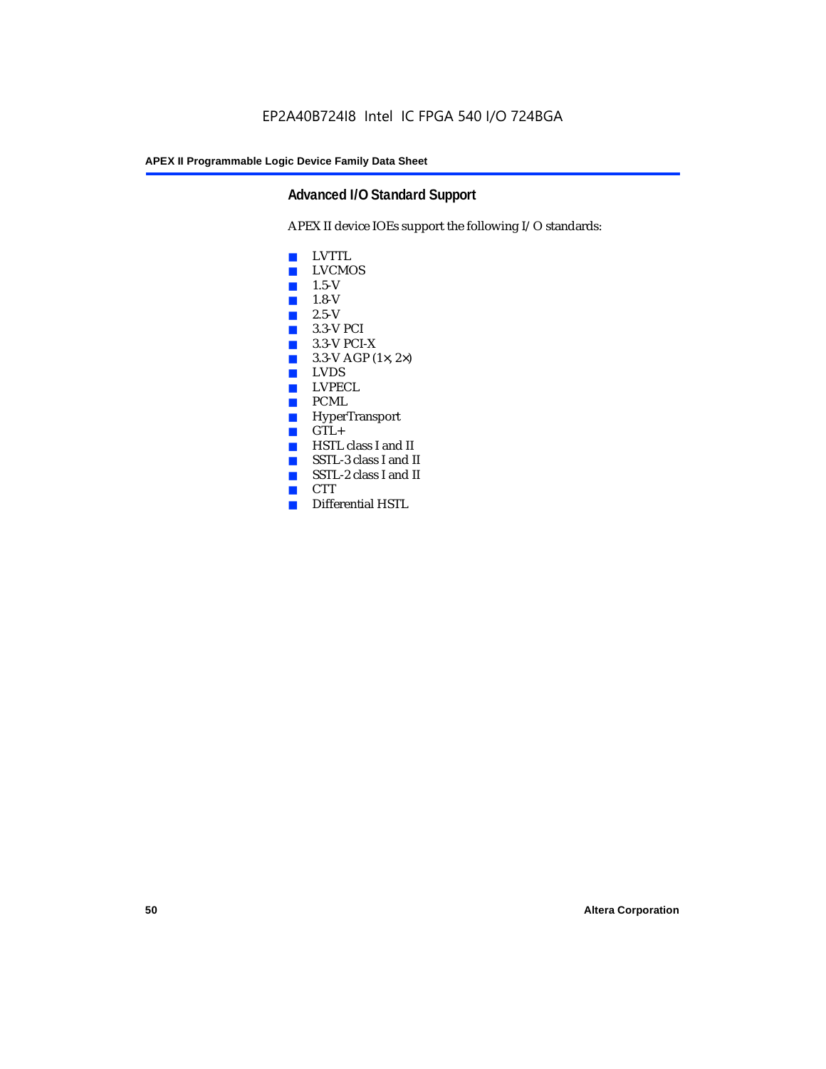## Advanced I/O Standard Support

APEX II device IOEs support the following I/O standards:

- LVTTL
- LVCMOS
- 1.5-V
- 1.8-V
- 2.5-V
- 3.3-V PCI
- 3.3-V PCI-X
- 3.3-V AGP (1×, 2×)
- LVDS
- LVPECL
- PCML
- HyperTransport
- GTL+
- HSTL class I and II
- SSTL-3 class I and II
- SSTL-2 class I and II
- CTT
- Differential HSTL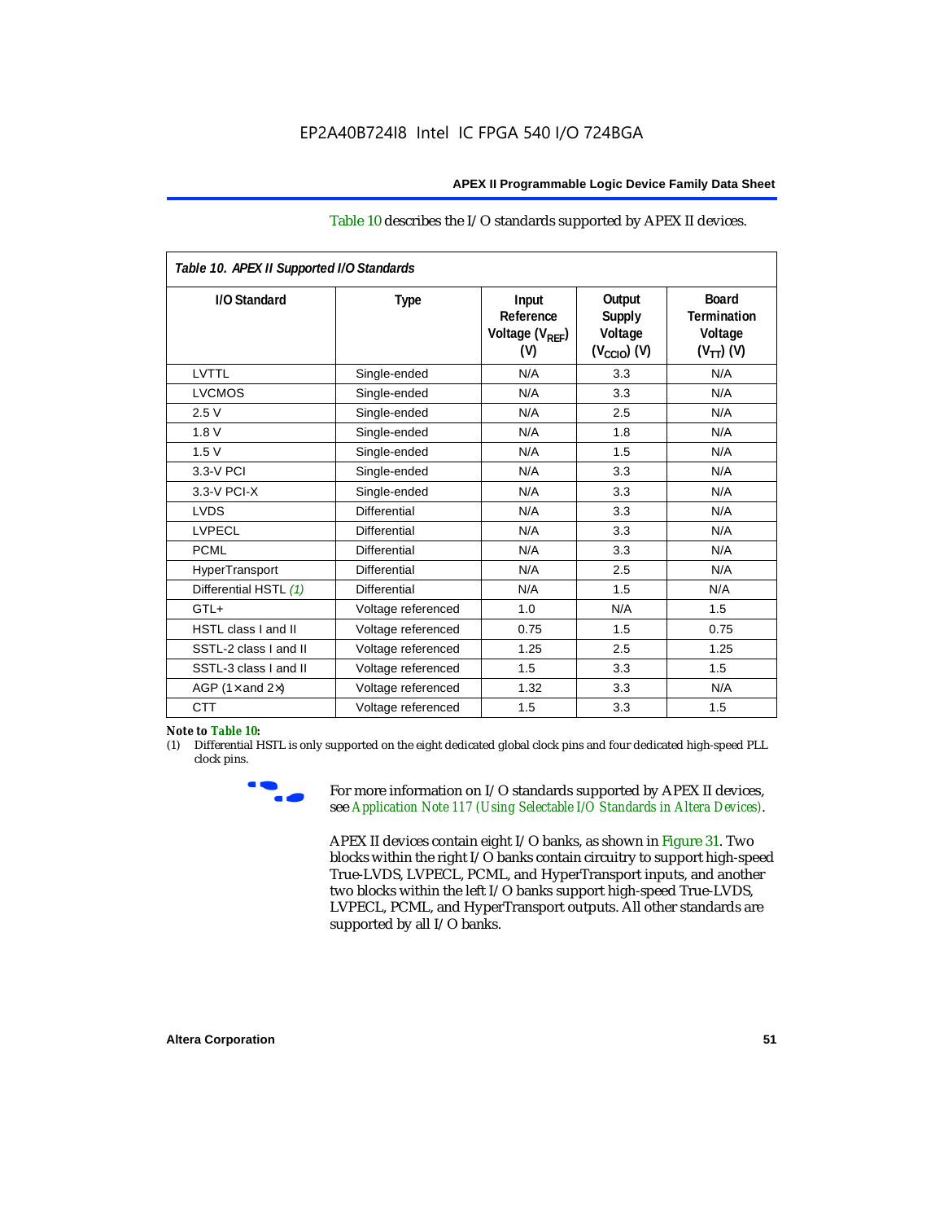Table 10 describes the I/O standards supported by APEX II devices.

*Table 10. APEX II Supported I/O Standards*

| I/O Standard | Type | Input Reference Voltage ($V_{REF}$) (V) | Output Supply Voltage ($V_{CCIO}$) (V) | Board Termination Voltage ($V_{TT}$) (V) |
|---|---|---|---|---|
| LVTTL | Single-ended | N/A | 3.3 | N/A |
| LVCMOS | Single-ended | N/A | 3.3 | N/A |
| 2.5 V | Single-ended | N/A | 2.5 | N/A |
| 1.8 V | Single-ended | N/A | 1.8 | N/A |
| 1.5 V | Single-ended | N/A | 1.5 | N/A |
| 3.3-V PCI | Single-ended | N/A | 3.3 | N/A |
| 3.3-V PCI-X | Single-ended | N/A | 3.3 | N/A |
| LVDS | Differential | N/A | 3.3 | N/A |
| LVPECL | Differential | N/A | 3.3 | N/A |
| PCML | Differential | N/A | 3.3 | N/A |
| HyperTransport | Differential | N/A | 2.5 | N/A |
| Differential HSTL *(1)* | Differential | N/A | 1.5 | N/A |
| GTL+ | Voltage referenced | 1.0 | N/A | 1.5 |
| HSTL class I and II | Voltage referenced | 0.75 | 1.5 | 0.75 |
| SSTL-2 class I and II | Voltage referenced | 1.25 | 2.5 | 1.25 |
| SSTL-3 class I and II | Voltage referenced | 1.5 | 3.3 | 1.5 |
| AGP (1× and 2×) | Voltage referenced | 1.32 | 3.3 | N/A |
| CTT | Voltage referenced | 1.5 | 3.3 | 1.5 |

**Note to Table 10:**

(1) Differential HSTL is only supported on the eight dedicated global clock pins and four dedicated high-speed PLL clock pins.

For more information on I/O standards supported by APEX II devices, see *Application Note 117 (Using Selectable I/O Standards in Altera Devices)*.

APEX II devices contain eight I/O banks, as shown in Figure 31. Two blocks within the right I/O banks contain circuitry to support high-speed True-LVDS, LVPECL, PCML, and HyperTransport inputs, and another two blocks within the left I/O banks support high-speed True-LVDS, LVPECL, PCML, and HyperTransport outputs. All other standards are supported by all I/O banks.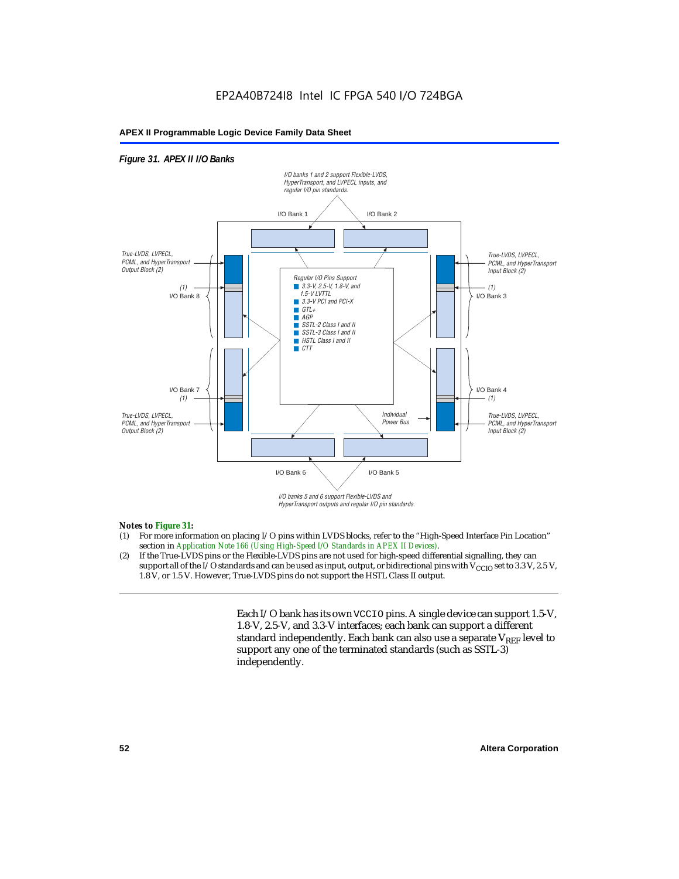*Figure 31. APEX II I/O Banks*

I/O banks 1 and 2 support Flexible-LVDS, HyperTransport, and LVPECL inputs, and regular I/O pin standards.

I/O Bank 1 | I/O Bank 2

True-LVDS, LVPECL, PCML, and HyperTransport Output Block (2)

(1) I/O Bank 8

Regular I/O Pins Support
- 3.3-V, 2.5-V, 1.8-V, and 1.5-V LVTTL
- 3.3-V PCI and PCI-X
- GTL+
- AGP
- SSTL-2 Class I and II
- SSTL-3 Class I and II
- HSTL Class I and II
- CTT

True-LVDS, LVPECL, PCML, and HyperTransport Input Block (2)

(1) I/O Bank 3

I/O Bank 7 (1)

True-LVDS, LVPECL, PCML, and HyperTransport Output Block (2)

Individual Power Bus

I/O Bank 4 (1)

True-LVDS, LVPECL, PCML, and HyperTransport Input Block (2)

I/O Bank 6 | I/O Bank 5

I/O banks 5 and 6 support Flexible-LVDS and HyperTransport outputs and regular I/O pin standards.

***Notes to Figure 31:***

(1) For more information on placing I/O pins within LVDS blocks, refer to the "High-Speed Interface Pin Location" section in *Application Note 166 (Using High-Speed I/O Standards in APEX II Devices)*.

(2) If the True-LVDS pins or the Flexible-LVDS pins are not used for high-speed differential signalling, they can support all of the I/O standards and can be used as input, output, or bidirectional pins with $V_{CCIO}$ set to 3.3 V, 2.5 V, 1.8 V, or 1.5 V. However, True-LVDS pins do not support the HSTL Class II output.

Each I/O bank has its own `VCCIO` pins. A single device can support 1.5-V, 1.8-V, 2.5-V, and 3.3-V interfaces; each bank can support a different standard independently. Each bank can also use a separate $V_{REF}$ level to support any one of the terminated standards (such as SSTL-3) independently.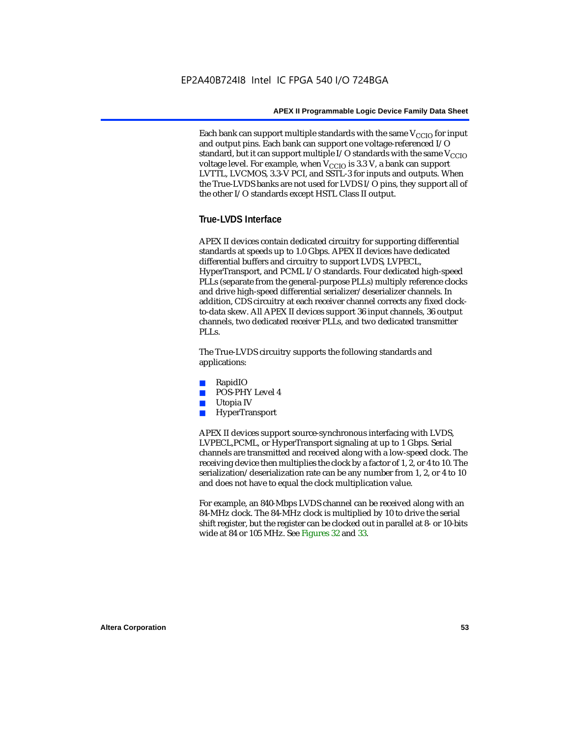Each bank can support multiple standards with the same $V_{CCIO}$ for input and output pins. Each bank can support one voltage-referenced I/O standard, but it can support multiple I/O standards with the same $V_{CCIO}$ voltage level. For example, when $V_{CCIO}$ is 3.3 V, a bank can support LVTTL, LVCMOS, 3.3-V PCI, and SSTL-3 for inputs and outputs. When the True-LVDS banks are not used for LVDS I/O pins, they support all of the other I/O standards except HSTL Class II output.

### True-LVDS Interface

APEX II devices contain dedicated circuitry for supporting differential standards at speeds up to 1.0 Gbps. APEX II devices have dedicated differential buffers and circuitry to support LVDS, LVPECL, HyperTransport, and PCML I/O standards. Four dedicated high-speed PLLs (separate from the general-purpose PLLs) multiply reference clocks and drive high-speed differential serializer/deserializer channels. In addition, CDS circuitry at each receiver channel corrects any fixed clock-to-data skew. All APEX II devices support 36 input channels, 36 output channels, two dedicated receiver PLLs, and two dedicated transmitter PLLs.

The True-LVDS circuitry supports the following standards and applications:

- RapidIO
- POS-PHY Level 4
- Utopia IV
- HyperTransport

APEX II devices support source-synchronous interfacing with LVDS, LVPECL,PCML, or HyperTransport signaling at up to 1 Gbps. Serial channels are transmitted and received along with a low-speed clock. The receiving device then multiplies the clock by a factor of 1, 2, or 4 to 10. The serialization/deserialization rate can be any number from 1, 2, or 4 to 10 and does not have to equal the clock multiplication value.

For example, an 840-Mbps LVDS channel can be received along with an 84-MHz clock. The 84-MHz clock is multiplied by 10 to drive the serial shift register, but the register can be clocked out in parallel at 8- or 10-bits wide at 84 or 105 MHz. See Figures 32 and 33.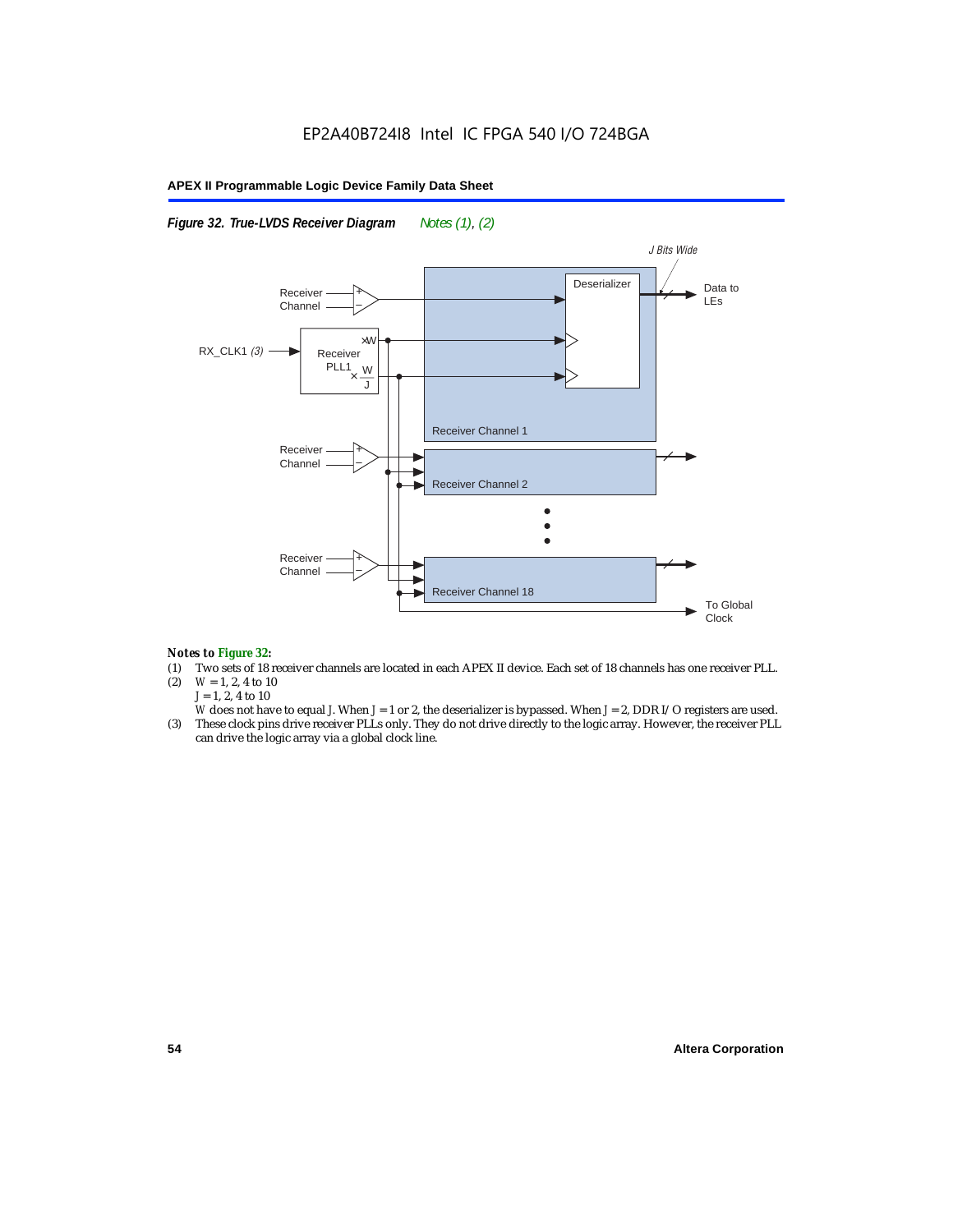EP2A40B724I8 Intel IC FPGA 540 I/O 724BGA

*Figure 32. True-LVDS Receiver Diagram* *Notes (1), (2)*

J Bits Wide

Receiver Channel

Deserializer

Data to LEs

RX_CLK1 *(3)*

Receiver PLL1

×W

× W/J

Receiver Channel 1

Receiver Channel

Receiver Channel 2

Receiver Channel

Receiver Channel 18

To Global Clock

***Notes to Figure 32:***

(1) Two sets of 18 receiver channels are located in each APEX II device. Each set of 18 channels has one receiver PLL.

(2) $W = 1, 2, 4$ to 10
$J = 1, 2, 4$ to 10
$W$ does not have to equal $J$. When $J = 1$ or 2, the deserializer is bypassed. When $J = 2$, DDR I/O registers are used.

(3) These clock pins drive receiver PLLs only. They do not drive directly to the logic array. However, the receiver PLL can drive the logic array via a global clock line.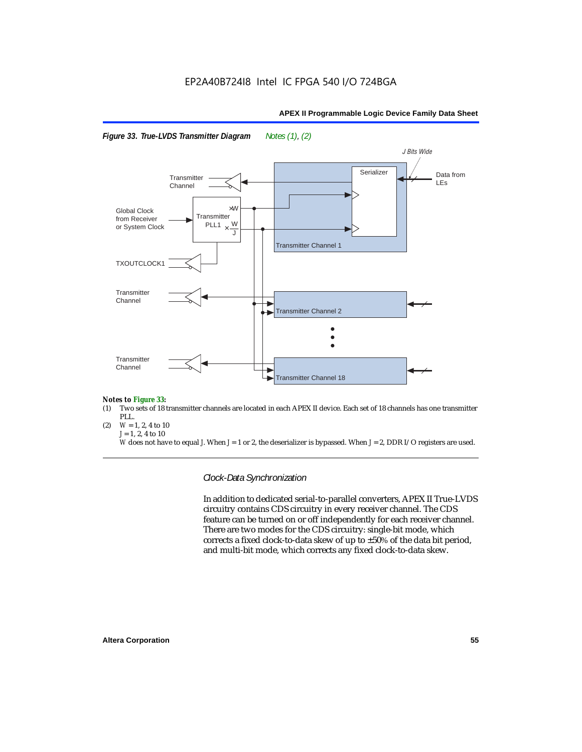EP2A40B724I8 Intel IC FPGA 540 I/O 724BGA

*Figure 33. True-LVDS Transmitter Diagram* Notes (1), (2)

Transmitter Channel

Global Clock from Receiver or System Clock

Transmitter PLL1 $\times W$ $\times \frac{W}{J}$

TXOUTCLOCK1

Serializer

J Bits Wide

Data from LEs

Transmitter Channel 1

Transmitter Channel

Transmitter Channel 2

Transmitter Channel

Transmitter Channel 18

*Notes to Figure 33:*

(1) Two sets of 18 transmitter channels are located in each APEX II device. Each set of 18 channels has one transmitter PLL.

(2) $W = 1, 2, 4$ to 10
$J = 1, 2, 4$ to 10
$W$ does not have to equal $J$. When $J = 1$ or 2, the deserializer is bypassed. When $J = 2$, DDR I/O registers are used.

### *Clock-Data Synchronization*

In addition to dedicated serial-to-parallel converters, APEX II True-LVDS circuitry contains CDS circuitry in every receiver channel. The CDS feature can be turned on or off independently for each receiver channel. There are two modes for the CDS circuitry: single-bit mode, which corrects a fixed clock-to-data skew of up to ±50% of the data bit period, and multi-bit mode, which corrects any fixed clock-to-data skew.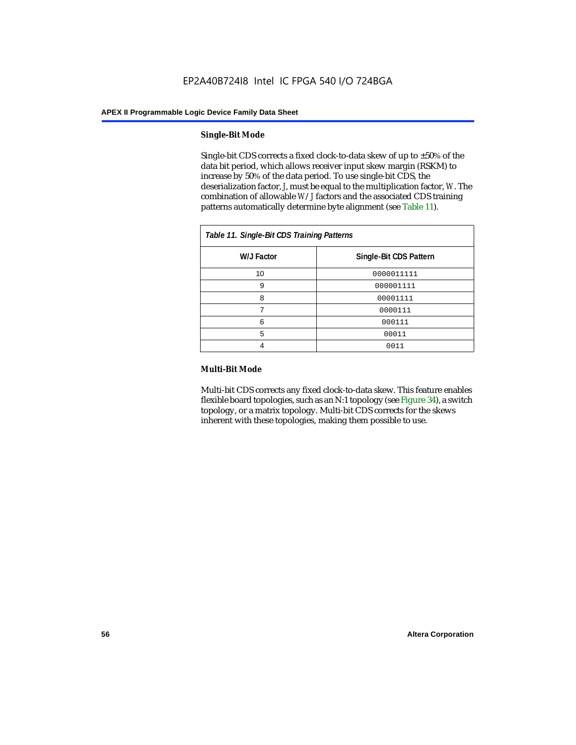#### Single-Bit Mode

Single-bit CDS corrects a fixed clock-to-data skew of up to ±50% of the data bit period, which allows receiver input skew margin (RSKM) to increase by 50% of the data period. To use single-bit CDS, the deserialization factor, *J*, must be equal to the multiplication factor, *W*. The combination of allowable *W*/*J* factors and the associated CDS training patterns automatically determine byte alignment (see Table 11).

*Table 11. Single-Bit CDS Training Patterns*

| W/J Factor | Single-Bit CDS Pattern |
|---|---|
| 10 | 0000011111 |
| 9 | 000001111 |
| 8 | 00001111 |
| 7 | 0000111 |
| 6 | 000111 |
| 5 | 00011 |
| 4 | 0011 |

#### Multi-Bit Mode

Multi-bit CDS corrects any fixed clock-to-data skew. This feature enables flexible board topologies, such as an N:1 topology (see Figure 34), a switch topology, or a matrix topology. Multi-bit CDS corrects for the skews inherent with these topologies, making them possible to use.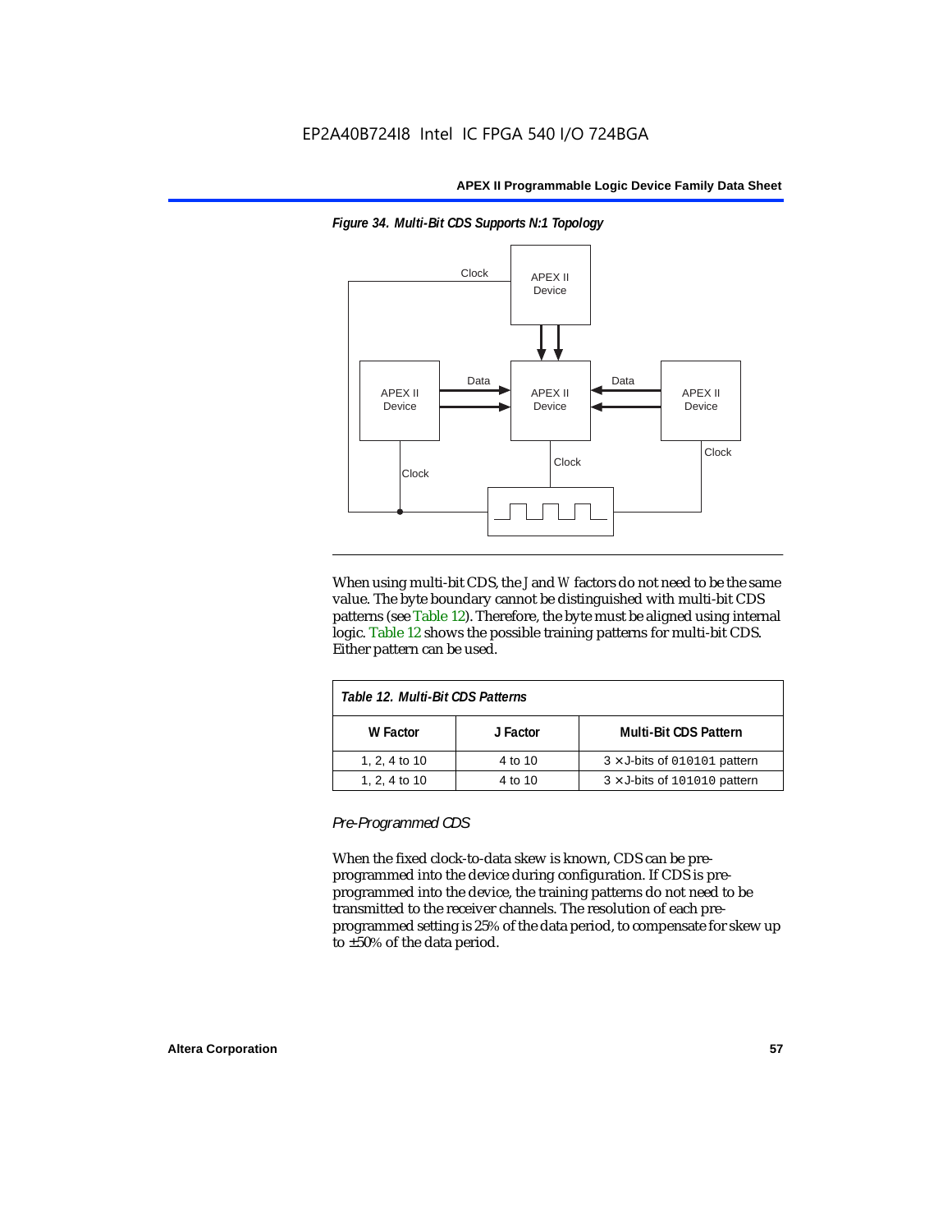*Figure 34. Multi-Bit CDS Supports N:1 Topology*

When using multi-bit CDS, the *J* and *W* factors do not need to be the same value. The byte boundary cannot be distinguished with multi-bit CDS patterns (see Table 12). Therefore, the byte must be aligned using internal logic. Table 12 shows the possible training patterns for multi-bit CDS. Either pattern can be used.

*Table 12. Multi-Bit CDS Patterns*

| W Factor | J Factor | Multi-Bit CDS Pattern |
|---|---|---|
| 1, 2, 4 to 10 | 4 to 10 | 3 × J-bits of `010101` pattern |
| 1, 2, 4 to 10 | 4 to 10 | 3 × J-bits of `101010` pattern |

### *Pre-Programmed CDS*

When the fixed clock-to-data skew is known, CDS can be pre-programmed into the device during configuration. If CDS is pre-programmed into the device, the training patterns do not need to be transmitted to the receiver channels. The resolution of each pre-programmed setting is 25% of the data period, to compensate for skew up to ±50% of the data period.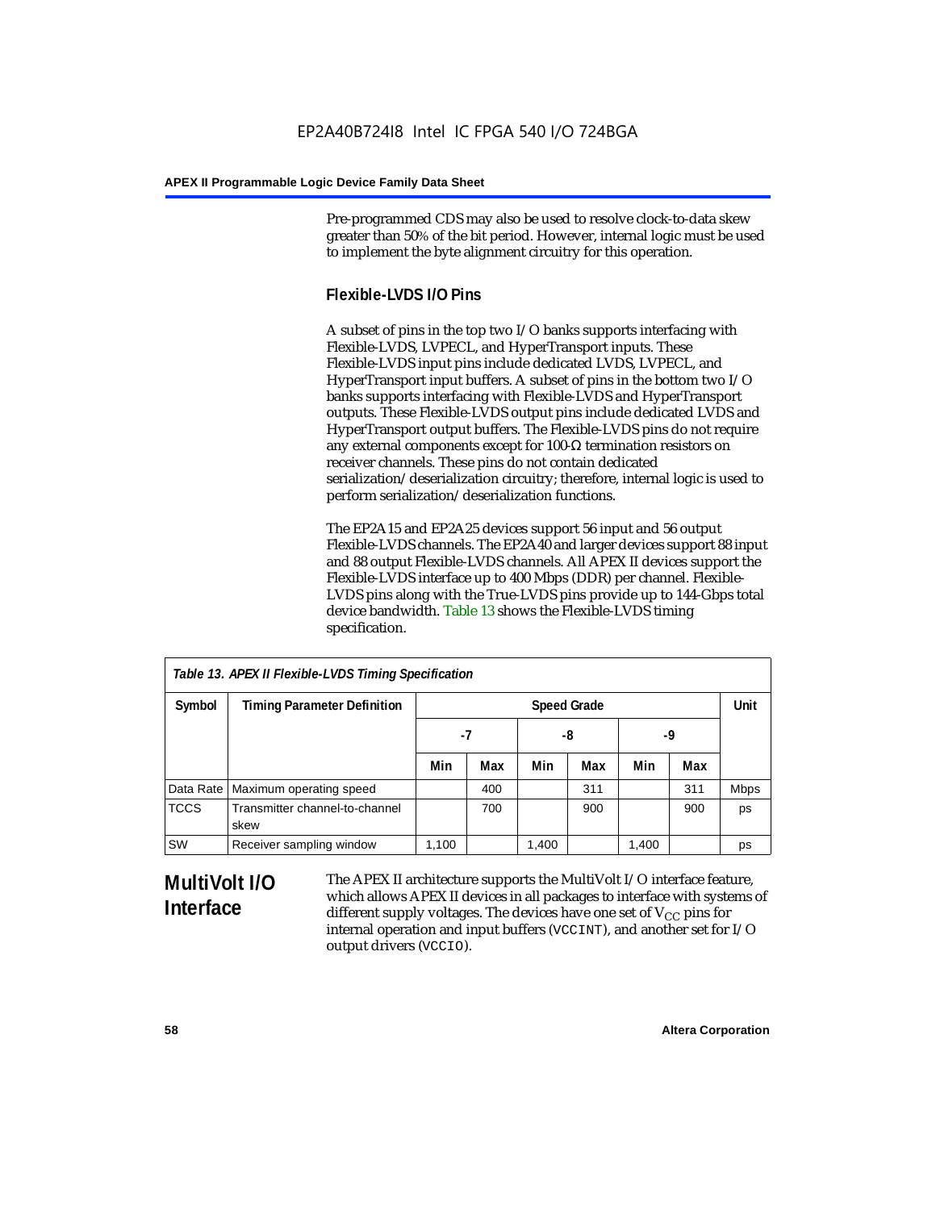Pre-programmed CDS may also be used to resolve clock-to-data skew greater than 50% of the bit period. However, internal logic must be used to implement the byte alignment circuitry for this operation.

### Flexible-LVDS I/O Pins

A subset of pins in the top two I/O banks supports interfacing with Flexible-LVDS, LVPECL, and HyperTransport inputs. These Flexible-LVDS input pins include dedicated LVDS, LVPECL, and HyperTransport input buffers. A subset of pins in the bottom two I/O banks supports interfacing with Flexible-LVDS and HyperTransport outputs. These Flexible-LVDS output pins include dedicated LVDS and HyperTransport output buffers. The Flexible-LVDS pins do not require any external components except for 100-Ω termination resistors on receiver channels. These pins do not contain dedicated serialization/deserialization circuitry; therefore, internal logic is used to perform serialization/deserialization functions.

The EP2A15 and EP2A25 devices support 56 input and 56 output Flexible-LVDS channels. The EP2A40 and larger devices support 88 input and 88 output Flexible-LVDS channels. All APEX II devices support the Flexible-LVDS interface up to 400 Mbps (DDR) per channel. Flexible-LVDS pins along with the True-LVDS pins provide up to 144-Gbps total device bandwidth. Table 13 shows the Flexible-LVDS timing specification.

*Table 13. APEX II Flexible-LVDS Timing Specification*

| Symbol | Timing Parameter Definition | Speed Grade | | | | | | Unit |
|---|---|---|---|---|---|---|---|---|
| | | -7 | | -8 | | -9 | | |
| | | Min | Max | Min | Max | Min | Max | |
| Data Rate | Maximum operating speed | | 400 | | 311 | | 311 | Mbps |
| TCCS | Transmitter channel-to-channel skew | | 700 | | 900 | | 900 | ps |
| SW | Receiver sampling window | 1,100 | | 1,400 | | 1,400 | | ps |

## MultiVolt I/O Interface

The APEX II architecture supports the MultiVolt I/O interface feature, which allows APEX II devices in all packages to interface with systems of different supply voltages. The devices have one set of $V_{CC}$ pins for internal operation and input buffers (VCCINT), and another set for I/O output drivers (VCCIO).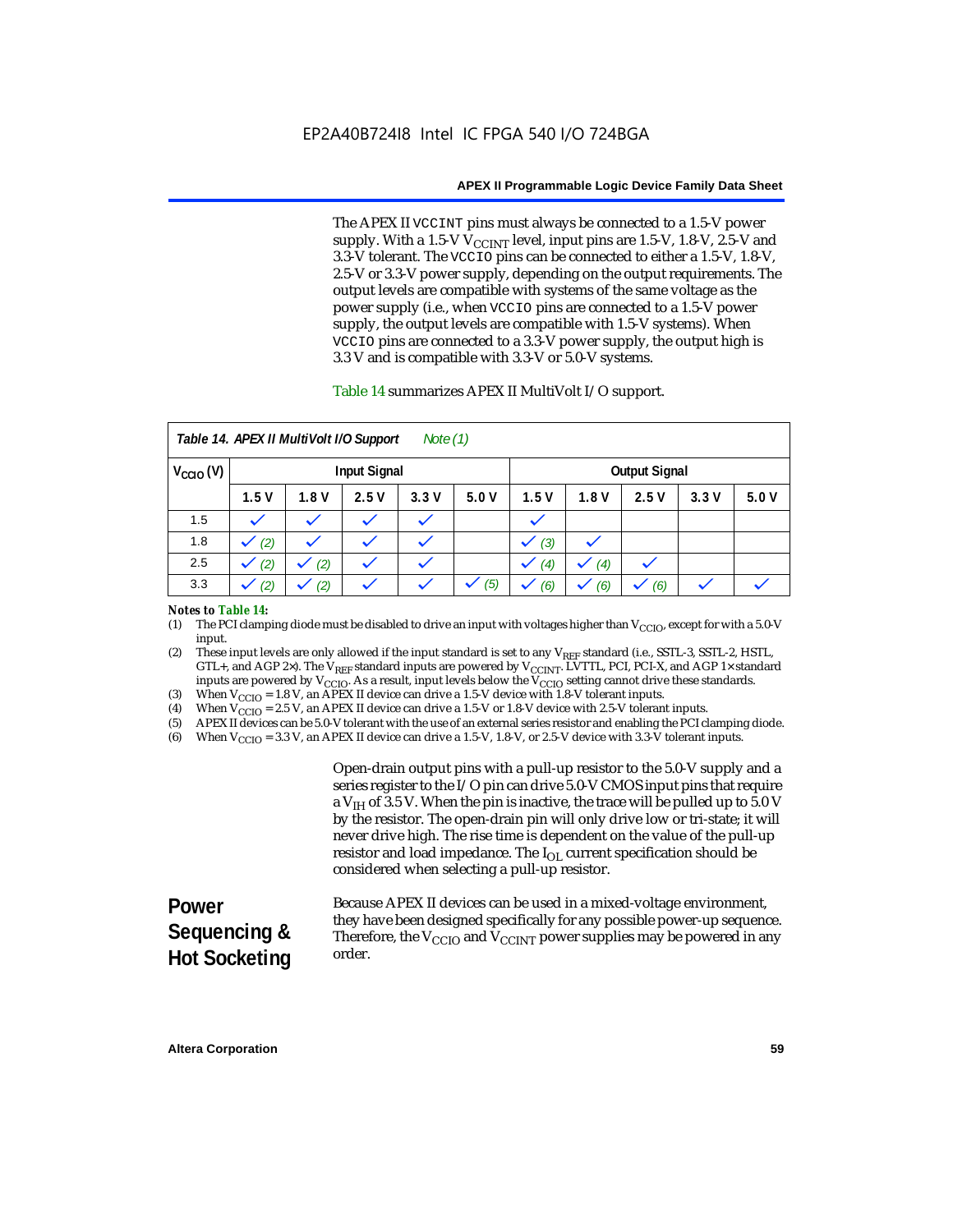The APEX II VCCINT pins must always be connected to a 1.5-V power supply. With a 1.5-V $V_{CCINT}$ level, input pins are 1.5-V, 1.8-V, 2.5-V and 3.3-V tolerant. The VCCIO pins can be connected to either a 1.5-V, 1.8-V, 2.5-V or 3.3-V power supply, depending on the output requirements. The output levels are compatible with systems of the same voltage as the power supply (i.e., when VCCIO pins are connected to a 1.5-V power supply, the output levels are compatible with 1.5-V systems). When VCCIO pins are connected to a 3.3-V power supply, the output high is 3.3 V and is compatible with 3.3-V or 5.0-V systems.

Table 14 summarizes APEX II MultiVolt I/O support.

*Table 14. APEX II MultiVolt I/O Support Note (1)*

| $V_{CCIO}$ (V) | Input Signal | | | | | Output Signal | | | | |
|---|---|---|---|---|---|---|---|---|---|---|
| | 1.5 V | 1.8 V | 2.5 V | 3.3 V | 5.0 V | 1.5 V | 1.8 V | 2.5 V | 3.3 V | 5.0 V |
| 1.5 | ✓ | ✓ | ✓ | ✓ | | ✓ | | | | |
| 1.8 | ✓ (2) | ✓ | ✓ | ✓ | | ✓ (3) | ✓ | | | |
| 2.5 | ✓ (2) | ✓ (2) | ✓ | ✓ | | ✓ (4) | ✓ (4) | ✓ | | |
| 3.3 | ✓ (2) | ✓ (2) | ✓ | ✓ | ✓ (5) | ✓ (6) | ✓ (6) | ✓ (6) | ✓ | ✓ |

*Notes to Table 14:*

(1) The PCI clamping diode must be disabled to drive an input with voltages higher than $V_{CCIO}$, except for with a 5.0-V input.

(2) These input levels are only allowed if the input standard is set to any $V_{REF}$ standard (i.e., SSTL-3, SSTL-2, HSTL, GTL+, and AGP 2×). The $V_{REF}$ standard inputs are powered by $V_{CCINT}$. LVTTL, PCI, PCI-X, and AGP 1× standard inputs are powered by $V_{CCIO}$. As a result, input levels below the $V_{CCIO}$ setting cannot drive these standards.

(3) When $V_{CCIO}$ = 1.8 V, an APEX II device can drive a 1.5-V device with 1.8-V tolerant inputs.

(4) When $V_{CCIO}$ = 2.5 V, an APEX II device can drive a 1.5-V or 1.8-V device with 2.5-V tolerant inputs.

(5) APEX II devices can be 5.0-V tolerant with the use of an external series resistor and enabling the PCI clamping diode.

(6) When $V_{CCIO}$ = 3.3 V, an APEX II device can drive a 1.5-V, 1.8-V, or 2.5-V device with 3.3-V tolerant inputs.

Open-drain output pins with a pull-up resistor to the 5.0-V supply and a series register to the I/O pin can drive 5.0-V CMOS input pins that require a $V_{IH}$ of 3.5 V. When the pin is inactive, the trace will be pulled up to 5.0 V by the resistor. The open-drain pin will only drive low or tri-state; it will never drive high. The rise time is dependent on the value of the pull-up resistor and load impedance. The $I_{OL}$ current specification should be considered when selecting a pull-up resistor.

## Power Sequencing & Hot Socketing

Because APEX II devices can be used in a mixed-voltage environment, they have been designed specifically for any possible power-up sequence. Therefore, the $V_{CCIO}$ and $V_{CCINT}$ power supplies may be powered in any order.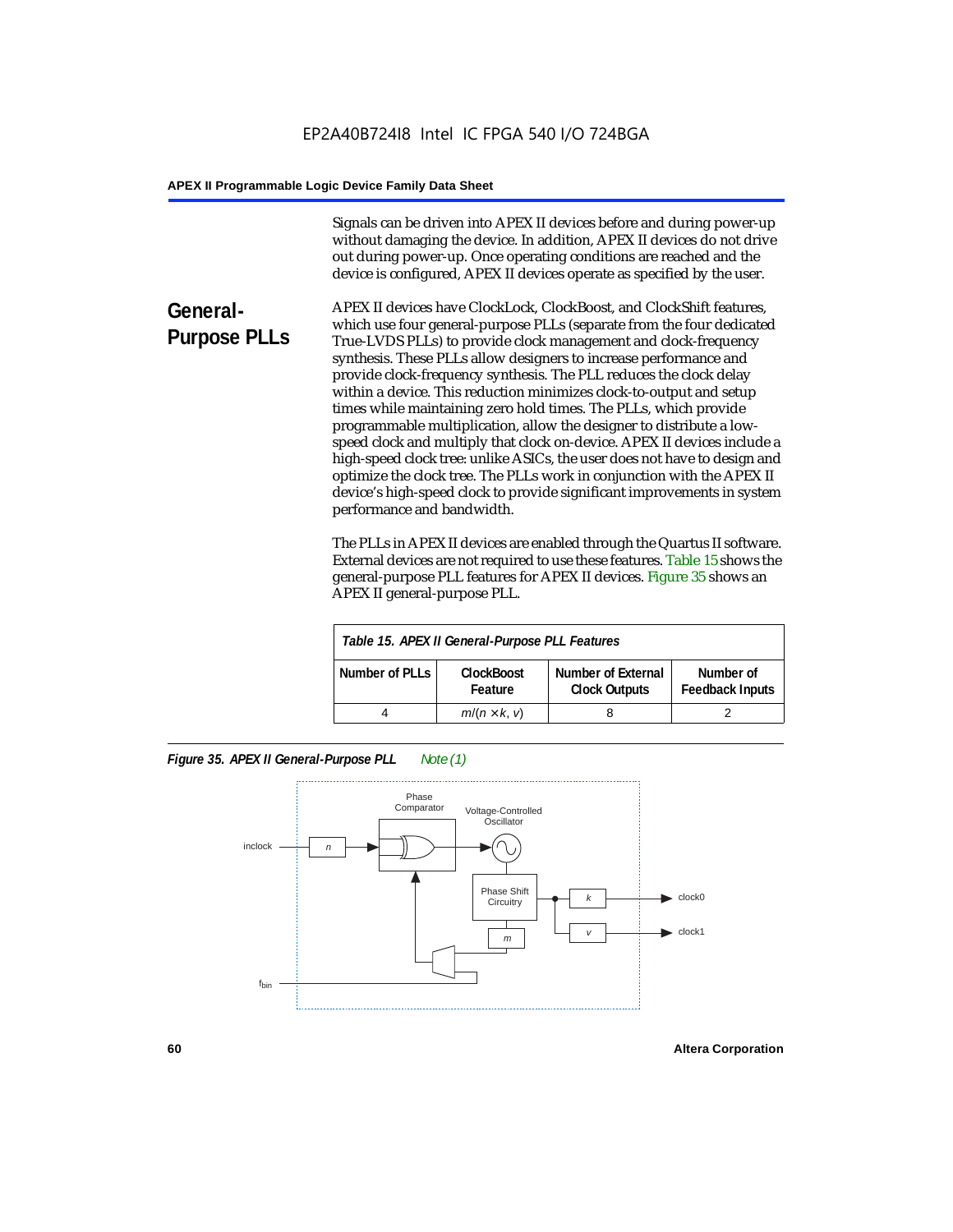Signals can be driven into APEX II devices before and during power-up without damaging the device. In addition, APEX II devices do not drive out during power-up. Once operating conditions are reached and the device is configured, APEX II devices operate as specified by the user.

## General-Purpose PLLs

APEX II devices have ClockLock, ClockBoost, and ClockShift features, which use four general-purpose PLLs (separate from the four dedicated True-LVDS PLLs) to provide clock management and clock-frequency synthesis. These PLLs allow designers to increase performance and provide clock-frequency synthesis. The PLL reduces the clock delay within a device. This reduction minimizes clock-to-output and setup times while maintaining zero hold times. The PLLs, which provide programmable multiplication, allow the designer to distribute a low-speed clock and multiply that clock on-device. APEX II devices include a high-speed clock tree: unlike ASICs, the user does not have to design and optimize the clock tree. The PLLs work in conjunction with the APEX II device's high-speed clock to provide significant improvements in system performance and bandwidth.

The PLLs in APEX II devices are enabled through the Quartus II software. External devices are not required to use these features. Table 15 shows the general-purpose PLL features for APEX II devices. Figure 35 shows an APEX II general-purpose PLL.

*Table 15. APEX II General-Purpose PLL Features*

| Number of PLLs | ClockBoost Feature | Number of External Clock Outputs | Number of Feedback Inputs |
|---|---|---|---|
| 4 | $m/(n \times k, v)$ | 8 | 2 |

*Figure 35. APEX II General-Purpose PLL* *Note (1)*

inclock → $n$ → Phase Comparator → Voltage-Controlled Oscillator → Phase Shift Circuitry → $k$ → clock0; $v$ → clock1; $m$; $f_{bin}$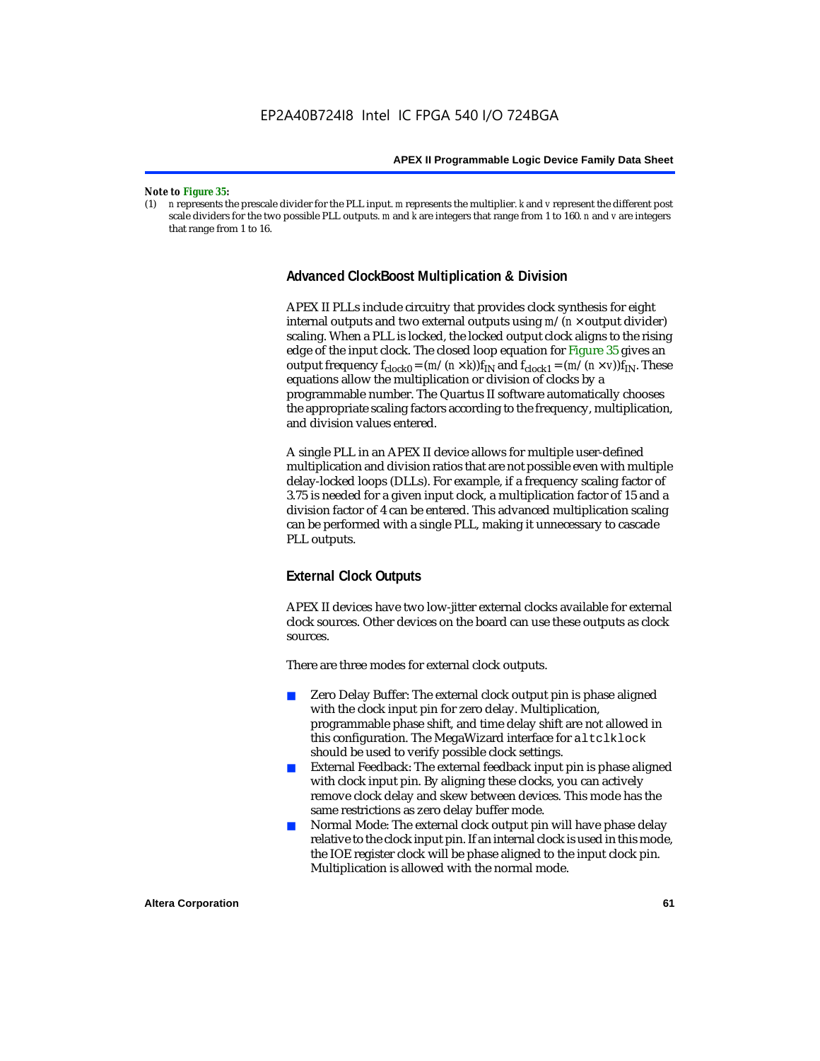*Note to Figure 35:*

(1) *n* represents the prescale divider for the PLL input. *m* represents the multiplier. *k* and *v* represent the different post scale dividers for the two possible PLL outputs. *m* and *k* are integers that range from 1 to 160. *n* and *v* are integers that range from 1 to 16.

### Advanced ClockBoost Multiplication & Division

APEX II PLLs include circuitry that provides clock synthesis for eight internal outputs and two external outputs using $m/(n \times \text{output divider})$ scaling. When a PLL is locked, the locked output clock aligns to the rising edge of the input clock. The closed loop equation for Figure 35 gives an output frequency $f_{clock0} = (m/(n \times k))f_{IN}$ and $f_{clock1} = (m/(n \times v))f_{IN}$. These equations allow the multiplication or division of clocks by a programmable number. The Quartus II software automatically chooses the appropriate scaling factors according to the frequency, multiplication, and division values entered.

A single PLL in an APEX II device allows for multiple user-defined multiplication and division ratios that are not possible even with multiple delay-locked loops (DLLs). For example, if a frequency scaling factor of 3.75 is needed for a given input clock, a multiplication factor of 15 and a division factor of 4 can be entered. This advanced multiplication scaling can be performed with a single PLL, making it unnecessary to cascade PLL outputs.

### External Clock Outputs

APEX II devices have two low-jitter external clocks available for external clock sources. Other devices on the board can use these outputs as clock sources.

There are three modes for external clock outputs.

- Zero Delay Buffer: The external clock output pin is phase aligned with the clock input pin for zero delay. Multiplication, programmable phase shift, and time delay shift are not allowed in this configuration. The MegaWizard interface for `altclklock` should be used to verify possible clock settings.
- External Feedback: The external feedback input pin is phase aligned with clock input pin. By aligning these clocks, you can actively remove clock delay and skew between devices. This mode has the same restrictions as zero delay buffer mode.
- Normal Mode: The external clock output pin will have phase delay relative to the clock input pin. If an internal clock is used in this mode, the IOE register clock will be phase aligned to the input clock pin. Multiplication is allowed with the normal mode.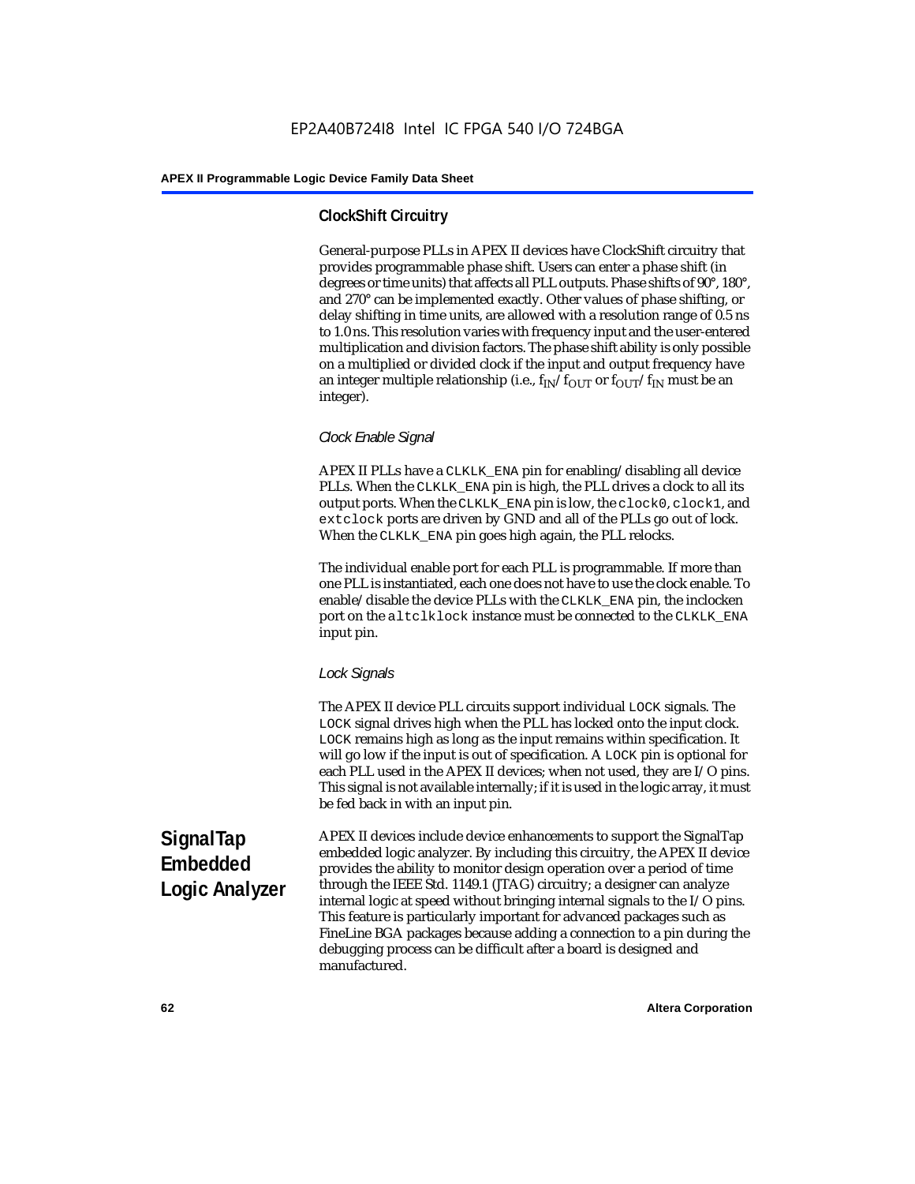### ClockShift Circuitry

General-purpose PLLs in APEX II devices have ClockShift circuitry that provides programmable phase shift. Users can enter a phase shift (in degrees or time units) that affects all PLL outputs. Phase shifts of 90°, 180°, and 270° can be implemented exactly. Other values of phase shifting, or delay shifting in time units, are allowed with a resolution range of 0.5 ns to 1.0 ns. This resolution varies with frequency input and the user-entered multiplication and division factors. The phase shift ability is only possible on a multiplied or divided clock if the input and output frequency have an integer multiple relationship (i.e., $f_{IN}/f_{OUT}$ or $f_{OUT}/f_{IN}$ must be an integer).

#### *Clock Enable Signal*

APEX II PLLs have a `CLKLK_ENA` pin for enabling/disabling all device PLLs. When the `CLKLK_ENA` pin is high, the PLL drives a clock to all its output ports. When the `CLKLK_ENA` pin is low, the `clock0`, `clock1`, and `extclock` ports are driven by GND and all of the PLLs go out of lock. When the `CLKLK_ENA` pin goes high again, the PLL relocks.

The individual enable port for each PLL is programmable. If more than one PLL is instantiated, each one does not have to use the clock enable. To enable/disable the device PLLs with the `CLKLK_ENA` pin, the inclocken port on the `altclklock` instance must be connected to the `CLKLK_ENA` input pin.

#### *Lock Signals*

The APEX II device PLL circuits support individual `LOCK` signals. The `LOCK` signal drives high when the PLL has locked onto the input clock. `LOCK` remains high as long as the input remains within specification. It will go low if the input is out of specification. A `LOCK` pin is optional for each PLL used in the APEX II devices; when not used, they are I/O pins. This signal is not available internally; if it is used in the logic array, it must be fed back in with an input pin.

## SignalTap Embedded Logic Analyzer

APEX II devices include device enhancements to support the SignalTap embedded logic analyzer. By including this circuitry, the APEX II device provides the ability to monitor design operation over a period of time through the IEEE Std. 1149.1 (JTAG) circuitry; a designer can analyze internal logic at speed without bringing internal signals to the I/O pins. This feature is particularly important for advanced packages such as FineLine BGA packages because adding a connection to a pin during the debugging process can be difficult after a board is designed and manufactured.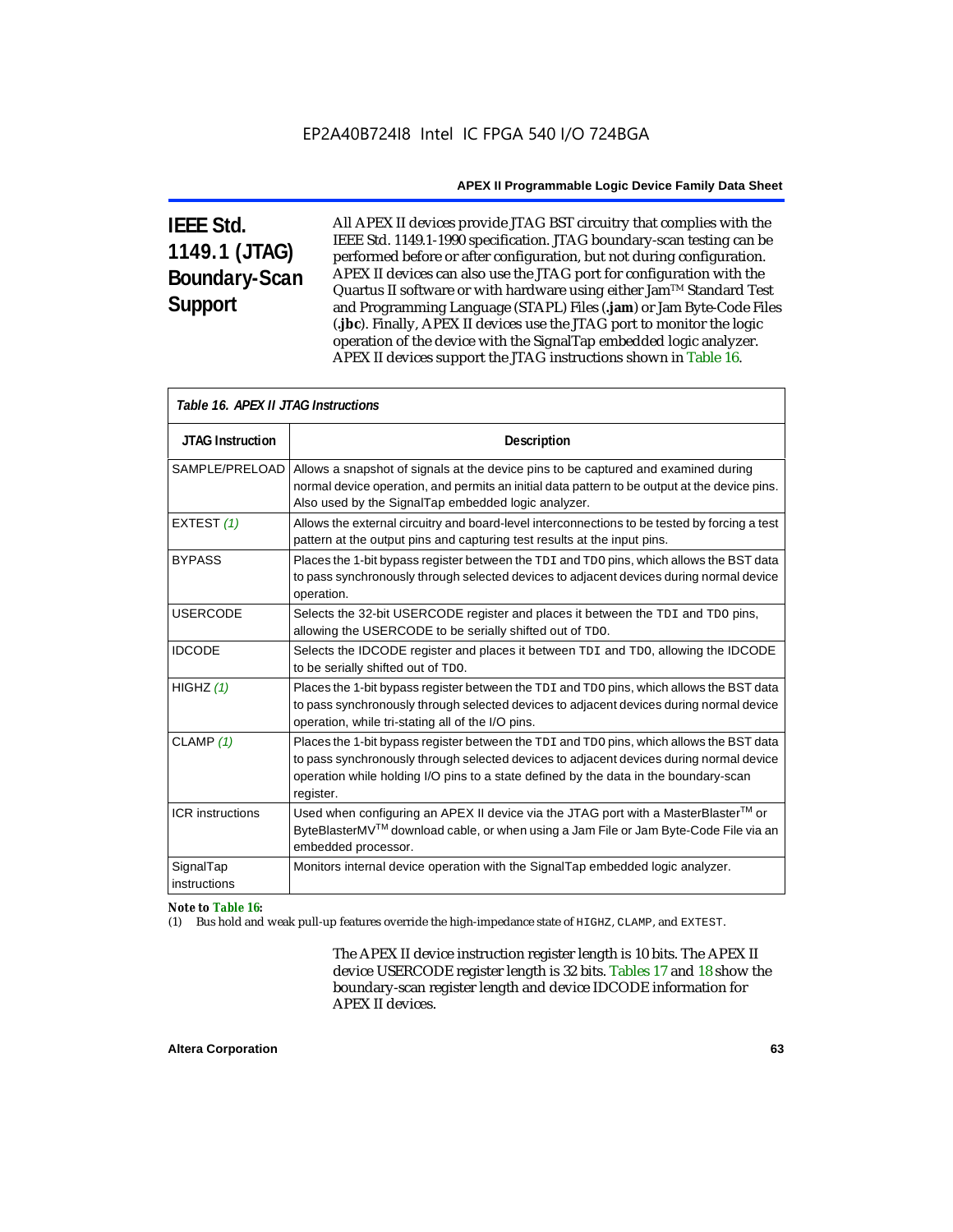## IEEE Std. 1149.1 (JTAG) Boundary-Scan Support

All APEX II devices provide JTAG BST circuitry that complies with the IEEE Std. 1149.1-1990 specification. JTAG boundary-scan testing can be performed before or after configuration, but not during configuration. APEX II devices can also use the JTAG port for configuration with the Quartus II software or with hardware using either Jam™ Standard Test and Programming Language (STAPL) Files (**.jam**) or Jam Byte-Code Files (**.jbc**). Finally, APEX II devices use the JTAG port to monitor the logic operation of the device with the SignalTap embedded logic analyzer. APEX II devices support the JTAG instructions shown in Table 16.

*Table 16. APEX II JTAG Instructions*

| JTAG Instruction | Description |
|---|---|
| SAMPLE/PRELOAD | Allows a snapshot of signals at the device pins to be captured and examined during normal device operation, and permits an initial data pattern to be output at the device pins. Also used by the SignalTap embedded logic analyzer. |
| EXTEST *(1)* | Allows the external circuitry and board-level interconnections to be tested by forcing a test pattern at the output pins and capturing test results at the input pins. |
| BYPASS | Places the 1-bit bypass register between the TDI and TDO pins, which allows the BST data to pass synchronously through selected devices to adjacent devices during normal device operation. |
| USERCODE | Selects the 32-bit USERCODE register and places it between the TDI and TDO pins, allowing the USERCODE to be serially shifted out of TDO. |
| IDCODE | Selects the IDCODE register and places it between TDI and TDO, allowing the IDCODE to be serially shifted out of TDO. |
| HIGHZ *(1)* | Places the 1-bit bypass register between the TDI and TDO pins, which allows the BST data to pass synchronously through selected devices to adjacent devices during normal device operation, while tri-stating all of the I/O pins. |
| CLAMP *(1)* | Places the 1-bit bypass register between the TDI and TDO pins, which allows the BST data to pass synchronously through selected devices to adjacent devices during normal device operation while holding I/O pins to a state defined by the data in the boundary-scan register. |
| ICR instructions | Used when configuring an APEX II device via the JTAG port with a MasterBlaster™ or ByteBlasterMV™ download cable, or when using a Jam File or Jam Byte-Code File via an embedded processor. |
| SignalTap instructions | Monitors internal device operation with the SignalTap embedded logic analyzer. |

***Note to Table 16:***

(1) Bus hold and weak pull-up features override the high-impedance state of HIGHZ, CLAMP, and EXTEST.

The APEX II device instruction register length is 10 bits. The APEX II device USERCODE register length is 32 bits. Tables 17 and 18 show the boundary-scan register length and device IDCODE information for APEX II devices.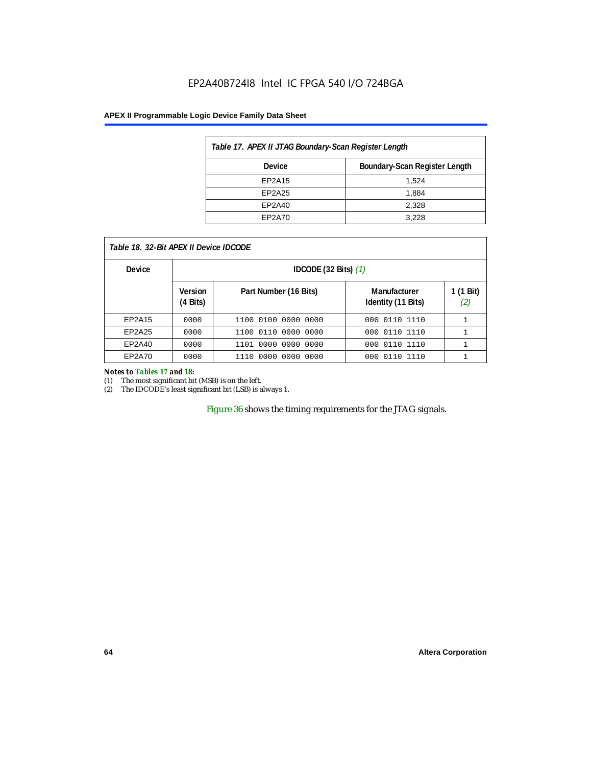*Table 17. APEX II JTAG Boundary-Scan Register Length*

| Device | Boundary-Scan Register Length |
|---|---|
| EP2A15 | 1,524 |
| EP2A25 | 1,884 |
| EP2A40 | 2,328 |
| EP2A70 | 3,228 |

*Table 18. 32-Bit APEX II Device IDCODE*

| Device | IDCODE (32 Bits) *(1)* | | | |
|---|---|---|---|---|
| | Version (4 Bits) | Part Number (16 Bits) | Manufacturer Identity (11 Bits) | 1 (1 Bit) *(2)* |
| EP2A15 | 0000 | 1100 0100 0000 0000 | 000 0110 1110 | 1 |
| EP2A25 | 0000 | 1100 0110 0000 0000 | 000 0110 1110 | 1 |
| EP2A40 | 0000 | 1101 0000 0000 0000 | 000 0110 1110 | 1 |
| EP2A70 | 0000 | 1110 0000 0000 0000 | 000 0110 1110 | 1 |

***Notes to Tables 17 and 18:***

(1) The most significant bit (MSB) is on the left.

(2) The IDCODE's least significant bit (LSB) is always 1.

Figure 36 shows the timing requirements for the JTAG signals.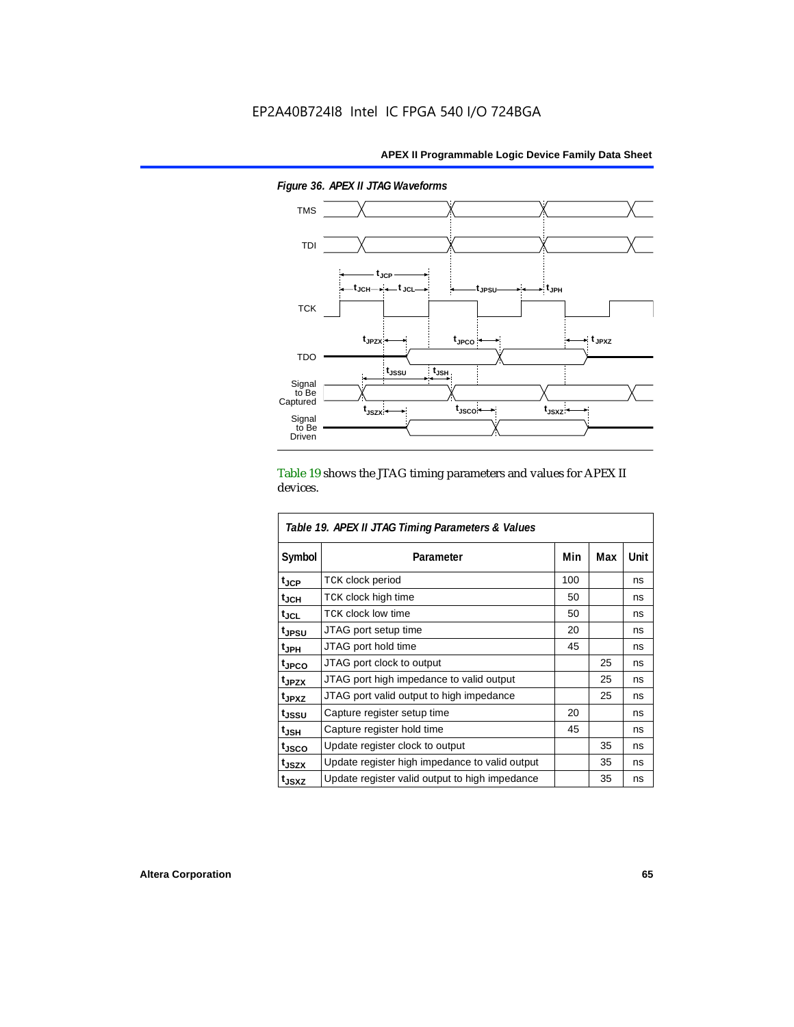EP2A40B724I8 Intel IC FPGA 540 I/O 724BGA

*Figure 36. APEX II JTAG Waveforms*

Table 19 shows the JTAG timing parameters and values for APEX II devices.

*Table 19. APEX II JTAG Timing Parameters & Values*

| Symbol | Parameter | Min | Max | Unit |
|---|---|---|---|---|
| $t_{JCP}$ | TCK clock period | 100 | | ns |
| $t_{JCH}$ | TCK clock high time | 50 | | ns |
| $t_{JCL}$ | TCK clock low time | 50 | | ns |
| $t_{JPSU}$ | JTAG port setup time | 20 | | ns |
| $t_{JPH}$ | JTAG port hold time | 45 | | ns |
| $t_{JPCO}$ | JTAG port clock to output | | 25 | ns |
| $t_{JPZX}$ | JTAG port high impedance to valid output | | 25 | ns |
| $t_{JPXZ}$ | JTAG port valid output to high impedance | | 25 | ns |
| $t_{JSSU}$ | Capture register setup time | 20 | | ns |
| $t_{JSH}$ | Capture register hold time | 45 | | ns |
| $t_{JSCO}$ | Update register clock to output | | 35 | ns |
| $t_{JSZX}$ | Update register high impedance to valid output | | 35 | ns |
| $t_{JSXZ}$ | Update register valid output to high impedance | | 35 | ns |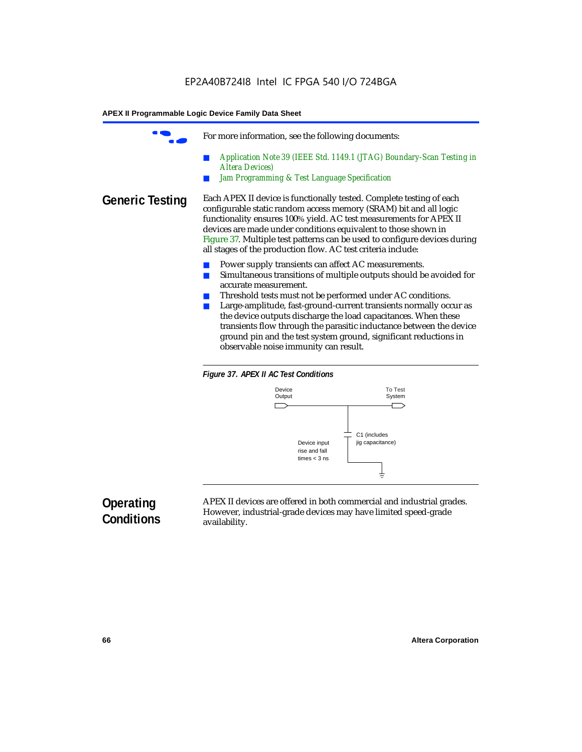For more information, see the following documents:

- *Application Note 39 (IEEE Std. 1149.1 (JTAG) Boundary-Scan Testing in Altera Devices)*
- *Jam Programming & Test Language Specification*

## Generic Testing

Each APEX II device is functionally tested. Complete testing of each configurable static random access memory (SRAM) bit and all logic functionality ensures 100% yield. AC test measurements for APEX II devices are made under conditions equivalent to those shown in Figure 37. Multiple test patterns can be used to configure devices during all stages of the production flow. AC test criteria include:

- Power supply transients can affect AC measurements.
- Simultaneous transitions of multiple outputs should be avoided for accurate measurement.
- Threshold tests must not be performed under AC conditions.
- Large-amplitude, fast-ground-current transients normally occur as the device outputs discharge the load capacitances. When these transients flow through the parasitic inductance between the device ground pin and the test system ground, significant reductions in observable noise immunity can result.

***Figure 37. APEX II AC Test Conditions***

Device Output

To Test System

C1 (includes jig capacitance)

Device input rise and fall times < 3 ns

## Operating Conditions

APEX II devices are offered in both commercial and industrial grades. However, industrial-grade devices may have limited speed-grade availability.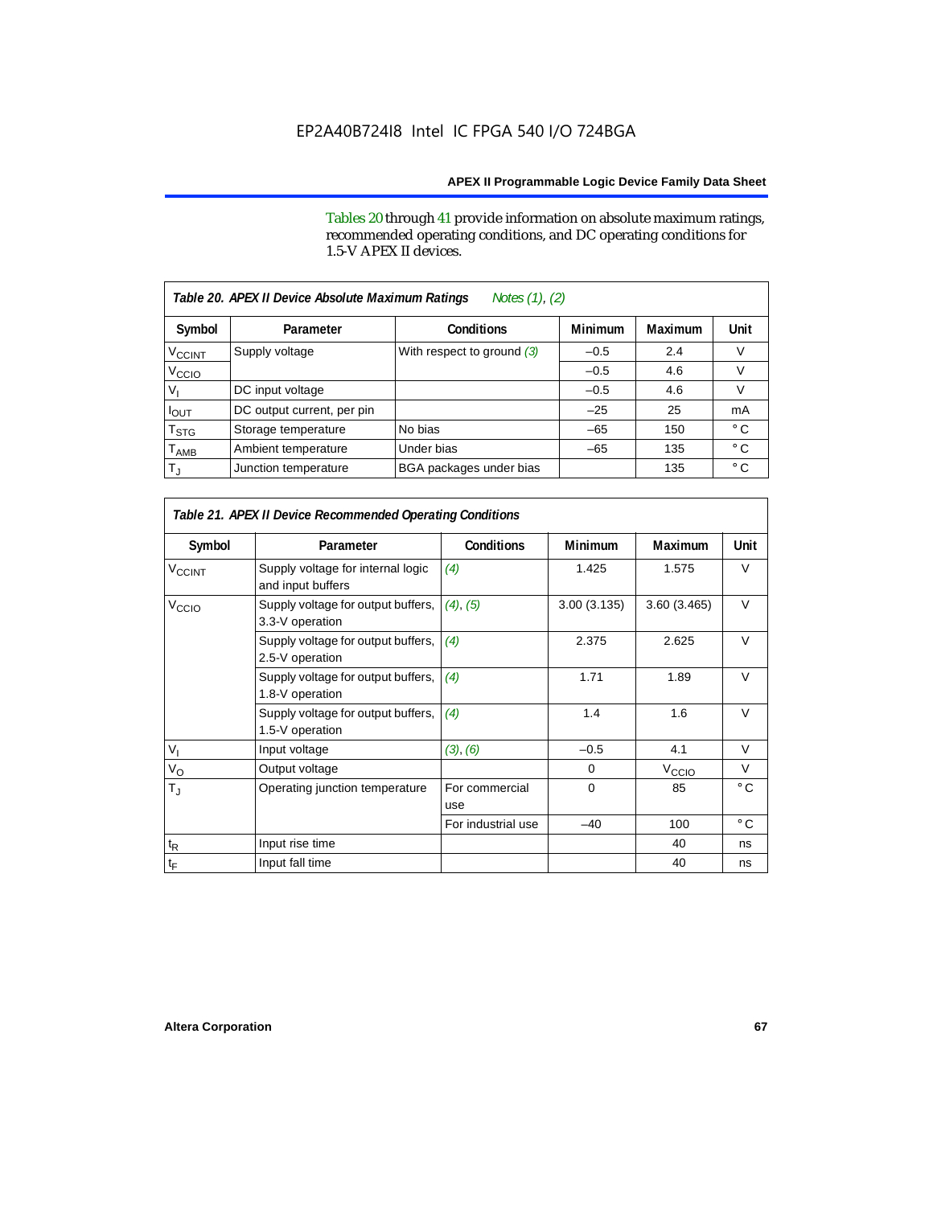Tables 20 through 41 provide information on absolute maximum ratings, recommended operating conditions, and DC operating conditions for 1.5-V APEX II devices.

**Table 20. APEX II Device Absolute Maximum Ratings** *Notes (1), (2)*

| Symbol | Parameter | Conditions | Minimum | Maximum | Unit |
|---|---|---|---|---|---|
| $V_{CCINT}$ | Supply voltage | With respect to ground (3) | –0.5 | 2.4 | V |
| $V_{CCIO}$ | | | –0.5 | 4.6 | V |
| $V_I$ | DC input voltage | | –0.5 | 4.6 | V |
| $I_{OUT}$ | DC output current, per pin | | –25 | 25 | mA |
| $T_{STG}$ | Storage temperature | No bias | –65 | 150 | ° C |
| $T_{AMB}$ | Ambient temperature | Under bias | –65 | 135 | ° C |
| $T_J$ | Junction temperature | BGA packages under bias | | 135 | ° C |

**Table 21. APEX II Device Recommended Operating Conditions**

| Symbol | Parameter | Conditions | Minimum | Maximum | Unit |
|---|---|---|---|---|---|
| $V_{CCINT}$ | Supply voltage for internal logic and input buffers | (4) | 1.425 | 1.575 | V |
| $V_{CCIO}$ | Supply voltage for output buffers, 3.3-V operation | (4), (5) | 3.00 (3.135) | 3.60 (3.465) | V |
| | Supply voltage for output buffers, 2.5-V operation | (4) | 2.375 | 2.625 | V |
| | Supply voltage for output buffers, 1.8-V operation | (4) | 1.71 | 1.89 | V |
| | Supply voltage for output buffers, 1.5-V operation | (4) | 1.4 | 1.6 | V |
| $V_I$ | Input voltage | (3), (6) | –0.5 | 4.1 | V |
| $V_O$ | Output voltage | | 0 | $V_{CCIO}$ | V |
| $T_J$ | Operating junction temperature | For commercial use | 0 | 85 | ° C |
| | | For industrial use | –40 | 100 | ° C |
| $t_R$ | Input rise time | | | 40 | ns |
| $t_F$ | Input fall time | | | 40 | ns |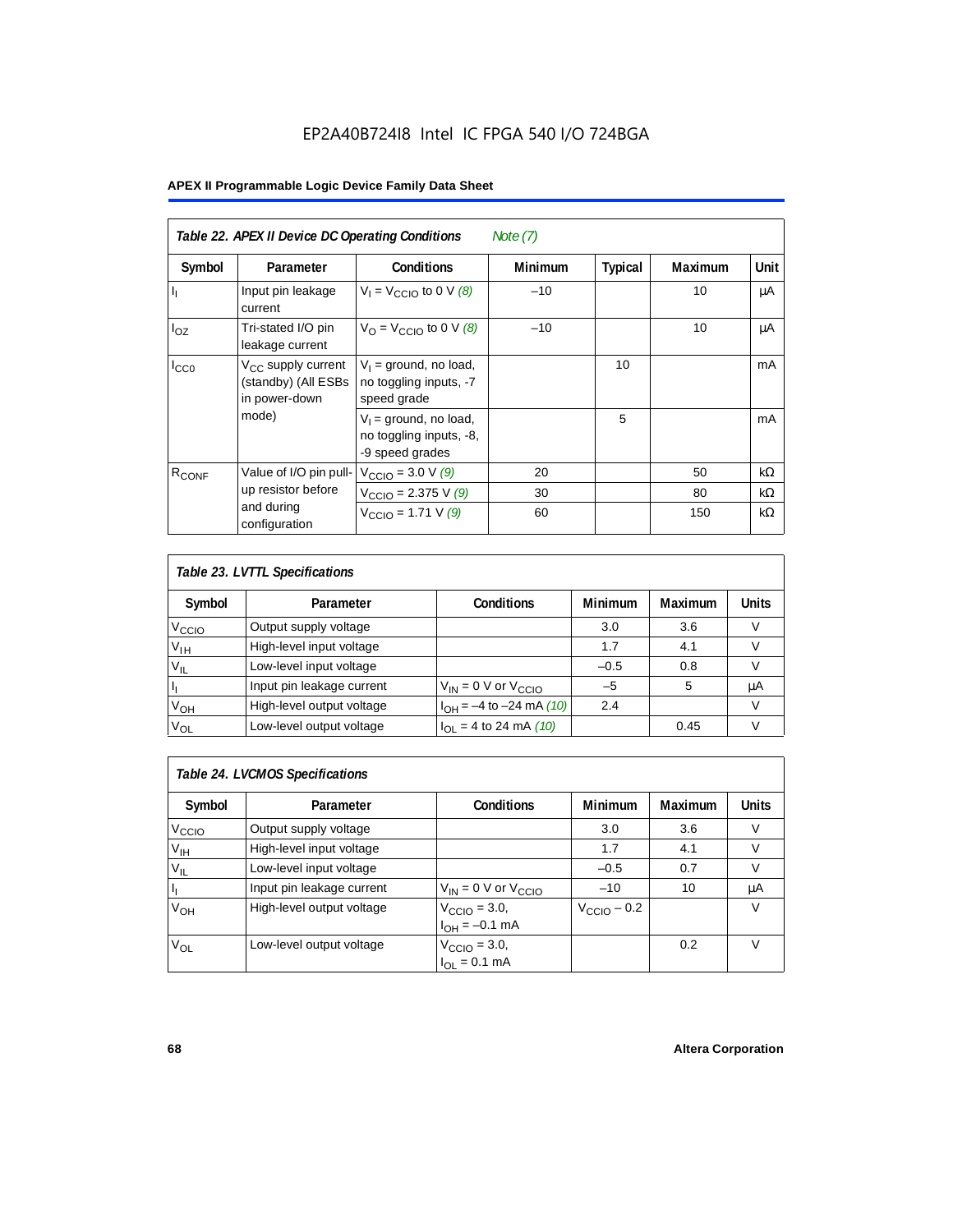**Table 22. APEX II Device DC Operating Conditions** *Note (7)*

| Symbol | Parameter | Conditions | Minimum | Typical | Maximum | Unit |
|---|---|---|---|---|---|---|
| $I_I$ | Input pin leakage current | $V_I = V_{CCIO}$ to 0 V *(8)* | –10 | | 10 | μA |
| $I_{OZ}$ | Tri-stated I/O pin leakage current | $V_O = V_{CCIO}$ to 0 V *(8)* | –10 | | 10 | μA |
| $I_{CC0}$ | $V_{CC}$ supply current (standby) (All ESBs in power-down mode) | $V_I$ = ground, no load, no toggling inputs, -7 speed grade | | 10 | | mA |
| | | $V_I$ = ground, no load, no toggling inputs, -8, -9 speed grades | | 5 | | mA |
| $R_{CONF}$ | Value of I/O pin pull-up resistor before and during configuration | $V_{CCIO}$ = 3.0 V *(9)* | 20 | | 50 | kΩ |
| | | $V_{CCIO}$ = 2.375 V *(9)* | 30 | | 80 | kΩ |
| | | $V_{CCIO}$ = 1.71 V *(9)* | 60 | | 150 | kΩ |

**Table 23. LVTTL Specifications**

| Symbol | Parameter | Conditions | Minimum | Maximum | Units |
|---|---|---|---|---|---|
| $V_{CCIO}$ | Output supply voltage | | 3.0 | 3.6 | V |
| $V_{IH}$ | High-level input voltage | | 1.7 | 4.1 | V |
| $V_{IL}$ | Low-level input voltage | | –0.5 | 0.8 | V |
| $I_I$ | Input pin leakage current | $V_{IN}$ = 0 V or $V_{CCIO}$ | –5 | 5 | μA |
| $V_{OH}$ | High-level output voltage | $I_{OH}$ = –4 to –24 mA *(10)* | 2.4 | | V |
| $V_{OL}$ | Low-level output voltage | $I_{OL}$ = 4 to 24 mA *(10)* | | 0.45 | V |

**Table 24. LVCMOS Specifications**

| Symbol | Parameter | Conditions | Minimum | Maximum | Units |
|---|---|---|---|---|---|
| $V_{CCIO}$ | Output supply voltage | | 3.0 | 3.6 | V |
| $V_{IH}$ | High-level input voltage | | 1.7 | 4.1 | V |
| $V_{IL}$ | Low-level input voltage | | –0.5 | 0.7 | V |
| $I_I$ | Input pin leakage current | $V_{IN}$ = 0 V or $V_{CCIO}$ | –10 | 10 | μA |
| $V_{OH}$ | High-level output voltage | $V_{CCIO}$ = 3.0, $I_{OH}$ = –0.1 mA | $V_{CCIO}$ – 0.2 | | V |
| $V_{OL}$ | Low-level output voltage | $V_{CCIO}$ = 3.0, $I_{OL}$ = 0.1 mA | | 0.2 | V |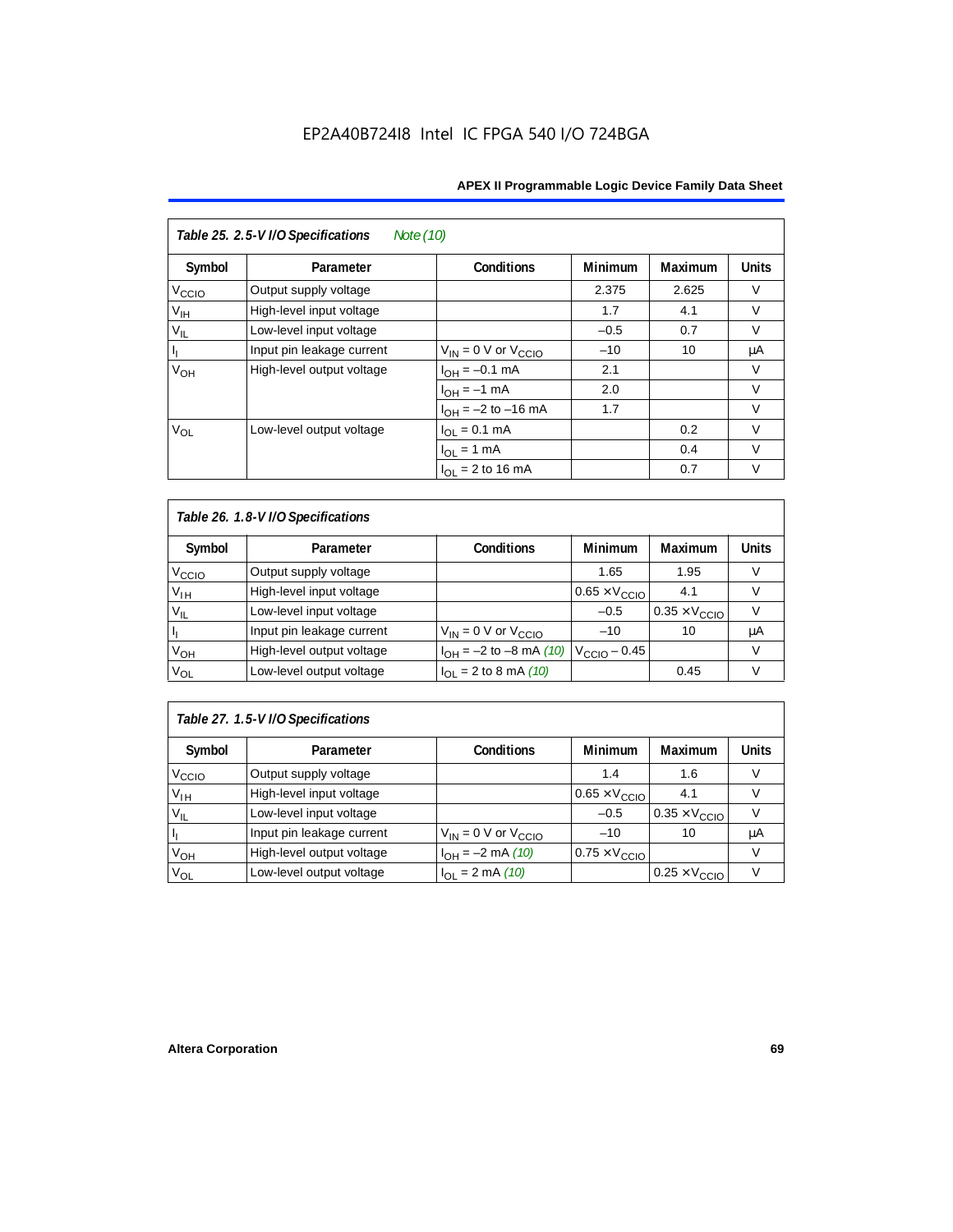## Table 25. 2.5-V I/O Specifications *Note (10)*

| Symbol | Parameter | Conditions | Minimum | Maximum | Units |
|---|---|---|---|---|---|
| $V_{CCIO}$ | Output supply voltage | | 2.375 | 2.625 | V |
| $V_{IH}$ | High-level input voltage | | 1.7 | 4.1 | V |
| $V_{IL}$ | Low-level input voltage | | –0.5 | 0.7 | V |
| $I_I$ | Input pin leakage current | $V_{IN}$ = 0 V or $V_{CCIO}$ | –10 | 10 | μA |
| $V_{OH}$ | High-level output voltage | $I_{OH}$ = –0.1 mA | 2.1 | | V |
| | | $I_{OH}$ = –1 mA | 2.0 | | V |
| | | $I_{OH}$ = –2 to –16 mA | 1.7 | | V |
| $V_{OL}$ | Low-level output voltage | $I_{OL}$ = 0.1 mA | | 0.2 | V |
| | | $I_{OL}$ = 1 mA | | 0.4 | V |
| | | $I_{OL}$ = 2 to 16 mA | | 0.7 | V |

## Table 26. 1.8-V I/O Specifications

| Symbol | Parameter | Conditions | Minimum | Maximum | Units |
|---|---|---|---|---|---|
| $V_{CCIO}$ | Output supply voltage | | 1.65 | 1.95 | V |
| $V_{IH}$ | High-level input voltage | | 0.65 × $V_{CCIO}$ | 4.1 | V |
| $V_{IL}$ | Low-level input voltage | | –0.5 | 0.35 × $V_{CCIO}$ | V |
| $I_I$ | Input pin leakage current | $V_{IN}$ = 0 V or $V_{CCIO}$ | –10 | 10 | μA |
| $V_{OH}$ | High-level output voltage | $I_{OH}$ = –2 to –8 mA *(10)* | $V_{CCIO}$ – 0.45 | | V |
| $V_{OL}$ | Low-level output voltage | $I_{OL}$ = 2 to 8 mA *(10)* | | 0.45 | V |

## Table 27. 1.5-V I/O Specifications

| Symbol | Parameter | Conditions | Minimum | Maximum | Units |
|---|---|---|---|---|---|
| $V_{CCIO}$ | Output supply voltage | | 1.4 | 1.6 | V |
| $V_{IH}$ | High-level input voltage | | 0.65 × $V_{CCIO}$ | 4.1 | V |
| $V_{IL}$ | Low-level input voltage | | –0.5 | 0.35 × $V_{CCIO}$ | V |
| $I_I$ | Input pin leakage current | $V_{IN}$ = 0 V or $V_{CCIO}$ | –10 | 10 | μA |
| $V_{OH}$ | High-level output voltage | $I_{OH}$ = –2 mA *(10)* | 0.75 × $V_{CCIO}$ | | V |
| $V_{OL}$ | Low-level output voltage | $I_{OL}$ = 2 mA *(10)* | | 0.25 × $V_{CCIO}$ | V |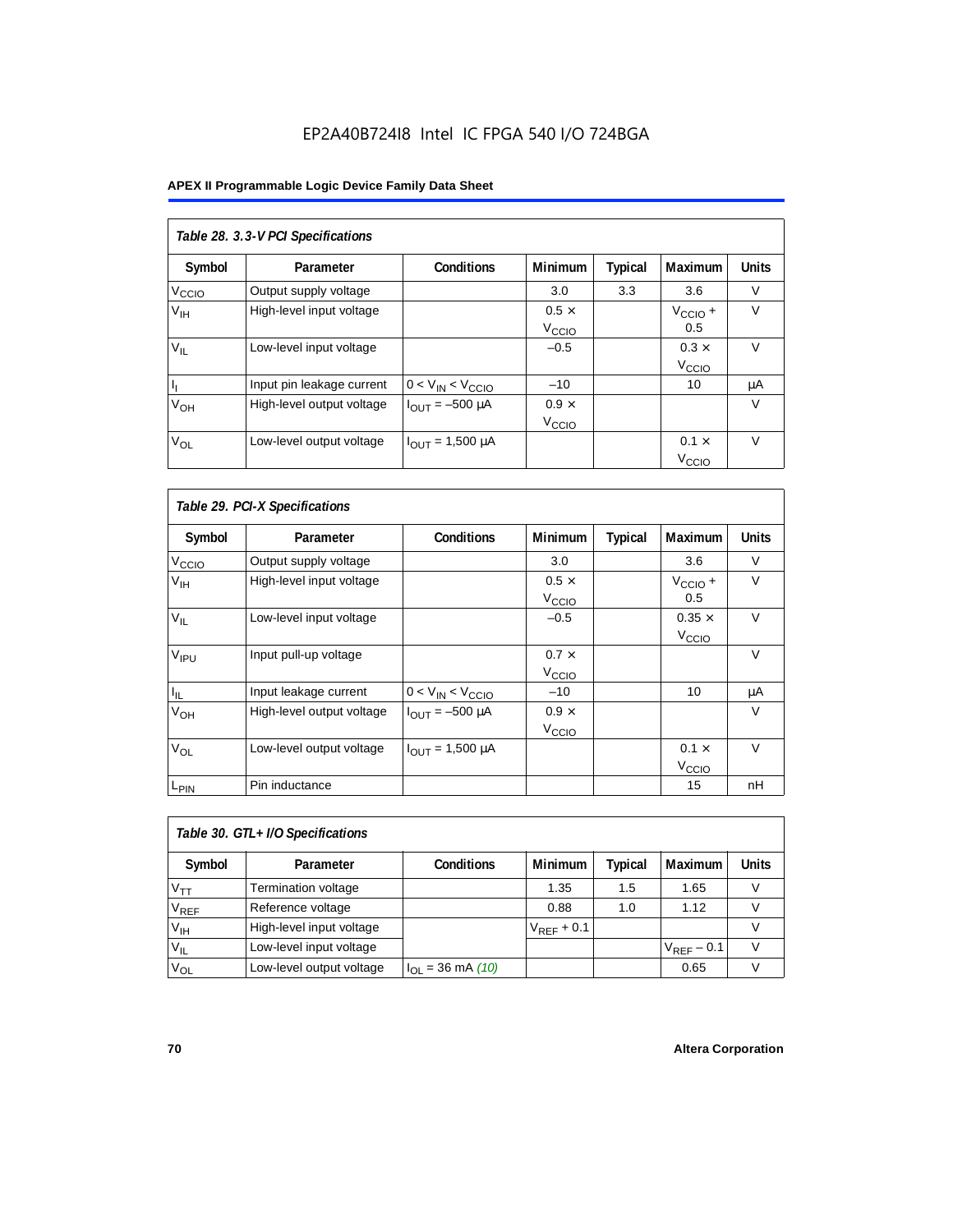EP2A40B724I8 Intel IC FPGA 540 I/O 724BGA

| *Table 28. 3.3-V PCI Specifications* | | | | | | |
|---|---|---|---|---|---|---|
| **Symbol** | **Parameter** | **Conditions** | **Minimum** | **Typical** | **Maximum** | **Units** |
| $V_{CCIO}$ | Output supply voltage | | 3.0 | 3.3 | 3.6 | V |
| $V_{IH}$ | High-level input voltage | | 0.5 × $V_{CCIO}$ | | $V_{CCIO}$ + 0.5 | V |
| $V_{IL}$ | Low-level input voltage | | –0.5 | | 0.3 × $V_{CCIO}$ | V |
| $I_I$ | Input pin leakage current | $0 < V_{IN} < V_{CCIO}$ | –10 | | 10 | µA |
| $V_{OH}$ | High-level output voltage | $I_{OUT}$ = –500 µA | 0.9 × $V_{CCIO}$ | | | V |
| $V_{OL}$ | Low-level output voltage | $I_{OUT}$ = 1,500 µA | | | 0.1 × $V_{CCIO}$ | V |

| *Table 29. PCI-X Specifications* | | | | | | |
|---|---|---|---|---|---|---|
| **Symbol** | **Parameter** | **Conditions** | **Minimum** | **Typical** | **Maximum** | **Units** |
| $V_{CCIO}$ | Output supply voltage | | 3.0 | | 3.6 | V |
| $V_{IH}$ | High-level input voltage | | 0.5 × $V_{CCIO}$ | | $V_{CCIO}$ + 0.5 | V |
| $V_{IL}$ | Low-level input voltage | | –0.5 | | 0.35 × $V_{CCIO}$ | V |
| $V_{IPU}$ | Input pull-up voltage | | 0.7 × $V_{CCIO}$ | | | V |
| $I_{IL}$ | Input leakage current | $0 < V_{IN} < V_{CCIO}$ | –10 | | 10 | µA |
| $V_{OH}$ | High-level output voltage | $I_{OUT}$ = –500 µA | 0.9 × $V_{CCIO}$ | | | V |
| $V_{OL}$ | Low-level output voltage | $I_{OUT}$ = 1,500 µA | | | 0.1 × $V_{CCIO}$ | V |
| $L_{PIN}$ | Pin inductance | | | | 15 | nH |

| *Table 30. GTL+ I/O Specifications* | | | | | | |
|---|---|---|---|---|---|---|
| **Symbol** | **Parameter** | **Conditions** | **Minimum** | **Typical** | **Maximum** | **Units** |
| $V_{TT}$ | Termination voltage | | 1.35 | 1.5 | 1.65 | V |
| $V_{REF}$ | Reference voltage | | 0.88 | 1.0 | 1.12 | V |
| $V_{IH}$ | High-level input voltage | | $V_{REF}$ + 0.1 | | | V |
| $V_{IL}$ | Low-level input voltage | | | | $V_{REF}$ – 0.1 | V |
| $V_{OL}$ | Low-level output voltage | $I_{OL}$ = 36 mA *(10)* | | | 0.65 | V |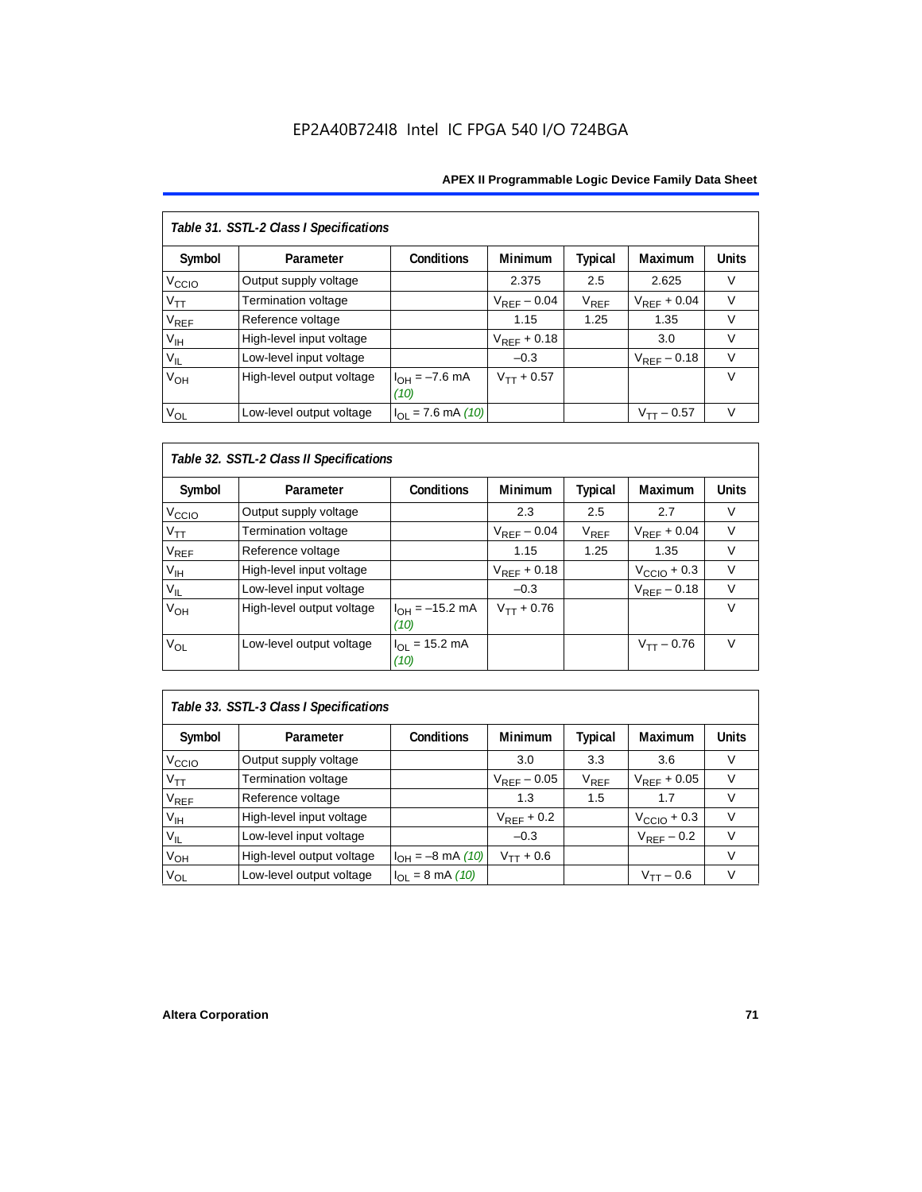*Table 31. SSTL-2 Class I Specifications*

| Symbol | Parameter | Conditions | Minimum | Typical | Maximum | Units |
|---|---|---|---|---|---|---|
| $V_{CCIO}$ | Output supply voltage | | 2.375 | 2.5 | 2.625 | V |
| $V_{TT}$ | Termination voltage | | $V_{REF}$ – 0.04 | $V_{REF}$ | $V_{REF}$ + 0.04 | V |
| $V_{REF}$ | Reference voltage | | 1.15 | 1.25 | 1.35 | V |
| $V_{IH}$ | High-level input voltage | | $V_{REF}$ + 0.18 | | 3.0 | V |
| $V_{IL}$ | Low-level input voltage | | –0.3 | | $V_{REF}$ – 0.18 | V |
| $V_{OH}$ | High-level output voltage | $I_{OH}$ = –7.6 mA *(10)* | $V_{TT}$ + 0.57 | | | V |
| $V_{OL}$ | Low-level output voltage | $I_{OL}$ = 7.6 mA *(10)* | | | $V_{TT}$ – 0.57 | V |

*Table 32. SSTL-2 Class II Specifications*

| Symbol | Parameter | Conditions | Minimum | Typical | Maximum | Units |
|---|---|---|---|---|---|---|
| $V_{CCIO}$ | Output supply voltage | | 2.3 | 2.5 | 2.7 | V |
| $V_{TT}$ | Termination voltage | | $V_{REF}$ – 0.04 | $V_{REF}$ | $V_{REF}$ + 0.04 | V |
| $V_{REF}$ | Reference voltage | | 1.15 | 1.25 | 1.35 | V |
| $V_{IH}$ | High-level input voltage | | $V_{REF}$ + 0.18 | | $V_{CCIO}$ + 0.3 | V |
| $V_{IL}$ | Low-level input voltage | | –0.3 | | $V_{REF}$ – 0.18 | V |
| $V_{OH}$ | High-level output voltage | $I_{OH}$ = –15.2 mA *(10)* | $V_{TT}$ + 0.76 | | | V |
| $V_{OL}$ | Low-level output voltage | $I_{OL}$ = 15.2 mA *(10)* | | | $V_{TT}$ – 0.76 | V |

*Table 33. SSTL-3 Class I Specifications*

| Symbol | Parameter | Conditions | Minimum | Typical | Maximum | Units |
|---|---|---|---|---|---|---|
| $V_{CCIO}$ | Output supply voltage | | 3.0 | 3.3 | 3.6 | V |
| $V_{TT}$ | Termination voltage | | $V_{REF}$ – 0.05 | $V_{REF}$ | $V_{REF}$ + 0.05 | V |
| $V_{REF}$ | Reference voltage | | 1.3 | 1.5 | 1.7 | V |
| $V_{IH}$ | High-level input voltage | | $V_{REF}$ + 0.2 | | $V_{CCIO}$ + 0.3 | V |
| $V_{IL}$ | Low-level input voltage | | –0.3 | | $V_{REF}$ – 0.2 | V |
| $V_{OH}$ | High-level output voltage | $I_{OH}$ = –8 mA *(10)* | $V_{TT}$ + 0.6 | | | V |
| $V_{OL}$ | Low-level output voltage | $I_{OL}$ = 8 mA *(10)* | | | $V_{TT}$ – 0.6 | V |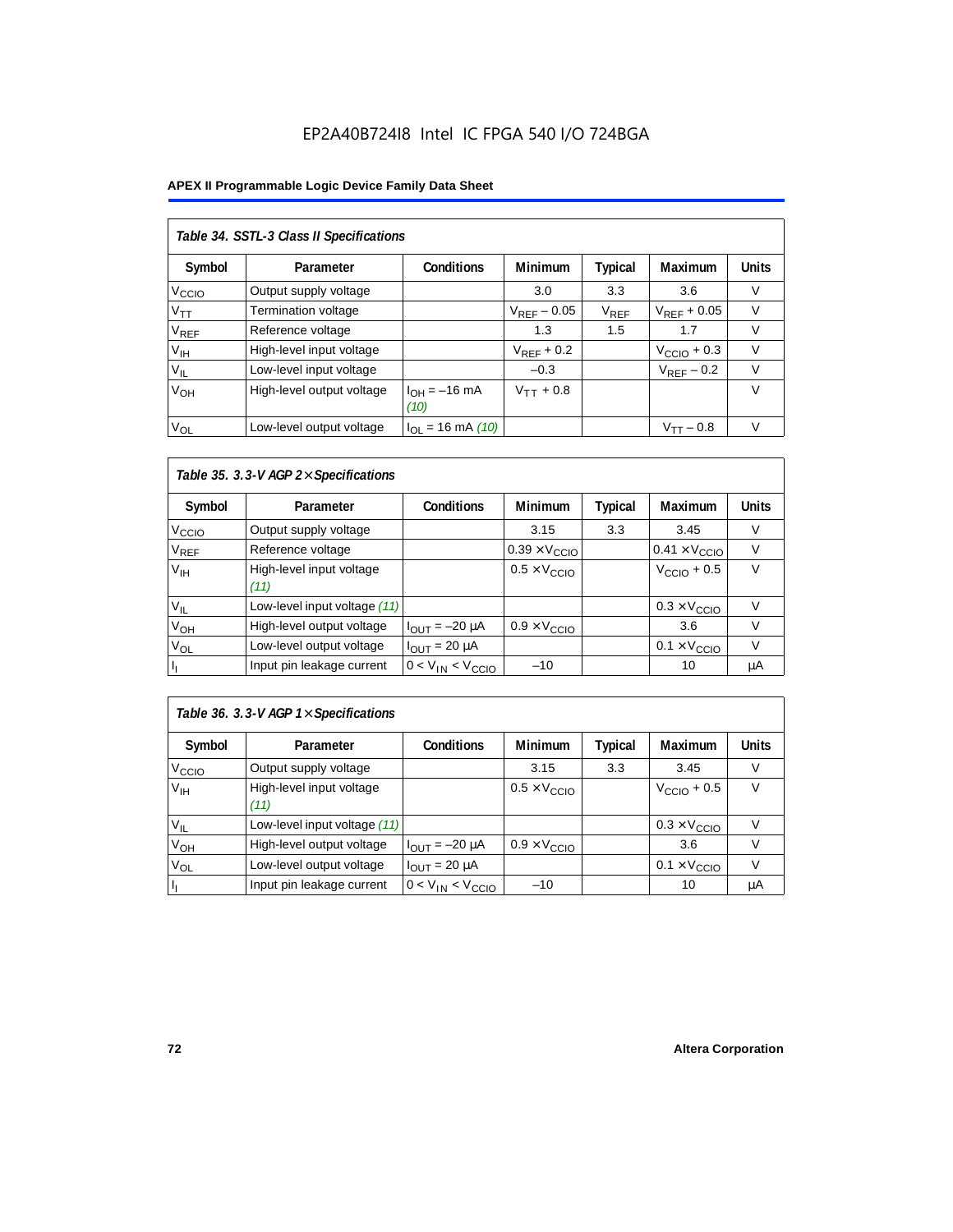| *Table 34. SSTL-3 Class II Specifications* | | | | | | |
|---|---|---|---|---|---|---|
| Symbol | Parameter | Conditions | Minimum | Typical | Maximum | Units |
| $V_{CCIO}$ | Output supply voltage | | 3.0 | 3.3 | 3.6 | V |
| $V_{TT}$ | Termination voltage | | $V_{REF} - 0.05$ | $V_{REF}$ | $V_{REF} + 0.05$ | V |
| $V_{REF}$ | Reference voltage | | 1.3 | 1.5 | 1.7 | V |
| $V_{IH}$ | High-level input voltage | | $V_{REF} + 0.2$ | | $V_{CCIO} + 0.3$ | V |
| $V_{IL}$ | Low-level input voltage | | –0.3 | | $V_{REF} - 0.2$ | V |
| $V_{OH}$ | High-level output voltage | $I_{OH} = -16$ mA *(10)* | $V_{TT} + 0.8$ | | | V |
| $V_{OL}$ | Low-level output voltage | $I_{OL} = 16$ mA *(10)* | | | $V_{TT} - 0.8$ | V |

| *Table 35. 3.3-V AGP 2× Specifications* | | | | | | |
|---|---|---|---|---|---|---|
| Symbol | Parameter | Conditions | Minimum | Typical | Maximum | Units |
| $V_{CCIO}$ | Output supply voltage | | 3.15 | 3.3 | 3.45 | V |
| $V_{REF}$ | Reference voltage | | $0.39 \times V_{CCIO}$ | | $0.41 \times V_{CCIO}$ | V |
| $V_{IH}$ | High-level input voltage *(11)* | | $0.5 \times V_{CCIO}$ | | $V_{CCIO} + 0.5$ | V |
| $V_{IL}$ | Low-level input voltage *(11)* | | | | $0.3 \times V_{CCIO}$ | V |
| $V_{OH}$ | High-level output voltage | $I_{OUT} = -20$ µA | $0.9 \times V_{CCIO}$ | | 3.6 | V |
| $V_{OL}$ | Low-level output voltage | $I_{OUT} = 20$ µA | | | $0.1 \times V_{CCIO}$ | V |
| $I_I$ | Input pin leakage current | $0 < V_{IN} < V_{CCIO}$ | –10 | | 10 | µA |

| *Table 36. 3.3-V AGP 1× Specifications* | | | | | | |
|---|---|---|---|---|---|---|
| Symbol | Parameter | Conditions | Minimum | Typical | Maximum | Units |
| $V_{CCIO}$ | Output supply voltage | | 3.15 | 3.3 | 3.45 | V |
| $V_{IH}$ | High-level input voltage *(11)* | | $0.5 \times V_{CCIO}$ | | $V_{CCIO} + 0.5$ | V |
| $V_{IL}$ | Low-level input voltage *(11)* | | | | $0.3 \times V_{CCIO}$ | V |
| $V_{OH}$ | High-level output voltage | $I_{OUT} = -20$ µA | $0.9 \times V_{CCIO}$ | | 3.6 | V |
| $V_{OL}$ | Low-level output voltage | $I_{OUT} = 20$ µA | | | $0.1 \times V_{CCIO}$ | V |
| $I_I$ | Input pin leakage current | $0 < V_{IN} < V_{CCIO}$ | –10 | | 10 | µA |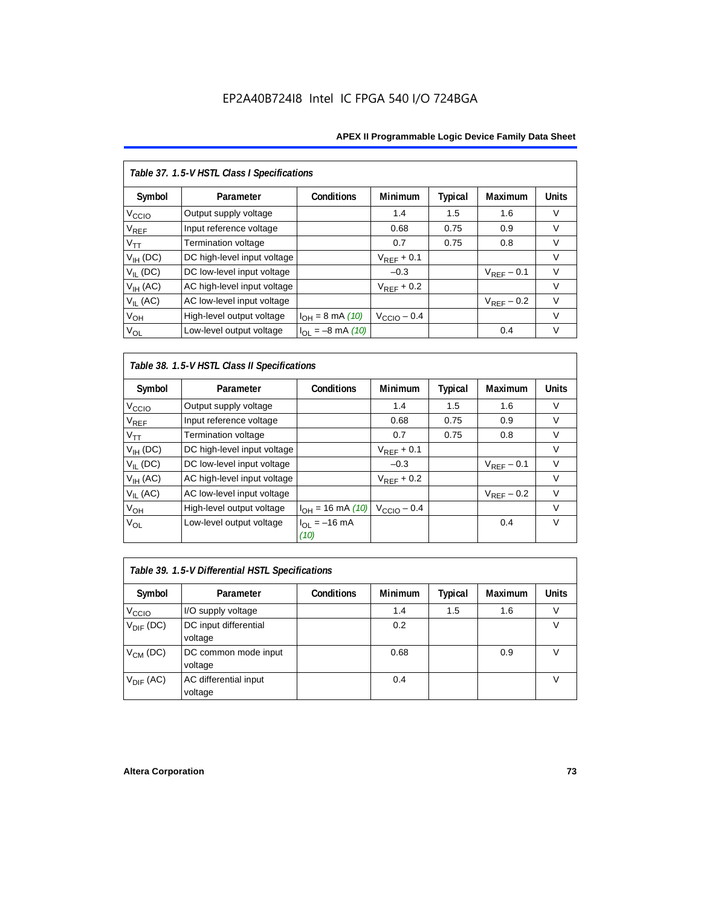*Table 37. 1.5-V HSTL Class I Specifications*

| Symbol | Parameter | Conditions | Minimum | Typical | Maximum | Units |
|---|---|---|---|---|---|---|
| $V_{CCIO}$ | Output supply voltage | | 1.4 | 1.5 | 1.6 | V |
| $V_{REF}$ | Input reference voltage | | 0.68 | 0.75 | 0.9 | V |
| $V_{TT}$ | Termination voltage | | 0.7 | 0.75 | 0.8 | V |
| $V_{IH}$ (DC) | DC high-level input voltage | | $V_{REF}$ + 0.1 | | | V |
| $V_{IL}$ (DC) | DC low-level input voltage | | –0.3 | | $V_{REF}$ – 0.1 | V |
| $V_{IH}$ (AC) | AC high-level input voltage | | $V_{REF}$ + 0.2 | | | V |
| $V_{IL}$ (AC) | AC low-level input voltage | | | | $V_{REF}$ – 0.2 | V |
| $V_{OH}$ | High-level output voltage | $I_{OH}$ = 8 mA *(10)* | $V_{CCIO}$ – 0.4 | | | V |
| $V_{OL}$ | Low-level output voltage | $I_{OL}$ = –8 mA *(10)* | | | 0.4 | V |

*Table 38. 1.5-V HSTL Class II Specifications*

| Symbol | Parameter | Conditions | Minimum | Typical | Maximum | Units |
|---|---|---|---|---|---|---|
| $V_{CCIO}$ | Output supply voltage | | 1.4 | 1.5 | 1.6 | V |
| $V_{REF}$ | Input reference voltage | | 0.68 | 0.75 | 0.9 | V |
| $V_{TT}$ | Termination voltage | | 0.7 | 0.75 | 0.8 | V |
| $V_{IH}$ (DC) | DC high-level input voltage | | $V_{REF}$ + 0.1 | | | V |
| $V_{IL}$ (DC) | DC low-level input voltage | | –0.3 | | $V_{REF}$ – 0.1 | V |
| $V_{IH}$ (AC) | AC high-level input voltage | | $V_{REF}$ + 0.2 | | | V |
| $V_{IL}$ (AC) | AC low-level input voltage | | | | $V_{REF}$ – 0.2 | V |
| $V_{OH}$ | High-level output voltage | $I_{OH}$ = 16 mA *(10)* | $V_{CCIO}$ – 0.4 | | | V |
| $V_{OL}$ | Low-level output voltage | $I_{OL}$ = –16 mA *(10)* | | | 0.4 | V |

*Table 39. 1.5-V Differential HSTL Specifications*

| Symbol | Parameter | Conditions | Minimum | Typical | Maximum | Units |
|---|---|---|---|---|---|---|
| $V_{CCIO}$ | I/O supply voltage | | 1.4 | 1.5 | 1.6 | V |
| $V_{DIF}$ (DC) | DC input differential voltage | | 0.2 | | | V |
| $V_{CM}$ (DC) | DC common mode input voltage | | 0.68 | | 0.9 | V |
| $V_{DIF}$ (AC) | AC differential input voltage | | 0.4 | | | V |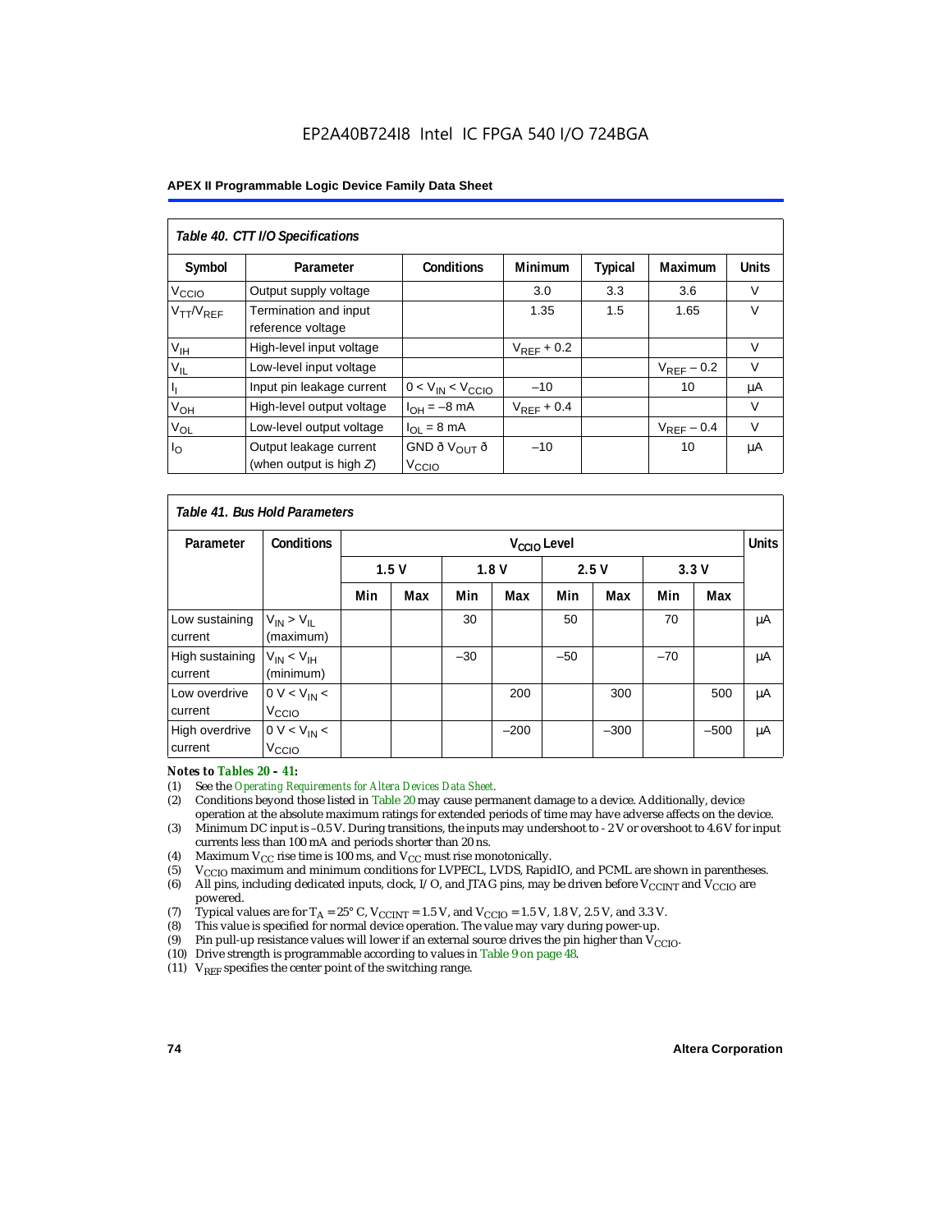**Table 40. CTT I/O Specifications**

| Symbol | Parameter | Conditions | Minimum | Typical | Maximum | Units |
|---|---|---|---|---|---|---|
| $V_{CCIO}$ | Output supply voltage | | 3.0 | 3.3 | 3.6 | V |
| $V_{TT}/V_{REF}$ | Termination and input reference voltage | | 1.35 | 1.5 | 1.65 | V |
| $V_{IH}$ | High-level input voltage | | $V_{REF} + 0.2$ | | | V |
| $V_{IL}$ | Low-level input voltage | | | | $V_{REF} - 0.2$ | V |
| $I_I$ | Input pin leakage current | $0 < V_{IN} < V_{CCIO}$ | –10 | | 10 | μA |
| $V_{OH}$ | High-level output voltage | $I_{OH} = -8$ mA | $V_{REF} + 0.4$ | | | V |
| $V_{OL}$ | Low-level output voltage | $I_{OL} = 8$ mA | | | $V_{REF} - 0.4$ | V |
| $I_O$ | Output leakage current (when output is high *Z*) | GND ð $V_{OUT}$ ð $V_{CCIO}$ | –10 | | 10 | μA |

**Table 41. Bus Hold Parameters**

| Parameter | Conditions | $V_{CCIO}$ Level | | | | | | | | Units |
|---|---|---|---|---|---|---|---|---|---|---|
| | | 1.5 V | | 1.8 V | | 2.5 V | | 3.3 V | | |
| | | Min | Max | Min | Max | Min | Max | Min | Max | |
| Low sustaining current | $V_{IN} > V_{IL}$ (maximum) | | | 30 | | 50 | | 70 | | μA |
| High sustaining current | $V_{IN} < V_{IH}$ (minimum) | | | –30 | | –50 | | –70 | | μA |
| Low overdrive current | $0\text{ V} < V_{IN} < V_{CCIO}$ | | | | 200 | | 300 | | 500 | μA |
| High overdrive current | $0\text{ V} < V_{IN} < V_{CCIO}$ | | | | –200 | | –300 | | –500 | μA |

***Notes to Tables 20 – 41:***

(1) See the *Operating Requirements for Altera Devices Data Sheet*.
(2) Conditions beyond those listed in Table 20 may cause permanent damage to a device. Additionally, device operation at the absolute maximum ratings for extended periods of time may have adverse affects on the device.
(3) Minimum DC input is –0.5 V. During transitions, the inputs may undershoot to - 2 V or overshoot to 4.6 V for input currents less than 100 mA and periods shorter than 20 ns.
(4) Maximum $V_{CC}$ rise time is 100 ms, and $V_{CC}$ must rise monotonically.
(5) $V_{CCIO}$ maximum and minimum conditions for LVPECL, LVDS, RapidIO, and PCML are shown in parentheses.
(6) All pins, including dedicated inputs, clock, I/O, and JTAG pins, may be driven before $V_{CCINT}$ and $V_{CCIO}$ are powered.
(7) Typical values are for $T_A = 25°$ C, $V_{CCINT} = 1.5$ V, and $V_{CCIO} = 1.5$ V, 1.8 V, 2.5 V, and 3.3 V.
(8) This value is specified for normal device operation. The value may vary during power-up.
(9) Pin pull-up resistance values will lower if an external source drives the pin higher than $V_{CCIO}$.
(10) Drive strength is programmable according to values in Table 9 on page 48.
(11) $V_{REF}$ specifies the center point of the switching range.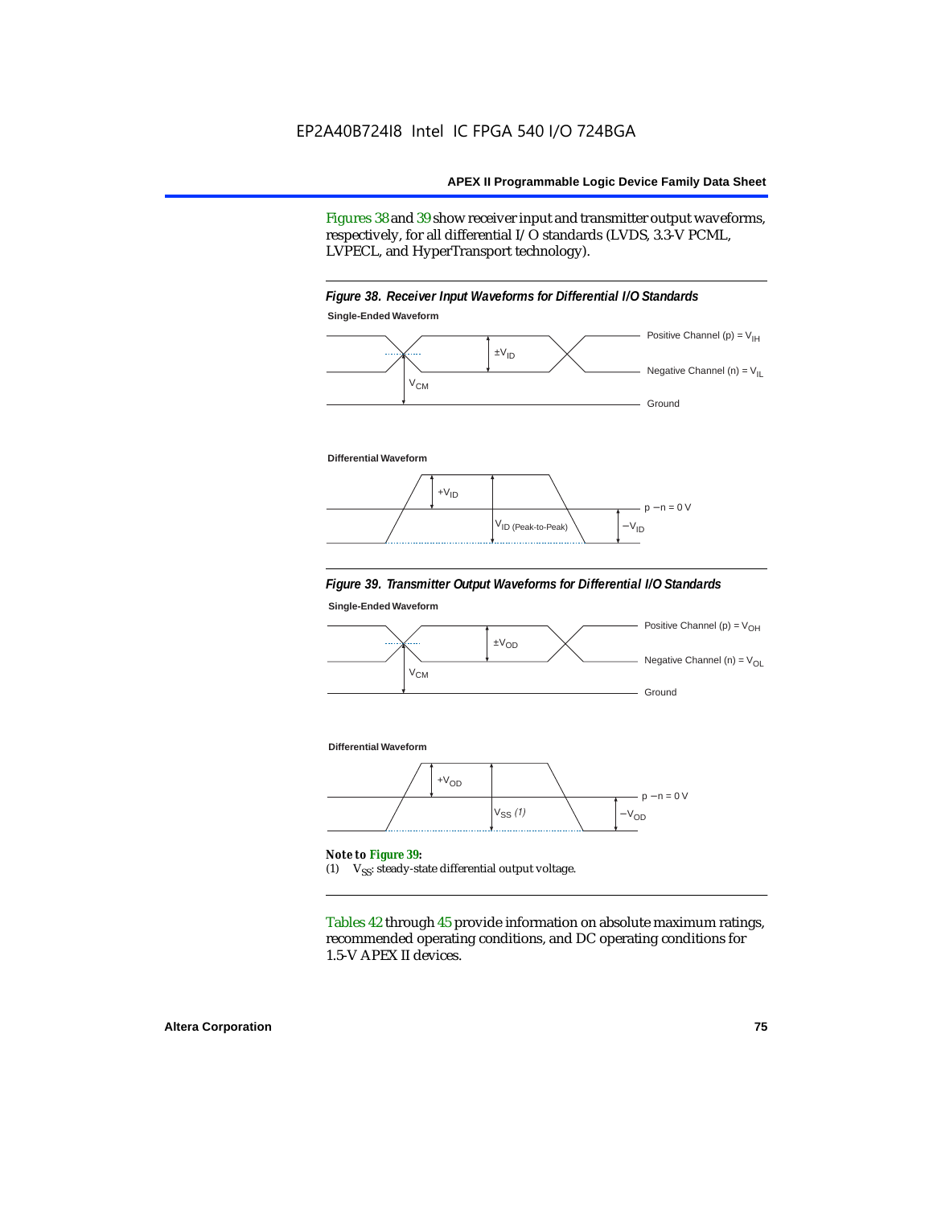Figures 38 and 39 show receiver input and transmitter output waveforms, respectively, for all differential I/O standards (LVDS, 3.3-V PCML, LVPECL, and HyperTransport technology).

*Figure 38. Receiver Input Waveforms for Differential I/O Standards*

**Single-Ended Waveform**

Positive Channel (p) = $V_{IH}$

$\pm V_{ID}$

Negative Channel (n) = $V_{IL}$

$V_{CM}$

Ground

**Differential Waveform**

$+V_{ID}$

p − n = 0 V

$V_{ID\ (Peak\text{-}to\text{-}Peak)}$

$-V_{ID}$

*Figure 39. Transmitter Output Waveforms for Differential I/O Standards*

**Single-Ended Waveform**

Positive Channel (p) = $V_{OH}$

$\pm V_{OD}$

Negative Channel (n) = $V_{OL}$

$V_{CM}$

Ground

**Differential Waveform**

$+V_{OD}$

p − n = 0 V

$V_{SS}$ *(1)*

$-V_{OD}$

***Note to Figure 39:***

(1) $V_{SS}$: steady-state differential output voltage.

Tables 42 through 45 provide information on absolute maximum ratings, recommended operating conditions, and DC operating conditions for 1.5-V APEX II devices.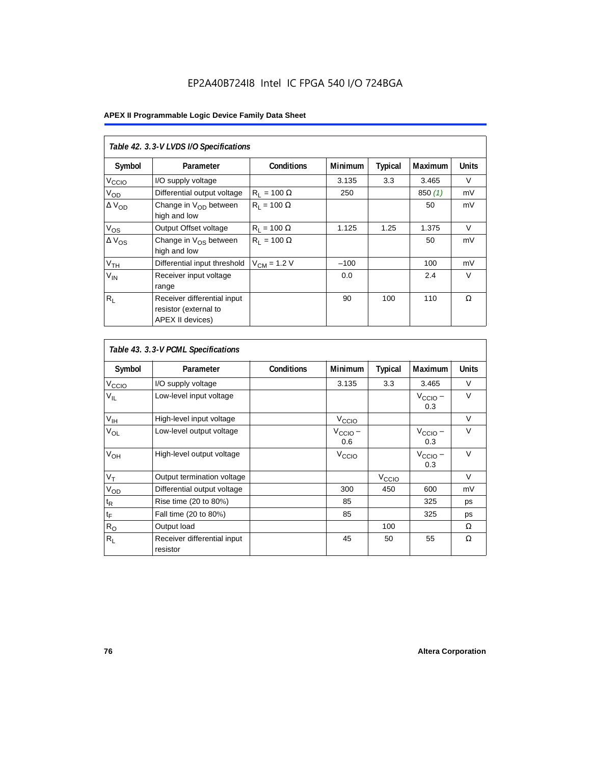EP2A40B724I8 Intel IC FPGA 540 I/O 724BGA

| Table 42. 3.3-V LVDS I/O Specifications | | | | | | |
|---|---|---|---|---|---|---|
| Symbol | Parameter | Conditions | Minimum | Typical | Maximum | Units |
| $V_{CCIO}$ | I/O supply voltage | | 3.135 | 3.3 | 3.465 | V |
| $V_{OD}$ | Differential output voltage | $R_L$ = 100 Ω | 250 | | 850 *(1)* | mV |
| Δ $V_{OD}$ | Change in $V_{OD}$ between high and low | $R_L$ = 100 Ω | | | 50 | mV |
| $V_{OS}$ | Output Offset voltage | $R_L$ = 100 Ω | 1.125 | 1.25 | 1.375 | V |
| Δ $V_{OS}$ | Change in $V_{OS}$ between high and low | $R_L$ = 100 Ω | | | 50 | mV |
| $V_{TH}$ | Differential input threshold | $V_{CM}$ = 1.2 V | –100 | | 100 | mV |
| $V_{IN}$ | Receiver input voltage range | | 0.0 | | 2.4 | V |
| $R_L$ | Receiver differential input resistor (external to APEX II devices) | | 90 | 100 | 110 | Ω |

| Table 43. 3.3-V PCML Specifications | | | | | | |
|---|---|---|---|---|---|---|
| Symbol | Parameter | Conditions | Minimum | Typical | Maximum | Units |
| $V_{CCIO}$ | I/O supply voltage | | 3.135 | 3.3 | 3.465 | V |
| $V_{IL}$ | Low-level input voltage | | | | $V_{CCIO}$ – 0.3 | V |
| $V_{IH}$ | High-level input voltage | | $V_{CCIO}$ | | | V |
| $V_{OL}$ | Low-level output voltage | | $V_{CCIO}$ – 0.6 | | $V_{CCIO}$ – 0.3 | V |
| $V_{OH}$ | High-level output voltage | | $V_{CCIO}$ | | $V_{CCIO}$ – 0.3 | V |
| $V_T$ | Output termination voltage | | | $V_{CCIO}$ | | V |
| $V_{OD}$ | Differential output voltage | | 300 | 450 | 600 | mV |
| $t_R$ | Rise time (20 to 80%) | | 85 | | 325 | ps |
| $t_F$ | Fall time (20 to 80%) | | 85 | | 325 | ps |
| $R_O$ | Output load | | | 100 | | Ω |
| $R_L$ | Receiver differential input resistor | | 45 | 50 | 55 | Ω |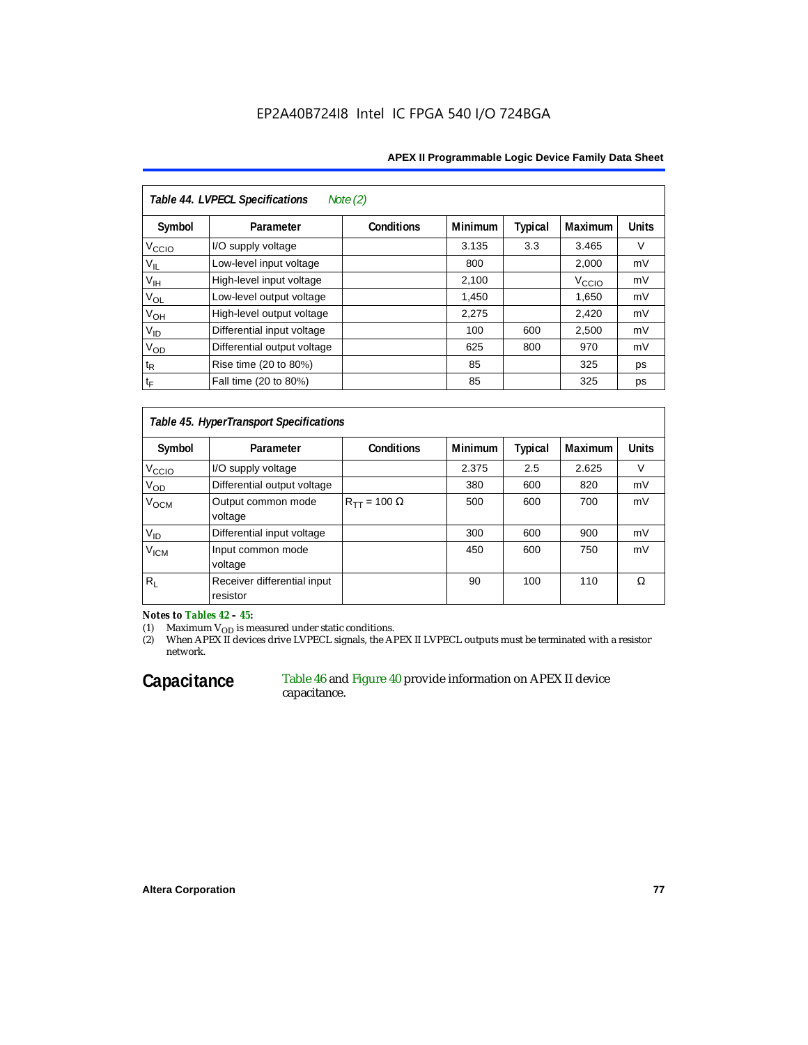**Table 44. LVPECL Specifications** *Note (2)*

| Symbol | Parameter | Conditions | Minimum | Typical | Maximum | Units |
|---|---|---|---|---|---|---|
| $V_{CCIO}$ | I/O supply voltage | | 3.135 | 3.3 | 3.465 | V |
| $V_{IL}$ | Low-level input voltage | | 800 | | 2,000 | mV |
| $V_{IH}$ | High-level input voltage | | 2,100 | | $V_{CCIO}$ | mV |
| $V_{OL}$ | Low-level output voltage | | 1,450 | | 1,650 | mV |
| $V_{OH}$ | High-level output voltage | | 2,275 | | 2,420 | mV |
| $V_{ID}$ | Differential input voltage | | 100 | 600 | 2,500 | mV |
| $V_{OD}$ | Differential output voltage | | 625 | 800 | 970 | mV |
| $t_R$ | Rise time (20 to 80%) | | 85 | | 325 | ps |
| $t_F$ | Fall time (20 to 80%) | | 85 | | 325 | ps |

**Table 45. HyperTransport Specifications**

| Symbol | Parameter | Conditions | Minimum | Typical | Maximum | Units |
|---|---|---|---|---|---|---|
| $V_{CCIO}$ | I/O supply voltage | | 2.375 | 2.5 | 2.625 | V |
| $V_{OD}$ | Differential output voltage | | 380 | 600 | 820 | mV |
| $V_{OCM}$ | Output common mode voltage | $R_{TT}$ = 100 Ω | 500 | 600 | 700 | mV |
| $V_{ID}$ | Differential input voltage | | 300 | 600 | 900 | mV |
| $V_{ICM}$ | Input common mode voltage | | 450 | 600 | 750 | mV |
| $R_L$ | Receiver differential input resistor | | 90 | 100 | 110 | Ω |

***Notes to Tables 42 – 45:***

(1) Maximum $V_{OD}$ is measured under static conditions.

(2) When APEX II devices drive LVPECL signals, the APEX II LVPECL outputs must be terminated with a resistor network.

## Capacitance

Table 46 and Figure 40 provide information on APEX II device capacitance.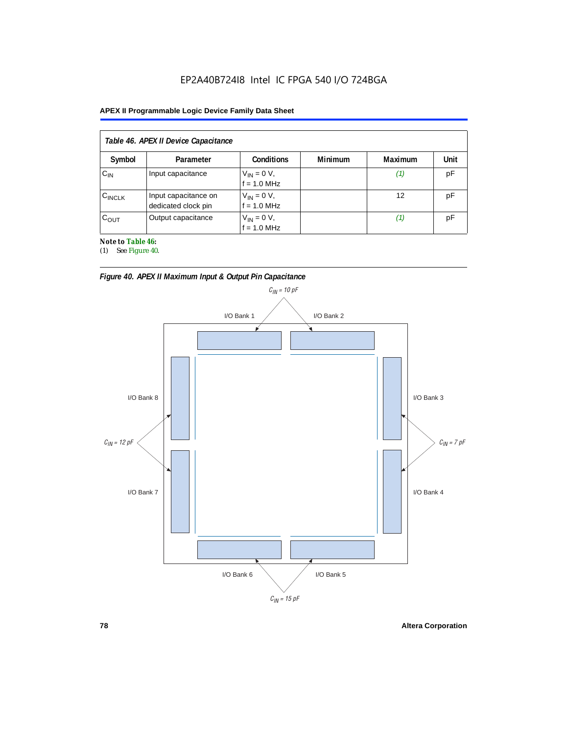EP2A40B724I8 Intel IC FPGA 540 I/O 724BGA

| *Table 46. APEX II Device Capacitance* | | | | | |
|---|---|---|---|---|---|
| **Symbol** | **Parameter** | **Conditions** | **Minimum** | **Maximum** | **Unit** |
| $C_{IN}$ | Input capacitance | $V_{IN}$ = 0 V, f = 1.0 MHz | | *(1)* | pF |
| $C_{INCLK}$ | Input capacitance on dedicated clock pin | $V_{IN}$ = 0 V, f = 1.0 MHz | | 12 | pF |
| $C_{OUT}$ | Output capacitance | $V_{IN}$ = 0 V, f = 1.0 MHz | | *(1)* | pF |

**Note to Table 46:**

(1) See Figure 40.

*Figure 40. APEX II Maximum Input & Output Pin Capacitance*

$C_{IN}$ = 10 pF: I/O Bank 1, I/O Bank 2

$C_{IN}$ = 7 pF: I/O Bank 3, I/O Bank 4

$C_{IN}$ = 15 pF: I/O Bank 5, I/O Bank 6

$C_{IN}$ = 12 pF: I/O Bank 7, I/O Bank 8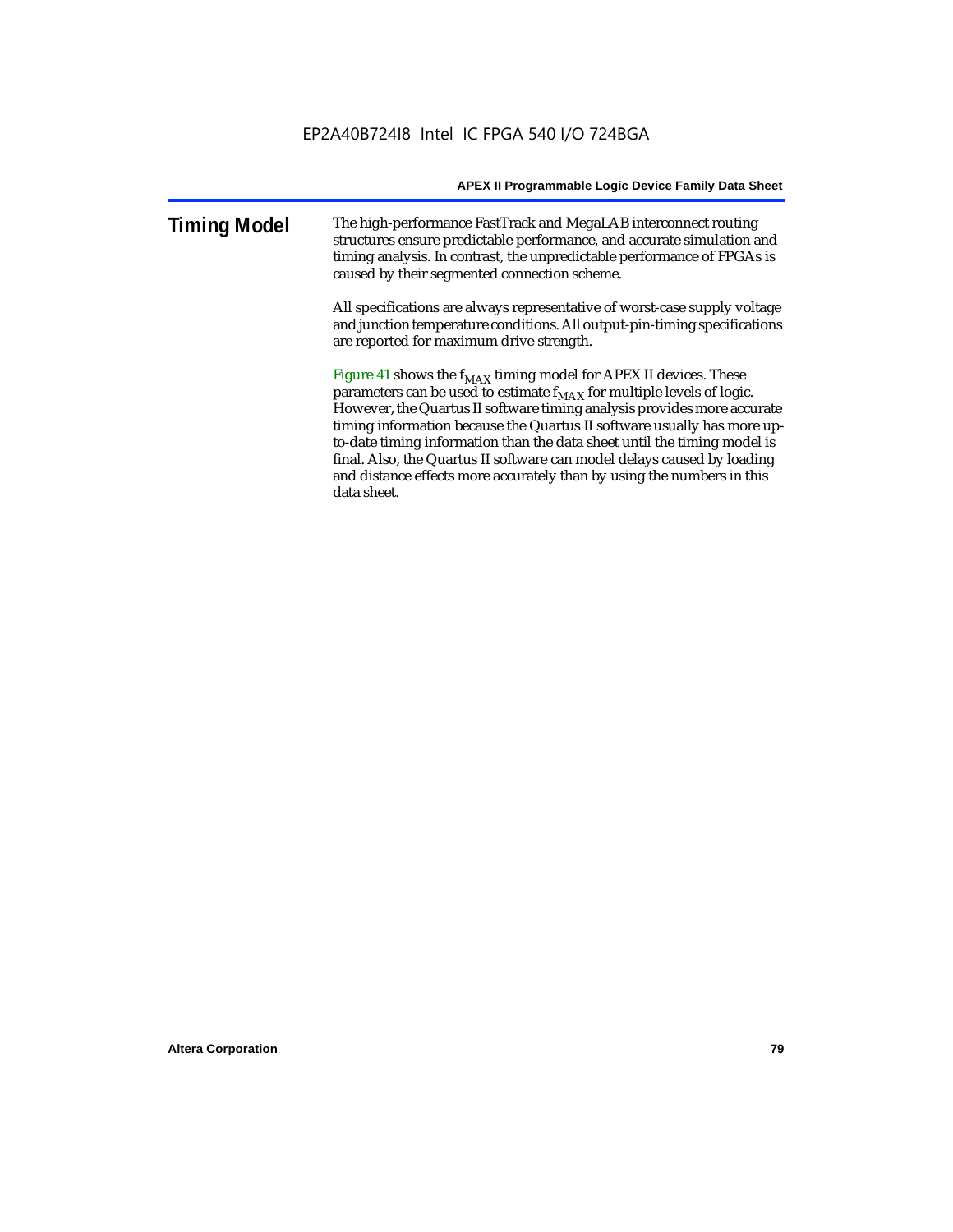# Timing Model

The high-performance FastTrack and MegaLAB interconnect routing structures ensure predictable performance, and accurate simulation and timing analysis. In contrast, the unpredictable performance of FPGAs is caused by their segmented connection scheme.

All specifications are always representative of worst-case supply voltage and junction temperature conditions. All output-pin-timing specifications are reported for maximum drive strength.

Figure 41 shows the $f_{MAX}$ timing model for APEX II devices. These parameters can be used to estimate $f_{MAX}$ for multiple levels of logic. However, the Quartus II software timing analysis provides more accurate timing information because the Quartus II software usually has more up-to-date timing information than the data sheet until the timing model is final. Also, the Quartus II software can model delays caused by loading and distance effects more accurately than by using the numbers in this data sheet.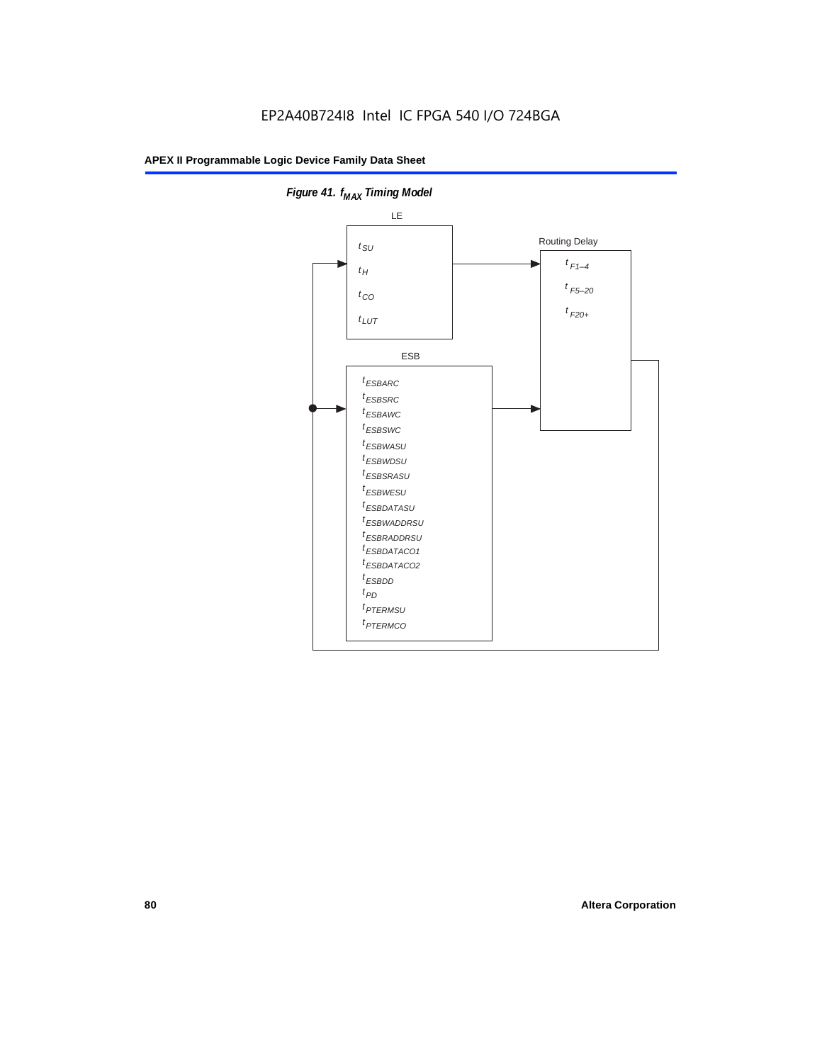*Figure 41. $f_{MAX}$ Timing Model*

LE

$t_{SU}$

$t_H$

$t_{CO}$

$t_{LUT}$

Routing Delay

$t_{F1-4}$

$t_{F5-20}$

$t_{F20+}$

ESB

$t_{ESBARC}$

$t_{ESBSRC}$

$t_{ESBAWC}$

$t_{ESBSWC}$

$t_{ESBWASU}$

$t_{ESBWDSU}$

$t_{ESBSRASU}$

$t_{ESBWESU}$

$t_{ESBDATASU}$

$t_{ESBWADDRSU}$

$t_{ESBRADDRSU}$

$t_{ESBDATACO1}$

$t_{ESBDATACO2}$

$t_{ESBDD}$

$t_{PD}$

$t_{PTERMSU}$

$t_{PTERMCO}$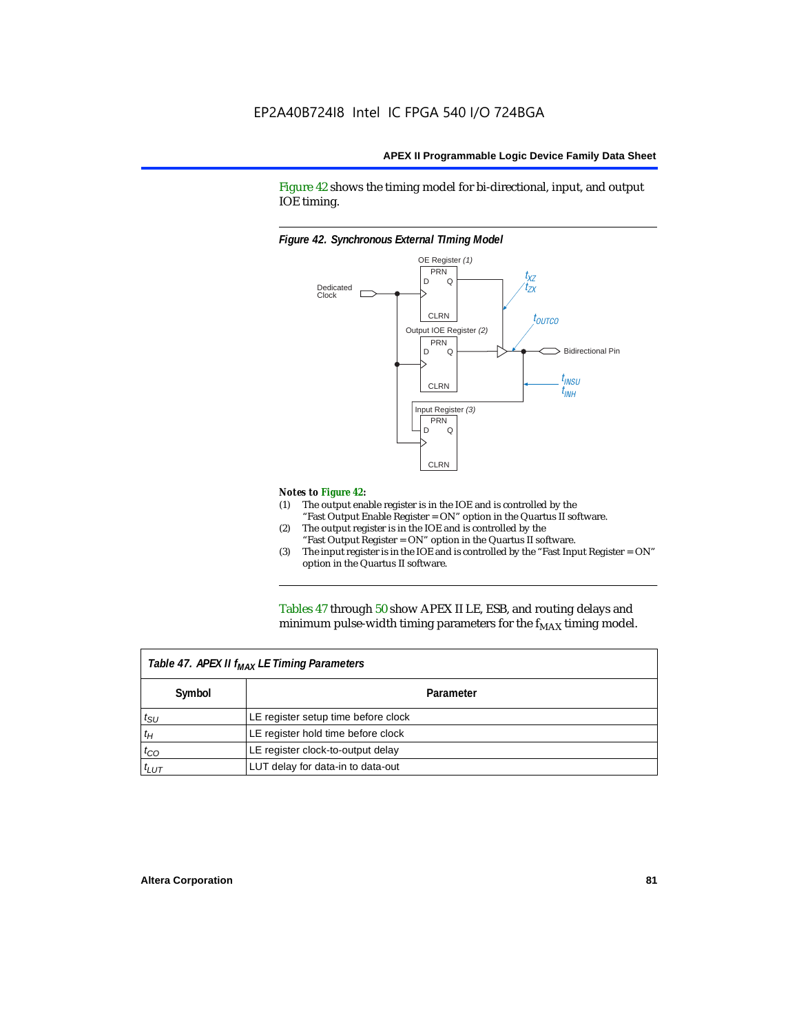Figure 42 shows the timing model for bi-directional, input, and output IOE timing.

*Figure 42. Synchronous External TIming Model*

OE Register (1)

PRN

D Q

CLRN

Dedicated Clock

$t_{XZ}$
$t_{ZX}$

$t_{OUTCO}$

Output IOE Register (2)

PRN

D Q

CLRN

Bidirectional Pin

$t_{INSU}$
$t_{INH}$

Input Register (3)

PRN

D Q

CLRN

*Notes to Figure 42:*

(1) The output enable register is in the IOE and is controlled by the "Fast Output Enable Register = ON" option in the Quartus II software.
(2) The output register is in the IOE and is controlled by the "Fast Output Register = ON" option in the Quartus II software.
(3) The input register is in the IOE and is controlled by the "Fast Input Register = ON" option in the Quartus II software.

Tables 47 through 50 show APEX II LE, ESB, and routing delays and minimum pulse-width timing parameters for the $f_{MAX}$ timing model.

| Table 47. APEX II $f_{MAX}$ LE Timing Parameters | |
|---|---|
| **Symbol** | **Parameter** |
| $t_{SU}$ | LE register setup time before clock |
| $t_H$ | LE register hold time before clock |
| $t_{CO}$ | LE register clock-to-output delay |
| $t_{LUT}$ | LUT delay for data-in to data-out |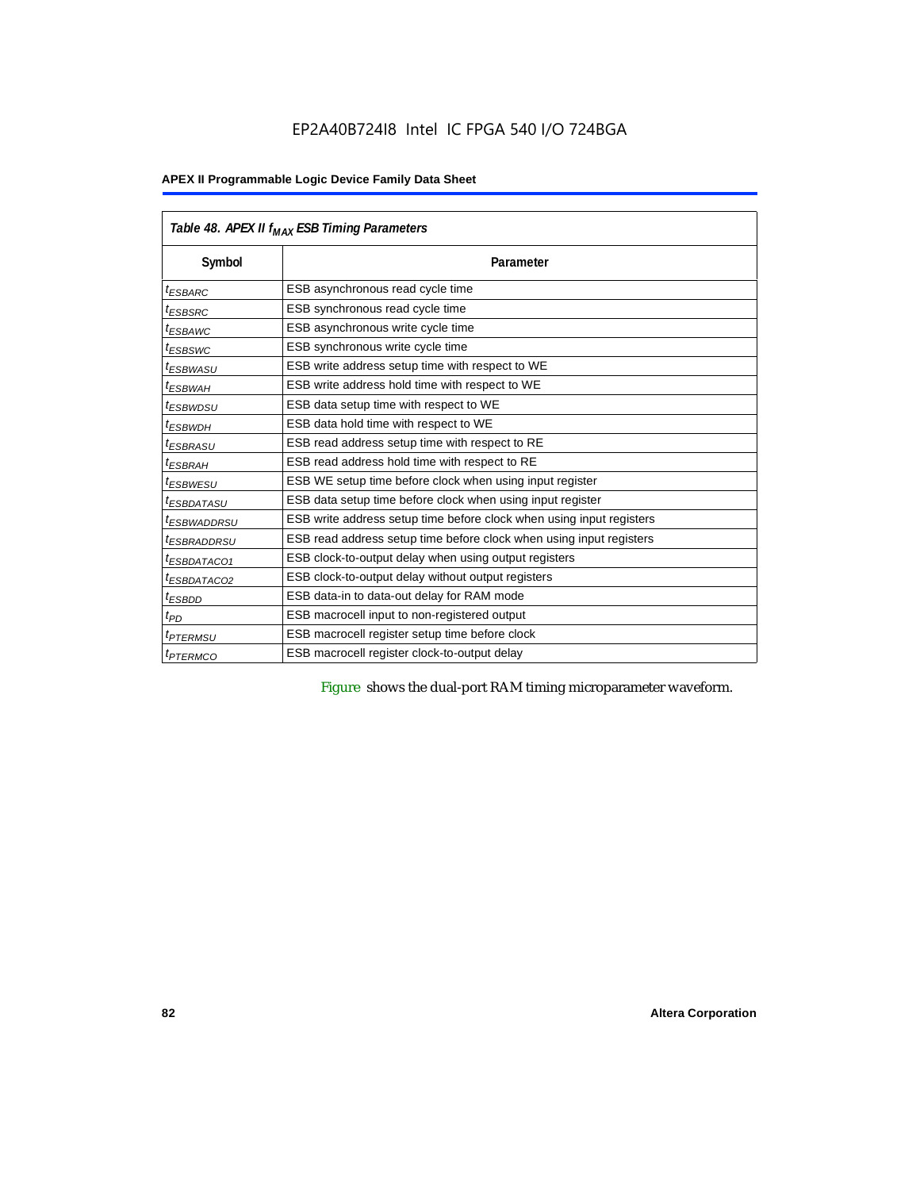Table 48. APEX II $f_{MAX}$ ESB Timing Parameters

| Symbol | Parameter |
|---|---|
| $t_{ESBARC}$ | ESB asynchronous read cycle time |
| $t_{ESBSRC}$ | ESB synchronous read cycle time |
| $t_{ESBAWC}$ | ESB asynchronous write cycle time |
| $t_{ESBSWC}$ | ESB synchronous write cycle time |
| $t_{ESBWASU}$ | ESB write address setup time with respect to WE |
| $t_{ESBWAH}$ | ESB write address hold time with respect to WE |
| $t_{ESBWDSU}$ | ESB data setup time with respect to WE |
| $t_{ESBWDH}$ | ESB data hold time with respect to WE |
| $t_{ESBRASU}$ | ESB read address setup time with respect to RE |
| $t_{ESBRAH}$ | ESB read address hold time with respect to RE |
| $t_{ESBWESU}$ | ESB WE setup time before clock when using input register |
| $t_{ESBDATASU}$ | ESB data setup time before clock when using input register |
| $t_{ESBWADDRSU}$ | ESB write address setup time before clock when using input registers |
| $t_{ESBRADDRSU}$ | ESB read address setup time before clock when using input registers |
| $t_{ESBDATACO1}$ | ESB clock-to-output delay when using output registers |
| $t_{ESBDATACO2}$ | ESB clock-to-output delay without output registers |
| $t_{ESBDD}$ | ESB data-in to data-out delay for RAM mode |
| $t_{PD}$ | ESB macrocell input to non-registered output |
| $t_{PTERMSU}$ | ESB macrocell register setup time before clock |
| $t_{PTERMCO}$ | ESB macrocell register clock-to-output delay |

Figure shows the dual-port RAM timing microparameter waveform.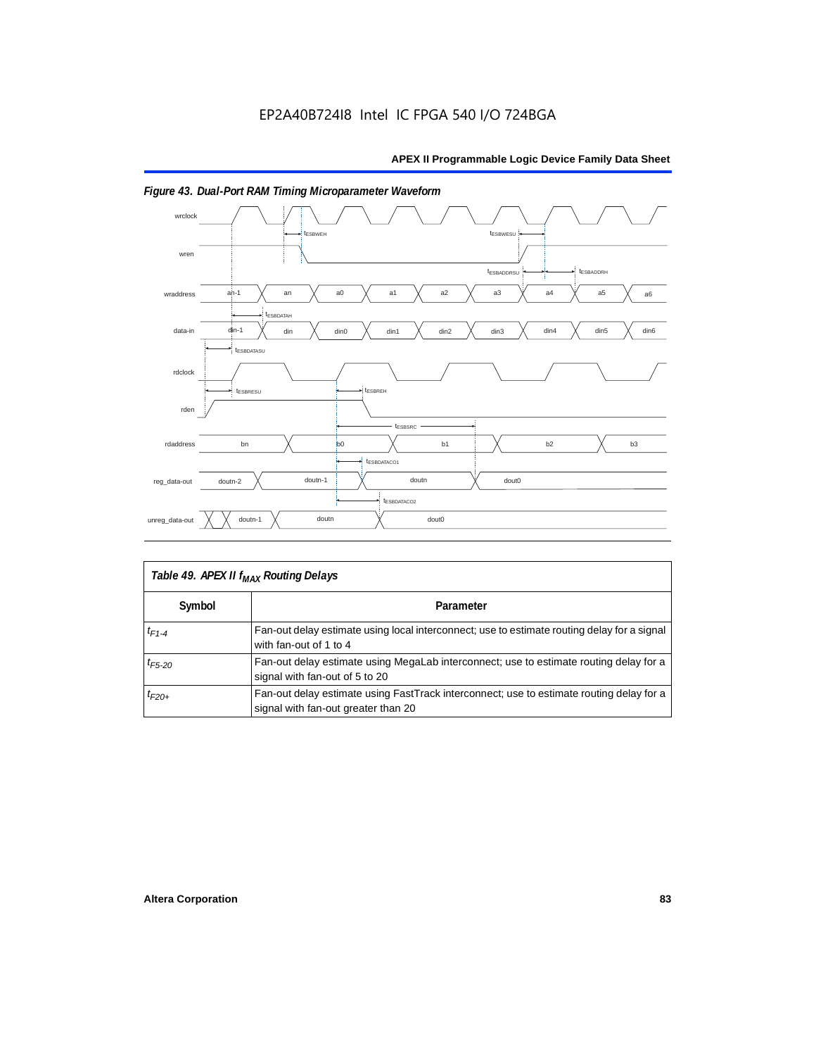*Figure 43. Dual-Port RAM Timing Microparameter Waveform*

| *Table 49. APEX II $f_{MAX}$ Routing Delays* | |
|---|---|
| **Symbol** | **Parameter** |
| $t_{F1-4}$ | Fan-out delay estimate using local interconnect; use to estimate routing delay for a signal with fan-out of 1 to 4 |
| $t_{F5-20}$ | Fan-out delay estimate using MegaLab interconnect; use to estimate routing delay for a signal with fan-out of 5 to 20 |
| $t_{F20+}$ | Fan-out delay estimate using FastTrack interconnect; use to estimate routing delay for a signal with fan-out greater than 20 |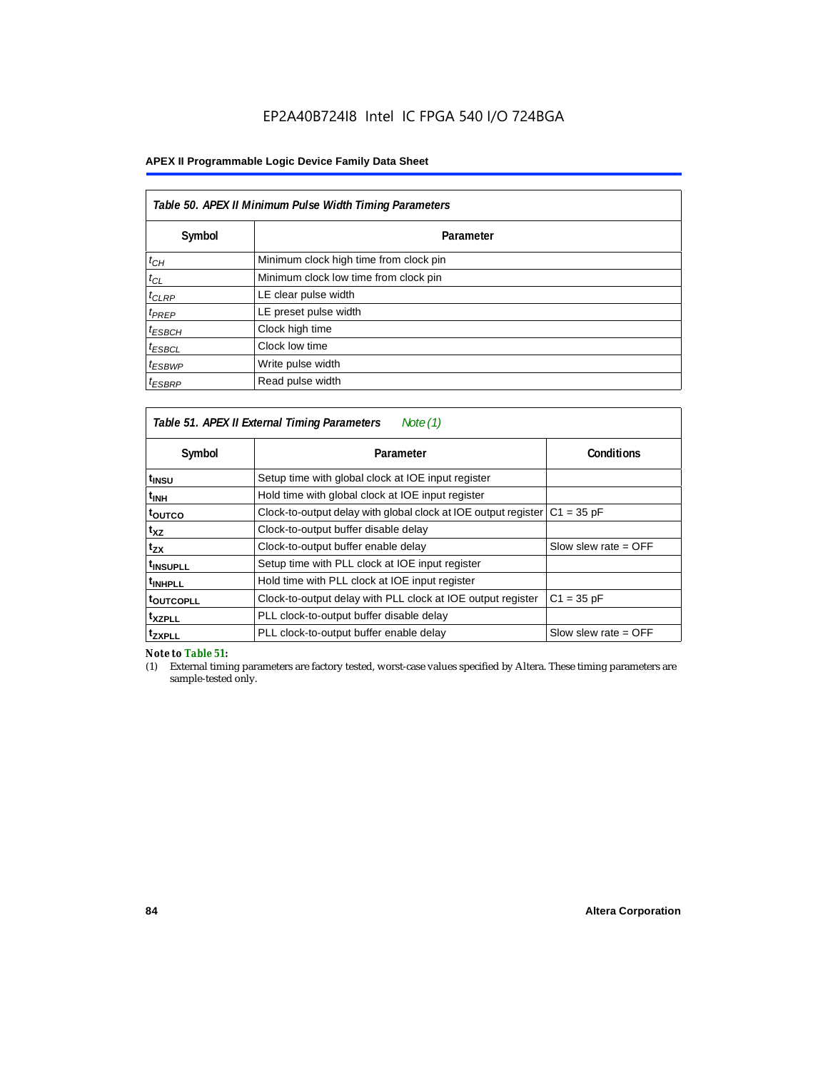# EP2A40B724I8 Intel IC FPGA 540 I/O 724BGA

**APEX II Programmable Logic Device Family Data Sheet**

*Table 50. APEX II Minimum Pulse Width Timing Parameters*

| Symbol | Parameter |
|---|---|
| $t_{CH}$ | Minimum clock high time from clock pin |
| $t_{CL}$ | Minimum clock low time from clock pin |
| $t_{CLRP}$ | LE clear pulse width |
| $t_{PREP}$ | LE preset pulse width |
| $t_{ESBCH}$ | Clock high time |
| $t_{ESBCL}$ | Clock low time |
| $t_{ESBWP}$ | Write pulse width |
| $t_{ESBRP}$ | Read pulse width |

*Table 51. APEX II External Timing Parameters Note (1)*

| Symbol | Parameter | Conditions |
|---|---|---|
| $t_{INSU}$ | Setup time with global clock at IOE input register | |
| $t_{INH}$ | Hold time with global clock at IOE input register | |
| $t_{OUTCO}$ | Clock-to-output delay with global clock at IOE output register | C1 = 35 pF |
| $t_{XZ}$ | Clock-to-output buffer disable delay | |
| $t_{ZX}$ | Clock-to-output buffer enable delay | Slow slew rate = OFF |
| $t_{INSUPLL}$ | Setup time with PLL clock at IOE input register | |
| $t_{INHPLL}$ | Hold time with PLL clock at IOE input register | |
| $t_{OUTCOPLL}$ | Clock-to-output delay with PLL clock at IOE output register | C1 = 35 pF |
| $t_{XZPLL}$ | PLL clock-to-output buffer disable delay | |
| $t_{ZXPLL}$ | PLL clock-to-output buffer enable delay | Slow slew rate = OFF |

*Note to Table 51:*

(1) External timing parameters are factory tested, worst-case values specified by Altera. These timing parameters are sample-tested only.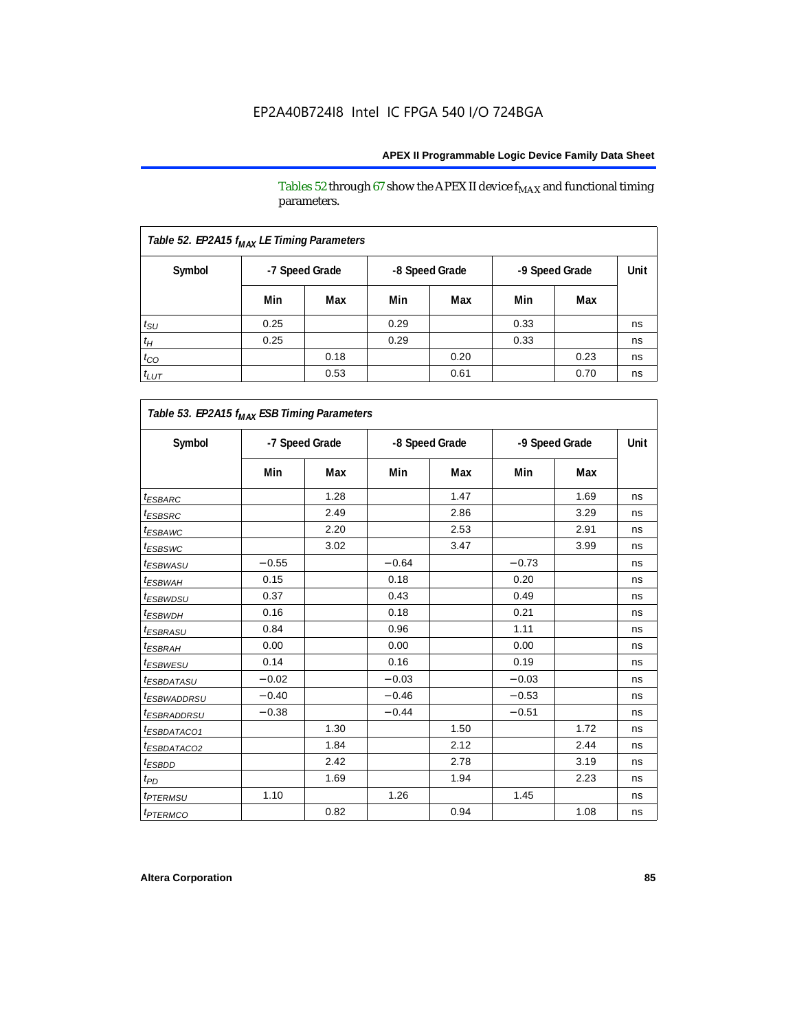Tables 52 through 67 show the APEX II device $f_{MAX}$ and functional timing parameters.

| Table 52. EP2A15 $f_{MAX}$ LE Timing Parameters | | | | | | | |
|---|---|---|---|---|---|---|---|
| Symbol | -7 Speed Grade | | -8 Speed Grade | | -9 Speed Grade | | Unit |
| | Min | Max | Min | Max | Min | Max | |
| $t_{SU}$ | 0.25 | | 0.29 | | 0.33 | | ns |
| $t_H$ | 0.25 | | 0.29 | | 0.33 | | ns |
| $t_{CO}$ | | 0.18 | | 0.20 | | 0.23 | ns |
| $t_{LUT}$ | | 0.53 | | 0.61 | | 0.70 | ns |

| Table 53. EP2A15 $f_{MAX}$ ESB Timing Parameters | | | | | | | |
|---|---|---|---|---|---|---|---|
| Symbol | -7 Speed Grade | | -8 Speed Grade | | -9 Speed Grade | | Unit |
| | Min | Max | Min | Max | Min | Max | |
| $t_{ESBARC}$ | | 1.28 | | 1.47 | | 1.69 | ns |
| $t_{ESBSRC}$ | | 2.49 | | 2.86 | | 3.29 | ns |
| $t_{ESBAWC}$ | | 2.20 | | 2.53 | | 2.91 | ns |
| $t_{ESBSWC}$ | | 3.02 | | 3.47 | | 3.99 | ns |
| $t_{ESBWASU}$ | −0.55 | | −0.64 | | −0.73 | | ns |
| $t_{ESBWAH}$ | 0.15 | | 0.18 | | 0.20 | | ns |
| $t_{ESBWDSU}$ | 0.37 | | 0.43 | | 0.49 | | ns |
| $t_{ESBWDH}$ | 0.16 | | 0.18 | | 0.21 | | ns |
| $t_{ESBRASU}$ | 0.84 | | 0.96 | | 1.11 | | ns |
| $t_{ESBRAH}$ | 0.00 | | 0.00 | | 0.00 | | ns |
| $t_{ESBWESU}$ | 0.14 | | 0.16 | | 0.19 | | ns |
| $t_{ESBDATASU}$ | −0.02 | | −0.03 | | −0.03 | | ns |
| $t_{ESBWADDRSU}$ | −0.40 | | −0.46 | | −0.53 | | ns |
| $t_{ESBRADDRSU}$ | −0.38 | | −0.44 | | −0.51 | | ns |
| $t_{ESBDATACO1}$ | | 1.30 | | 1.50 | | 1.72 | ns |
| $t_{ESBDATACO2}$ | | 1.84 | | 2.12 | | 2.44 | ns |
| $t_{ESBDD}$ | | 2.42 | | 2.78 | | 3.19 | ns |
| $t_{PD}$ | | 1.69 | | 1.94 | | 2.23 | ns |
| $t_{PTERMSU}$ | 1.10 | | 1.26 | | 1.45 | | ns |
| $t_{PTERMCO}$ | | 0.82 | | 0.94 | | 1.08 | ns |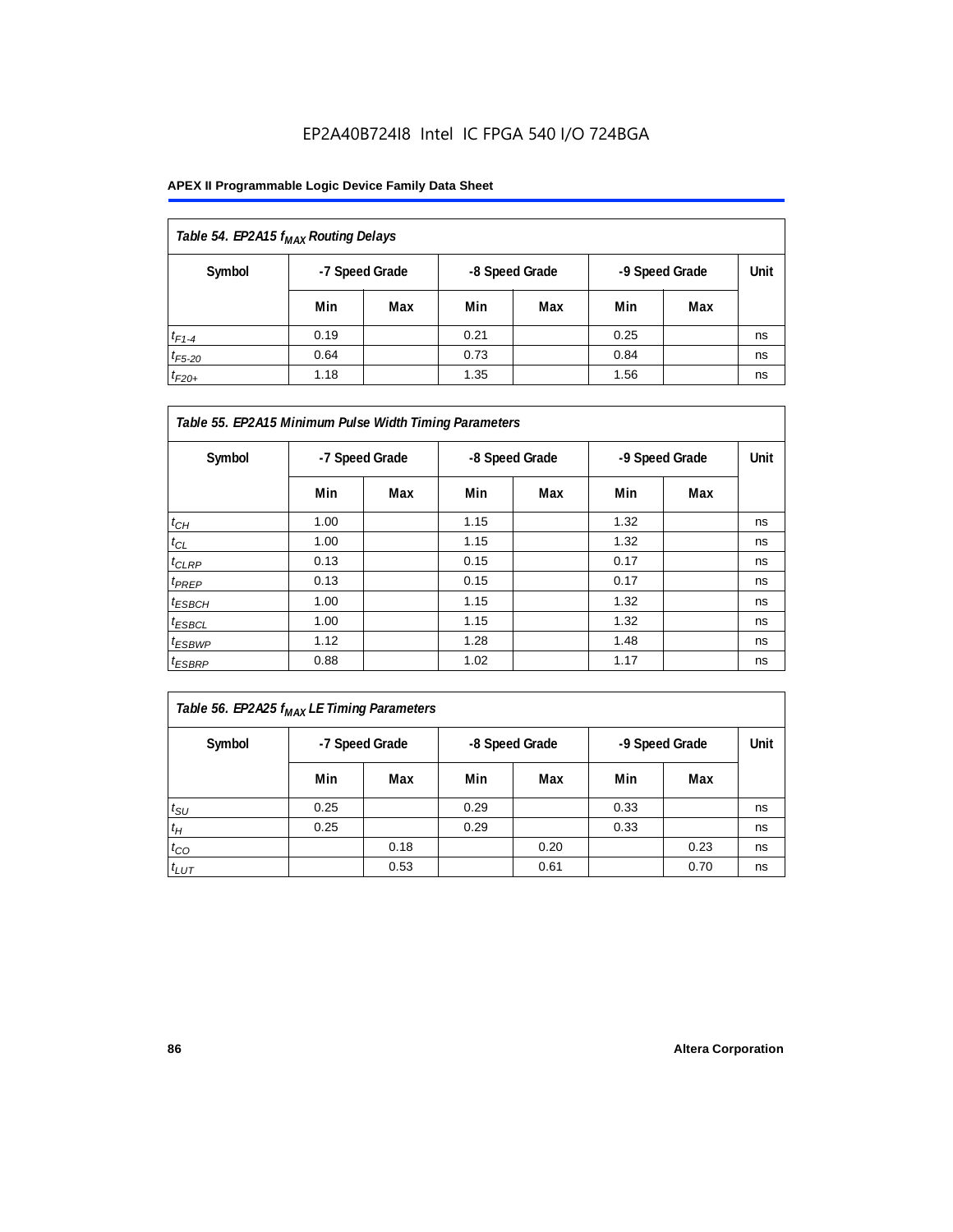| Table 54. EP2A15 $f_{MAX}$ Routing Delays | | | | | | | |
|---|---|---|---|---|---|---|---|
| Symbol | -7 Speed Grade | | -8 Speed Grade | | -9 Speed Grade | | Unit |
| | Min | Max | Min | Max | Min | Max | |
| $t_{F1-4}$ | 0.19 | | 0.21 | | 0.25 | | ns |
| $t_{F5-20}$ | 0.64 | | 0.73 | | 0.84 | | ns |
| $t_{F20+}$ | 1.18 | | 1.35 | | 1.56 | | ns |

| Table 55. EP2A15 Minimum Pulse Width Timing Parameters | | | | | | | |
|---|---|---|---|---|---|---|---|
| Symbol | -7 Speed Grade | | -8 Speed Grade | | -9 Speed Grade | | Unit |
| | Min | Max | Min | Max | Min | Max | |
| $t_{CH}$ | 1.00 | | 1.15 | | 1.32 | | ns |
| $t_{CL}$ | 1.00 | | 1.15 | | 1.32 | | ns |
| $t_{CLRP}$ | 0.13 | | 0.15 | | 0.17 | | ns |
| $t_{PREP}$ | 0.13 | | 0.15 | | 0.17 | | ns |
| $t_{ESBCH}$ | 1.00 | | 1.15 | | 1.32 | | ns |
| $t_{ESBCL}$ | 1.00 | | 1.15 | | 1.32 | | ns |
| $t_{ESBWP}$ | 1.12 | | 1.28 | | 1.48 | | ns |
| $t_{ESBRP}$ | 0.88 | | 1.02 | | 1.17 | | ns |

| Table 56. EP2A25 $f_{MAX}$ LE Timing Parameters | | | | | | | |
|---|---|---|---|---|---|---|---|
| Symbol | -7 Speed Grade | | -8 Speed Grade | | -9 Speed Grade | | Unit |
| | Min | Max | Min | Max | Min | Max | |
| $t_{SU}$ | 0.25 | | 0.29 | | 0.33 | | ns |
| $t_H$ | 0.25 | | 0.29 | | 0.33 | | ns |
| $t_{CO}$ | | 0.18 | | 0.20 | | 0.23 | ns |
| $t_{LUT}$ | | 0.53 | | 0.61 | | 0.70 | ns |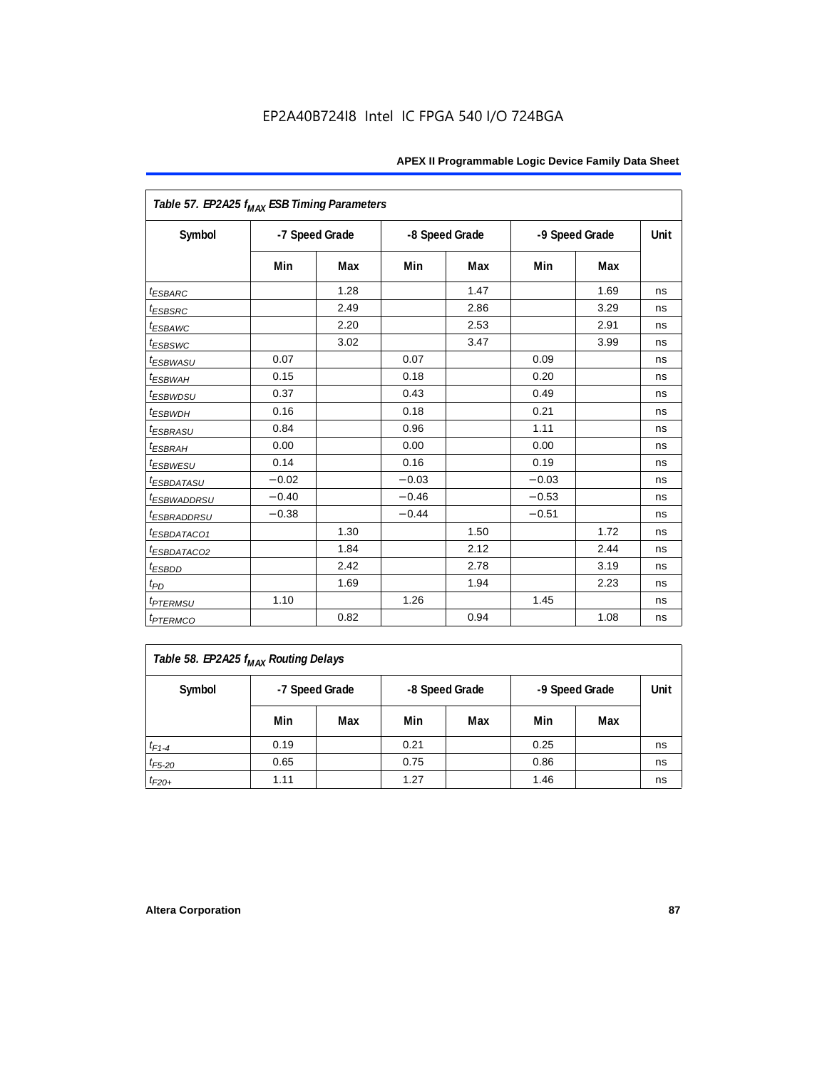Table 57. EP2A25 $f_{MAX}$ ESB Timing Parameters

| Symbol | -7 Speed Grade | | -8 Speed Grade | | -9 Speed Grade | | Unit |
|---|---|---|---|---|---|---|---|
| | Min | Max | Min | Max | Min | Max | |
| $t_{ESBARC}$ | | 1.28 | | 1.47 | | 1.69 | ns |
| $t_{ESBSRC}$ | | 2.49 | | 2.86 | | 3.29 | ns |
| $t_{ESBAWC}$ | | 2.20 | | 2.53 | | 2.91 | ns |
| $t_{ESBSWC}$ | | 3.02 | | 3.47 | | 3.99 | ns |
| $t_{ESBWASU}$ | 0.07 | | 0.07 | | 0.09 | | ns |
| $t_{ESBWAH}$ | 0.15 | | 0.18 | | 0.20 | | ns |
| $t_{ESBWDSU}$ | 0.37 | | 0.43 | | 0.49 | | ns |
| $t_{ESBWDH}$ | 0.16 | | 0.18 | | 0.21 | | ns |
| $t_{ESBRASU}$ | 0.84 | | 0.96 | | 1.11 | | ns |
| $t_{ESBRAH}$ | 0.00 | | 0.00 | | 0.00 | | ns |
| $t_{ESBWESU}$ | 0.14 | | 0.16 | | 0.19 | | ns |
| $t_{ESBDATASU}$ | −0.02 | | −0.03 | | −0.03 | | ns |
| $t_{ESBWADDRSU}$ | −0.40 | | −0.46 | | −0.53 | | ns |
| $t_{ESBRADDRSU}$ | −0.38 | | −0.44 | | −0.51 | | ns |
| $t_{ESBDATACO1}$ | | 1.30 | | 1.50 | | 1.72 | ns |
| $t_{ESBDATACO2}$ | | 1.84 | | 2.12 | | 2.44 | ns |
| $t_{ESBDD}$ | | 2.42 | | 2.78 | | 3.19 | ns |
| $t_{PD}$ | | 1.69 | | 1.94 | | 2.23 | ns |
| $t_{PTERMSU}$ | 1.10 | | 1.26 | | 1.45 | | ns |
| $t_{PTERMCO}$ | | 0.82 | | 0.94 | | 1.08 | ns |

Table 58. EP2A25 $f_{MAX}$ Routing Delays

| Symbol | -7 Speed Grade | | -8 Speed Grade | | -9 Speed Grade | | Unit |
|---|---|---|---|---|---|---|---|
| | Min | Max | Min | Max | Min | Max | |
| $t_{F1-4}$ | 0.19 | | 0.21 | | 0.25 | | ns |
| $t_{F5-20}$ | 0.65 | | 0.75 | | 0.86 | | ns |
| $t_{F20+}$ | 1.11 | | 1.27 | | 1.46 | | ns |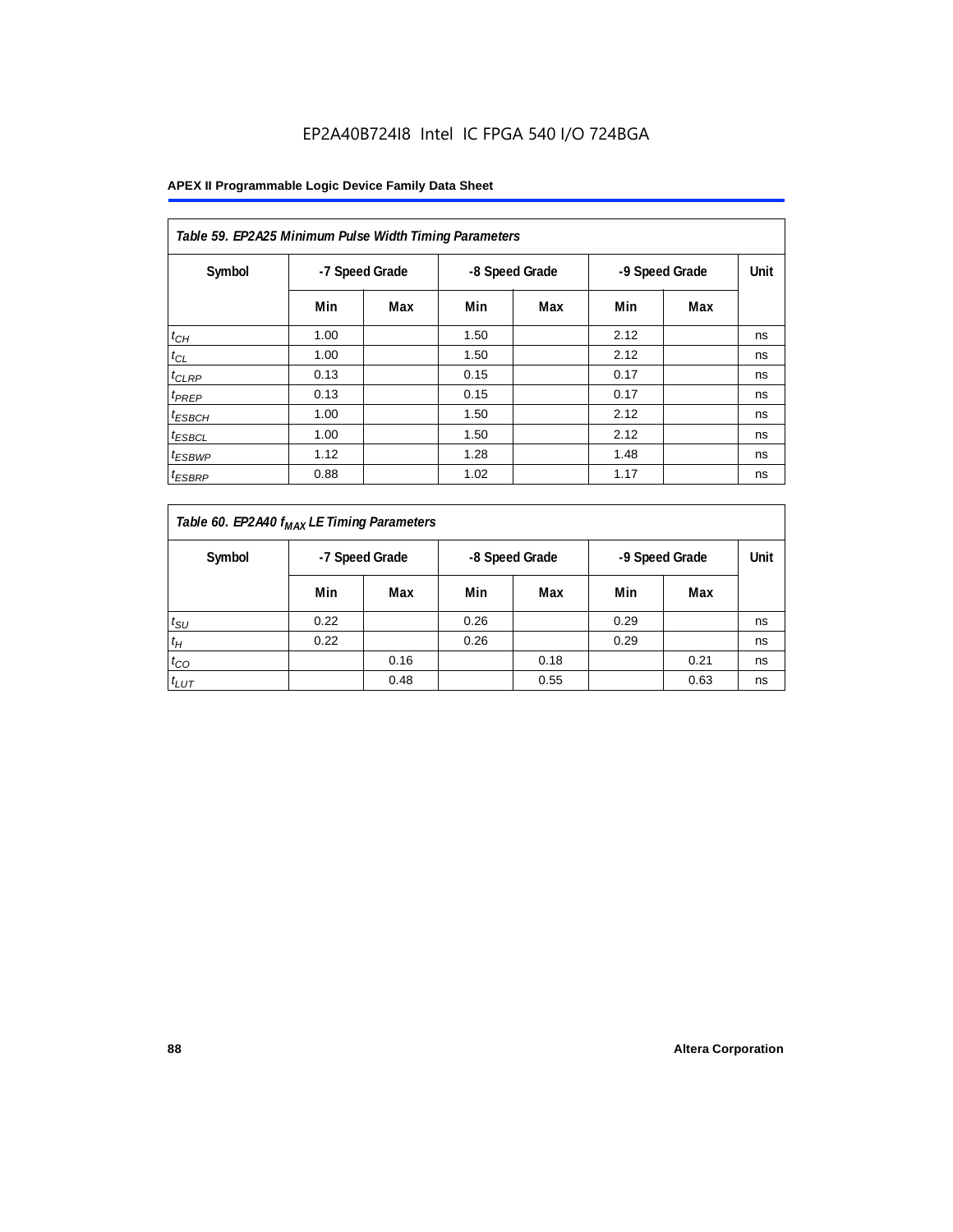EP2A40B724I8 Intel IC FPGA 540 I/O 724BGA

| *Table 59. EP2A25 Minimum Pulse Width Timing Parameters* | | | | | | | |
|---|---|---|---|---|---|---|---|
| Symbol | -7 Speed Grade | | -8 Speed Grade | | -9 Speed Grade | | Unit |
| | Min | Max | Min | Max | Min | Max | |
| $t_{CH}$ | 1.00 | | 1.50 | | 2.12 | | ns |
| $t_{CL}$ | 1.00 | | 1.50 | | 2.12 | | ns |
| $t_{CLRP}$ | 0.13 | | 0.15 | | 0.17 | | ns |
| $t_{PREP}$ | 0.13 | | 0.15 | | 0.17 | | ns |
| $t_{ESBCH}$ | 1.00 | | 1.50 | | 2.12 | | ns |
| $t_{ESBCL}$ | 1.00 | | 1.50 | | 2.12 | | ns |
| $t_{ESBWP}$ | 1.12 | | 1.28 | | 1.48 | | ns |
| $t_{ESBRP}$ | 0.88 | | 1.02 | | 1.17 | | ns |

| *Table 60. EP2A40 $f_{MAX}$ LE Timing Parameters* | | | | | | | |
|---|---|---|---|---|---|---|---|
| Symbol | -7 Speed Grade | | -8 Speed Grade | | -9 Speed Grade | | Unit |
| | Min | Max | Min | Max | Min | Max | |
| $t_{SU}$ | 0.22 | | 0.26 | | 0.29 | | ns |
| $t_{H}$ | 0.22 | | 0.26 | | 0.29 | | ns |
| $t_{CO}$ | | 0.16 | | 0.18 | | 0.21 | ns |
| $t_{LUT}$ | | 0.48 | | 0.55 | | 0.63 | ns |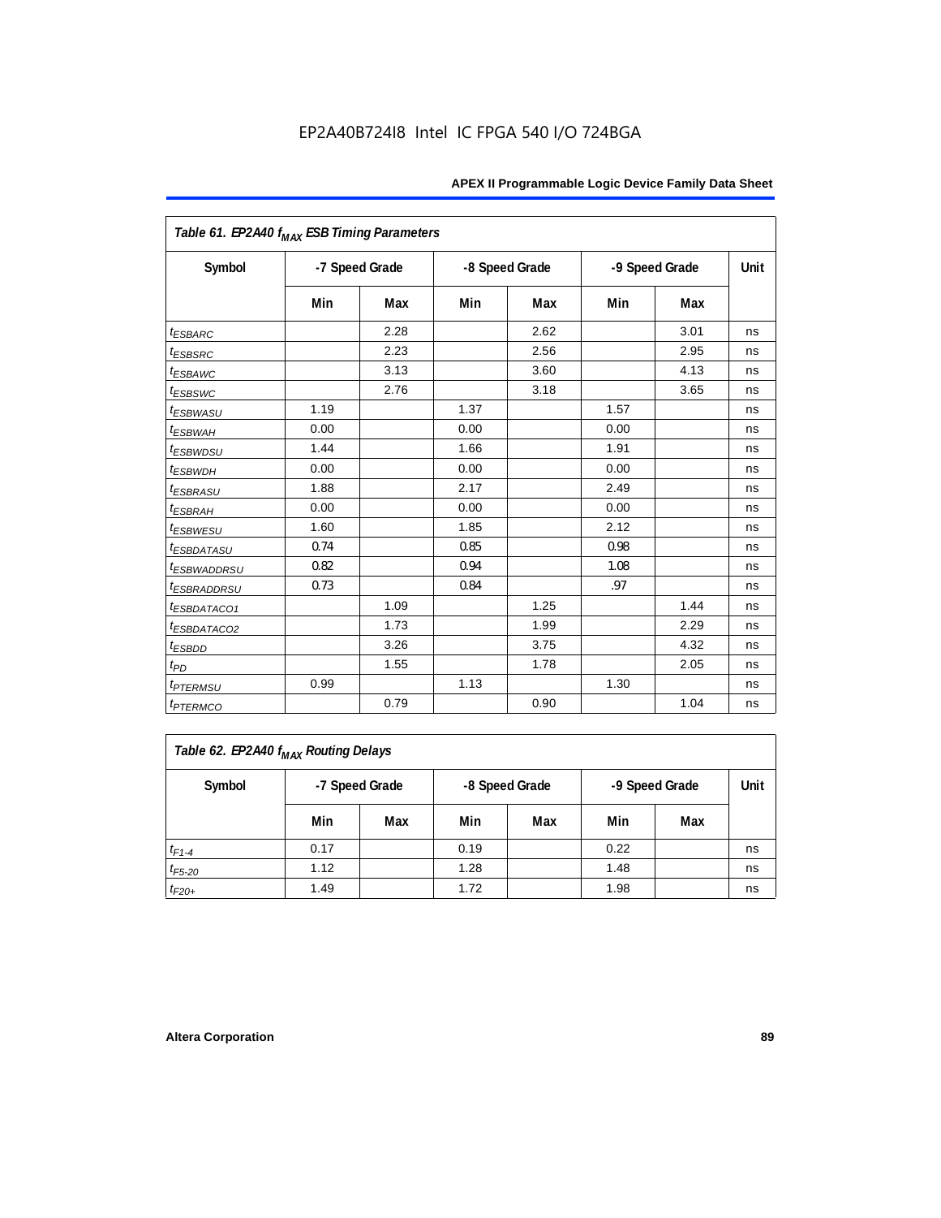EP2A40B724I8 Intel IC FPGA 540 I/O 724BGA

| Table 61. EP2A40 $f_{MAX}$ ESB Timing Parameters | | | | | | | |
|---|---|---|---|---|---|---|---|
| Symbol | -7 Speed Grade | | -8 Speed Grade | | -9 Speed Grade | | Unit |
| | Min | Max | Min | Max | Min | Max | |
| $t_{ESBARC}$ | | 2.28 | | 2.62 | | 3.01 | ns |
| $t_{ESBSRC}$ | | 2.23 | | 2.56 | | 2.95 | ns |
| $t_{ESBAWC}$ | | 3.13 | | 3.60 | | 4.13 | ns |
| $t_{ESBSWC}$ | | 2.76 | | 3.18 | | 3.65 | ns |
| $t_{ESBWASU}$ | 1.19 | | 1.37 | | 1.57 | | ns |
| $t_{ESBWAH}$ | 0.00 | | 0.00 | | 0.00 | | ns |
| $t_{ESBWDSU}$ | 1.44 | | 1.66 | | 1.91 | | ns |
| $t_{ESBWDH}$ | 0.00 | | 0.00 | | 0.00 | | ns |
| $t_{ESBRASU}$ | 1.88 | | 2.17 | | 2.49 | | ns |
| $t_{ESBRAH}$ | 0.00 | | 0.00 | | 0.00 | | ns |
| $t_{ESBWESU}$ | 1.60 | | 1.85 | | 2.12 | | ns |
| $t_{ESBDATASU}$ | 0.74 | | 0.85 | | 0.98 | | ns |
| $t_{ESBWADDRSU}$ | 0.82 | | 0.94 | | 1.08 | | ns |
| $t_{ESBRADDRSU}$ | 0.73 | | 0.84 | | .97 | | ns |
| $t_{ESBDATACO1}$ | | 1.09 | | 1.25 | | 1.44 | ns |
| $t_{ESBDATACO2}$ | | 1.73 | | 1.99 | | 2.29 | ns |
| $t_{ESBDD}$ | | 3.26 | | 3.75 | | 4.32 | ns |
| $t_{PD}$ | | 1.55 | | 1.78 | | 2.05 | ns |
| $t_{PTERMSU}$ | 0.99 | | 1.13 | | 1.30 | | ns |
| $t_{PTERMCO}$ | | 0.79 | | 0.90 | | 1.04 | ns |

| Table 62. EP2A40 $f_{MAX}$ Routing Delays | | | | | | | |
|---|---|---|---|---|---|---|---|
| Symbol | -7 Speed Grade | | -8 Speed Grade | | -9 Speed Grade | | Unit |
| | Min | Max | Min | Max | Min | Max | |
| $t_{F1-4}$ | 0.17 | | 0.19 | | 0.22 | | ns |
| $t_{F5-20}$ | 1.12 | | 1.28 | | 1.48 | | ns |
| $t_{F20+}$ | 1.49 | | 1.72 | | 1.98 | | ns |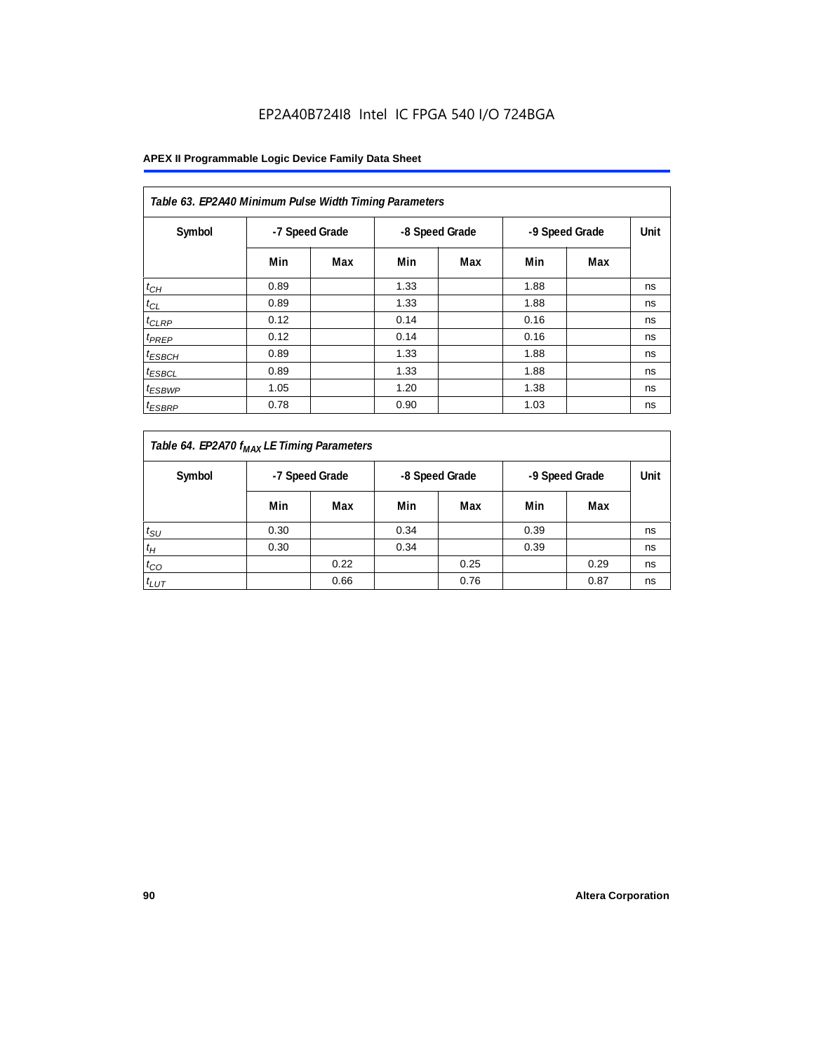**Table 63. EP2A40 Minimum Pulse Width Timing Parameters**

| Symbol | -7 Speed Grade | | -8 Speed Grade | | -9 Speed Grade | | Unit |
|---|---|---|---|---|---|---|---|
| | Min | Max | Min | Max | Min | Max | |
| $t_{CH}$ | 0.89 | | 1.33 | | 1.88 | | ns |
| $t_{CL}$ | 0.89 | | 1.33 | | 1.88 | | ns |
| $t_{CLRP}$ | 0.12 | | 0.14 | | 0.16 | | ns |
| $t_{PREP}$ | 0.12 | | 0.14 | | 0.16 | | ns |
| $t_{ESBCH}$ | 0.89 | | 1.33 | | 1.88 | | ns |
| $t_{ESBCL}$ | 0.89 | | 1.33 | | 1.88 | | ns |
| $t_{ESBWP}$ | 1.05 | | 1.20 | | 1.38 | | ns |
| $t_{ESBRP}$ | 0.78 | | 0.90 | | 1.03 | | ns |

**Table 64. EP2A70 $f_{MAX}$ LE Timing Parameters**

| Symbol | -7 Speed Grade | | -8 Speed Grade | | -9 Speed Grade | | Unit |
|---|---|---|---|---|---|---|---|
| | Min | Max | Min | Max | Min | Max | |
| $t_{SU}$ | 0.30 | | 0.34 | | 0.39 | | ns |
| $t_{H}$ | 0.30 | | 0.34 | | 0.39 | | ns |
| $t_{CO}$ | | 0.22 | | 0.25 | | 0.29 | ns |
| $t_{LUT}$ | | 0.66 | | 0.76 | | 0.87 | ns |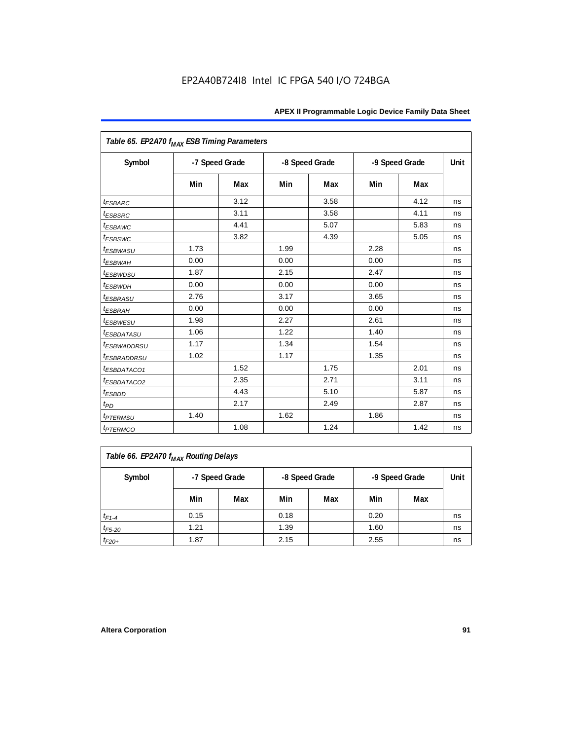Table 65. EP2A70 $f_{MAX}$ ESB Timing Parameters

| Symbol | -7 Speed Grade | | -8 Speed Grade | | -9 Speed Grade | | Unit |
|---|---|---|---|---|---|---|---|
| | Min | Max | Min | Max | Min | Max | |
| $t_{ESBARC}$ | | 3.12 | | 3.58 | | 4.12 | ns |
| $t_{ESBSRC}$ | | 3.11 | | 3.58 | | 4.11 | ns |
| $t_{ESBAWC}$ | | 4.41 | | 5.07 | | 5.83 | ns |
| $t_{ESBSWC}$ | | 3.82 | | 4.39 | | 5.05 | ns |
| $t_{ESBWASU}$ | 1.73 | | 1.99 | | 2.28 | | ns |
| $t_{ESBWAH}$ | 0.00 | | 0.00 | | 0.00 | | ns |
| $t_{ESBWDSU}$ | 1.87 | | 2.15 | | 2.47 | | ns |
| $t_{ESBWDH}$ | 0.00 | | 0.00 | | 0.00 | | ns |
| $t_{ESBRASU}$ | 2.76 | | 3.17 | | 3.65 | | ns |
| $t_{ESBRAH}$ | 0.00 | | 0.00 | | 0.00 | | ns |
| $t_{ESBWESU}$ | 1.98 | | 2.27 | | 2.61 | | ns |
| $t_{ESBDATASU}$ | 1.06 | | 1.22 | | 1.40 | | ns |
| $t_{ESBWADDRSU}$ | 1.17 | | 1.34 | | 1.54 | | ns |
| $t_{ESBRADDRSU}$ | 1.02 | | 1.17 | | 1.35 | | ns |
| $t_{ESBDATACO1}$ | | 1.52 | | 1.75 | | 2.01 | ns |
| $t_{ESBDATACO2}$ | | 2.35 | | 2.71 | | 3.11 | ns |
| $t_{ESBDD}$ | | 4.43 | | 5.10 | | 5.87 | ns |
| $t_{PD}$ | | 2.17 | | 2.49 | | 2.87 | ns |
| $t_{PTERMSU}$ | 1.40 | | 1.62 | | 1.86 | | ns |
| $t_{PTERMCO}$ | | 1.08 | | 1.24 | | 1.42 | ns |

Table 66. EP2A70 $f_{MAX}$ Routing Delays

| Symbol | -7 Speed Grade | | -8 Speed Grade | | -9 Speed Grade | | Unit |
|---|---|---|---|---|---|---|---|
| | Min | Max | Min | Max | Min | Max | |
| $t_{F1-4}$ | 0.15 | | 0.18 | | 0.20 | | ns |
| $t_{F5-20}$ | 1.21 | | 1.39 | | 1.60 | | ns |
| $t_{F20+}$ | 1.87 | | 2.15 | | 2.55 | | ns |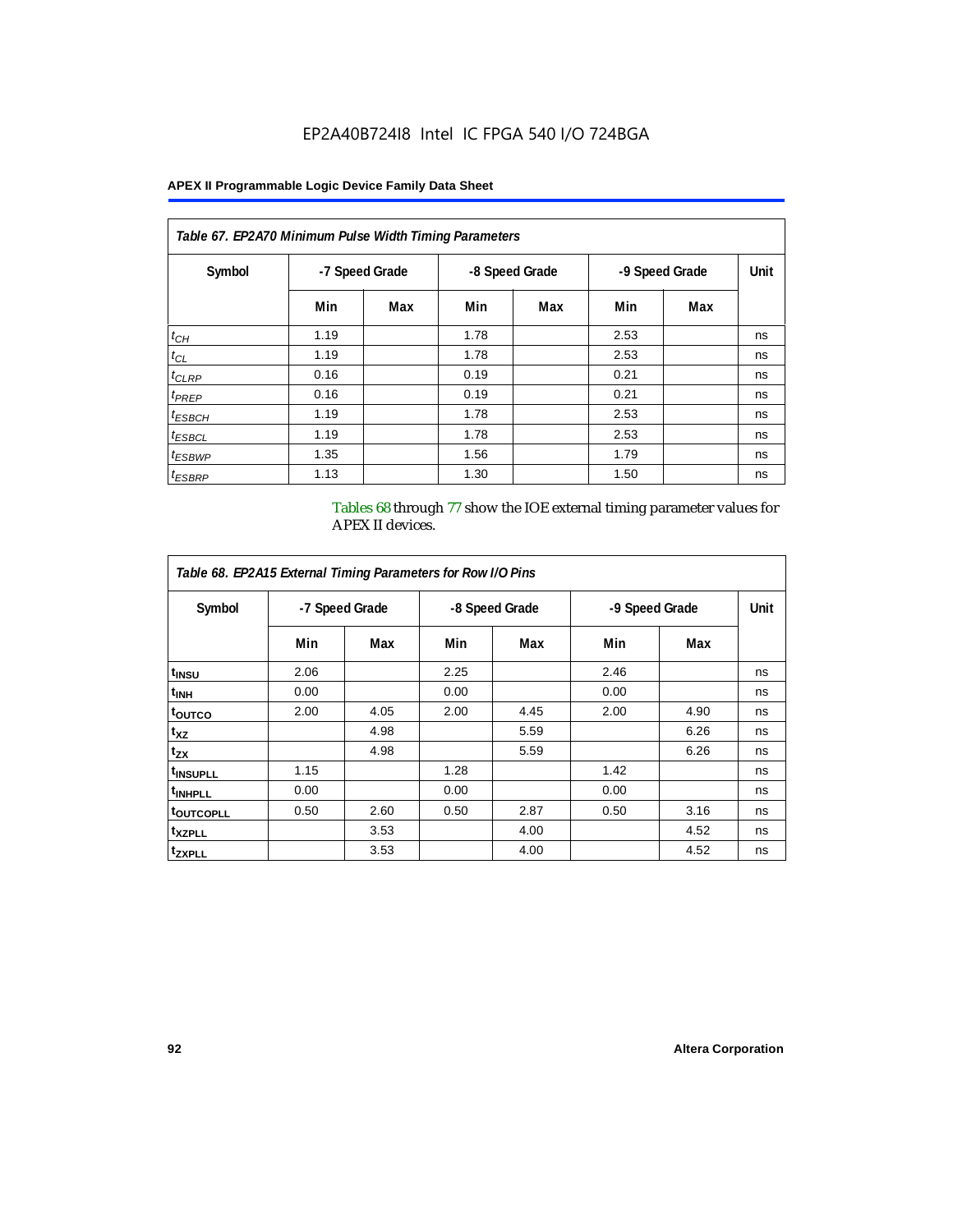**Table 67. EP2A70 Minimum Pulse Width Timing Parameters**

| Symbol | -7 Speed Grade | | -8 Speed Grade | | -9 Speed Grade | | Unit |
|---|---|---|---|---|---|---|---|
| | Min | Max | Min | Max | Min | Max | |
| $t_{CH}$ | 1.19 | | 1.78 | | 2.53 | | ns |
| $t_{CL}$ | 1.19 | | 1.78 | | 2.53 | | ns |
| $t_{CLRP}$ | 0.16 | | 0.19 | | 0.21 | | ns |
| $t_{PREP}$ | 0.16 | | 0.19 | | 0.21 | | ns |
| $t_{ESBCH}$ | 1.19 | | 1.78 | | 2.53 | | ns |
| $t_{ESBCL}$ | 1.19 | | 1.78 | | 2.53 | | ns |
| $t_{ESBWP}$ | 1.35 | | 1.56 | | 1.79 | | ns |
| $t_{ESBRP}$ | 1.13 | | 1.30 | | 1.50 | | ns |

Tables 68 through 77 show the IOE external timing parameter values for APEX II devices.

**Table 68. EP2A15 External Timing Parameters for Row I/O Pins**

| Symbol | -7 Speed Grade | | -8 Speed Grade | | -9 Speed Grade | | Unit |
|---|---|---|---|---|---|---|---|
| | Min | Max | Min | Max | Min | Max | |
| $t_{INSU}$ | 2.06 | | 2.25 | | 2.46 | | ns |
| $t_{INH}$ | 0.00 | | 0.00 | | 0.00 | | ns |
| $t_{OUTCO}$ | 2.00 | 4.05 | 2.00 | 4.45 | 2.00 | 4.90 | ns |
| $t_{XZ}$ | | 4.98 | | 5.59 | | 6.26 | ns |
| $t_{ZX}$ | | 4.98 | | 5.59 | | 6.26 | ns |
| $t_{INSUPLL}$ | 1.15 | | 1.28 | | 1.42 | | ns |
| $t_{INHPLL}$ | 0.00 | | 0.00 | | 0.00 | | ns |
| $t_{OUTCOPLL}$ | 0.50 | 2.60 | 0.50 | 2.87 | 0.50 | 3.16 | ns |
| $t_{XZPLL}$ | | 3.53 | | 4.00 | | 4.52 | ns |
| $t_{ZXPLL}$ | | 3.53 | | 4.00 | | 4.52 | ns |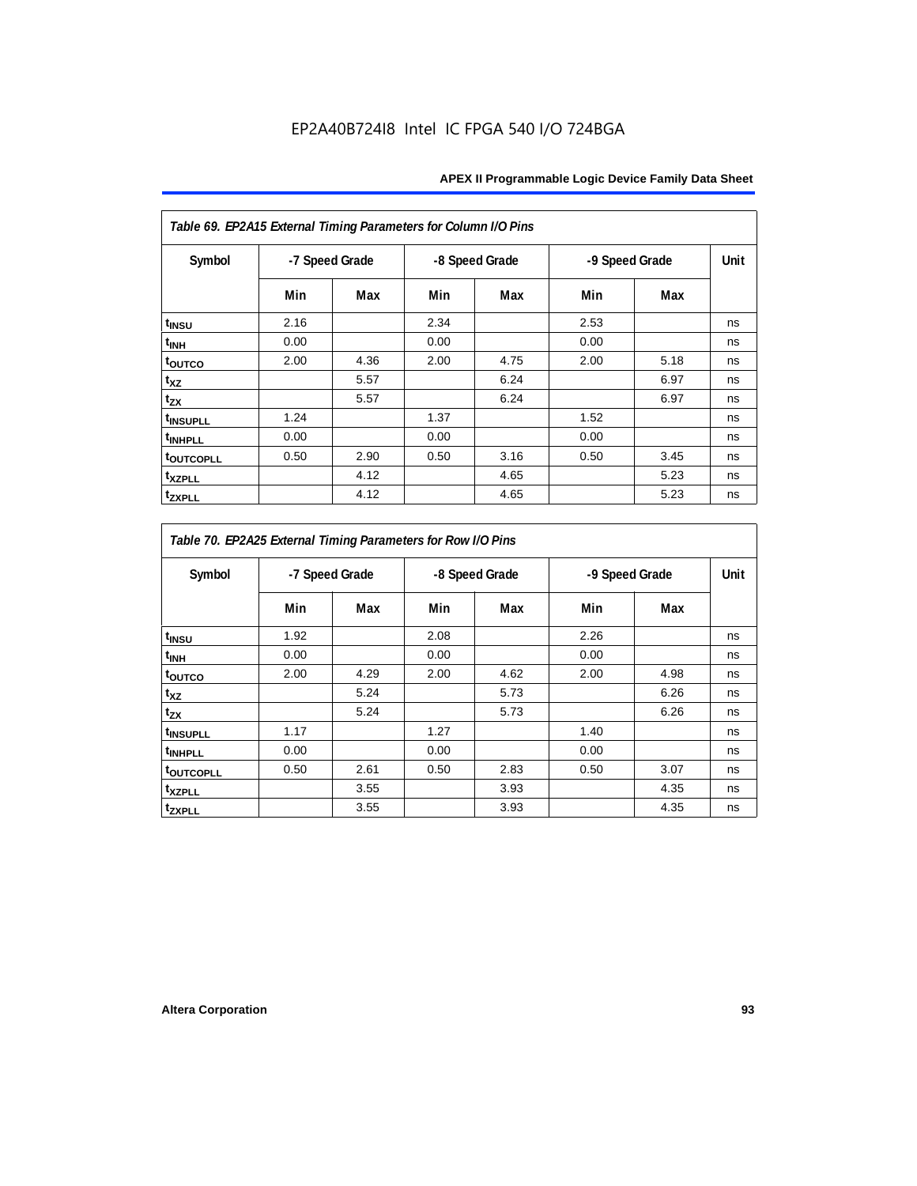EP2A40B724I8 Intel IC FPGA 540 I/O 724BGA

| *Table 69. EP2A15 External Timing Parameters for Column I/O Pins* | | | | | | | |
|---|---|---|---|---|---|---|---|
| Symbol | -7 Speed Grade | | -8 Speed Grade | | -9 Speed Grade | | Unit |
| | Min | Max | Min | Max | Min | Max | |
| $t_{INSU}$ | 2.16 | | 2.34 | | 2.53 | | ns |
| $t_{INH}$ | 0.00 | | 0.00 | | 0.00 | | ns |
| $t_{OUTCO}$ | 2.00 | 4.36 | 2.00 | 4.75 | 2.00 | 5.18 | ns |
| $t_{XZ}$ | | 5.57 | | 6.24 | | 6.97 | ns |
| $t_{ZX}$ | | 5.57 | | 6.24 | | 6.97 | ns |
| $t_{INSUPLL}$ | 1.24 | | 1.37 | | 1.52 | | ns |
| $t_{INHPLL}$ | 0.00 | | 0.00 | | 0.00 | | ns |
| $t_{OUTCOPLL}$ | 0.50 | 2.90 | 0.50 | 3.16 | 0.50 | 3.45 | ns |
| $t_{XZPLL}$ | | 4.12 | | 4.65 | | 5.23 | ns |
| $t_{ZXPLL}$ | | 4.12 | | 4.65 | | 5.23 | ns |

| *Table 70. EP2A25 External Timing Parameters for Row I/O Pins* | | | | | | | |
|---|---|---|---|---|---|---|---|
| Symbol | -7 Speed Grade | | -8 Speed Grade | | -9 Speed Grade | | Unit |
| | Min | Max | Min | Max | Min | Max | |
| $t_{INSU}$ | 1.92 | | 2.08 | | 2.26 | | ns |
| $t_{INH}$ | 0.00 | | 0.00 | | 0.00 | | ns |
| $t_{OUTCO}$ | 2.00 | 4.29 | 2.00 | 4.62 | 2.00 | 4.98 | ns |
| $t_{XZ}$ | | 5.24 | | 5.73 | | 6.26 | ns |
| $t_{ZX}$ | | 5.24 | | 5.73 | | 6.26 | ns |
| $t_{INSUPLL}$ | 1.17 | | 1.27 | | 1.40 | | ns |
| $t_{INHPLL}$ | 0.00 | | 0.00 | | 0.00 | | ns |
| $t_{OUTCOPLL}$ | 0.50 | 2.61 | 0.50 | 2.83 | 0.50 | 3.07 | ns |
| $t_{XZPLL}$ | | 3.55 | | 3.93 | | 4.35 | ns |
| $t_{ZXPLL}$ | | 3.55 | | 3.93 | | 4.35 | ns |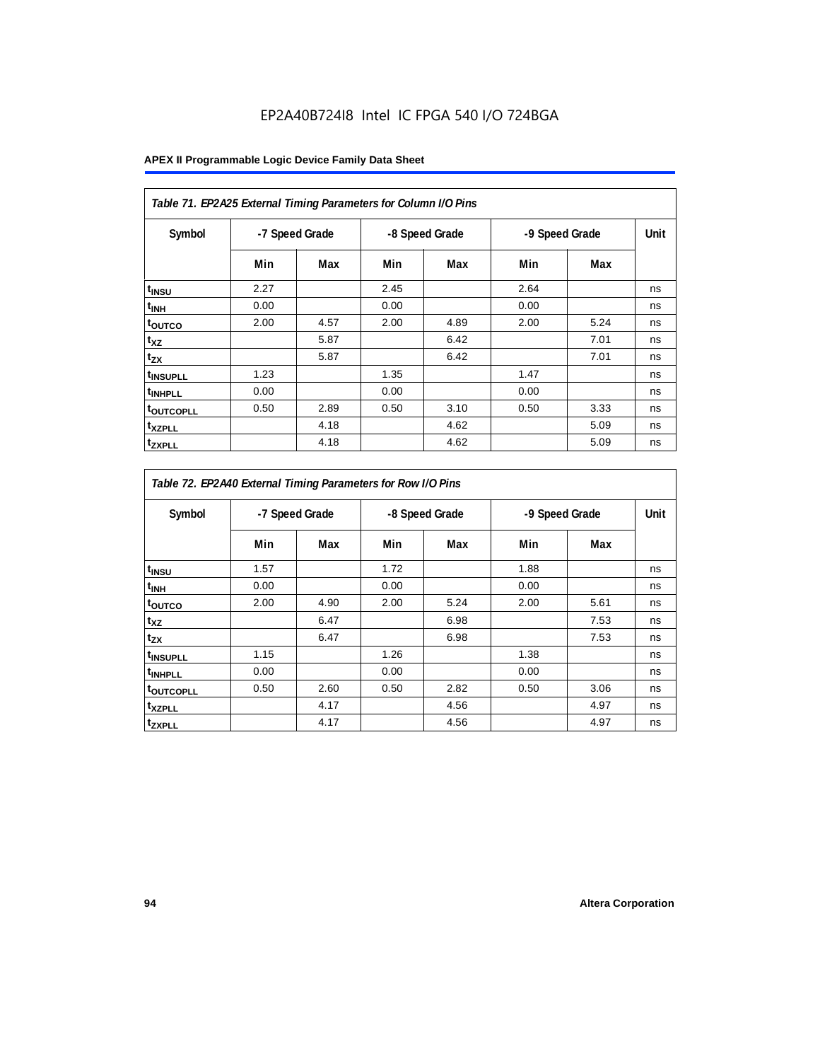EP2A40B724I8 Intel IC FPGA 540 I/O 724BGA

| *Table 71. EP2A25 External Timing Parameters for Column I/O Pins* | | | | | | | |
|---|---|---|---|---|---|---|---|
| Symbol | -7 Speed Grade | | -8 Speed Grade | | -9 Speed Grade | | Unit |
| | Min | Max | Min | Max | Min | Max | |
| $t_{INSU}$ | 2.27 | | 2.45 | | 2.64 | | ns |
| $t_{INH}$ | 0.00 | | 0.00 | | 0.00 | | ns |
| $t_{OUTCO}$ | 2.00 | 4.57 | 2.00 | 4.89 | 2.00 | 5.24 | ns |
| $t_{XZ}$ | | 5.87 | | 6.42 | | 7.01 | ns |
| $t_{ZX}$ | | 5.87 | | 6.42 | | 7.01 | ns |
| $t_{INSUPLL}$ | 1.23 | | 1.35 | | 1.47 | | ns |
| $t_{INHPLL}$ | 0.00 | | 0.00 | | 0.00 | | ns |
| $t_{OUTCOPLL}$ | 0.50 | 2.89 | 0.50 | 3.10 | 0.50 | 3.33 | ns |
| $t_{XZPLL}$ | | 4.18 | | 4.62 | | 5.09 | ns |
| $t_{ZXPLL}$ | | 4.18 | | 4.62 | | 5.09 | ns |

| *Table 72. EP2A40 External Timing Parameters for Row I/O Pins* | | | | | | | |
|---|---|---|---|---|---|---|---|
| Symbol | -7 Speed Grade | | -8 Speed Grade | | -9 Speed Grade | | Unit |
| | Min | Max | Min | Max | Min | Max | |
| $t_{INSU}$ | 1.57 | | 1.72 | | 1.88 | | ns |
| $t_{INH}$ | 0.00 | | 0.00 | | 0.00 | | ns |
| $t_{OUTCO}$ | 2.00 | 4.90 | 2.00 | 5.24 | 2.00 | 5.61 | ns |
| $t_{XZ}$ | | 6.47 | | 6.98 | | 7.53 | ns |
| $t_{ZX}$ | | 6.47 | | 6.98 | | 7.53 | ns |
| $t_{INSUPLL}$ | 1.15 | | 1.26 | | 1.38 | | ns |
| $t_{INHPLL}$ | 0.00 | | 0.00 | | 0.00 | | ns |
| $t_{OUTCOPLL}$ | 0.50 | 2.60 | 0.50 | 2.82 | 0.50 | 3.06 | ns |
| $t_{XZPLL}$ | | 4.17 | | 4.56 | | 4.97 | ns |
| $t_{ZXPLL}$ | | 4.17 | | 4.56 | | 4.97 | ns |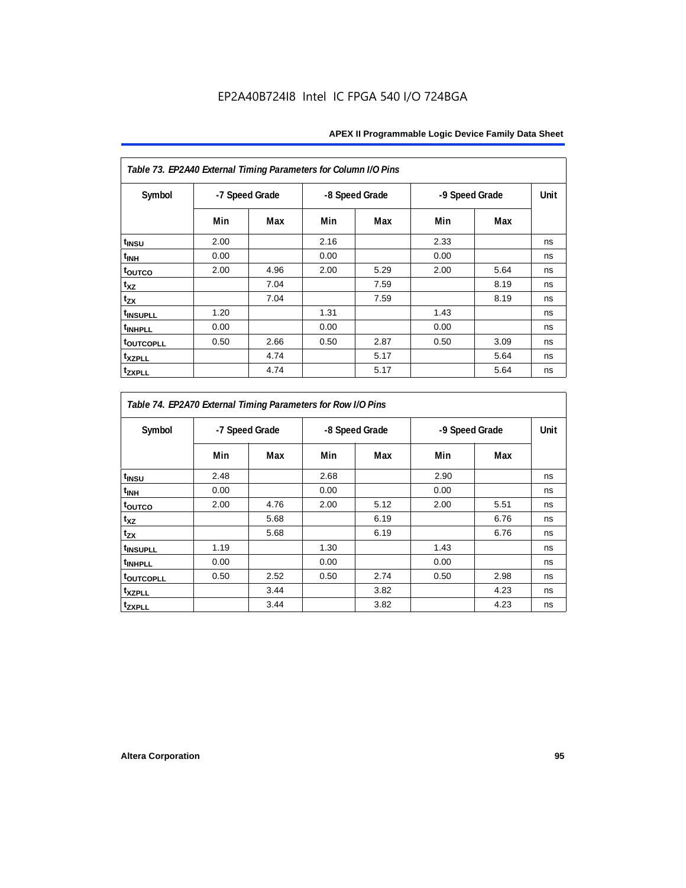EP2A40B724I8 Intel IC FPGA 540 I/O 724BGA

| *Table 73. EP2A40 External Timing Parameters for Column I/O Pins* | | | | | | | |
|---|---|---|---|---|---|---|---|
| Symbol | -7 Speed Grade | | -8 Speed Grade | | -9 Speed Grade | | Unit |
| | Min | Max | Min | Max | Min | Max | |
| $t_{INSU}$ | 2.00 | | 2.16 | | 2.33 | | ns |
| $t_{INH}$ | 0.00 | | 0.00 | | 0.00 | | ns |
| $t_{OUTCO}$ | 2.00 | 4.96 | 2.00 | 5.29 | 2.00 | 5.64 | ns |
| $t_{XZ}$ | | 7.04 | | 7.59 | | 8.19 | ns |
| $t_{ZX}$ | | 7.04 | | 7.59 | | 8.19 | ns |
| $t_{INSUPLL}$ | 1.20 | | 1.31 | | 1.43 | | ns |
| $t_{INHPLL}$ | 0.00 | | 0.00 | | 0.00 | | ns |
| $t_{OUTCOPLL}$ | 0.50 | 2.66 | 0.50 | 2.87 | 0.50 | 3.09 | ns |
| $t_{XZPLL}$ | | 4.74 | | 5.17 | | 5.64 | ns |
| $t_{ZXPLL}$ | | 4.74 | | 5.17 | | 5.64 | ns |

| *Table 74. EP2A70 External Timing Parameters for Row I/O Pins* | | | | | | | |
|---|---|---|---|---|---|---|---|
| Symbol | -7 Speed Grade | | -8 Speed Grade | | -9 Speed Grade | | Unit |
| | Min | Max | Min | Max | Min | Max | |
| $t_{INSU}$ | 2.48 | | 2.68 | | 2.90 | | ns |
| $t_{INH}$ | 0.00 | | 0.00 | | 0.00 | | ns |
| $t_{OUTCO}$ | 2.00 | 4.76 | 2.00 | 5.12 | 2.00 | 5.51 | ns |
| $t_{XZ}$ | | 5.68 | | 6.19 | | 6.76 | ns |
| $t_{ZX}$ | | 5.68 | | 6.19 | | 6.76 | ns |
| $t_{INSUPLL}$ | 1.19 | | 1.30 | | 1.43 | | ns |
| $t_{INHPLL}$ | 0.00 | | 0.00 | | 0.00 | | ns |
| $t_{OUTCOPLL}$ | 0.50 | 2.52 | 0.50 | 2.74 | 0.50 | 2.98 | ns |
| $t_{XZPLL}$ | | 3.44 | | 3.82 | | 4.23 | ns |
| $t_{ZXPLL}$ | | 3.44 | | 3.82 | | 4.23 | ns |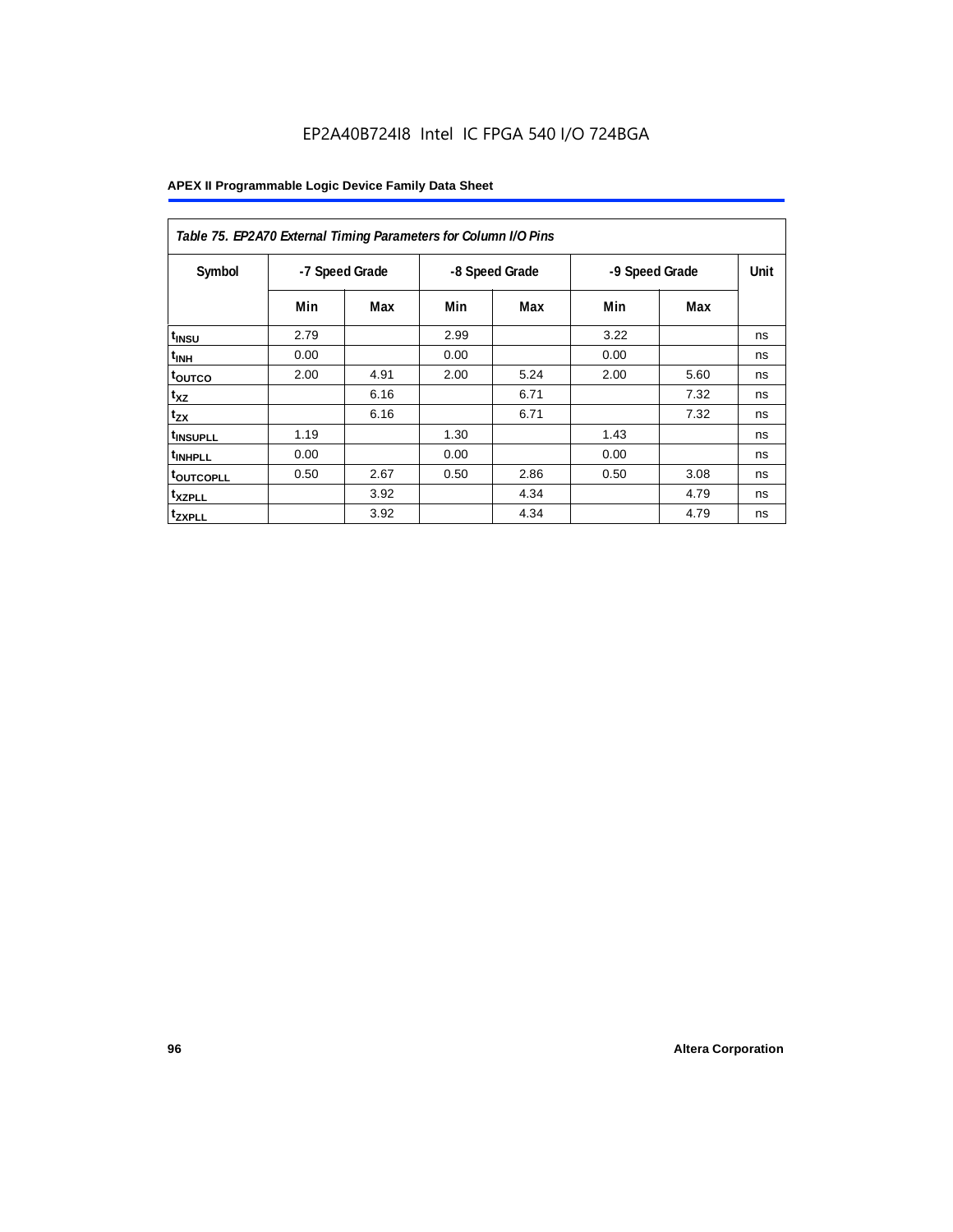EP2A40B724I8 Intel IC FPGA 540 I/O 724BGA

| Table 75. EP2A70 External Timing Parameters for Column I/O Pins | | | | | | | |
|---|---|---|---|---|---|---|---|
| Symbol | -7 Speed Grade | | -8 Speed Grade | | -9 Speed Grade | | Unit |
| | Min | Max | Min | Max | Min | Max | |
| $t_{INSU}$ | 2.79 | | 2.99 | | 3.22 | | ns |
| $t_{INH}$ | 0.00 | | 0.00 | | 0.00 | | ns |
| $t_{OUTCO}$ | 2.00 | 4.91 | 2.00 | 5.24 | 2.00 | 5.60 | ns |
| $t_{XZ}$ | | 6.16 | | 6.71 | | 7.32 | ns |
| $t_{ZX}$ | | 6.16 | | 6.71 | | 7.32 | ns |
| $t_{INSUPLL}$ | 1.19 | | 1.30 | | 1.43 | | ns |
| $t_{INHPLL}$ | 0.00 | | 0.00 | | 0.00 | | ns |
| $t_{OUTCOPLL}$ | 0.50 | 2.67 | 0.50 | 2.86 | 0.50 | 3.08 | ns |
| $t_{XZPLL}$ | | 3.92 | | 4.34 | | 4.79 | ns |
| $t_{ZXPLL}$ | | 3.92 | | 4.34 | | 4.79 | ns |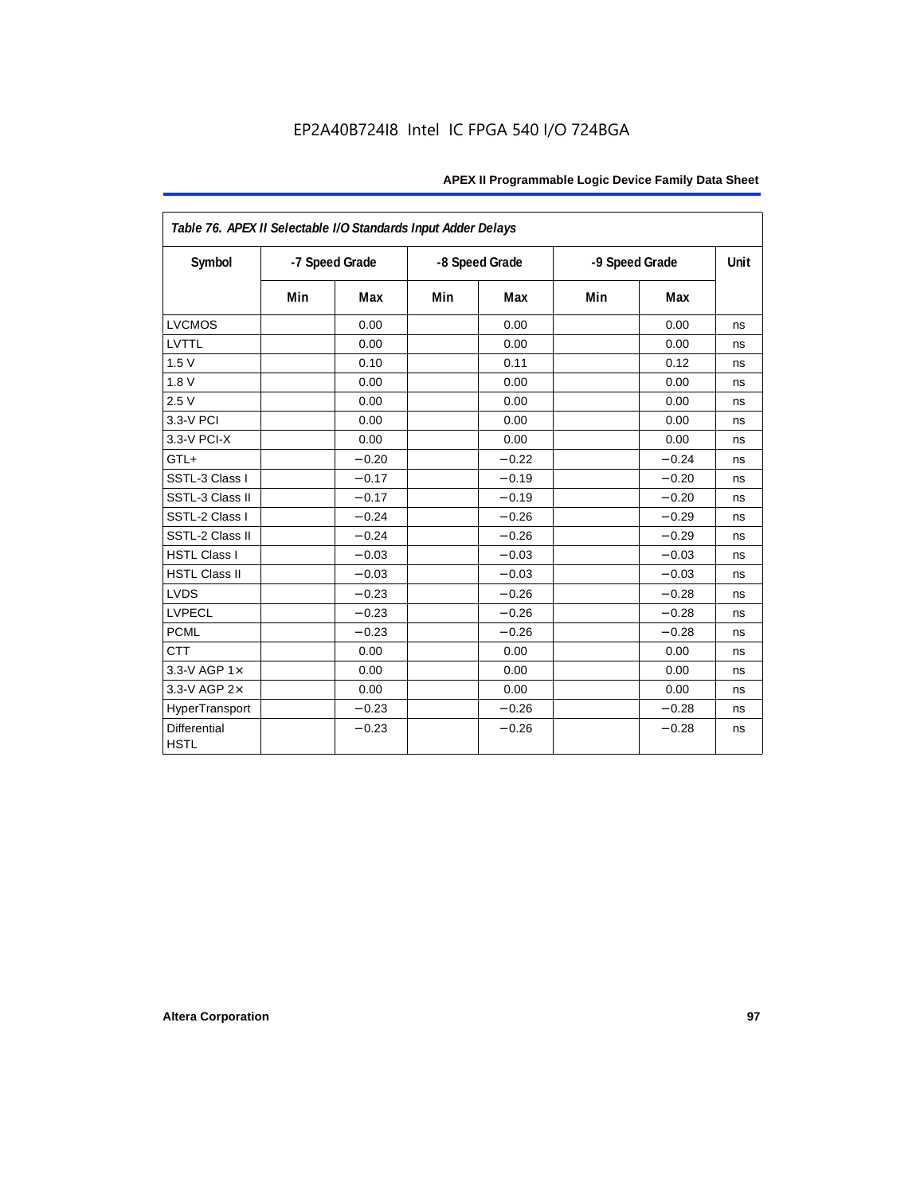EP2A40B724I8 Intel IC FPGA 540 I/O 724BGA

| Table 76. APEX II Selectable I/O Standards Input Adder Delays | | | | | | | |
|---|---|---|---|---|---|---|---|
| Symbol | -7 Speed Grade | | -8 Speed Grade | | -9 Speed Grade | | Unit |
| | Min | Max | Min | Max | Min | Max | |
| LVCMOS | | 0.00 | | 0.00 | | 0.00 | ns |
| LVTTL | | 0.00 | | 0.00 | | 0.00 | ns |
| 1.5 V | | 0.10 | | 0.11 | | 0.12 | ns |
| 1.8 V | | 0.00 | | 0.00 | | 0.00 | ns |
| 2.5 V | | 0.00 | | 0.00 | | 0.00 | ns |
| 3.3-V PCI | | 0.00 | | 0.00 | | 0.00 | ns |
| 3.3-V PCI-X | | 0.00 | | 0.00 | | 0.00 | ns |
| GTL+ | | −0.20 | | −0.22 | | −0.24 | ns |
| SSTL-3 Class I | | −0.17 | | −0.19 | | −0.20 | ns |
| SSTL-3 Class II | | −0.17 | | −0.19 | | −0.20 | ns |
| SSTL-2 Class I | | −0.24 | | −0.26 | | −0.29 | ns |
| SSTL-2 Class II | | −0.24 | | −0.26 | | −0.29 | ns |
| HSTL Class I | | −0.03 | | −0.03 | | −0.03 | ns |
| HSTL Class II | | −0.03 | | −0.03 | | −0.03 | ns |
| LVDS | | −0.23 | | −0.26 | | −0.28 | ns |
| LVPECL | | −0.23 | | −0.26 | | −0.28 | ns |
| PCML | | −0.23 | | −0.26 | | −0.28 | ns |
| CTT | | 0.00 | | 0.00 | | 0.00 | ns |
| 3.3-V AGP 1× | | 0.00 | | 0.00 | | 0.00 | ns |
| 3.3-V AGP 2× | | 0.00 | | 0.00 | | 0.00 | ns |
| HyperTransport | | −0.23 | | −0.26 | | −0.28 | ns |
| Differential HSTL | | −0.23 | | −0.26 | | −0.28 | ns |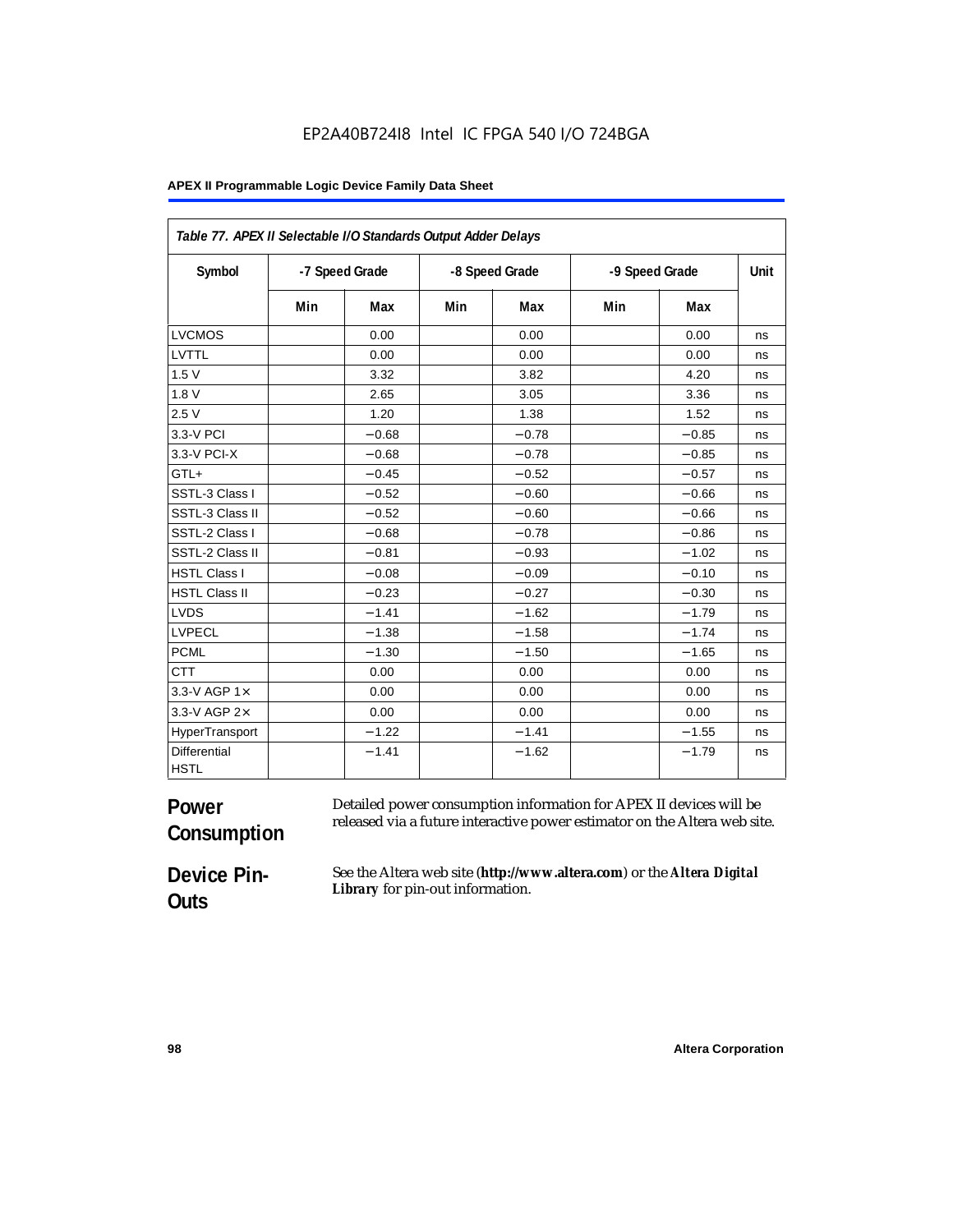**Table 77. APEX II Selectable I/O Standards Output Adder Delays**

| Symbol | -7 Speed Grade | | -8 Speed Grade | | -9 Speed Grade | | Unit |
|---|---|---|---|---|---|---|---|
| | Min | Max | Min | Max | Min | Max | |
| LVCMOS | | 0.00 | | 0.00 | | 0.00 | ns |
| LVTTL | | 0.00 | | 0.00 | | 0.00 | ns |
| 1.5 V | | 3.32 | | 3.82 | | 4.20 | ns |
| 1.8 V | | 2.65 | | 3.05 | | 3.36 | ns |
| 2.5 V | | 1.20 | | 1.38 | | 1.52 | ns |
| 3.3-V PCI | | −0.68 | | −0.78 | | −0.85 | ns |
| 3.3-V PCI-X | | −0.68 | | −0.78 | | −0.85 | ns |
| GTL+ | | −0.45 | | −0.52 | | −0.57 | ns |
| SSTL-3 Class I | | −0.52 | | −0.60 | | −0.66 | ns |
| SSTL-3 Class II | | −0.52 | | −0.60 | | −0.66 | ns |
| SSTL-2 Class I | | −0.68 | | −0.78 | | −0.86 | ns |
| SSTL-2 Class II | | −0.81 | | −0.93 | | −1.02 | ns |
| HSTL Class I | | −0.08 | | −0.09 | | −0.10 | ns |
| HSTL Class II | | −0.23 | | −0.27 | | −0.30 | ns |
| LVDS | | −1.41 | | −1.62 | | −1.79 | ns |
| LVPECL | | −1.38 | | −1.58 | | −1.74 | ns |
| PCML | | −1.30 | | −1.50 | | −1.65 | ns |
| CTT | | 0.00 | | 0.00 | | 0.00 | ns |
| 3.3-V AGP 1× | | 0.00 | | 0.00 | | 0.00 | ns |
| 3.3-V AGP 2× | | 0.00 | | 0.00 | | 0.00 | ns |
| HyperTransport | | −1.22 | | −1.41 | | −1.55 | ns |
| Differential HSTL | | −1.41 | | −1.62 | | −1.79 | ns |

## Power Consumption

Detailed power consumption information for APEX II devices will be released via a future interactive power estimator on the Altera web site.

## Device Pin-Outs

See the Altera web site (**http://www.altera.com**) or the ***Altera Digital Library*** for pin-out information.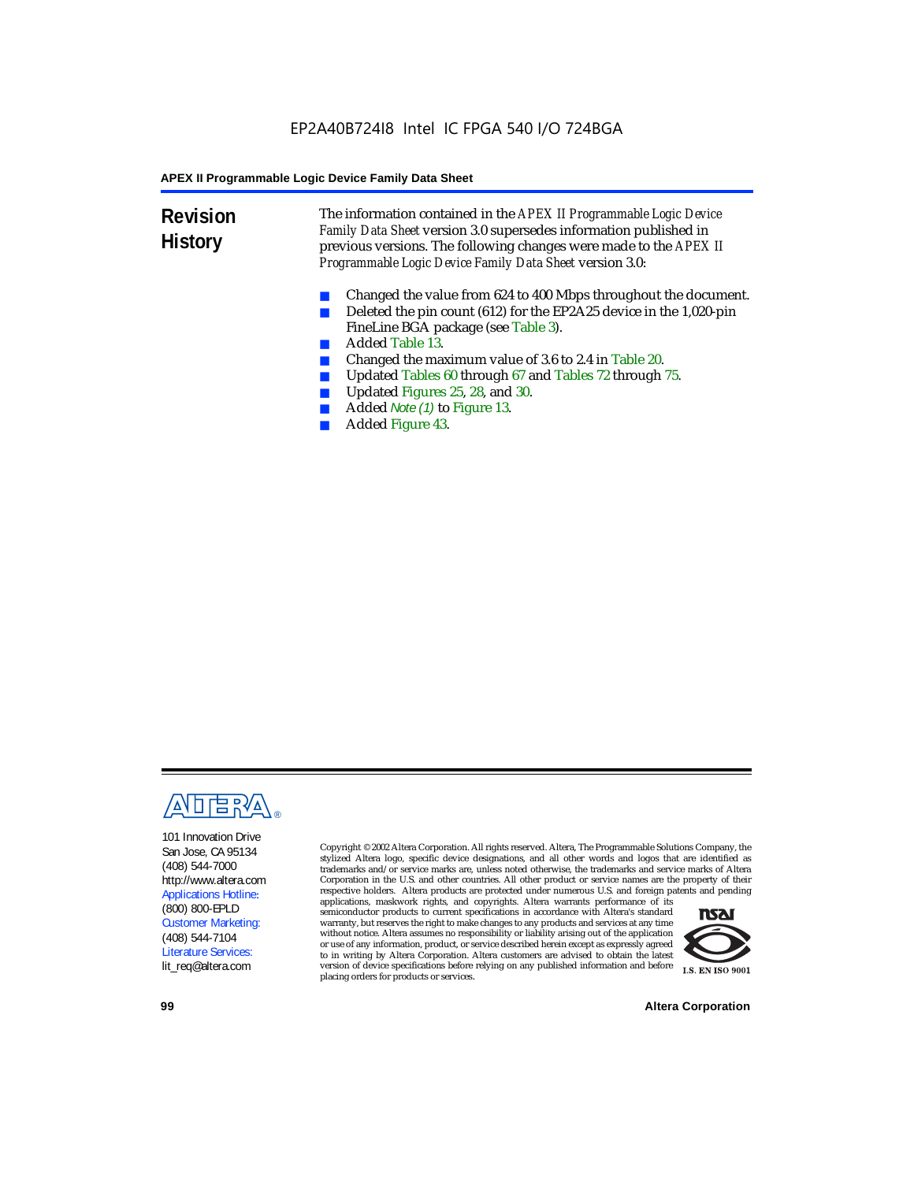## Revision History

The information contained in the *APEX II Programmable Logic Device Family Data Sheet* version 3.0 supersedes information published in previous versions. The following changes were made to the *APEX II Programmable Logic Device Family Data Sheet* version 3.0:

- Changed the value from 624 to 400 Mbps throughout the document.
- Deleted the pin count (612) for the EP2A25 device in the 1,020-pin FineLine BGA package (see Table 3).
- Added Table 13.
- Changed the maximum value of 3.6 to 2.4 in Table 20.
- Updated Tables 60 through 67 and Tables 72 through 75.
- Updated Figures 25, 28, and 30.
- Added *Note (1)* to Figure 13.
- Added Figure 43.

101 Innovation Drive
San Jose, CA 95134
(408) 544-7000
http://www.altera.com
Applications Hotline:
(800) 800-EPLD
Customer Marketing:
(408) 544-7104
Literature Services:
lit_req@altera.com

Copyright © 2002 Altera Corporation. All rights reserved. Altera, The Programmable Solutions Company, the stylized Altera logo, specific device designations, and all other words and logos that are identified as trademarks and/or service marks are, unless noted otherwise, the trademarks and service marks of Altera Corporation in the U.S. and other countries. All other product or service names are the property of their respective holders. Altera products are protected under numerous U.S. and foreign patents and pending applications, maskwork rights, and copyrights. Altera warrants performance of its semiconductor products to current specifications in accordance with Altera's standard warranty, but reserves the right to make changes to any products and services at any time without notice. Altera assumes no responsibility or liability arising out of the application or use of any information, product, or service described herein except as expressly agreed to in writing by Altera Corporation. Altera customers are advised to obtain the latest version of device specifications before relying on any published information and before placing orders for products or services.

I.S. EN ISO 9001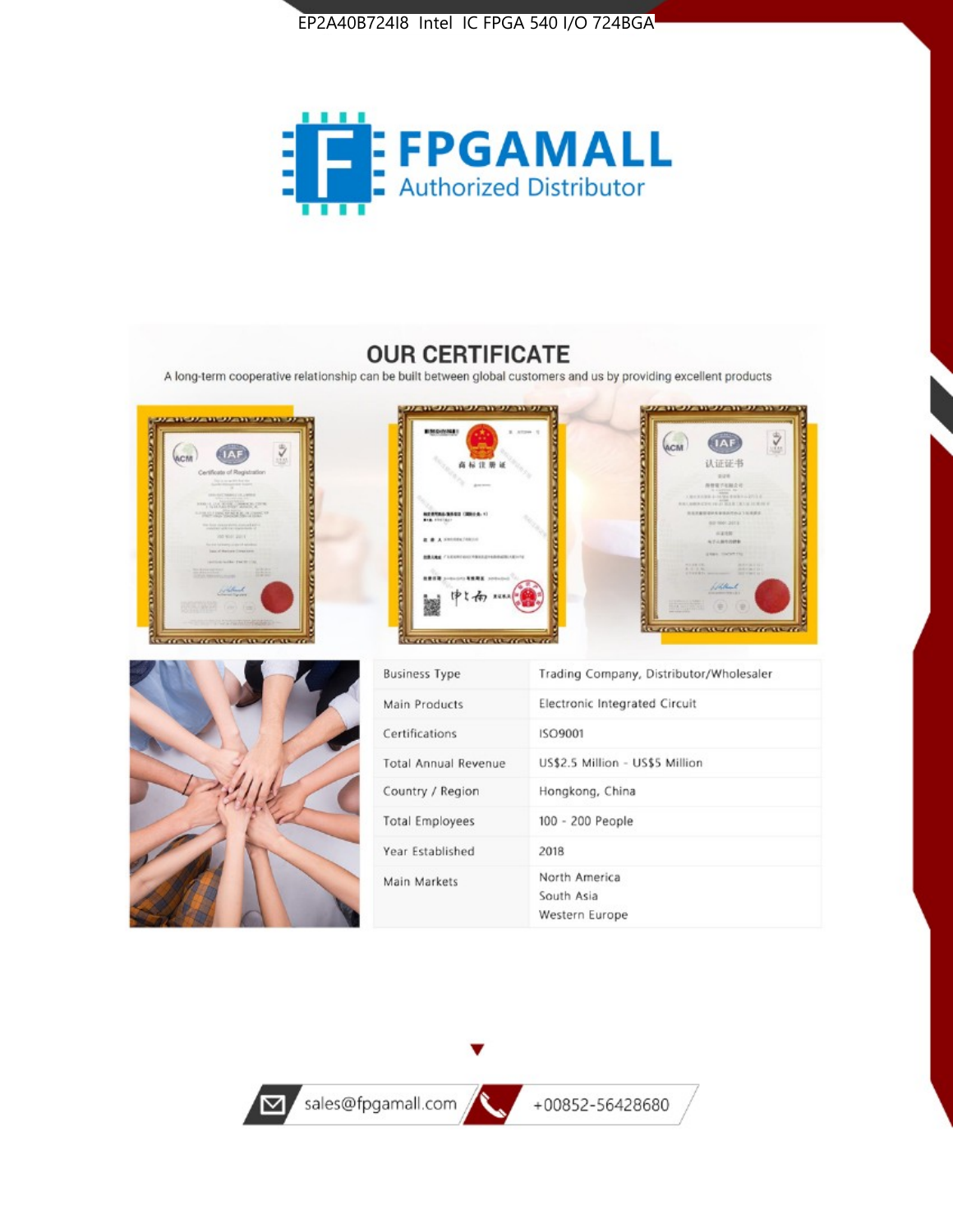# FPGAMALL

Authorized Distributor

## OUR CERTIFICATE

A long-term cooperative relationship can be built between global customers and us by providing excellent products

| | |
|---|---|
| Business Type | Trading Company, Distributor/Wholesaler |
| Main Products | Electronic Integrated Circuit |
| Certifications | ISO9001 |
| Total Annual Revenue | US$2.5 Million - US$5 Million |
| Country / Region | Hongkong, China |
| Total Employees | 100 - 200 People |
| Year Established | 2018 |
| Main Markets | North America<br>South Asia<br>Western Europe |

sales@fpgamall.com

+00852-56428680